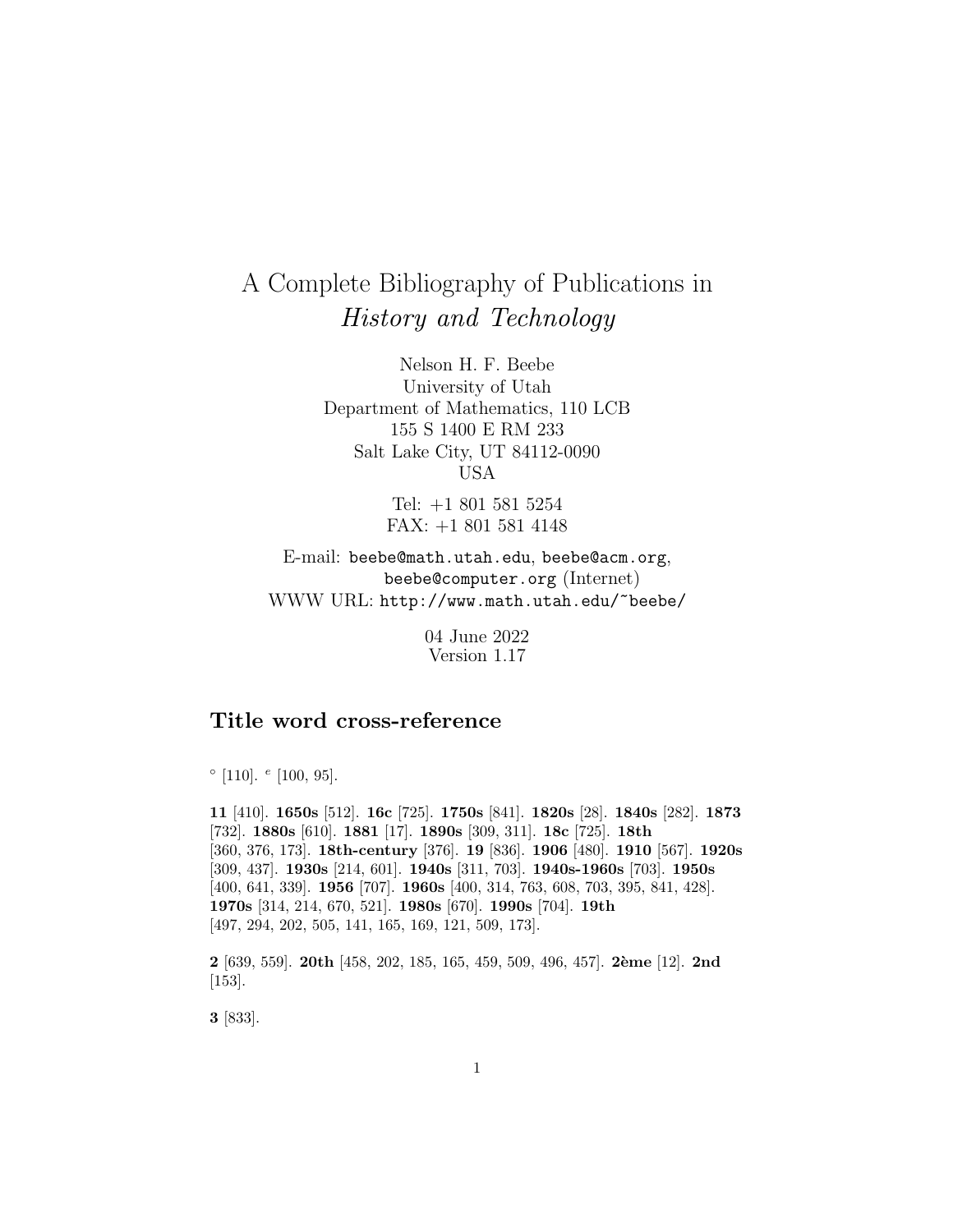# A Complete Bibliography of Publications in *History and Technology*

Nelson H. F. Beebe
University of Utah
Department of Mathematics, 110 LCB
155 S 1400 E RM 233
Salt Lake City, UT 84112-0090
USA

Tel: +1 801 581 5254
FAX: +1 801 581 4148

E-mail: `beebe@math.utah.edu`, `beebe@acm.org`, `beebe@computer.org` (Internet)
WWW URL: `http://www.math.utah.edu/~beebe/`

04 June 2022
Version 1.17

## Title word cross-reference

$^{\circ}$ [110]. $^{e}$ [100, 95].

**11** [410]. **1650s** [512]. **16c** [725]. **1750s** [841]. **1820s** [28]. **1840s** [282]. **1873** [732]. **1880s** [610]. **1881** [17]. **1890s** [309, 311]. **18c** [725]. **18th** [360, 376, 173]. **18th-century** [376]. **19** [836]. **1906** [480]. **1910** [567]. **1920s** [309, 437]. **1930s** [214, 601]. **1940s** [311, 703]. **1940s-1960s** [703]. **1950s** [400, 641, 339]. **1956** [707]. **1960s** [400, 314, 763, 608, 703, 395, 841, 428]. **1970s** [314, 214, 670, 521]. **1980s** [670]. **1990s** [704]. **19th** [497, 294, 202, 505, 141, 165, 169, 121, 509, 173].

**2** [639, 559]. **20th** [458, 202, 185, 165, 459, 509, 496, 457]. **2ème** [12]. **2nd** [153].

**3** [833].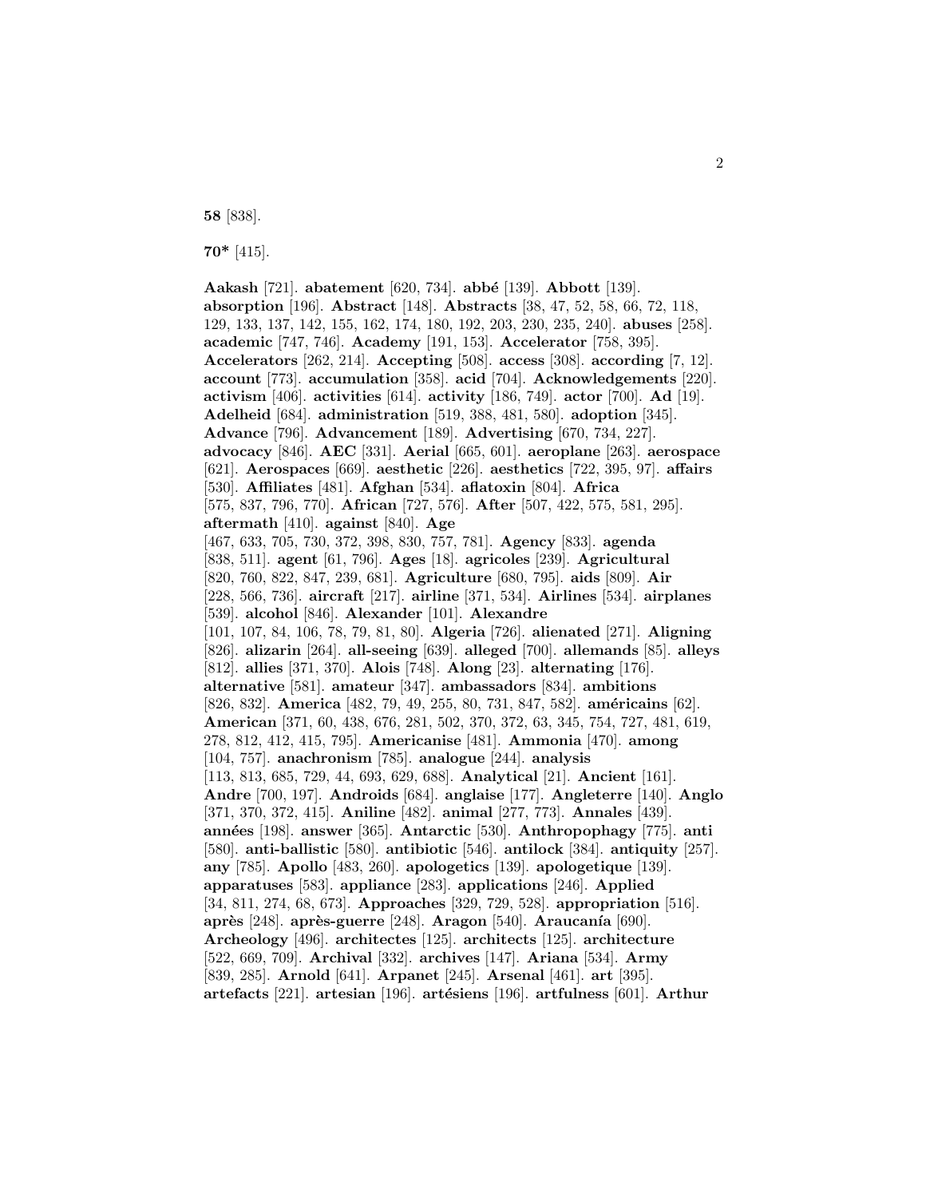**58** [838].

**70*** [415].

**Aakash** [721]. **abatement** [620, 734]. **abbé** [139]. **Abbott** [139]. **absorption** [196]. **Abstract** [148]. **Abstracts** [38, 47, 52, 58, 66, 72, 118, 129, 133, 137, 142, 155, 162, 174, 180, 192, 203, 230, 235, 240]. **abuses** [258]. **academic** [747, 746]. **Academy** [191, 153]. **Accelerator** [758, 395]. **Accelerators** [262, 214]. **Accepting** [508]. **access** [308]. **according** [7, 12]. **account** [773]. **accumulation** [358]. **acid** [704]. **Acknowledgements** [220]. **activism** [406]. **activities** [614]. **activity** [186, 749]. **actor** [700]. **Ad** [19]. **Adelheid** [684]. **administration** [519, 388, 481, 580]. **adoption** [345]. **Advance** [796]. **Advancement** [189]. **Advertising** [670, 734, 227]. **advocacy** [846]. **AEC** [331]. **Aerial** [665, 601]. **aeroplane** [263]. **aerospace** [621]. **Aerospaces** [669]. **aesthetic** [226]. **aesthetics** [722, 395, 97]. **affairs** [530]. **Affiliates** [481]. **Afghan** [534]. **aflatoxin** [804]. **Africa** [575, 837, 796, 770]. **African** [727, 576]. **After** [507, 422, 575, 581, 295]. **aftermath** [410]. **against** [840]. **Age** [467, 633, 705, 730, 372, 398, 830, 757, 781]. **Agency** [833]. **agenda** [838, 511]. **agent** [61, 796]. **Ages** [18]. **agricoles** [239]. **Agricultural** [820, 760, 822, 847, 239, 681]. **Agriculture** [680, 795]. **aids** [809]. **Air** [228, 566, 736]. **aircraft** [217]. **airline** [371, 534]. **Airlines** [534]. **airplanes** [539]. **alcohol** [846]. **Alexander** [101]. **Alexandre** [101, 107, 84, 106, 78, 79, 81, 80]. **Algeria** [726]. **alienated** [271]. **Aligning** [826]. **alizarin** [264]. **all-seeing** [639]. **alleged** [700]. **allemands** [85]. **alleys** [812]. **allies** [371, 370]. **Alois** [748]. **Along** [23]. **alternating** [176]. **alternative** [581]. **amateur** [347]. **ambassadors** [834]. **ambitions** [826, 832]. **America** [482, 79, 49, 255, 80, 731, 847, 582]. **américains** [62]. **American** [371, 60, 438, 676, 281, 502, 370, 372, 63, 345, 754, 727, 481, 619, 278, 812, 412, 415, 795]. **Americanise** [481]. **Ammonia** [470]. **among** [104, 757]. **anachronism** [785]. **analogue** [244]. **analysis** [113, 813, 685, 729, 44, 693, 629, 688]. **Analytical** [21]. **Ancient** [161]. **Andre** [700, 197]. **Androids** [684]. **anglaise** [177]. **Angleterre** [140]. **Anglo** [371, 370, 372, 415]. **Aniline** [482]. **animal** [277, 773]. **Annales** [439]. **années** [198]. **answer** [365]. **Antarctic** [530]. **Anthropophagy** [775]. **anti** [580]. **anti-ballistic** [580]. **antibiotic** [546]. **antilock** [384]. **antiquity** [257]. **any** [785]. **Apollo** [483, 260]. **apologetics** [139]. **apologetique** [139]. **apparatuses** [583]. **appliance** [283]. **applications** [246]. **Applied** [34, 811, 274, 68, 673]. **Approaches** [329, 729, 528]. **appropriation** [516]. **après** [248]. **après-guerre** [248]. **Aragon** [540]. **Araucanía** [690]. **Archeology** [496]. **architectes** [125]. **architects** [125]. **architecture** [522, 669, 709]. **Archival** [332]. **archives** [147]. **Ariana** [534]. **Army** [839, 285]. **Arnold** [641]. **Arpanet** [245]. **Arsenal** [461]. **art** [395]. **artefacts** [221]. **artesian** [196]. **artésiens** [196]. **artfulness** [601]. **Arthur**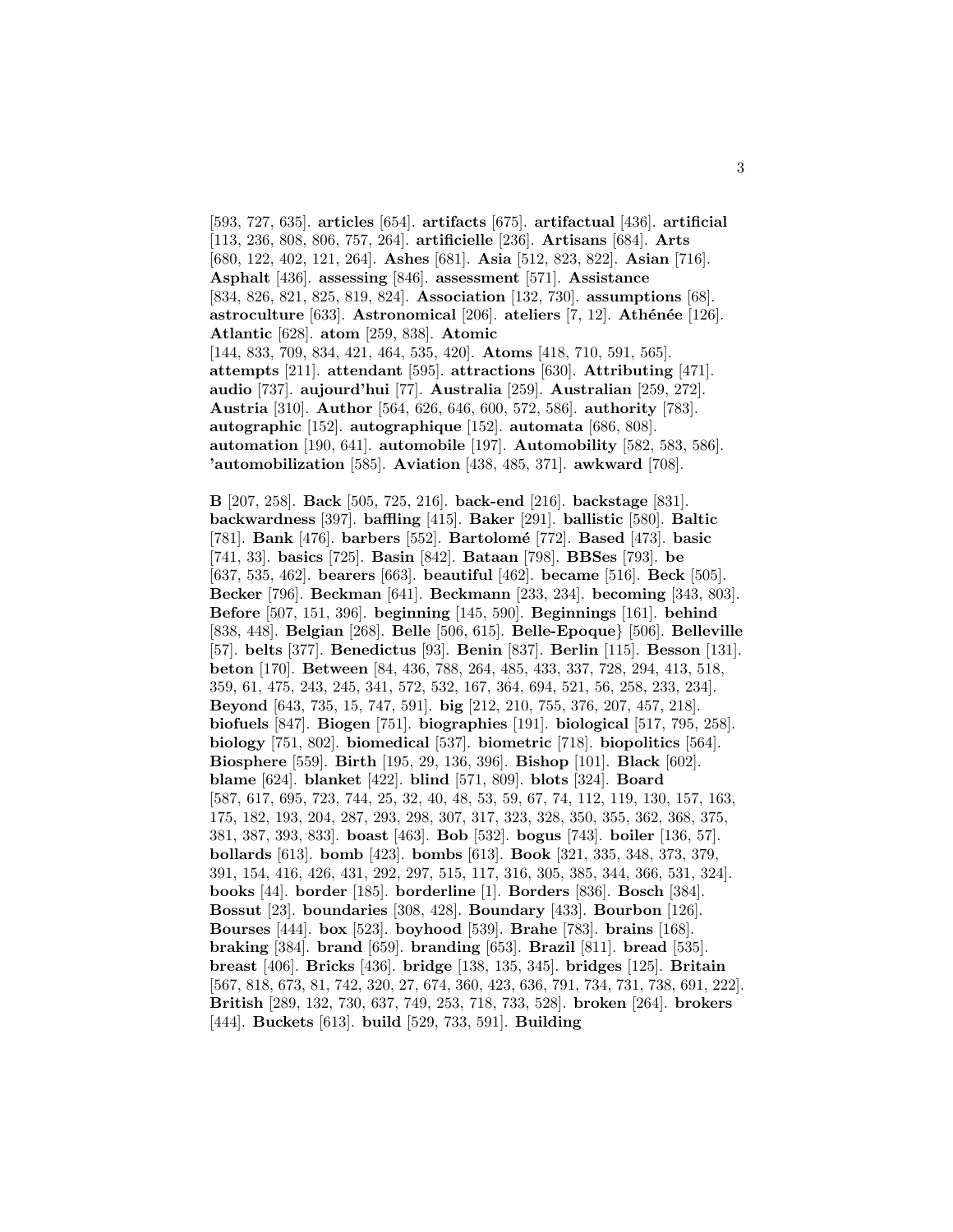[593, 727, 635]. **articles** [654]. **artifacts** [675]. **artifactual** [436]. **artificial** [113, 236, 808, 806, 757, 264]. **artificielle** [236]. **Artisans** [684]. **Arts** [680, 122, 402, 121, 264]. **Ashes** [681]. **Asia** [512, 823, 822]. **Asian** [716]. **Asphalt** [436]. **assessing** [846]. **assessment** [571]. **Assistance** [834, 826, 821, 825, 819, 824]. **Association** [132, 730]. **assumptions** [68]. **astroculture** [633]. **Astronomical** [206]. **ateliers** [7, 12]. **Athénée** [126]. **Atlantic** [628]. **atom** [259, 838]. **Atomic** [144, 833, 709, 834, 421, 464, 535, 420]. **Atoms** [418, 710, 591, 565]. **attempts** [211]. **attendant** [595]. **attractions** [630]. **Attributing** [471]. **audio** [737]. **aujourd'hui** [77]. **Australia** [259]. **Australian** [259, 272]. **Austria** [310]. **Author** [564, 626, 646, 600, 572, 586]. **authority** [783]. **autographic** [152]. **autographique** [152]. **automata** [686, 808]. **automation** [190, 641]. **automobile** [197]. **Automobility** [582, 583, 586]. **'automobilization** [585]. **Aviation** [438, 485, 371]. **awkward** [708].

**B** [207, 258]. **Back** [505, 725, 216]. **back-end** [216]. **backstage** [831]. **backwardness** [397]. **baffling** [415]. **Baker** [291]. **ballistic** [580]. **Baltic** [781]. **Bank** [476]. **barbers** [552]. **Bartolomé** [772]. **Based** [473]. **basic** [741, 33]. **basics** [725]. **Basin** [842]. **Bataan** [798]. **BBSes** [793]. **be** [637, 535, 462]. **bearers** [663]. **beautiful** [462]. **became** [516]. **Beck** [505]. **Becker** [796]. **Beckman** [641]. **Beckmann** [233, 234]. **becoming** [343, 803]. **Before** [507, 151, 396]. **beginning** [145, 590]. **Beginnings** [161]. **behind** [838, 448]. **Belgian** [268]. **Belle** [506, 615]. **Belle-Epoque}** [506]. **Belleville** [57]. **belts** [377]. **Benedictus** [93]. **Benin** [837]. **Berlin** [115]. **Besson** [131]. **beton** [170]. **Between** [84, 436, 788, 264, 485, 433, 337, 728, 294, 413, 518, 359, 61, 475, 243, 245, 341, 572, 532, 167, 364, 694, 521, 56, 258, 233, 234]. **Beyond** [643, 735, 15, 747, 591]. **big** [212, 210, 755, 376, 207, 457, 218]. **biofuels** [847]. **Biogen** [751]. **biographies** [191]. **biological** [517, 795, 258]. **biology** [751, 802]. **biomedical** [537]. **biometric** [718]. **biopolitics** [564]. **Biosphere** [559]. **Birth** [195, 29, 136, 396]. **Bishop** [101]. **Black** [602]. **blame** [624]. **blanket** [422]. **blind** [571, 809]. **blots** [324]. **Board** [587, 617, 695, 723, 744, 25, 32, 40, 48, 53, 59, 67, 74, 112, 119, 130, 157, 163, 175, 182, 193, 204, 287, 293, 298, 307, 317, 323, 328, 350, 355, 362, 368, 375, 381, 387, 393, 833]. **boast** [463]. **Bob** [532]. **bogus** [743]. **boiler** [136, 57]. **bollards** [613]. **bomb** [423]. **bombs** [613]. **Book** [321, 335, 348, 373, 379, 391, 154, 416, 426, 431, 292, 297, 515, 117, 316, 305, 385, 344, 366, 531, 324]. **books** [44]. **border** [185]. **borderline** [1]. **Borders** [836]. **Bosch** [384]. **Bossut** [23]. **boundaries** [308, 428]. **Boundary** [433]. **Bourbon** [126]. **Bourses** [444]. **box** [523]. **boyhood** [539]. **Brahe** [783]. **brains** [168]. **braking** [384]. **brand** [659]. **branding** [653]. **Brazil** [811]. **bread** [535]. **breast** [406]. **Bricks** [436]. **bridge** [138, 135, 345]. **bridges** [125]. **Britain** [567, 818, 673, 81, 742, 320, 27, 674, 360, 423, 636, 791, 734, 731, 738, 691, 222]. **British** [289, 132, 730, 637, 749, 253, 718, 733, 528]. **broken** [264]. **brokers** [444]. **Buckets** [613]. **build** [529, 733, 591]. **Building**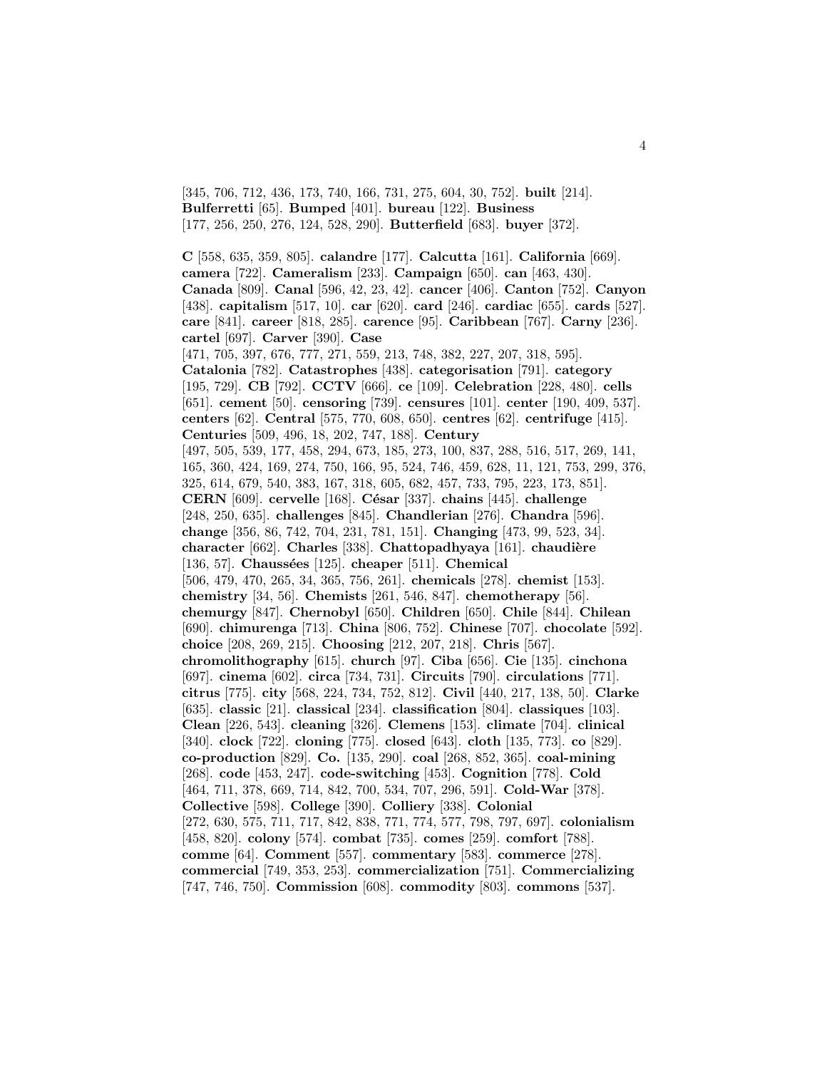[345, 706, 712, 436, 173, 740, 166, 731, 275, 604, 30, 752]. **built** [214]. **Bulferretti** [65]. **Bumped** [401]. **bureau** [122]. **Business** [177, 256, 250, 276, 124, 528, 290]. **Butterfield** [683]. **buyer** [372].

**C** [558, 635, 359, 805]. **calandre** [177]. **Calcutta** [161]. **California** [669]. **camera** [722]. **Cameralism** [233]. **Campaign** [650]. **can** [463, 430]. **Canada** [809]. **Canal** [596, 42, 23, 42]. **cancer** [406]. **Canton** [752]. **Canyon** [438]. **capitalism** [517, 10]. **car** [620]. **card** [246]. **cardiac** [655]. **cards** [527]. **care** [841]. **career** [818, 285]. **carence** [95]. **Caribbean** [767]. **Carny** [236]. **cartel** [697]. **Carver** [390]. **Case** [471, 705, 397, 676, 777, 271, 559, 213, 748, 382, 227, 207, 318, 595]. **Catalonia** [782]. **Catastrophes** [438]. **categorisation** [791]. **category** [195, 729]. **CB** [792]. **CCTV** [666]. **ce** [109]. **Celebration** [228, 480]. **cells** [651]. **cement** [50]. **censoring** [739]. **censures** [101]. **center** [190, 409, 537]. **centers** [62]. **Central** [575, 770, 608, 650]. **centres** [62]. **centrifuge** [415]. **Centuries** [509, 496, 18, 202, 747, 188]. **Century** [497, 505, 539, 177, 458, 294, 673, 185, 273, 100, 837, 288, 516, 517, 269, 141, 165, 360, 424, 169, 274, 750, 166, 95, 524, 746, 459, 628, 11, 121, 753, 299, 376, 325, 614, 679, 540, 383, 167, 318, 605, 682, 457, 733, 795, 223, 173, 851]. **CERN** [609]. **cervelle** [168]. **César** [337]. **chains** [445]. **challenge** [248, 250, 635]. **challenges** [845]. **Chandlerian** [276]. **Chandra** [596]. **change** [356, 86, 742, 704, 231, 781, 151]. **Changing** [473, 99, 523, 34]. **character** [662]. **Charles** [338]. **Chattopadhyaya** [161]. **chaudière** [136, 57]. **Chaussées** [125]. **cheaper** [511]. **Chemical** [506, 479, 470, 265, 34, 365, 756, 261]. **chemicals** [278]. **chemist** [153]. **chemistry** [34, 56]. **Chemists** [261, 546, 847]. **chemotherapy** [56]. **chemurgy** [847]. **Chernobyl** [650]. **Children** [650]. **Chile** [844]. **Chilean** [690]. **chimurenga** [713]. **China** [806, 752]. **Chinese** [707]. **chocolate** [592]. **choice** [208, 269, 215]. **Choosing** [212, 207, 218]. **Chris** [567]. **chromolithography** [615]. **church** [97]. **Ciba** [656]. **Cie** [135]. **cinchona** [697]. **cinema** [602]. **circa** [734, 731]. **Circuits** [790]. **circulations** [771]. **citrus** [775]. **city** [568, 224, 734, 752, 812]. **Civil** [440, 217, 138, 50]. **Clarke** [635]. **classic** [21]. **classical** [234]. **classification** [804]. **classiques** [103]. **Clean** [226, 543]. **cleaning** [326]. **Clemens** [153]. **climate** [704]. **clinical** [340]. **clock** [722]. **cloning** [775]. **closed** [643]. **cloth** [135, 773]. **co** [829]. **co-production** [829]. **Co.** [135, 290]. **coal** [268, 852, 365]. **coal-mining** [268]. **code** [453, 247]. **code-switching** [453]. **Cognition** [778]. **Cold** [464, 711, 378, 669, 714, 842, 700, 534, 707, 296, 591]. **Cold-War** [378]. **Collective** [598]. **College** [390]. **Colliery** [338]. **Colonial** [272, 630, 575, 711, 717, 842, 838, 771, 774, 577, 798, 797, 697]. **colonialism** [458, 820]. **colony** [574]. **combat** [735]. **comes** [259]. **comfort** [788]. **comme** [64]. **Comment** [557]. **commentary** [583]. **commerce** [278]. **commercial** [749, 353, 253]. **commercialization** [751]. **Commercializing** [747, 746, 750]. **Commission** [608]. **commodity** [803]. **commons** [537].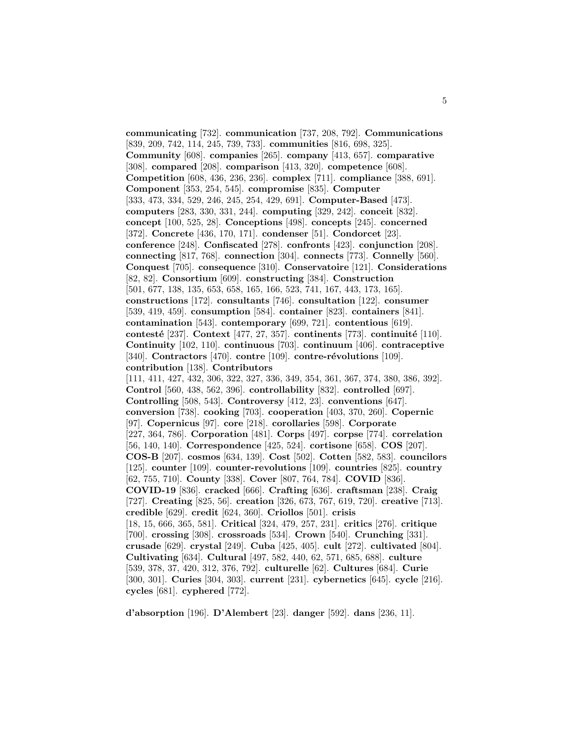**communicating** [732]. **communication** [737, 208, 792]. **Communications** [839, 209, 742, 114, 245, 739, 733]. **communities** [816, 698, 325]. **Community** [608]. **companies** [265]. **company** [413, 657]. **comparative** [308]. **compared** [208]. **comparison** [413, 320]. **competence** [608]. **Competition** [608, 436, 236, 236]. **complex** [711]. **compliance** [388, 691]. **Component** [353, 254, 545]. **compromise** [835]. **Computer** [333, 473, 334, 529, 246, 245, 254, 429, 691]. **Computer-Based** [473]. **computers** [283, 330, 331, 244]. **computing** [329, 242]. **conceit** [832]. **concept** [100, 525, 28]. **Conceptions** [498]. **concepts** [245]. **concerned** [372]. **Concrete** [436, 170, 171]. **condenser** [51]. **Condorcet** [23]. **conference** [248]. **Confiscated** [278]. **confronts** [423]. **conjunction** [208]. **connecting** [817, 768]. **connection** [304]. **connects** [773]. **Connelly** [560]. **Conquest** [705]. **consequence** [310]. **Conservatoire** [121]. **Considerations** [82, 82]. **Consortium** [609]. **constructing** [384]. **Construction** [501, 677, 138, 135, 653, 658, 165, 166, 523, 741, 167, 443, 173, 165]. **constructions** [172]. **consultants** [746]. **consultation** [122]. **consumer** [539, 419, 459]. **consumption** [584]. **container** [823]. **containers** [841]. **contamination** [543]. **contemporary** [699, 721]. **contentious** [619]. **contesté** [237]. **Context** [477, 27, 357]. **continents** [773]. **continuité** [110]. **Continuity** [102, 110]. **continuous** [703]. **continuum** [406]. **contraceptive** [340]. **Contractors** [470]. **contre** [109]. **contre-révolutions** [109]. **contribution** [138]. **Contributors** [111, 411, 427, 432, 306, 322, 327, 336, 349, 354, 361, 367, 374, 380, 386, 392]. **Control** [560, 438, 562, 396]. **controllability** [832]. **controlled** [697]. **Controlling** [508, 543]. **Controversy** [412, 23]. **conventions** [647]. **conversion** [738]. **cooking** [703]. **cooperation** [403, 370, 260]. **Copernic** [97]. **Copernicus** [97]. **core** [218]. **corollaries** [598]. **Corporate** [227, 364, 786]. **Corporation** [481]. **Corps** [497]. **corpse** [774]. **correlation** [56, 140, 140]. **Correspondence** [425, 524]. **cortisone** [658]. **COS** [207]. **COS-B** [207]. **cosmos** [634, 139]. **Cost** [502]. **Cotten** [582, 583]. **councilors** [125]. **counter** [109]. **counter-revolutions** [109]. **countries** [825]. **country** [62, 755, 710]. **County** [338]. **Cover** [807, 764, 784]. **COVID** [836]. **COVID-19** [836]. **cracked** [666]. **Crafting** [636]. **craftsman** [238]. **Craig** [727]. **Creating** [825, 56]. **creation** [326, 673, 767, 619, 720]. **creative** [713]. **credible** [629]. **credit** [624, 360]. **Criollos** [501]. **crisis** [18, 15, 666, 365, 581]. **Critical** [324, 479, 257, 231]. **critics** [276]. **critique** [700]. **crossing** [308]. **crossroads** [534]. **Crown** [540]. **Crunching** [331]. **crusade** [629]. **crystal** [249]. **Cuba** [425, 405]. **cult** [272]. **cultivated** [804]. **Cultivating** [634]. **Cultural** [497, 582, 440, 62, 571, 685, 688]. **culture** [539, 378, 37, 420, 312, 376, 792]. **culturelle** [62]. **Cultures** [684]. **Curie** [300, 301]. **Curies** [304, 303]. **current** [231]. **cybernetics** [645]. **cycle** [216]. **cycles** [681]. **cyphered** [772].

**d'absorption** [196]. **D'Alembert** [23]. **danger** [592]. **dans** [236, 11].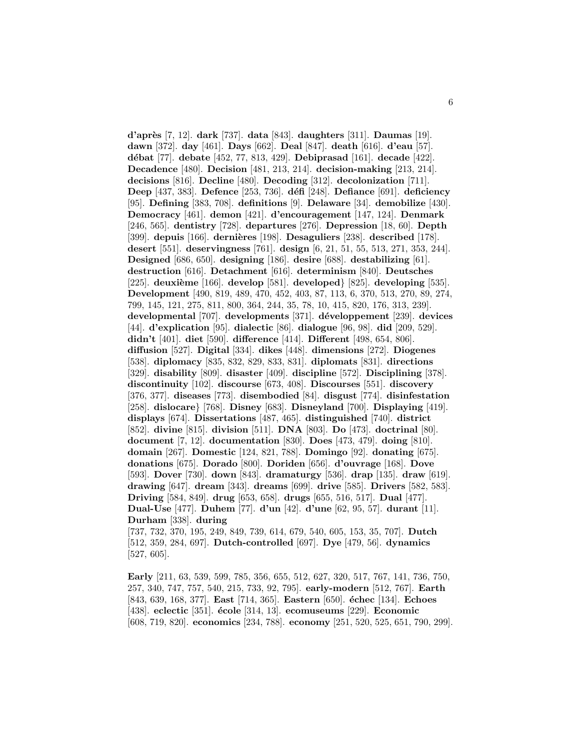**d'après** [7, 12]. **dark** [737]. **data** [843]. **daughters** [311]. **Daumas** [19]. **dawn** [372]. **day** [461]. **Days** [662]. **Deal** [847]. **death** [616]. **d'eau** [57]. **débat** [77]. **debate** [452, 77, 813, 429]. **Debiprasad** [161]. **decade** [422]. **Decadence** [480]. **Decision** [481, 213, 214]. **decision-making** [213, 214]. **decisions** [816]. **Decline** [480]. **Decoding** [312]. **decolonization** [711]. **Deep** [437, 383]. **Defence** [253, 736]. **défi** [248]. **Defiance** [691]. **deficiency** [95]. **Defining** [383, 708]. **definitions** [9]. **Delaware** [34]. **demobilize** [430]. **Democracy** [461]. **demon** [421]. **d'encouragement** [147, 124]. **Denmark** [246, 565]. **dentistry** [728]. **departures** [276]. **Depression** [18, 60]. **Depth** [399]. **depuis** [166]. **dernières** [198]. **Desaguliers** [238]. **described** [178]. **desert** [551]. **deservingness** [761]. **design** [6, 21, 51, 55, 513, 271, 353, 244]. **Designed** [686, 650]. **designing** [186]. **desire** [688]. **destabilizing** [61]. **destruction** [616]. **Detachment** [616]. **determinism** [840]. **Deutsches** [225]. **deuxième** [166]. **develop** [581]. **developed}** [825]. **developing** [535]. **Development** [490, 819, 489, 470, 452, 403, 87, 113, 6, 370, 513, 270, 89, 274, 799, 145, 121, 275, 811, 800, 364, 244, 35, 78, 10, 415, 820, 176, 313, 239]. **developmental** [707]. **developments** [371]. **développement** [239]. **devices** [44]. **d'explication** [95]. **dialectic** [86]. **dialogue** [96, 98]. **did** [209, 529]. **didn't** [401]. **diet** [590]. **difference** [414]. **Different** [498, 654, 806]. **diffusion** [527]. **Digital** [334]. **dikes** [448]. **dimensions** [272]. **Diogenes** [538]. **diplomacy** [835, 832, 829, 833, 831]. **diplomats** [831]. **directions** [329]. **disability** [809]. **disaster** [409]. **discipline** [572]. **Disciplining** [378]. **discontinuity** [102]. **discourse** [673, 408]. **Discourses** [551]. **discovery** [376, 377]. **diseases** [773]. **disembodied** [84]. **disgust** [774]. **disinfestation** [258]. **dislocare}** [768]. **Disney** [683]. **Disneyland** [700]. **Displaying** [419]. **displays** [674]. **Dissertations** [487, 465]. **distinguished** [740]. **district** [852]. **divine** [815]. **division** [511]. **DNA** [803]. **Do** [473]. **doctrinal** [80]. **document** [7, 12]. **documentation** [830]. **Does** [473, 479]. **doing** [810]. **domain** [267]. **Domestic** [124, 821, 788]. **Domingo** [92]. **donating** [675]. **donations** [675]. **Dorado** [800]. **Doriden** [656]. **d'ouvrage** [168]. **Dove** [593]. **Dover** [730]. **down** [843]. **dramaturgy** [536]. **drap** [135]. **draw** [619]. **drawing** [647]. **dream** [343]. **dreams** [699]. **drive** [585]. **Drivers** [582, 583]. **Driving** [584, 849]. **drug** [653, 658]. **drugs** [655, 516, 517]. **Dual** [477]. **Dual-Use** [477]. **Duhem** [77]. **d'un** [42]. **d'une** [62, 95, 57]. **durant** [11]. **Durham** [338]. **during** [737, 732, 370, 195, 249, 849, 739, 614, 679, 540, 605, 153, 35, 707]. **Dutch** [512, 359, 284, 697]. **Dutch-controlled** [697]. **Dye** [479, 56]. **dynamics** [527, 605].

**Early** [211, 63, 539, 599, 785, 356, 655, 512, 627, 320, 517, 767, 141, 736, 750, 257, 340, 747, 757, 540, 215, 733, 92, 795]. **early-modern** [512, 767]. **Earth** [843, 639, 168, 377]. **East** [714, 365]. **Eastern** [650]. **échec** [134]. **Echoes** [438]. **eclectic** [351]. **école** [314, 13]. **ecomuseums** [229]. **Economic** [608, 719, 820]. **economics** [234, 788]. **economy** [251, 520, 525, 651, 790, 299].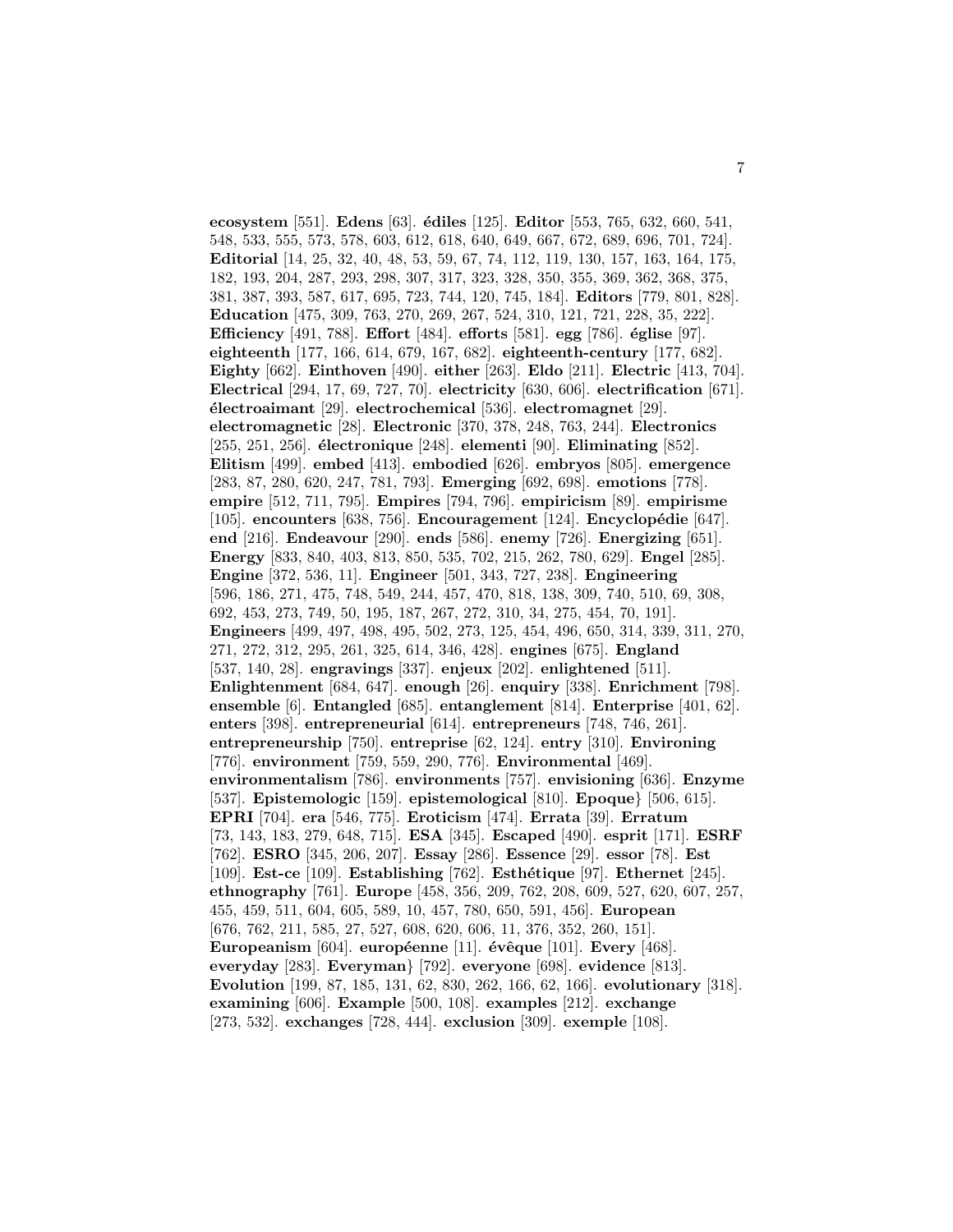**ecosystem** [551]. **Edens** [63]. **édiles** [125]. **Editor** [553, 765, 632, 660, 541, 548, 533, 555, 573, 578, 603, 612, 618, 640, 649, 667, 672, 689, 696, 701, 724]. **Editorial** [14, 25, 32, 40, 48, 53, 59, 67, 74, 112, 119, 130, 157, 163, 164, 175, 182, 193, 204, 287, 293, 298, 307, 317, 323, 328, 350, 355, 369, 362, 368, 375, 381, 387, 393, 587, 617, 695, 723, 744, 120, 745, 184]. **Editors** [779, 801, 828]. **Education** [475, 309, 763, 270, 269, 267, 524, 310, 121, 721, 228, 35, 222]. **Efficiency** [491, 788]. **Effort** [484]. **efforts** [581]. **egg** [786]. **église** [97]. **eighteenth** [177, 166, 614, 679, 167, 682]. **eighteenth-century** [177, 682]. **Eighty** [662]. **Einthoven** [490]. **either** [263]. **Eldo** [211]. **Electric** [413, 704]. **Electrical** [294, 17, 69, 727, 70]. **electricity** [630, 606]. **electrification** [671]. **électroaimant** [29]. **electrochemical** [536]. **electromagnet** [29]. **electromagnetic** [28]. **Electronic** [370, 378, 248, 763, 244]. **Electronics** [255, 251, 256]. **électronique** [248]. **elementi** [90]. **Eliminating** [852]. **Elitism** [499]. **embed** [413]. **embodied** [626]. **embryos** [805]. **emergence** [283, 87, 280, 620, 247, 781, 793]. **Emerging** [692, 698]. **emotions** [778]. **empire** [512, 711, 795]. **Empires** [794, 796]. **empiricism** [89]. **empirisme** [105]. **encounters** [638, 756]. **Encouragement** [124]. **Encyclopédie** [647]. **end** [216]. **Endeavour** [290]. **ends** [586]. **enemy** [726]. **Energizing** [651]. **Energy** [833, 840, 403, 813, 850, 535, 702, 215, 262, 780, 629]. **Engel** [285]. **Engine** [372, 536, 11]. **Engineer** [501, 343, 727, 238]. **Engineering** [596, 186, 271, 475, 748, 549, 244, 457, 470, 818, 138, 309, 740, 510, 69, 308, 692, 453, 273, 749, 50, 195, 187, 267, 272, 310, 34, 275, 454, 70, 191]. **Engineers** [499, 497, 498, 495, 502, 273, 125, 454, 496, 650, 314, 339, 311, 270, 271, 272, 312, 295, 261, 325, 614, 346, 428]. **engines** [675]. **England** [537, 140, 28]. **engravings** [337]. **enjeux** [202]. **enlightened** [511]. **Enlightenment** [684, 647]. **enough** [26]. **enquiry** [338]. **Enrichment** [798]. **ensemble** [6]. **Entangled** [685]. **entanglement** [814]. **Enterprise** [401, 62]. **enters** [398]. **entrepreneurial** [614]. **entrepreneurs** [748, 746, 261]. **entrepreneurship** [750]. **entreprise** [62, 124]. **entry** [310]. **Environing** [776]. **environment** [759, 559, 290, 776]. **Environmental** [469]. **environmentalism** [786]. **environments** [757]. **envisioning** [636]. **Enzyme** [537]. **Epistemologic** [159]. **epistemological** [810]. **Epoque}** [506, 615]. **EPRI** [704]. **era** [546, 775]. **Eroticism** [474]. **Errata** [39]. **Erratum** [73, 143, 183, 279, 648, 715]. **ESA** [345]. **Escaped** [490]. **esprit** [171]. **ESRF** [762]. **ESRO** [345, 206, 207]. **Essay** [286]. **Essence** [29]. **essor** [78]. **Est** [109]. **Est-ce** [109]. **Establishing** [762]. **Esthétique** [97]. **Ethernet** [245]. **ethnography** [761]. **Europe** [458, 356, 209, 762, 208, 609, 527, 620, 607, 257, 455, 459, 511, 604, 605, 589, 10, 457, 780, 650, 591, 456]. **European** [676, 762, 211, 585, 27, 527, 608, 620, 606, 11, 376, 352, 260, 151]. **Europeanism** [604]. **européenne** [11]. **évêque** [101]. **Every** [468]. **everyday** [283]. **Everyman}** [792]. **everyone** [698]. **evidence** [813]. **Evolution** [199, 87, 185, 131, 62, 830, 262, 166, 62, 166]. **evolutionary** [318]. **examining** [606]. **Example** [500, 108]. **examples** [212]. **exchange** [273, 532]. **exchanges** [728, 444]. **exclusion** [309]. **exemple** [108].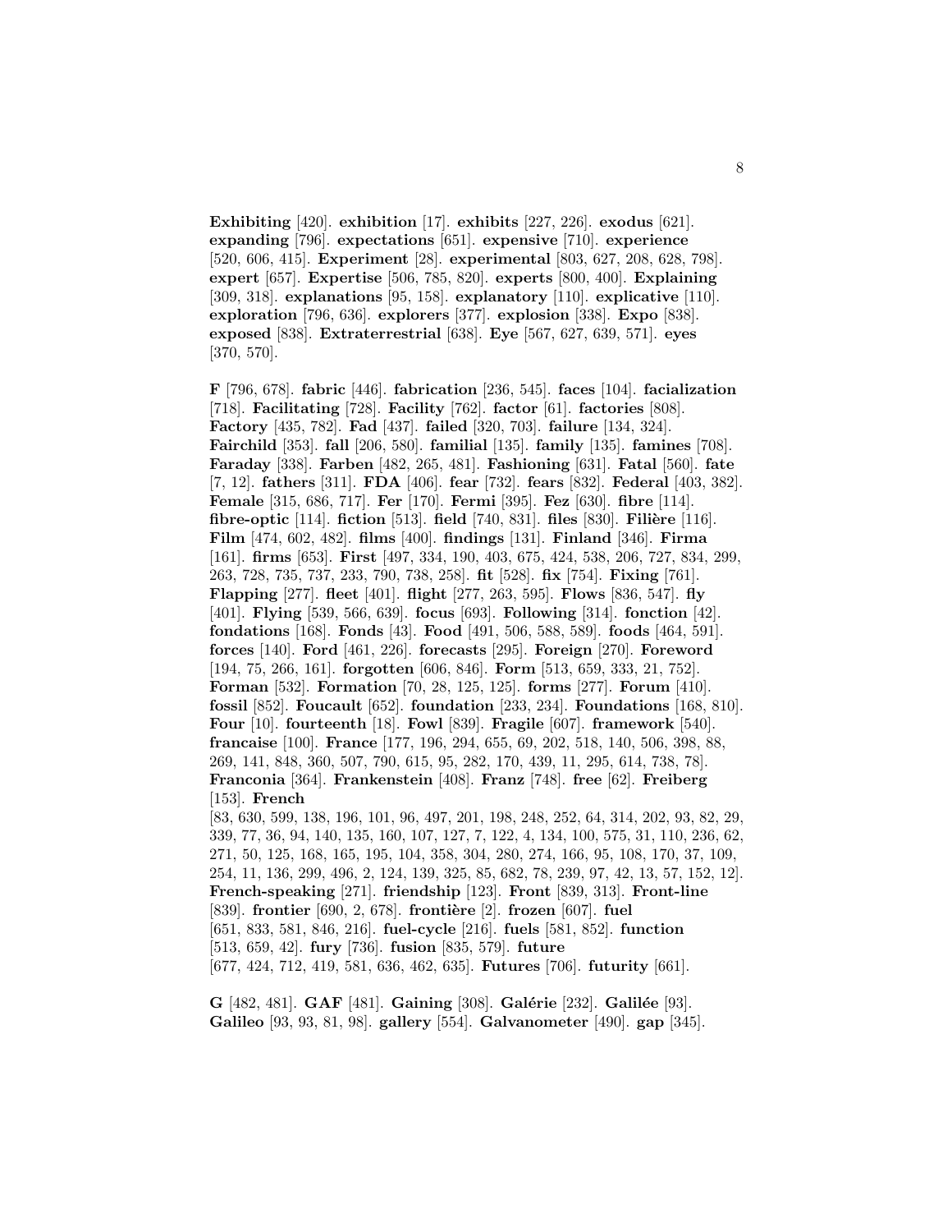**Exhibiting** [420]. **exhibition** [17]. **exhibits** [227, 226]. **exodus** [621]. **expanding** [796]. **expectations** [651]. **expensive** [710]. **experience** [520, 606, 415]. **Experiment** [28]. **experimental** [803, 627, 208, 628, 798]. **expert** [657]. **Expertise** [506, 785, 820]. **experts** [800, 400]. **Explaining** [309, 318]. **explanations** [95, 158]. **explanatory** [110]. **explicative** [110]. **exploration** [796, 636]. **explorers** [377]. **explosion** [338]. **Expo** [838]. **exposed** [838]. **Extraterrestrial** [638]. **Eye** [567, 627, 639, 571]. **eyes** [370, 570].

**F** [796, 678]. **fabric** [446]. **fabrication** [236, 545]. **faces** [104]. **facialization** [718]. **Facilitating** [728]. **Facility** [762]. **factor** [61]. **factories** [808]. **Factory** [435, 782]. **Fad** [437]. **failed** [320, 703]. **failure** [134, 324]. **Fairchild** [353]. **fall** [206, 580]. **familial** [135]. **family** [135]. **famines** [708]. **Faraday** [338]. **Farben** [482, 265, 481]. **Fashioning** [631]. **Fatal** [560]. **fate** [7, 12]. **fathers** [311]. **FDA** [406]. **fear** [732]. **fears** [832]. **Federal** [403, 382]. **Female** [315, 686, 717]. **Fer** [170]. **Fermi** [395]. **Fez** [630]. **fibre** [114]. **fibre-optic** [114]. **fiction** [513]. **field** [740, 831]. **files** [830]. **Filière** [116]. **Film** [474, 602, 482]. **films** [400]. **findings** [131]. **Finland** [346]. **Firma** [161]. **firms** [653]. **First** [497, 334, 190, 403, 675, 424, 538, 206, 727, 834, 299, 263, 728, 735, 737, 233, 790, 738, 258]. **fit** [528]. **fix** [754]. **Fixing** [761]. **Flapping** [277]. **fleet** [401]. **flight** [277, 263, 595]. **Flows** [836, 547]. **fly** [401]. **Flying** [539, 566, 639]. **focus** [693]. **Following** [314]. **fonction** [42]. **fondations** [168]. **Fonds** [43]. **Food** [491, 506, 588, 589]. **foods** [464, 591]. **forces** [140]. **Ford** [461, 226]. **forecasts** [295]. **Foreign** [270]. **Foreword** [194, 75, 266, 161]. **forgotten** [606, 846]. **Form** [513, 659, 333, 21, 752]. **Forman** [532]. **Formation** [70, 28, 125, 125]. **forms** [277]. **Forum** [410]. **fossil** [852]. **Foucault** [652]. **foundation** [233, 234]. **Foundations** [168, 810]. **Four** [10]. **fourteenth** [18]. **Fowl** [839]. **Fragile** [607]. **framework** [540]. **francaise** [100]. **France** [177, 196, 294, 655, 69, 202, 518, 140, 506, 398, 88, 269, 141, 848, 360, 507, 790, 615, 95, 282, 170, 439, 11, 295, 614, 738, 78]. **Franconia** [364]. **Frankenstein** [408]. **Franz** [748]. **free** [62]. **Freiberg** [153]. **French** [83, 630, 599, 138, 196, 101, 96, 497, 201, 198, 248, 252, 64, 314, 202, 93, 82, 29, 339, 77, 36, 94, 140, 135, 160, 107, 127, 7, 122, 4, 134, 100, 575, 31, 110, 236, 62, 271, 50, 125, 168, 165, 195, 104, 358, 304, 280, 274, 166, 95, 108, 170, 37, 109, 254, 11, 136, 299, 496, 2, 124, 139, 325, 85, 682, 78, 239, 97, 42, 13, 57, 152, 12]. **French-speaking** [271]. **friendship** [123]. **Front** [839, 313]. **Front-line** [839]. **frontier** [690, 2, 678]. **frontière** [2]. **frozen** [607]. **fuel** [651, 833, 581, 846, 216]. **fuel-cycle** [216]. **fuels** [581, 852]. **function** [513, 659, 42]. **fury** [736]. **fusion** [835, 579]. **future** [677, 424, 712, 419, 581, 636, 462, 635]. **Futures** [706]. **futurity** [661].

**G** [482, 481]. **GAF** [481]. **Gaining** [308]. **Galérie** [232]. **Galilée** [93]. **Galileo** [93, 93, 81, 98]. **gallery** [554]. **Galvanometer** [490]. **gap** [345].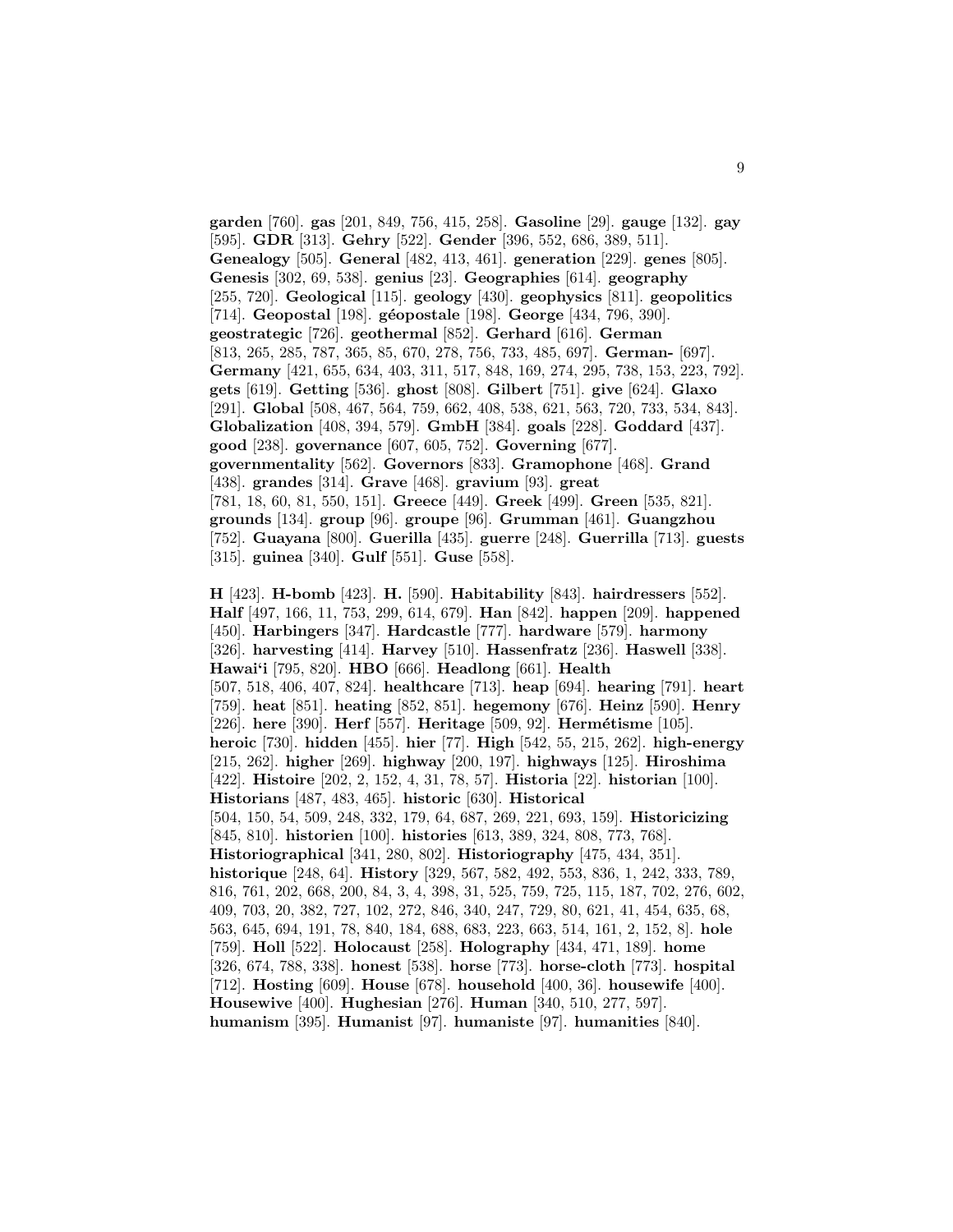**garden** [760]. **gas** [201, 849, 756, 415, 258]. **Gasoline** [29]. **gauge** [132]. **gay** [595]. **GDR** [313]. **Gehry** [522]. **Gender** [396, 552, 686, 389, 511]. **Genealogy** [505]. **General** [482, 413, 461]. **generation** [229]. **genes** [805]. **Genesis** [302, 69, 538]. **genius** [23]. **Geographies** [614]. **geography** [255, 720]. **Geological** [115]. **geology** [430]. **geophysics** [811]. **geopolitics** [714]. **Geopostal** [198]. **géopostale** [198]. **George** [434, 796, 390]. **geostrategic** [726]. **geothermal** [852]. **Gerhard** [616]. **German** [813, 265, 285, 787, 365, 85, 670, 278, 756, 733, 485, 697]. **German-** [697]. **Germany** [421, 655, 634, 403, 311, 517, 848, 169, 274, 295, 738, 153, 223, 792]. **gets** [619]. **Getting** [536]. **ghost** [808]. **Gilbert** [751]. **give** [624]. **Glaxo** [291]. **Global** [508, 467, 564, 759, 662, 408, 538, 621, 563, 720, 733, 534, 843]. **Globalization** [408, 394, 579]. **GmbH** [384]. **goals** [228]. **Goddard** [437]. **good** [238]. **governance** [607, 605, 752]. **Governing** [677]. **governmentality** [562]. **Governors** [833]. **Gramophone** [468]. **Grand** [438]. **grandes** [314]. **Grave** [468]. **gravium** [93]. **great** [781, 18, 60, 81, 550, 151]. **Greece** [449]. **Greek** [499]. **Green** [535, 821]. **grounds** [134]. **group** [96]. **groupe** [96]. **Grumman** [461]. **Guangzhou** [752]. **Guayana** [800]. **Guerilla** [435]. **guerre** [248]. **Guerrilla** [713]. **guests** [315]. **guinea** [340]. **Gulf** [551]. **Guse** [558].

**H** [423]. **H-bomb** [423]. **H.** [590]. **Habitability** [843]. **hairdressers** [552]. **Half** [497, 166, 11, 753, 299, 614, 679]. **Han** [842]. **happen** [209]. **happened** [450]. **Harbingers** [347]. **Hardcastle** [777]. **hardware** [579]. **harmony** [326]. **harvesting** [414]. **Harvey** [510]. **Hassenfratz** [236]. **Haswell** [338]. **Hawai'i** [795, 820]. **HBO** [666]. **Headlong** [661]. **Health** [507, 518, 406, 407, 824]. **healthcare** [713]. **heap** [694]. **hearing** [791]. **heart** [759]. **heat** [851]. **heating** [852, 851]. **hegemony** [676]. **Heinz** [590]. **Henry** [226]. **here** [390]. **Herf** [557]. **Heritage** [509, 92]. **Hermétisme** [105]. **heroic** [730]. **hidden** [455]. **hier** [77]. **High** [542, 55, 215, 262]. **high-energy** [215, 262]. **higher** [269]. **highway** [200, 197]. **highways** [125]. **Hiroshima** [422]. **Histoire** [202, 2, 152, 4, 31, 78, 57]. **Historia** [22]. **historian** [100]. **Historians** [487, 483, 465]. **historic** [630]. **Historical** [504, 150, 54, 509, 248, 332, 179, 64, 687, 269, 221, 693, 159]. **Historicizing** [845, 810]. **historien** [100]. **histories** [613, 389, 324, 808, 773, 768]. **Historiographical** [341, 280, 802]. **Historiography** [475, 434, 351]. **historique** [248, 64]. **History** [329, 567, 582, 492, 553, 836, 1, 242, 333, 789, 816, 761, 202, 668, 200, 84, 3, 4, 398, 31, 525, 759, 725, 115, 187, 702, 276, 602, 409, 703, 20, 382, 727, 102, 272, 846, 340, 247, 729, 80, 621, 41, 454, 635, 68, 563, 645, 694, 191, 78, 840, 184, 688, 683, 223, 663, 514, 161, 2, 152, 8]. **hole** [759]. **Holl** [522]. **Holocaust** [258]. **Holography** [434, 471, 189]. **home** [326, 674, 788, 338]. **honest** [538]. **horse** [773]. **horse-cloth** [773]. **hospital** [712]. **Hosting** [609]. **House** [678]. **household** [400, 36]. **housewife** [400]. **Housewive** [400]. **Hughesian** [276]. **Human** [340, 510, 277, 597]. **humanism** [395]. **Humanist** [97]. **humaniste** [97]. **humanities** [840].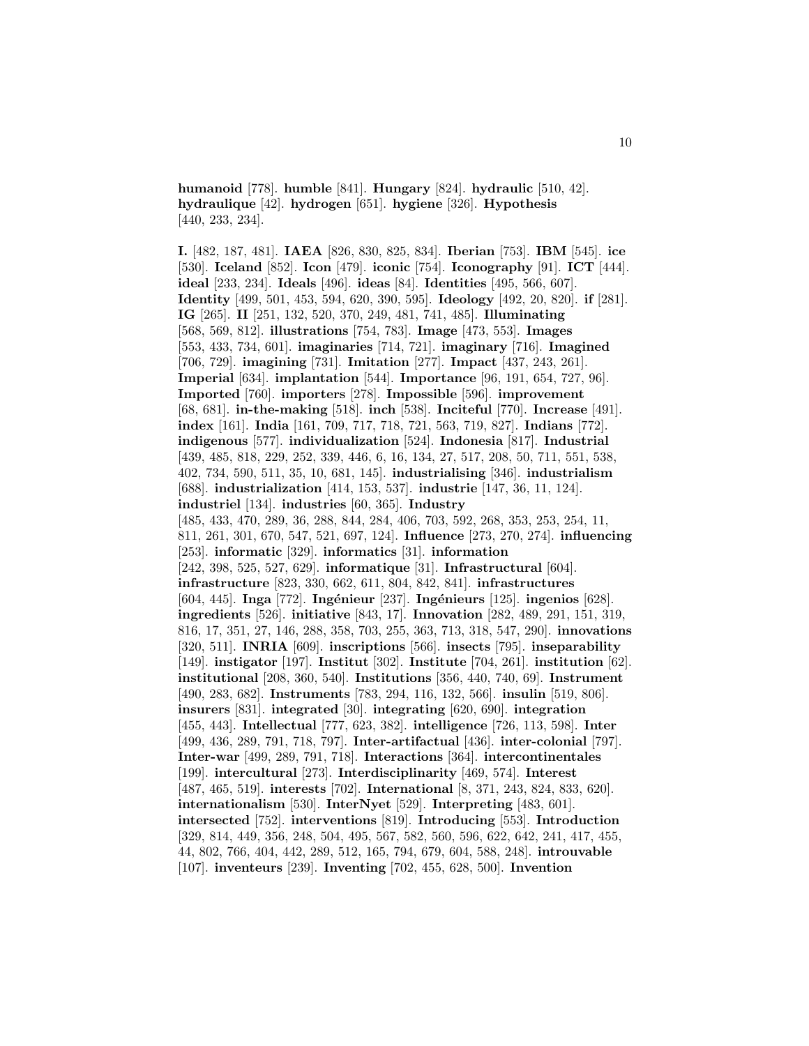**humanoid** [778]. **humble** [841]. **Hungary** [824]. **hydraulic** [510, 42]. **hydraulique** [42]. **hydrogen** [651]. **hygiene** [326]. **Hypothesis** [440, 233, 234].

**I.** [482, 187, 481]. **IAEA** [826, 830, 825, 834]. **Iberian** [753]. **IBM** [545]. **ice** [530]. **Iceland** [852]. **Icon** [479]. **iconic** [754]. **Iconography** [91]. **ICT** [444]. **ideal** [233, 234]. **Ideals** [496]. **ideas** [84]. **Identities** [495, 566, 607]. **Identity** [499, 501, 453, 594, 620, 390, 595]. **Ideology** [492, 20, 820]. **if** [281]. **IG** [265]. **II** [251, 132, 520, 370, 249, 481, 741, 485]. **Illuminating** [568, 569, 812]. **illustrations** [754, 783]. **Image** [473, 553]. **Images** [553, 433, 734, 601]. **imaginaries** [714, 721]. **imaginary** [716]. **Imagined** [706, 729]. **imagining** [731]. **Imitation** [277]. **Impact** [437, 243, 261]. **Imperial** [634]. **implantation** [544]. **Importance** [96, 191, 654, 727, 96]. **Imported** [760]. **importers** [278]. **Impossible** [596]. **improvement** [68, 681]. **in-the-making** [518]. **inch** [538]. **Inciteful** [770]. **Increase** [491]. **index** [161]. **India** [161, 709, 717, 718, 721, 563, 719, 827]. **Indians** [772]. **indigenous** [577]. **individualization** [524]. **Indonesia** [817]. **Industrial** [439, 485, 818, 229, 252, 339, 446, 6, 16, 134, 27, 517, 208, 50, 711, 551, 538, 402, 734, 590, 511, 35, 10, 681, 145]. **industrialising** [346]. **industrialism** [688]. **industrialization** [414, 153, 537]. **industrie** [147, 36, 11, 124]. **industriel** [134]. **industries** [60, 365]. **Industry** [485, 433, 470, 289, 36, 288, 844, 284, 406, 703, 592, 268, 353, 253, 254, 11, 811, 261, 301, 670, 547, 521, 697, 124]. **Influence** [273, 270, 274]. **influencing** [253]. **informatic** [329]. **informatics** [31]. **information** [242, 398, 525, 527, 629]. **informatique** [31]. **Infrastructural** [604]. **infrastructure** [823, 330, 662, 611, 804, 842, 841]. **infrastructures** [604, 445]. **Inga** [772]. **Ingénieur** [237]. **Ingénieurs** [125]. **ingenios** [628]. **ingredients** [526]. **initiative** [843, 17]. **Innovation** [282, 489, 291, 151, 319, 816, 17, 351, 27, 146, 288, 358, 703, 255, 363, 713, 318, 547, 290]. **innovations** [320, 511]. **INRIA** [609]. **inscriptions** [566]. **insects** [795]. **inseparability** [149]. **instigator** [197]. **Institut** [302]. **Institute** [704, 261]. **institution** [62]. **institutional** [208, 360, 540]. **Institutions** [356, 440, 740, 69]. **Instrument** [490, 283, 682]. **Instruments** [783, 294, 116, 132, 566]. **insulin** [519, 806]. **insurers** [831]. **integrated** [30]. **integrating** [620, 690]. **integration** [455, 443]. **Intellectual** [777, 623, 382]. **intelligence** [726, 113, 598]. **Inter** [499, 436, 289, 791, 718, 797]. **Inter-artifactual** [436]. **inter-colonial** [797]. **Inter-war** [499, 289, 791, 718]. **Interactions** [364]. **intercontinentales** [199]. **intercultural** [273]. **Interdisciplinarity** [469, 574]. **Interest** [487, 465, 519]. **interests** [702]. **International** [8, 371, 243, 824, 833, 620]. **internationalism** [530]. **InterNyet** [529]. **Interpreting** [483, 601]. **intersected** [752]. **interventions** [819]. **Introducing** [553]. **Introduction** [329, 814, 449, 356, 248, 504, 495, 567, 582, 560, 596, 622, 642, 241, 417, 455, 44, 802, 766, 404, 442, 289, 512, 165, 794, 679, 604, 588, 248]. **introuvable** [107]. **inventeurs** [239]. **Inventing** [702, 455, 628, 500]. **Invention**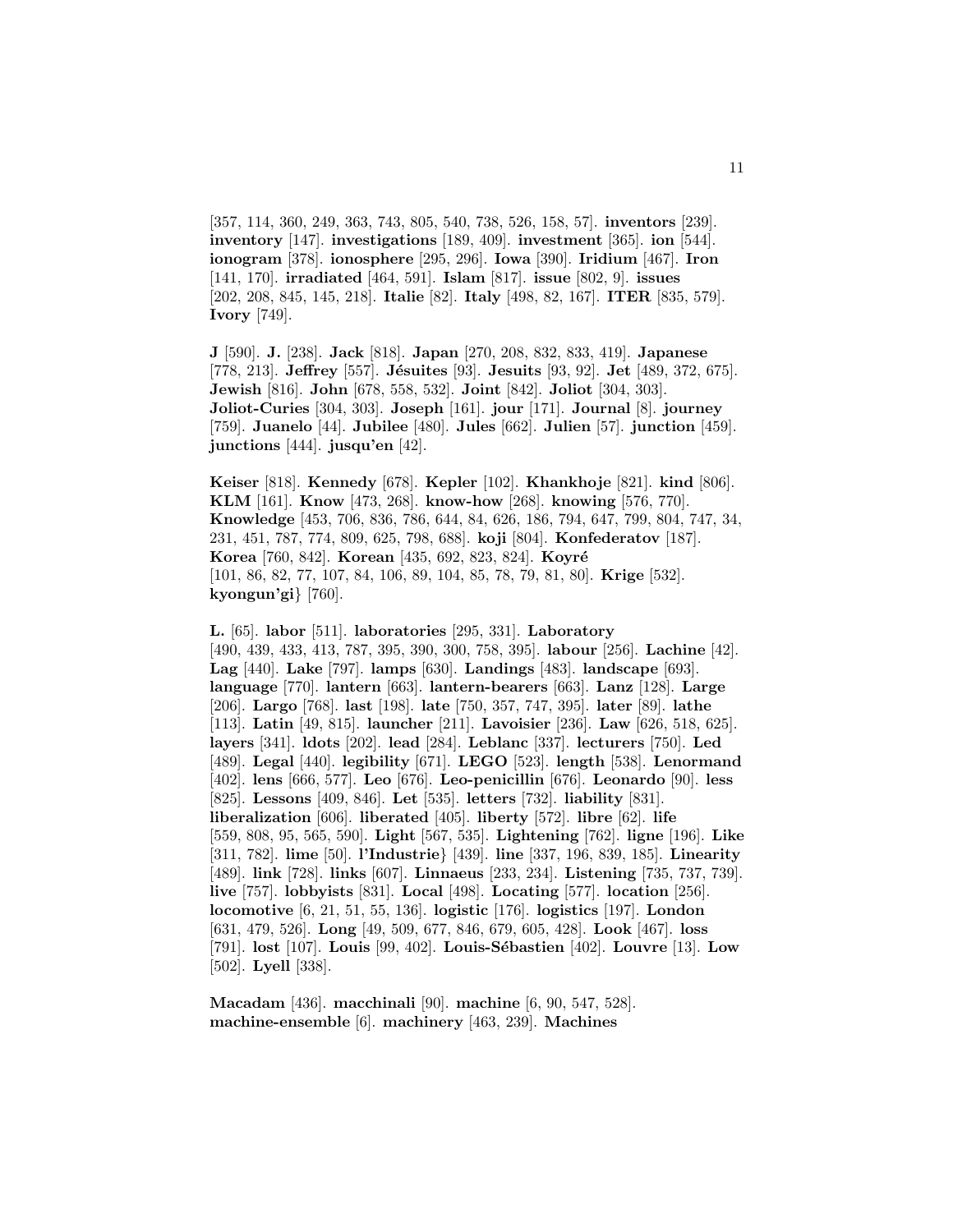[357, 114, 360, 249, 363, 743, 805, 540, 738, 526, 158, 57]. **inventors** [239]. **inventory** [147]. **investigations** [189, 409]. **investment** [365]. **ion** [544]. **ionogram** [378]. **ionosphere** [295, 296]. **Iowa** [390]. **Iridium** [467]. **Iron** [141, 170]. **irradiated** [464, 591]. **Islam** [817]. **issue** [802, 9]. **issues** [202, 208, 845, 145, 218]. **Italie** [82]. **Italy** [498, 82, 167]. **ITER** [835, 579]. **Ivory** [749].

**J** [590]. **J.** [238]. **Jack** [818]. **Japan** [270, 208, 832, 833, 419]. **Japanese** [778, 213]. **Jeffrey** [557]. **Jésuites** [93]. **Jesuits** [93, 92]. **Jet** [489, 372, 675]. **Jewish** [816]. **John** [678, 558, 532]. **Joint** [842]. **Joliot** [304, 303]. **Joliot-Curies** [304, 303]. **Joseph** [161]. **jour** [171]. **Journal** [8]. **journey** [759]. **Juanelo** [44]. **Jubilee** [480]. **Jules** [662]. **Julien** [57]. **junction** [459]. **junctions** [444]. **jusqu'en** [42].

**Keiser** [818]. **Kennedy** [678]. **Kepler** [102]. **Khankhoje** [821]. **kind** [806]. **KLM** [161]. **Know** [473, 268]. **know-how** [268]. **knowing** [576, 770]. **Knowledge** [453, 706, 836, 786, 644, 84, 626, 186, 794, 647, 799, 804, 747, 34, 231, 451, 787, 774, 809, 625, 798, 688]. **koji** [804]. **Konfederatov** [187]. **Korea** [760, 842]. **Korean** [435, 692, 823, 824]. **Koyré** [101, 86, 82, 77, 107, 84, 106, 89, 104, 85, 78, 79, 81, 80]. **Krige** [532]. **kyongun'gi**} [760].

**L.** [65]. **labor** [511]. **laboratories** [295, 331]. **Laboratory** [490, 439, 433, 413, 787, 395, 390, 300, 758, 395]. **labour** [256]. **Lachine** [42]. **Lag** [440]. **Lake** [797]. **lamps** [630]. **Landings** [483]. **landscape** [693]. **language** [770]. **lantern** [663]. **lantern-bearers** [663]. **Lanz** [128]. **Large** [206]. **Largo** [768]. **last** [198]. **late** [750, 357, 747, 395]. **later** [89]. **lathe** [113]. **Latin** [49, 815]. **launcher** [211]. **Lavoisier** [236]. **Law** [626, 518, 625]. **layers** [341]. **ldots** [202]. **lead** [284]. **Leblanc** [337]. **lecturers** [750]. **Led** [489]. **Legal** [440]. **legibility** [671]. **LEGO** [523]. **length** [538]. **Lenormand** [402]. **lens** [666, 577]. **Leo** [676]. **Leo-penicillin** [676]. **Leonardo** [90]. **less** [825]. **Lessons** [409, 846]. **Let** [535]. **letters** [732]. **liability** [831]. **liberalization** [606]. **liberated** [405]. **liberty** [572]. **libre** [62]. **life** [559, 808, 95, 565, 590]. **Light** [567, 535]. **Lightening** [762]. **ligne** [196]. **Like** [311, 782]. **lime** [50]. **l'Industrie**} [439]. **line** [337, 196, 839, 185]. **Linearity** [489]. **link** [728]. **links** [607]. **Linnaeus** [233, 234]. **Listening** [735, 737, 739]. **live** [757]. **lobbyists** [831]. **Local** [498]. **Locating** [577]. **location** [256]. **locomotive** [6, 21, 51, 55, 136]. **logistic** [176]. **logistics** [197]. **London** [631, 479, 526]. **Long** [49, 509, 677, 846, 679, 605, 428]. **Look** [467]. **loss** [791]. **lost** [107]. **Louis** [99, 402]. **Louis-Sébastien** [402]. **Louvre** [13]. **Low** [502]. **Lyell** [338].

**Macadam** [436]. **macchinali** [90]. **machine** [6, 90, 547, 528]. **machine-ensemble** [6]. **machinery** [463, 239]. **Machines**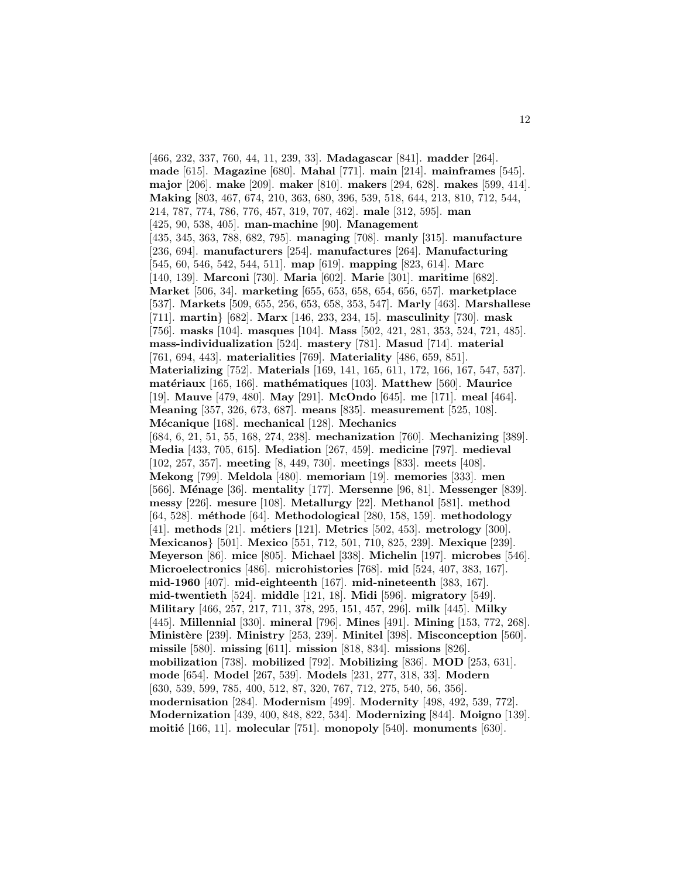[466, 232, 337, 760, 44, 11, 239, 33]. **Madagascar** [841]. **madder** [264]. **made** [615]. **Magazine** [680]. **Mahal** [771]. **main** [214]. **mainframes** [545]. **major** [206]. **make** [209]. **maker** [810]. **makers** [294, 628]. **makes** [599, 414]. **Making** [803, 467, 674, 210, 363, 680, 396, 539, 518, 644, 213, 810, 712, 544, 214, 787, 774, 786, 776, 457, 319, 707, 462]. **male** [312, 595]. **man** [425, 90, 538, 405]. **man-machine** [90]. **Management** [435, 345, 363, 788, 682, 795]. **managing** [708]. **manly** [315]. **manufacture** [236, 694]. **manufacturers** [254]. **manufactures** [264]. **Manufacturing** [545, 60, 546, 542, 544, 511]. **map** [619]. **mapping** [823, 614]. **Marc** [140, 139]. **Marconi** [730]. **Maria** [602]. **Marie** [301]. **maritime** [682]. **Market** [506, 34]. **marketing** [655, 653, 658, 654, 656, 657]. **marketplace** [537]. **Markets** [509, 655, 256, 653, 658, 353, 547]. **Marly** [463]. **Marshallese** [711]. **martin}** [682]. **Marx** [146, 233, 234, 15]. **masculinity** [730]. **mask** [756]. **masks** [104]. **masques** [104]. **Mass** [502, 421, 281, 353, 524, 721, 485]. **mass-individualization** [524]. **mastery** [781]. **Masud** [714]. **material** [761, 694, 443]. **materialities** [769]. **Materiality** [486, 659, 851]. **Materializing** [752]. **Materials** [169, 141, 165, 611, 172, 166, 167, 547, 537]. **matériaux** [165, 166]. **mathématiques** [103]. **Matthew** [560]. **Maurice** [19]. **Mauve** [479, 480]. **May** [291]. **McOndo** [645]. **me** [171]. **meal** [464]. **Meaning** [357, 326, 673, 687]. **means** [835]. **measurement** [525, 108]. **Mécanique** [168]. **mechanical** [128]. **Mechanics** [684, 6, 21, 51, 55, 168, 274, 238]. **mechanization** [760]. **Mechanizing** [389]. **Media** [433, 705, 615]. **Mediation** [267, 459]. **medicine** [797]. **medieval** [102, 257, 357]. **meeting** [8, 449, 730]. **meetings** [833]. **meets** [408]. **Mekong** [799]. **Meldola** [480]. **memoriam** [19]. **memories** [333]. **men** [566]. **Ménage** [36]. **mentality** [177]. **Mersenne** [96, 81]. **Messenger** [839]. **messy** [226]. **mesure** [108]. **Metallurgy** [22]. **Methanol** [581]. **method** [64, 528]. **méthode** [64]. **Methodological** [280, 158, 159]. **methodology** [41]. **methods** [21]. **métiers** [121]. **Metrics** [502, 453]. **metrology** [300]. **Mexicanos}** [501]. **Mexico** [551, 712, 501, 710, 825, 239]. **Mexique** [239]. **Meyerson** [86]. **mice** [805]. **Michael** [338]. **Michelin** [197]. **microbes** [546]. **Microelectronics** [486]. **microhistories** [768]. **mid** [524, 407, 383, 167]. **mid-1960** [407]. **mid-eighteenth** [167]. **mid-nineteenth** [383, 167]. **mid-twentieth** [524]. **middle** [121, 18]. **Midi** [596]. **migratory** [549]. **Military** [466, 257, 217, 711, 378, 295, 151, 457, 296]. **milk** [445]. **Milky** [445]. **Millennial** [330]. **mineral** [796]. **Mines** [491]. **Mining** [153, 772, 268]. **Ministère** [239]. **Ministry** [253, 239]. **Minitel** [398]. **Misconception** [560]. **missile** [580]. **missing** [611]. **mission** [818, 834]. **missions** [826]. **mobilization** [738]. **mobilized** [792]. **Mobilizing** [836]. **MOD** [253, 631]. **mode** [654]. **Model** [267, 539]. **Models** [231, 277, 318, 33]. **Modern** [630, 539, 599, 785, 400, 512, 87, 320, 767, 712, 275, 540, 56, 356]. **modernisation** [284]. **Modernism** [499]. **Modernity** [498, 492, 539, 772]. **Modernization** [439, 400, 848, 822, 534]. **Modernizing** [844]. **Moigno** [139]. **moitié** [166, 11]. **molecular** [751]. **monopoly** [540]. **monuments** [630].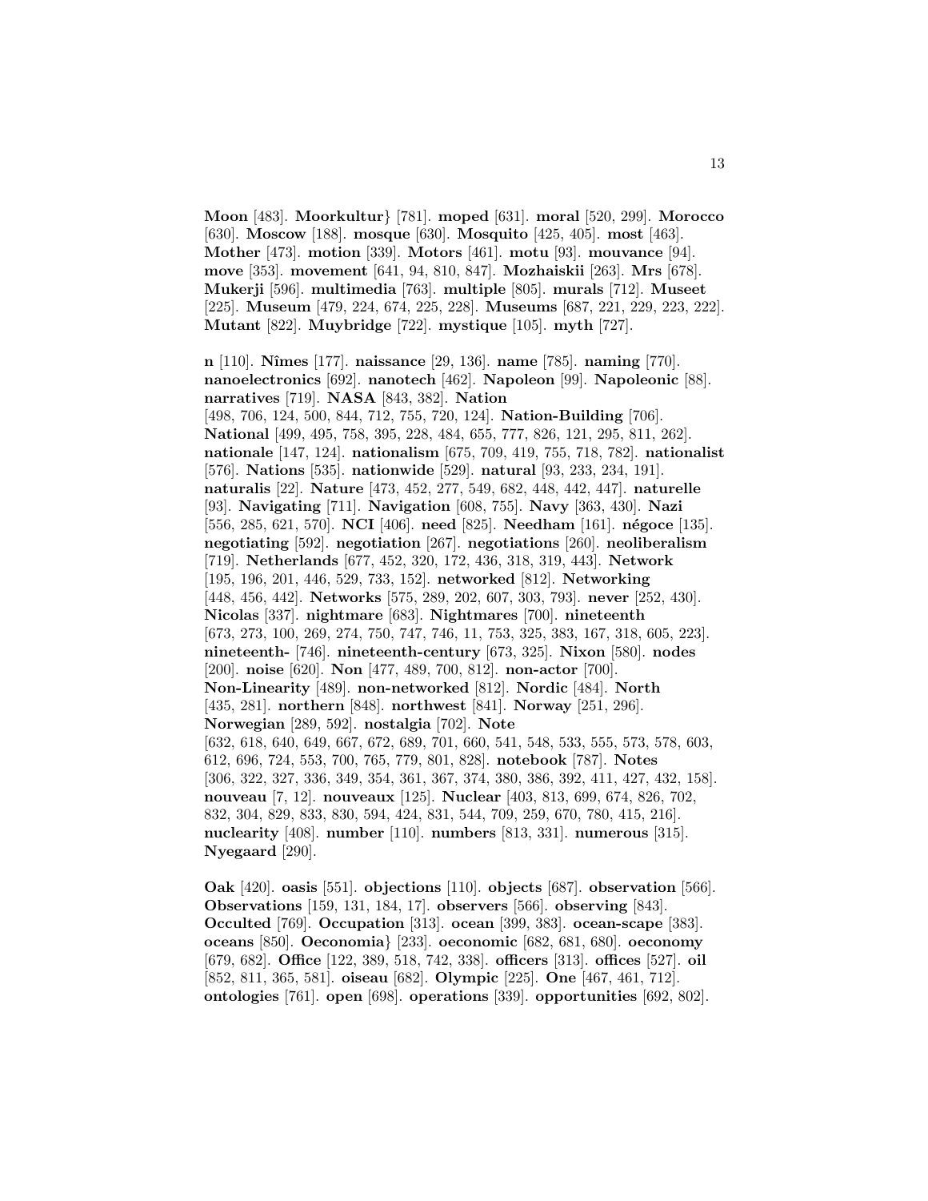**Moon** [483]. **Moorkultur}** [781]. **moped** [631]. **moral** [520, 299]. **Morocco** [630]. **Moscow** [188]. **mosque** [630]. **Mosquito** [425, 405]. **most** [463]. **Mother** [473]. **motion** [339]. **Motors** [461]. **motu** [93]. **mouvance** [94]. **move** [353]. **movement** [641, 94, 810, 847]. **Mozhaiskii** [263]. **Mrs** [678]. **Mukerji** [596]. **multimedia** [763]. **multiple** [805]. **murals** [712]. **Museet** [225]. **Museum** [479, 224, 674, 225, 228]. **Museums** [687, 221, 229, 223, 222]. **Mutant** [822]. **Muybridge** [722]. **mystique** [105]. **myth** [727].

**n** [110]. **Nîmes** [177]. **naissance** [29, 136]. **name** [785]. **naming** [770]. **nanoelectronics** [692]. **nanotech** [462]. **Napoleon** [99]. **Napoleonic** [88]. **narratives** [719]. **NASA** [843, 382]. **Nation** [498, 706, 124, 500, 844, 712, 755, 720, 124]. **Nation-Building** [706]. **National** [499, 495, 758, 395, 228, 484, 655, 777, 826, 121, 295, 811, 262]. **nationale** [147, 124]. **nationalism** [675, 709, 419, 755, 718, 782]. **nationalist** [576]. **Nations** [535]. **nationwide** [529]. **natural** [93, 233, 234, 191]. **naturalis** [22]. **Nature** [473, 452, 277, 549, 682, 448, 442, 447]. **naturelle** [93]. **Navigating** [711]. **Navigation** [608, 755]. **Navy** [363, 430]. **Nazi** [556, 285, 621, 570]. **NCI** [406]. **need** [825]. **Needham** [161]. **négoce** [135]. **negotiating** [592]. **negotiation** [267]. **negotiations** [260]. **neoliberalism** [719]. **Netherlands** [677, 452, 320, 172, 436, 318, 319, 443]. **Network** [195, 196, 201, 446, 529, 733, 152]. **networked** [812]. **Networking** [448, 456, 442]. **Networks** [575, 289, 202, 607, 303, 793]. **never** [252, 430]. **Nicolas** [337]. **nightmare** [683]. **Nightmares** [700]. **nineteenth** [673, 273, 100, 269, 274, 750, 747, 746, 11, 753, 325, 383, 167, 318, 605, 223]. **nineteenth-** [746]. **nineteenth-century** [673, 325]. **Nixon** [580]. **nodes** [200]. **noise** [620]. **Non** [477, 489, 700, 812]. **non-actor** [700]. **Non-Linearity** [489]. **non-networked** [812]. **Nordic** [484]. **North** [435, 281]. **northern** [848]. **northwest** [841]. **Norway** [251, 296]. **Norwegian** [289, 592]. **nostalgia** [702]. **Note** [632, 618, 640, 649, 667, 672, 689, 701, 660, 541, 548, 533, 555, 573, 578, 603, 612, 696, 724, 553, 700, 765, 779, 801, 828]. **notebook** [787]. **Notes** [306, 322, 327, 336, 349, 354, 361, 367, 374, 380, 386, 392, 411, 427, 432, 158]. **nouveau** [7, 12]. **nouveaux** [125]. **Nuclear** [403, 813, 699, 674, 826, 702, 832, 304, 829, 833, 830, 594, 424, 831, 544, 709, 259, 670, 780, 415, 216]. **nuclearity** [408]. **number** [110]. **numbers** [813, 331]. **numerous** [315]. **Nyegaard** [290].

**Oak** [420]. **oasis** [551]. **objections** [110]. **objects** [687]. **observation** [566]. **Observations** [159, 131, 184, 17]. **observers** [566]. **observing** [843]. **Occulted** [769]. **Occupation** [313]. **ocean** [399, 383]. **ocean-scape** [383]. **oceans** [850]. **Oeconomia}** [233]. **oeconomic** [682, 681, 680]. **oeconomy** [679, 682]. **Office** [122, 389, 518, 742, 338]. **officers** [313]. **offices** [527]. **oil** [852, 811, 365, 581]. **oiseau** [682]. **Olympic** [225]. **One** [467, 461, 712]. **ontologies** [761]. **open** [698]. **operations** [339]. **opportunities** [692, 802].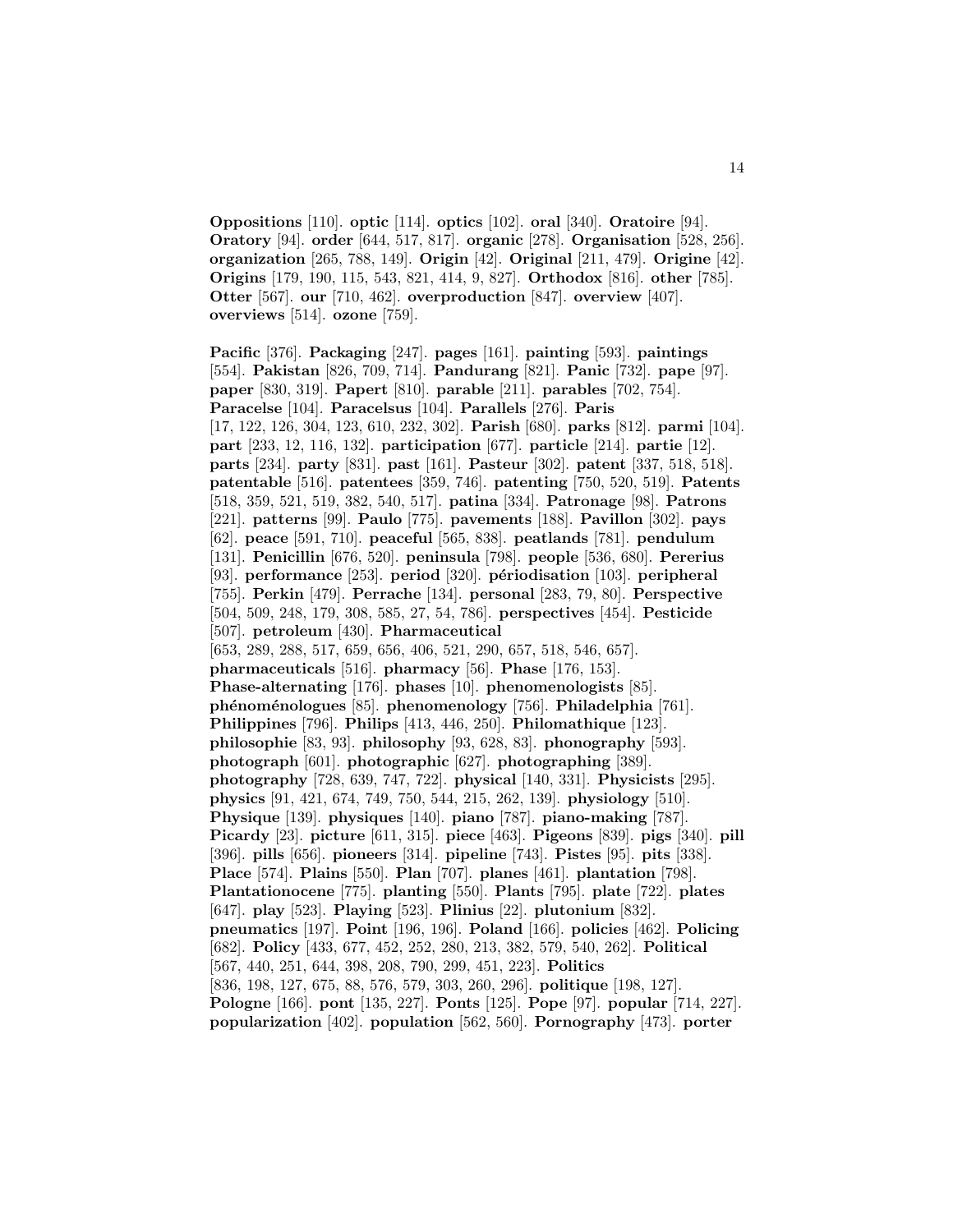**Oppositions** [110]. **optic** [114]. **optics** [102]. **oral** [340]. **Oratoire** [94]. **Oratory** [94]. **order** [644, 517, 817]. **organic** [278]. **Organisation** [528, 256]. **organization** [265, 788, 149]. **Origin** [42]. **Original** [211, 479]. **Origine** [42]. **Origins** [179, 190, 115, 543, 821, 414, 9, 827]. **Orthodox** [816]. **other** [785]. **Otter** [567]. **our** [710, 462]. **overproduction** [847]. **overview** [407]. **overviews** [514]. **ozone** [759].

**Pacific** [376]. **Packaging** [247]. **pages** [161]. **painting** [593]. **paintings** [554]. **Pakistan** [826, 709, 714]. **Pandurang** [821]. **Panic** [732]. **pape** [97]. **paper** [830, 319]. **Papert** [810]. **parable** [211]. **parables** [702, 754]. **Paracelse** [104]. **Paracelsus** [104]. **Parallels** [276]. **Paris** [17, 122, 126, 304, 123, 610, 232, 302]. **Parish** [680]. **parks** [812]. **parmi** [104]. **part** [233, 12, 116, 132]. **participation** [677]. **particle** [214]. **partie** [12]. **parts** [234]. **party** [831]. **past** [161]. **Pasteur** [302]. **patent** [337, 518, 518]. **patentable** [516]. **patentees** [359, 746]. **patenting** [750, 520, 519]. **Patents** [518, 359, 521, 519, 382, 540, 517]. **patina** [334]. **Patronage** [98]. **Patrons** [221]. **patterns** [99]. **Paulo** [775]. **pavements** [188]. **Pavillon** [302]. **pays** [62]. **peace** [591, 710]. **peaceful** [565, 838]. **peatlands** [781]. **pendulum** [131]. **Penicillin** [676, 520]. **peninsula** [798]. **people** [536, 680]. **Pererius** [93]. **performance** [253]. **period** [320]. **périodisation** [103]. **peripheral** [755]. **Perkin** [479]. **Perrache** [134]. **personal** [283, 79, 80]. **Perspective** [504, 509, 248, 179, 308, 585, 27, 54, 786]. **perspectives** [454]. **Pesticide** [507]. **petroleum** [430]. **Pharmaceutical** [653, 289, 288, 517, 659, 656, 406, 521, 290, 657, 518, 546, 657]. **pharmaceuticals** [516]. **pharmacy** [56]. **Phase** [176, 153]. **Phase-alternating** [176]. **phases** [10]. **phenomenologists** [85]. **phénoménologues** [85]. **phenomenology** [756]. **Philadelphia** [761]. **Philippines** [796]. **Philips** [413, 446, 250]. **Philomathique** [123]. **philosophie** [83, 93]. **philosophy** [93, 628, 83]. **phonography** [593]. **photograph** [601]. **photographic** [627]. **photographing** [389]. **photography** [728, 639, 747, 722]. **physical** [140, 331]. **Physicists** [295]. **physics** [91, 421, 674, 749, 750, 544, 215, 262, 139]. **physiology** [510]. **Physique** [139]. **physiques** [140]. **piano** [787]. **piano-making** [787]. **Picardy** [23]. **picture** [611, 315]. **piece** [463]. **Pigeons** [839]. **pigs** [340]. **pill** [396]. **pills** [656]. **pioneers** [314]. **pipeline** [743]. **Pistes** [95]. **pits** [338]. **Place** [574]. **Plains** [550]. **Plan** [707]. **planes** [461]. **plantation** [798]. **Plantationocene** [775]. **planting** [550]. **Plants** [795]. **plate** [722]. **plates** [647]. **play** [523]. **Playing** [523]. **Plinius** [22]. **plutonium** [832]. **pneumatics** [197]. **Point** [196, 196]. **Poland** [166]. **policies** [462]. **Policing** [682]. **Policy** [433, 677, 452, 252, 280, 213, 382, 579, 540, 262]. **Political** [567, 440, 251, 644, 398, 208, 790, 299, 451, 223]. **Politics** [836, 198, 127, 675, 88, 576, 579, 303, 260, 296]. **politique** [198, 127]. **Pologne** [166]. **pont** [135, 227]. **Ponts** [125]. **Pope** [97]. **popular** [714, 227]. **popularization** [402]. **population** [562, 560]. **Pornography** [473]. **porter**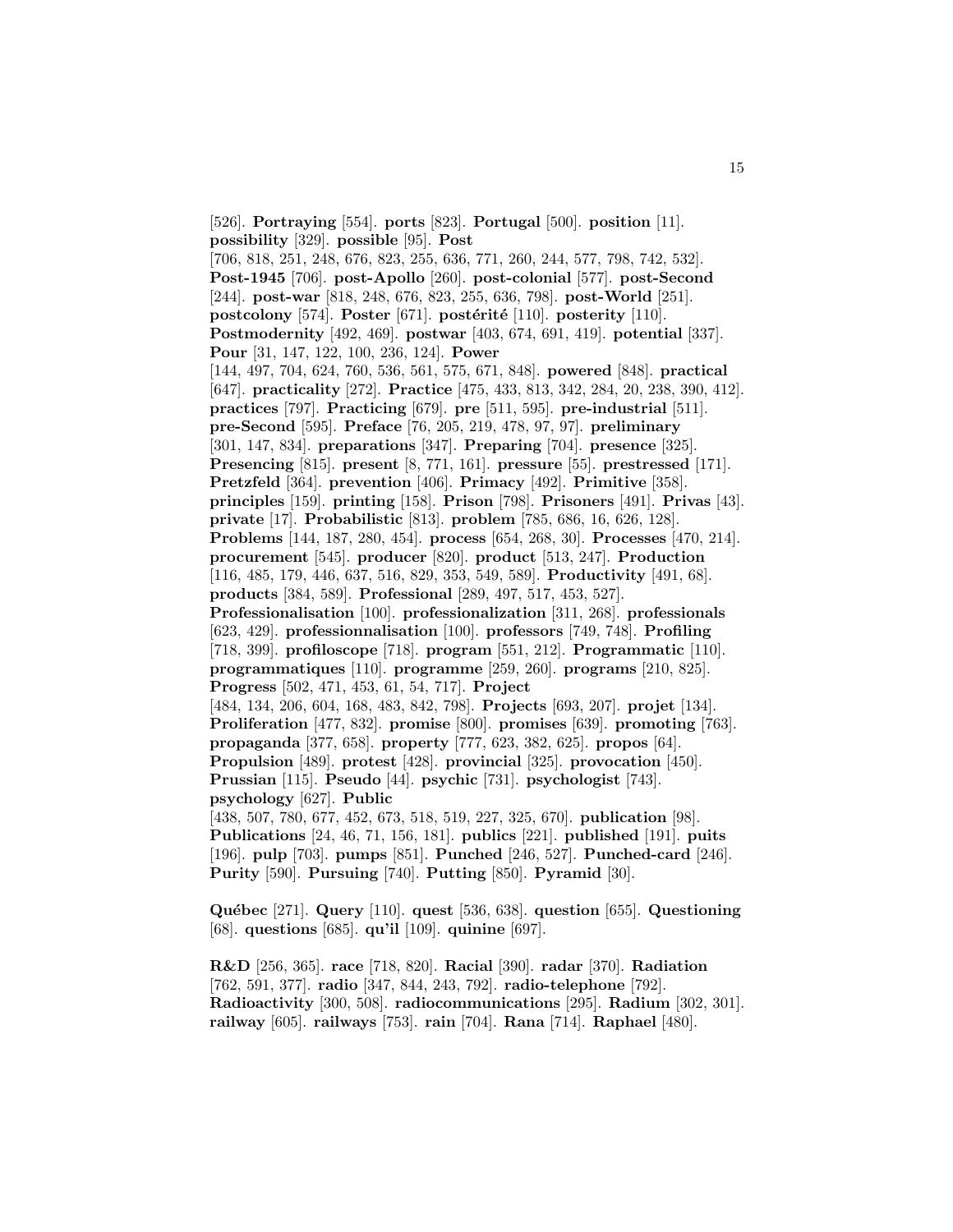[526]. **Portraying** [554]. **ports** [823]. **Portugal** [500]. **position** [11]. **possibility** [329]. **possible** [95]. **Post** [706, 818, 251, 248, 676, 823, 255, 636, 771, 260, 244, 577, 798, 742, 532]. **Post-1945** [706]. **post-Apollo** [260]. **post-colonial** [577]. **post-Second** [244]. **post-war** [818, 248, 676, 823, 255, 636, 798]. **post-World** [251]. **postcolony** [574]. **Poster** [671]. **postérité** [110]. **posterity** [110]. **Postmodernity** [492, 469]. **postwar** [403, 674, 691, 419]. **potential** [337]. **Pour** [31, 147, 122, 100, 236, 124]. **Power** [144, 497, 704, 624, 760, 536, 561, 575, 671, 848]. **powered** [848]. **practical** [647]. **practicality** [272]. **Practice** [475, 433, 813, 342, 284, 20, 238, 390, 412]. **practices** [797]. **Practicing** [679]. **pre** [511, 595]. **pre-industrial** [511]. **pre-Second** [595]. **Preface** [76, 205, 219, 478, 97, 97]. **preliminary** [301, 147, 834]. **preparations** [347]. **Preparing** [704]. **presence** [325]. **Presencing** [815]. **present** [8, 771, 161]. **pressure** [55]. **prestressed** [171]. **Pretzfeld** [364]. **prevention** [406]. **Primacy** [492]. **Primitive** [358]. **principles** [159]. **printing** [158]. **Prison** [798]. **Prisoners** [491]. **Privas** [43]. **private** [17]. **Probabilistic** [813]. **problem** [785, 686, 16, 626, 128]. **Problems** [144, 187, 280, 454]. **process** [654, 268, 30]. **Processes** [470, 214]. **procurement** [545]. **producer** [820]. **product** [513, 247]. **Production** [116, 485, 179, 446, 637, 516, 829, 353, 549, 589]. **Productivity** [491, 68]. **products** [384, 589]. **Professional** [289, 497, 517, 453, 527]. **Professionalisation** [100]. **professionalization** [311, 268]. **professionals** [623, 429]. **professionnalisation** [100]. **professors** [749, 748]. **Profiling** [718, 399]. **profiloscope** [718]. **program** [551, 212]. **Programmatic** [110]. **programmatiques** [110]. **programme** [259, 260]. **programs** [210, 825]. **Progress** [502, 471, 453, 61, 54, 717]. **Project** [484, 134, 206, 604, 168, 483, 842, 798]. **Projects** [693, 207]. **projet** [134]. **Proliferation** [477, 832]. **promise** [800]. **promises** [639]. **promoting** [763]. **propaganda** [377, 658]. **property** [777, 623, 382, 625]. **propos** [64]. **Propulsion** [489]. **protest** [428]. **provincial** [325]. **provocation** [450]. **Prussian** [115]. **Pseudo** [44]. **psychic** [731]. **psychologist** [743]. **psychology** [627]. **Public** [438, 507, 780, 677, 452, 673, 518, 519, 227, 325, 670]. **publication** [98]. **Publications** [24, 46, 71, 156, 181]. **publics** [221]. **published** [191]. **puits** [196]. **pulp** [703]. **pumps** [851]. **Punched** [246, 527]. **Punched-card** [246]. **Purity** [590]. **Pursuing** [740]. **Putting** [850]. **Pyramid** [30].

**Québec** [271]. **Query** [110]. **quest** [536, 638]. **question** [655]. **Questioning** [68]. **questions** [685]. **qu'il** [109]. **quinine** [697].

**R&D** [256, 365]. **race** [718, 820]. **Racial** [390]. **radar** [370]. **Radiation** [762, 591, 377]. **radio** [347, 844, 243, 792]. **radio-telephone** [792]. **Radioactivity** [300, 508]. **radiocommunications** [295]. **Radium** [302, 301]. **railway** [605]. **railways** [753]. **rain** [704]. **Rana** [714]. **Raphael** [480].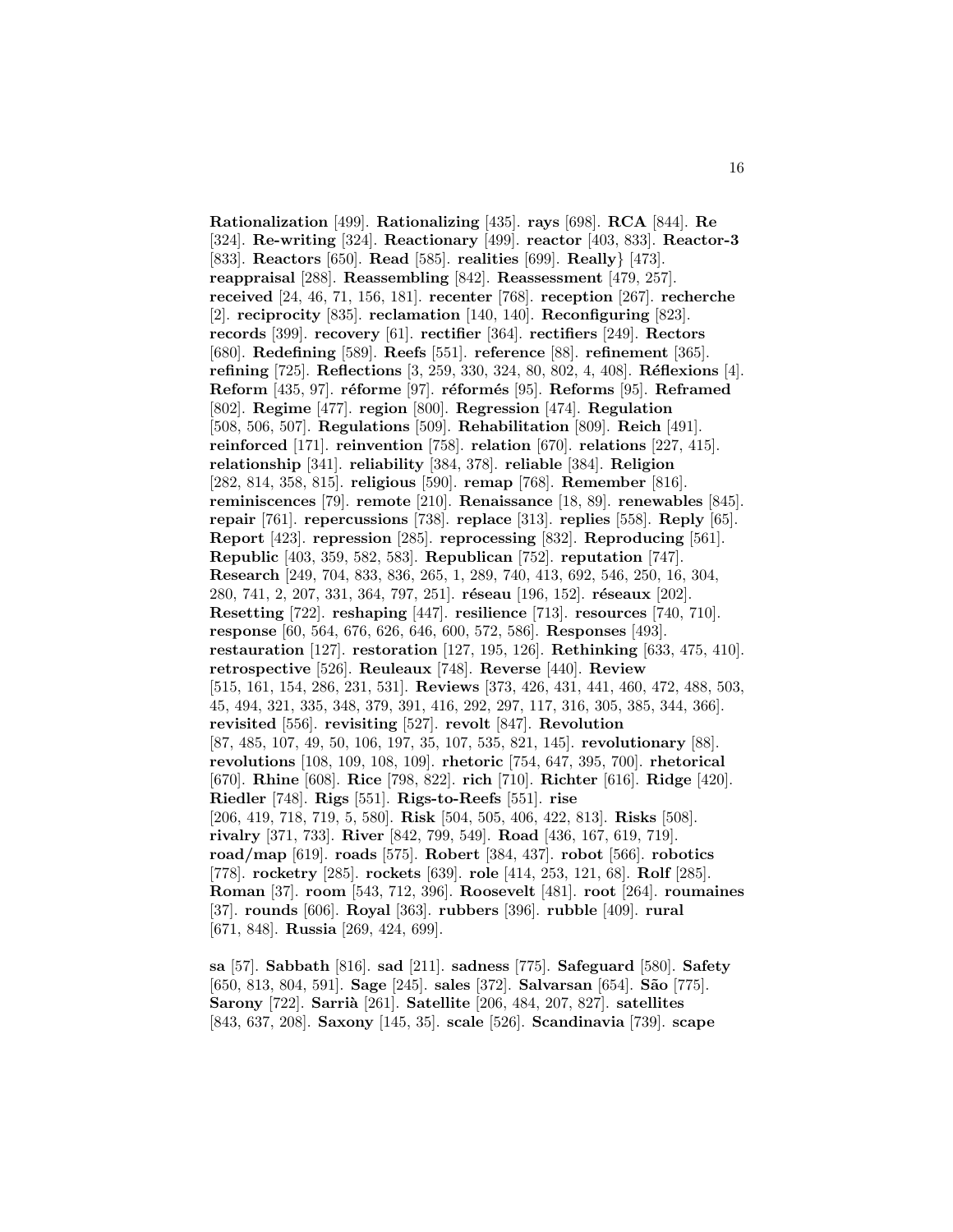**Rationalization** [499]. **Rationalizing** [435]. **rays** [698]. **RCA** [844]. **Re** [324]. **Re-writing** [324]. **Reactionary** [499]. **reactor** [403, 833]. **Reactor-3** [833]. **Reactors** [650]. **Read** [585]. **realities** [699]. **Really**} [473]. **reappraisal** [288]. **Reassembling** [842]. **Reassessment** [479, 257]. **received** [24, 46, 71, 156, 181]. **recenter** [768]. **reception** [267]. **recherche** [2]. **reciprocity** [835]. **reclamation** [140, 140]. **Reconfiguring** [823]. **records** [399]. **recovery** [61]. **rectifier** [364]. **rectifiers** [249]. **Rectors** [680]. **Redefining** [589]. **Reefs** [551]. **reference** [88]. **refinement** [365]. **refining** [725]. **Reflections** [3, 259, 330, 324, 80, 802, 4, 408]. **Réflexions** [4]. **Reform** [435, 97]. **réforme** [97]. **réformés** [95]. **Reforms** [95]. **Reframed** [802]. **Regime** [477]. **region** [800]. **Regression** [474]. **Regulation** [508, 506, 507]. **Regulations** [509]. **Rehabilitation** [809]. **Reich** [491]. **reinforced** [171]. **reinvention** [758]. **relation** [670]. **relations** [227, 415]. **relationship** [341]. **reliability** [384, 378]. **reliable** [384]. **Religion** [282, 814, 358, 815]. **religious** [590]. **remap** [768]. **Remember** [816]. **reminiscences** [79]. **remote** [210]. **Renaissance** [18, 89]. **renewables** [845]. **repair** [761]. **repercussions** [738]. **replace** [313]. **replies** [558]. **Reply** [65]. **Report** [423]. **repression** [285]. **reprocessing** [832]. **Reproducing** [561]. **Republic** [403, 359, 582, 583]. **Republican** [752]. **reputation** [747]. **Research** [249, 704, 833, 836, 265, 1, 289, 740, 413, 692, 546, 250, 16, 304, 280, 741, 2, 207, 331, 364, 797, 251]. **réseau** [196, 152]. **réseaux** [202]. **Resetting** [722]. **reshaping** [447]. **resilience** [713]. **resources** [740, 710]. **response** [60, 564, 676, 626, 646, 600, 572, 586]. **Responses** [493]. **restauration** [127]. **restoration** [127, 195, 126]. **Rethinking** [633, 475, 410]. **retrospective** [526]. **Reuleaux** [748]. **Reverse** [440]. **Review** [515, 161, 154, 286, 231, 531]. **Reviews** [373, 426, 431, 441, 460, 472, 488, 503, 45, 494, 321, 335, 348, 379, 391, 416, 292, 297, 117, 316, 305, 385, 344, 366]. **revisited** [556]. **revisiting** [527]. **revolt** [847]. **Revolution** [87, 485, 107, 49, 50, 106, 197, 35, 107, 535, 821, 145]. **revolutionary** [88]. **revolutions** [108, 109, 108, 109]. **rhetoric** [754, 647, 395, 700]. **rhetorical** [670]. **Rhine** [608]. **Rice** [798, 822]. **rich** [710]. **Richter** [616]. **Ridge** [420]. **Riedler** [748]. **Rigs** [551]. **Rigs-to-Reefs** [551]. **rise** [206, 419, 718, 719, 5, 580]. **Risk** [504, 505, 406, 422, 813]. **Risks** [508]. **rivalry** [371, 733]. **River** [842, 799, 549]. **Road** [436, 167, 619, 719]. **road/map** [619]. **roads** [575]. **Robert** [384, 437]. **robot** [566]. **robotics** [778]. **rocketry** [285]. **rockets** [639]. **role** [414, 253, 121, 68]. **Rolf** [285]. **Roman** [37]. **room** [543, 712, 396]. **Roosevelt** [481]. **root** [264]. **roumaines** [37]. **rounds** [606]. **Royal** [363]. **rubbers** [396]. **rubble** [409]. **rural** [671, 848]. **Russia** [269, 424, 699].

**sa** [57]. **Sabbath** [816]. **sad** [211]. **sadness** [775]. **Safeguard** [580]. **Safety** [650, 813, 804, 591]. **Sage** [245]. **sales** [372]. **Salvarsan** [654]. **São** [775]. **Sarony** [722]. **Sarrià** [261]. **Satellite** [206, 484, 207, 827]. **satellites** [843, 637, 208]. **Saxony** [145, 35]. **scale** [526]. **Scandinavia** [739]. **scape**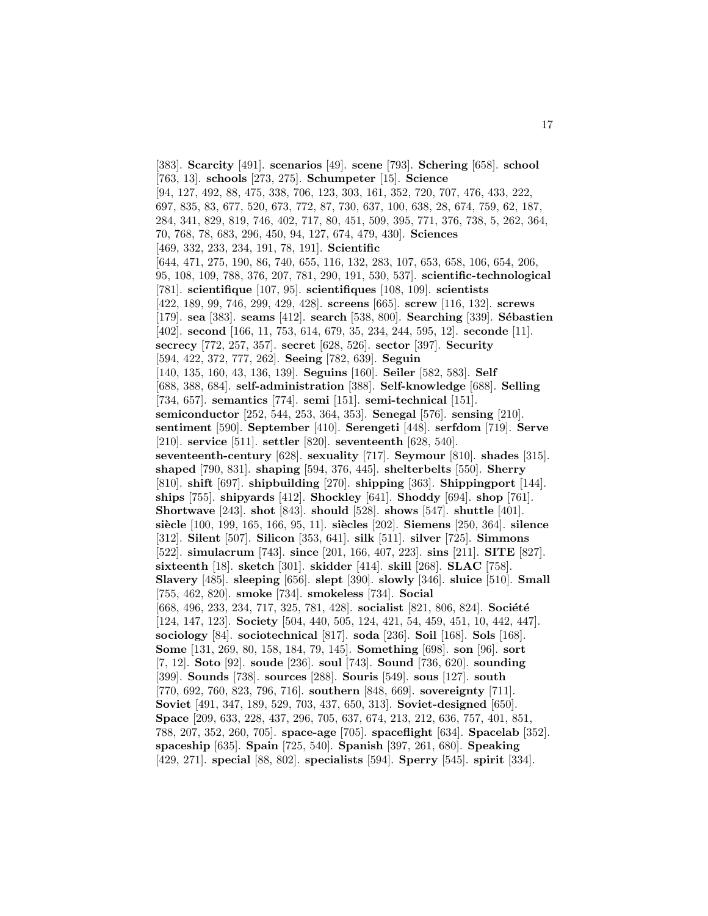[383]. **Scarcity** [491]. **scenarios** [49]. **scene** [793]. **Schering** [658]. **school** [763, 13]. **schools** [273, 275]. **Schumpeter** [15]. **Science** [94, 127, 492, 88, 475, 338, 706, 123, 303, 161, 352, 720, 707, 476, 433, 222, 697, 835, 83, 677, 520, 673, 772, 87, 730, 637, 100, 638, 28, 674, 759, 62, 187, 284, 341, 829, 819, 746, 402, 717, 80, 451, 509, 395, 771, 376, 738, 5, 262, 364, 70, 768, 78, 683, 296, 450, 94, 127, 674, 479, 430]. **Sciences** [469, 332, 233, 234, 191, 78, 191]. **Scientific** [644, 471, 275, 190, 86, 740, 655, 116, 132, 283, 107, 653, 658, 106, 654, 206, 95, 108, 109, 788, 376, 207, 781, 290, 191, 530, 537]. **scientific-technological** [781]. **scientifique** [107, 95]. **scientifiques** [108, 109]. **scientists** [422, 189, 99, 746, 299, 429, 428]. **screens** [665]. **screw** [116, 132]. **screws** [179]. **sea** [383]. **seams** [412]. **search** [538, 800]. **Searching** [339]. **Sébastien** [402]. **second** [166, 11, 753, 614, 679, 35, 234, 244, 595, 12]. **seconde** [11]. **secrecy** [772, 257, 357]. **secret** [628, 526]. **sector** [397]. **Security** [594, 422, 372, 777, 262]. **Seeing** [782, 639]. **Seguin** [140, 135, 160, 43, 136, 139]. **Seguins** [160]. **Seiler** [582, 583]. **Self** [688, 388, 684]. **self-administration** [388]. **Self-knowledge** [688]. **Selling** [734, 657]. **semantics** [774]. **semi** [151]. **semi-technical** [151]. **semiconductor** [252, 544, 253, 364, 353]. **Senegal** [576]. **sensing** [210]. **sentiment** [590]. **September** [410]. **Serengeti** [448]. **serfdom** [719]. **Serve** [210]. **service** [511]. **settler** [820]. **seventeenth** [628, 540]. **seventeenth-century** [628]. **sexuality** [717]. **Seymour** [810]. **shades** [315]. **shaped** [790, 831]. **shaping** [594, 376, 445]. **shelterbelts** [550]. **Sherry** [810]. **shift** [697]. **shipbuilding** [270]. **shipping** [363]. **Shippingport** [144]. **ships** [755]. **shipyards** [412]. **Shockley** [641]. **Shoddy** [694]. **shop** [761]. **Shortwave** [243]. **shot** [843]. **should** [528]. **shows** [547]. **shuttle** [401]. **siècle** [100, 199, 165, 166, 95, 11]. **siècles** [202]. **Siemens** [250, 364]. **silence** [312]. **Silent** [507]. **Silicon** [353, 641]. **silk** [511]. **silver** [725]. **Simmons** [522]. **simulacrum** [743]. **since** [201, 166, 407, 223]. **sins** [211]. **SITE** [827]. **sixteenth** [18]. **sketch** [301]. **skidder** [414]. **skill** [268]. **SLAC** [758]. **Slavery** [485]. **sleeping** [656]. **slept** [390]. **slowly** [346]. **sluice** [510]. **Small** [755, 462, 820]. **smoke** [734]. **smokeless** [734]. **Social** [668, 496, 233, 234, 717, 325, 781, 428]. **socialist** [821, 806, 824]. **Société** [124, 147, 123]. **Society** [504, 440, 505, 124, 421, 54, 459, 451, 10, 442, 447]. **sociology** [84]. **sociotechnical** [817]. **soda** [236]. **Soil** [168]. **Sols** [168]. **Some** [131, 269, 80, 158, 184, 79, 145]. **Something** [698]. **son** [96]. **sort** [7, 12]. **Soto** [92]. **soude** [236]. **soul** [743]. **Sound** [736, 620]. **sounding** [399]. **Sounds** [738]. **sources** [288]. **Souris** [549]. **sous** [127]. **south** [770, 692, 760, 823, 796, 716]. **southern** [848, 669]. **sovereignty** [711]. **Soviet** [491, 347, 189, 529, 703, 437, 650, 313]. **Soviet-designed** [650]. **Space** [209, 633, 228, 437, 296, 705, 637, 674, 213, 212, 636, 757, 401, 851, 788, 207, 352, 260, 705]. **space-age** [705]. **spaceflight** [634]. **Spacelab** [352]. **spaceship** [635]. **Spain** [725, 540]. **Spanish** [397, 261, 680]. **Speaking** [429, 271]. **special** [88, 802]. **specialists** [594]. **Sperry** [545]. **spirit** [334].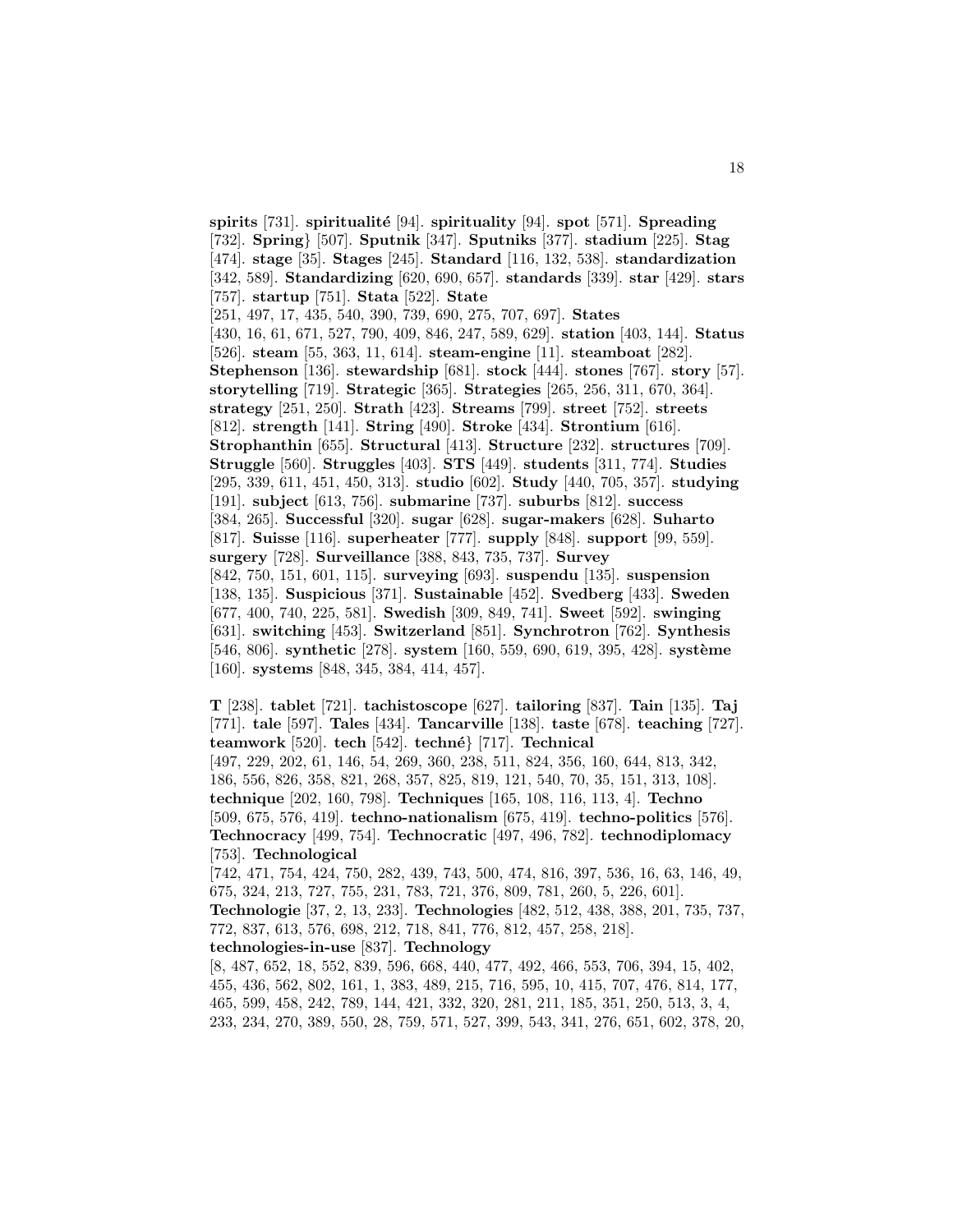**spirits** [731]. **spiritualité** [94]. **spirituality** [94]. **spot** [571]. **Spreading** [732]. **Spring**} [507]. **Sputnik** [347]. **Sputniks** [377]. **stadium** [225]. **Stag** [474]. **stage** [35]. **Stages** [245]. **Standard** [116, 132, 538]. **standardization** [342, 589]. **Standardizing** [620, 690, 657]. **standards** [339]. **star** [429]. **stars** [757]. **startup** [751]. **Stata** [522]. **State** [251, 497, 17, 435, 540, 390, 739, 690, 275, 707, 697]. **States** [430, 16, 61, 671, 527, 790, 409, 846, 247, 589, 629]. **station** [403, 144]. **Status** [526]. **steam** [55, 363, 11, 614]. **steam-engine** [11]. **steamboat** [282]. **Stephenson** [136]. **stewardship** [681]. **stock** [444]. **stones** [767]. **story** [57]. **storytelling** [719]. **Strategic** [365]. **Strategies** [265, 256, 311, 670, 364]. **strategy** [251, 250]. **Strath** [423]. **Streams** [799]. **street** [752]. **streets** [812]. **strength** [141]. **String** [490]. **Stroke** [434]. **Strontium** [616]. **Strophanthin** [655]. **Structural** [413]. **Structure** [232]. **structures** [709]. **Struggle** [560]. **Struggles** [403]. **STS** [449]. **students** [311, 774]. **Studies** [295, 339, 611, 451, 450, 313]. **studio** [602]. **Study** [440, 705, 357]. **studying** [191]. **subject** [613, 756]. **submarine** [737]. **suburbs** [812]. **success** [384, 265]. **Successful** [320]. **sugar** [628]. **sugar-makers** [628]. **Suharto** [817]. **Suisse** [116]. **superheater** [777]. **supply** [848]. **support** [99, 559]. **surgery** [728]. **Surveillance** [388, 843, 735, 737]. **Survey** [842, 750, 151, 601, 115]. **surveying** [693]. **suspendu** [135]. **suspension** [138, 135]. **Suspicious** [371]. **Sustainable** [452]. **Svedberg** [433]. **Sweden** [677, 400, 740, 225, 581]. **Swedish** [309, 849, 741]. **Sweet** [592]. **swinging** [631]. **switching** [453]. **Switzerland** [851]. **Synchrotron** [762]. **Synthesis** [546, 806]. **synthetic** [278]. **system** [160, 559, 690, 619, 395, 428]. **système** [160]. **systems** [848, 345, 384, 414, 457].

**T** [238]. **tablet** [721]. **tachistoscope** [627]. **tailoring** [837]. **Tain** [135]. **Taj** [771]. **tale** [597]. **Tales** [434]. **Tancarville** [138]. **taste** [678]. **teaching** [727]. **teamwork** [520]. **tech** [542]. **techné**} [717]. **Technical** [497, 229, 202, 61, 146, 54, 269, 360, 238, 511, 824, 356, 160, 644, 813, 342, 186, 556, 826, 358, 821, 268, 357, 825, 819, 121, 540, 70, 35, 151, 313, 108]. **technique** [202, 160, 798]. **Techniques** [165, 108, 116, 113, 4]. **Techno** [509, 675, 576, 419]. **techno-nationalism** [675, 419]. **techno-politics** [576]. **Technocracy** [499, 754]. **Technocratic** [497, 496, 782]. **technodiplomacy** [753]. **Technological** [742, 471, 754, 424, 750, 282, 439, 743, 500, 474, 816, 397, 536, 16, 63, 146, 49, 675, 324, 213, 727, 755, 231, 783, 721, 376, 809, 781, 260, 5, 226, 601]. **Technologie** [37, 2, 13, 233]. **Technologies** [482, 512, 438, 388, 201, 735, 737, 772, 837, 613, 576, 698, 212, 718, 841, 776, 812, 457, 258, 218]. **technologies-in-use** [837]. **Technology** [8, 487, 652, 18, 552, 839, 596, 668, 440, 477, 492, 466, 553, 706, 394, 15, 402, 455, 436, 562, 802, 161, 1, 383, 489, 215, 716, 595, 10, 415, 707, 476, 814, 177, 465, 599, 458, 242, 789, 144, 421, 332, 320, 281, 211, 185, 351, 250, 513, 3, 4, 233, 234, 270, 389, 550, 28, 759, 571, 527, 399, 543, 341, 276, 651, 602, 378, 20,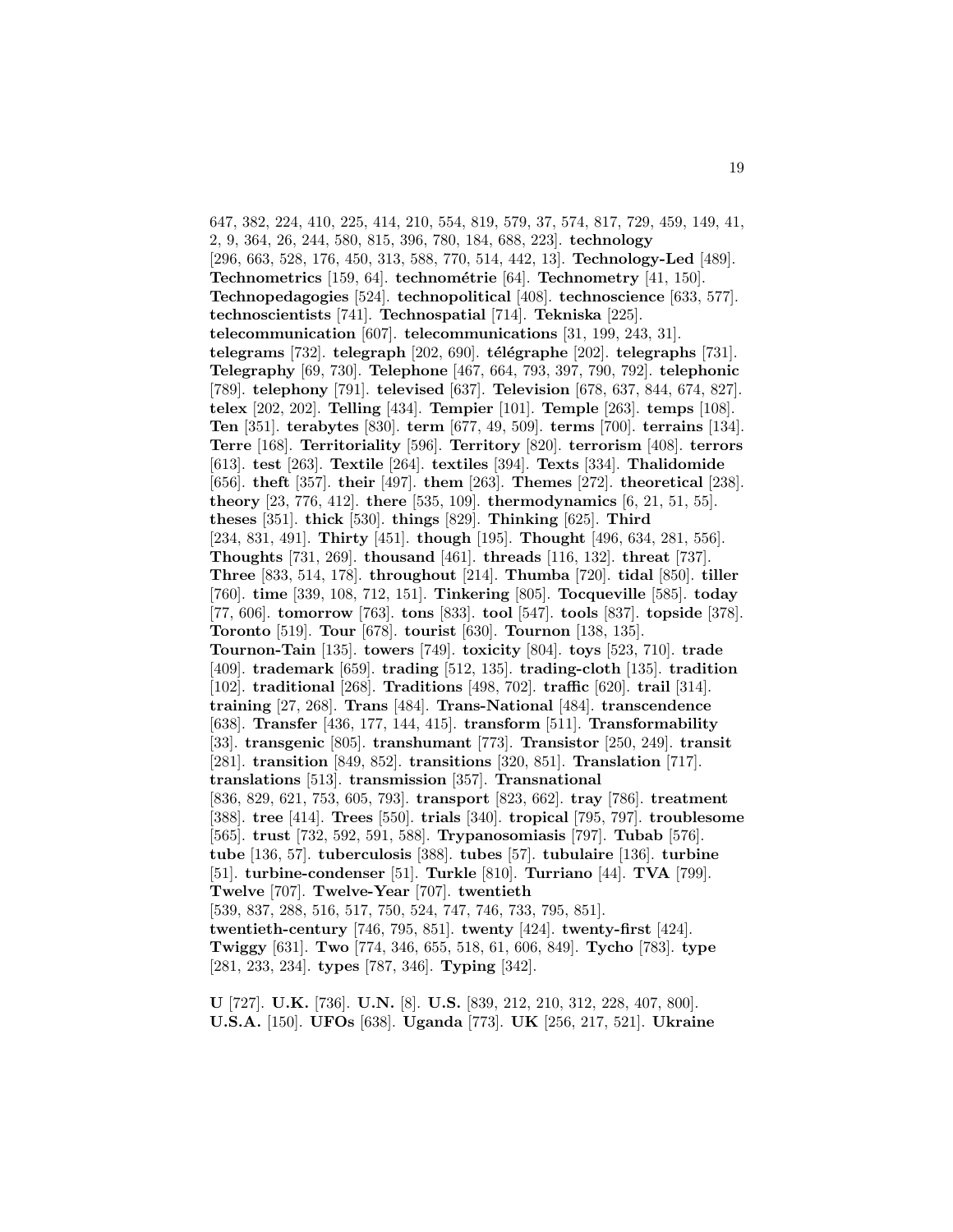647, 382, 224, 410, 225, 414, 210, 554, 819, 579, 37, 574, 817, 729, 459, 149, 41, 2, 9, 364, 26, 244, 580, 815, 396, 780, 184, 688, 223]. **technology** [296, 663, 528, 176, 450, 313, 588, 770, 514, 442, 13]. **Technology-Led** [489]. **Technometrics** [159, 64]. **technométrie** [64]. **Technometry** [41, 150]. **Technopedagogies** [524]. **technopolitical** [408]. **technoscience** [633, 577]. **technoscientists** [741]. **Technospatial** [714]. **Tekniska** [225]. **telecommunication** [607]. **telecommunications** [31, 199, 243, 31]. **telegrams** [732]. **telegraph** [202, 690]. **télégraphe** [202]. **telegraphs** [731]. **Telegraphy** [69, 730]. **Telephone** [467, 664, 793, 397, 790, 792]. **telephonic** [789]. **telephony** [791]. **televised** [637]. **Television** [678, 637, 844, 674, 827]. **telex** [202, 202]. **Telling** [434]. **Tempier** [101]. **Temple** [263]. **temps** [108]. **Ten** [351]. **terabytes** [830]. **term** [677, 49, 509]. **terms** [700]. **terrains** [134]. **Terre** [168]. **Territoriality** [596]. **Territory** [820]. **terrorism** [408]. **terrors** [613]. **test** [263]. **Textile** [264]. **textiles** [394]. **Texts** [334]. **Thalidomide** [656]. **theft** [357]. **their** [497]. **them** [263]. **Themes** [272]. **theoretical** [238]. **theory** [23, 776, 412]. **there** [535, 109]. **thermodynamics** [6, 21, 51, 55]. **theses** [351]. **thick** [530]. **things** [829]. **Thinking** [625]. **Third** [234, 831, 491]. **Thirty** [451]. **though** [195]. **Thought** [496, 634, 281, 556]. **Thoughts** [731, 269]. **thousand** [461]. **threads** [116, 132]. **threat** [737]. **Three** [833, 514, 178]. **throughout** [214]. **Thumba** [720]. **tidal** [850]. **tiller** [760]. **time** [339, 108, 712, 151]. **Tinkering** [805]. **Tocqueville** [585]. **today** [77, 606]. **tomorrow** [763]. **tons** [833]. **tool** [547]. **tools** [837]. **topside** [378]. **Toronto** [519]. **Tour** [678]. **tourist** [630]. **Tournon** [138, 135]. **Tournon-Tain** [135]. **towers** [749]. **toxicity** [804]. **toys** [523, 710]. **trade** [409]. **trademark** [659]. **trading** [512, 135]. **trading-cloth** [135]. **tradition** [102]. **traditional** [268]. **Traditions** [498, 702]. **traffic** [620]. **trail** [314]. **training** [27, 268]. **Trans** [484]. **Trans-National** [484]. **transcendence** [638]. **Transfer** [436, 177, 144, 415]. **transform** [511]. **Transformability** [33]. **transgenic** [805]. **transhumant** [773]. **Transistor** [250, 249]. **transit** [281]. **transition** [849, 852]. **transitions** [320, 851]. **Translation** [717]. **translations** [513]. **transmission** [357]. **Transnational** [836, 829, 621, 753, 605, 793]. **transport** [823, 662]. **tray** [786]. **treatment** [388]. **tree** [414]. **Trees** [550]. **trials** [340]. **tropical** [795, 797]. **troublesome** [565]. **trust** [732, 592, 591, 588]. **Trypanosomiasis** [797]. **Tubab** [576]. **tube** [136, 57]. **tuberculosis** [388]. **tubes** [57]. **tubulaire** [136]. **turbine** [51]. **turbine-condenser** [51]. **Turkle** [810]. **Turriano** [44]. **TVA** [799]. **Twelve** [707]. **Twelve-Year** [707]. **twentieth** [539, 837, 288, 516, 517, 750, 524, 747, 746, 733, 795, 851]. **twentieth-century** [746, 795, 851]. **twenty** [424]. **twenty-first** [424]. **Twiggy** [631]. **Two** [774, 346, 655, 518, 61, 606, 849]. **Tycho** [783]. **type** [281, 233, 234]. **types** [787, 346]. **Typing** [342].

**U** [727]. **U.K.** [736]. **U.N.** [8]. **U.S.** [839, 212, 210, 312, 228, 407, 800]. **U.S.A.** [150]. **UFOs** [638]. **Uganda** [773]. **UK** [256, 217, 521]. **Ukraine**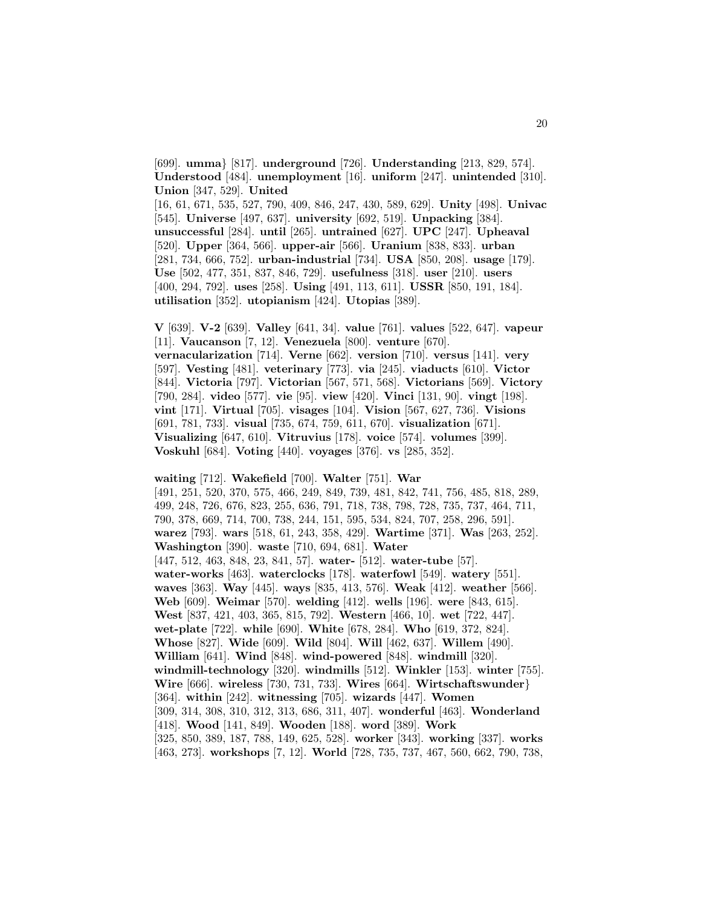[699]. **umma}** [817]. **underground** [726]. **Understanding** [213, 829, 574]. **Understood** [484]. **unemployment** [16]. **uniform** [247]. **unintended** [310]. **Union** [347, 529]. **United** [16, 61, 671, 535, 527, 790, 409, 846, 247, 430, 589, 629]. **Unity** [498]. **Univac** [545]. **Universe** [497, 637]. **university** [692, 519]. **Unpacking** [384]. **unsuccessful** [284]. **until** [265]. **untrained** [627]. **UPC** [247]. **Upheaval** [520]. **Upper** [364, 566]. **upper-air** [566]. **Uranium** [838, 833]. **urban** [281, 734, 666, 752]. **urban-industrial** [734]. **USA** [850, 208]. **usage** [179]. **Use** [502, 477, 351, 837, 846, 729]. **usefulness** [318]. **user** [210]. **users** [400, 294, 792]. **uses** [258]. **Using** [491, 113, 611]. **USSR** [850, 191, 184]. **utilisation** [352]. **utopianism** [424]. **Utopias** [389].

**V** [639]. **V-2** [639]. **Valley** [641, 34]. **value** [761]. **values** [522, 647]. **vapeur** [11]. **Vaucanson** [7, 12]. **Venezuela** [800]. **venture** [670]. **vernacularization** [714]. **Verne** [662]. **version** [710]. **versus** [141]. **very** [597]. **Vesting** [481]. **veterinary** [773]. **via** [245]. **viaducts** [610]. **Victor** [844]. **Victoria** [797]. **Victorian** [567, 571, 568]. **Victorians** [569]. **Victory** [790, 284]. **video** [577]. **vie** [95]. **view** [420]. **Vinci** [131, 90]. **vingt** [198]. **vint** [171]. **Virtual** [705]. **visages** [104]. **Vision** [567, 627, 736]. **Visions** [691, 781, 733]. **visual** [735, 674, 759, 611, 670]. **visualization** [671]. **Visualizing** [647, 610]. **Vitruvius** [178]. **voice** [574]. **volumes** [399]. **Voskuhl** [684]. **Voting** [440]. **voyages** [376]. **vs** [285, 352].

**waiting** [712]. **Wakefield** [700]. **Walter** [751]. **War** [491, 251, 520, 370, 575, 466, 249, 849, 739, 481, 842, 741, 756, 485, 818, 289, 499, 248, 726, 676, 823, 255, 636, 791, 718, 738, 798, 728, 735, 737, 464, 711, 790, 378, 669, 714, 700, 738, 244, 151, 595, 534, 824, 707, 258, 296, 591]. **warez** [793]. **wars** [518, 61, 243, 358, 429]. **Wartime** [371]. **Was** [263, 252]. **Washington** [390]. **waste** [710, 694, 681]. **Water** [447, 512, 463, 848, 23, 841, 57]. **water-** [512]. **water-tube** [57]. **water-works** [463]. **waterclocks** [178]. **waterfowl** [549]. **watery** [551]. **waves** [363]. **Way** [445]. **ways** [835, 413, 576]. **Weak** [412]. **weather** [566]. **Web** [609]. **Weimar** [570]. **welding** [412]. **wells** [196]. **were** [843, 615]. **West** [837, 421, 403, 365, 815, 792]. **Western** [466, 10]. **wet** [722, 447]. **wet-plate** [722]. **while** [690]. **White** [678, 284]. **Who** [619, 372, 824]. **Whose** [827]. **Wide** [609]. **Wild** [804]. **Will** [462, 637]. **Willem** [490]. **William** [641]. **Wind** [848]. **wind-powered** [848]. **windmill** [320]. **windmill-technology** [320]. **windmills** [512]. **Winkler** [153]. **winter** [755]. **Wire** [666]. **wireless** [730, 731, 733]. **Wires** [664]. **Wirtschaftswunder}** [364]. **within** [242]. **witnessing** [705]. **wizards** [447]. **Women** [309, 314, 308, 310, 312, 313, 686, 311, 407]. **wonderful** [463]. **Wonderland** [418]. **Wood** [141, 849]. **Wooden** [188]. **word** [389]. **Work** [325, 850, 389, 187, 788, 149, 625, 528]. **worker** [343]. **working** [337]. **works** [463, 273]. **workshops** [7, 12]. **World** [728, 735, 737, 467, 560, 662, 790, 738,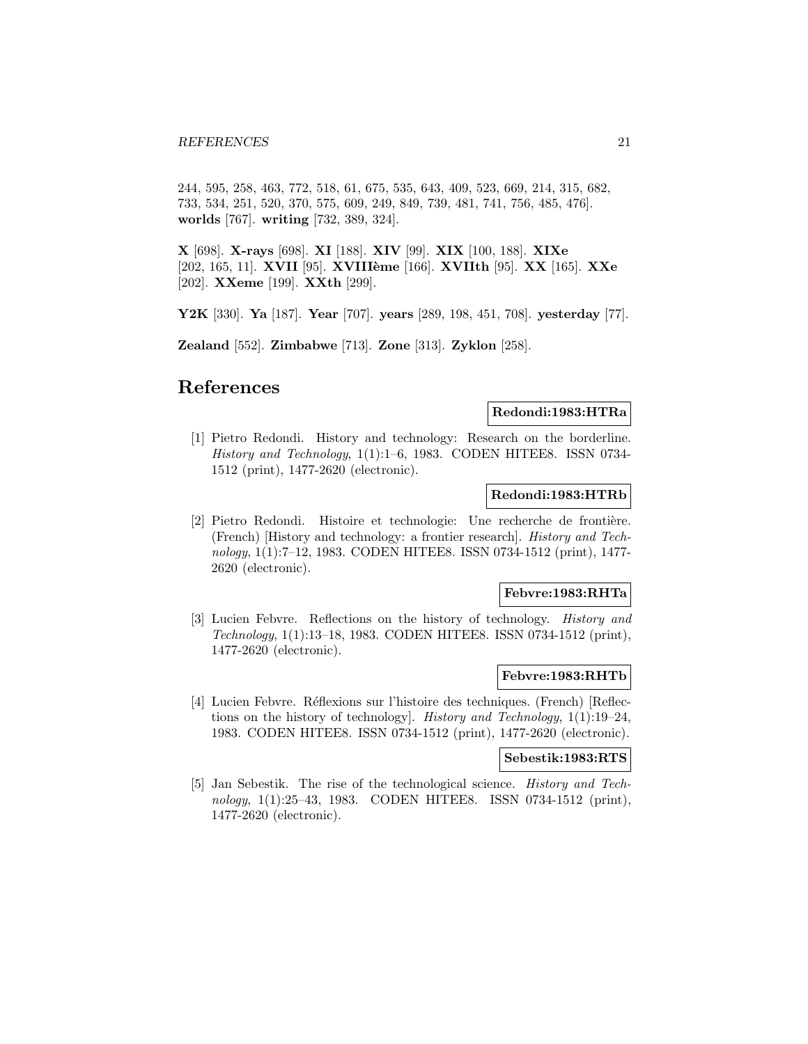244, 595, 258, 463, 772, 518, 61, 675, 535, 643, 409, 523, 669, 214, 315, 682, 733, 534, 251, 520, 370, 575, 609, 249, 849, 739, 481, 741, 756, 485, 476]. **worlds** [767]. **writing** [732, 389, 324].

**X** [698]. **X-rays** [698]. **XI** [188]. **XIV** [99]. **XIX** [100, 188]. **XIXe** [202, 165, 11]. **XVII** [95]. **XVIIIème** [166]. **XVIIth** [95]. **XX** [165]. **XXe** [202]. **XXeme** [199]. **XXth** [299].

**Y2K** [330]. **Ya** [187]. **Year** [707]. **years** [289, 198, 451, 708]. **yesterday** [77].

**Zealand** [552]. **Zimbabwe** [713]. **Zone** [313]. **Zyklon** [258].

# References

**Redondi:1983:HTRa**

[1] Pietro Redondi. History and technology: Research on the borderline. *History and Technology*, 1(1):1–6, 1983. CODEN HITEE8. ISSN 0734-1512 (print), 1477-2620 (electronic).

**Redondi:1983:HTRb**

[2] Pietro Redondi. Histoire et technologie: Une recherche de frontière. (French) [History and technology: a frontier research]. *History and Technology*, 1(1):7–12, 1983. CODEN HITEE8. ISSN 0734-1512 (print), 1477-2620 (electronic).

**Febvre:1983:RHTa**

[3] Lucien Febvre. Reflections on the history of technology. *History and Technology*, 1(1):13–18, 1983. CODEN HITEE8. ISSN 0734-1512 (print), 1477-2620 (electronic).

**Febvre:1983:RHTb**

[4] Lucien Febvre. Réflexions sur l'histoire des techniques. (French) [Reflections on the history of technology]. *History and Technology*, 1(1):19–24, 1983. CODEN HITEE8. ISSN 0734-1512 (print), 1477-2620 (electronic).

**Sebestik:1983:RTS**

[5] Jan Sebestik. The rise of the technological science. *History and Technology*, 1(1):25–43, 1983. CODEN HITEE8. ISSN 0734-1512 (print), 1477-2620 (electronic).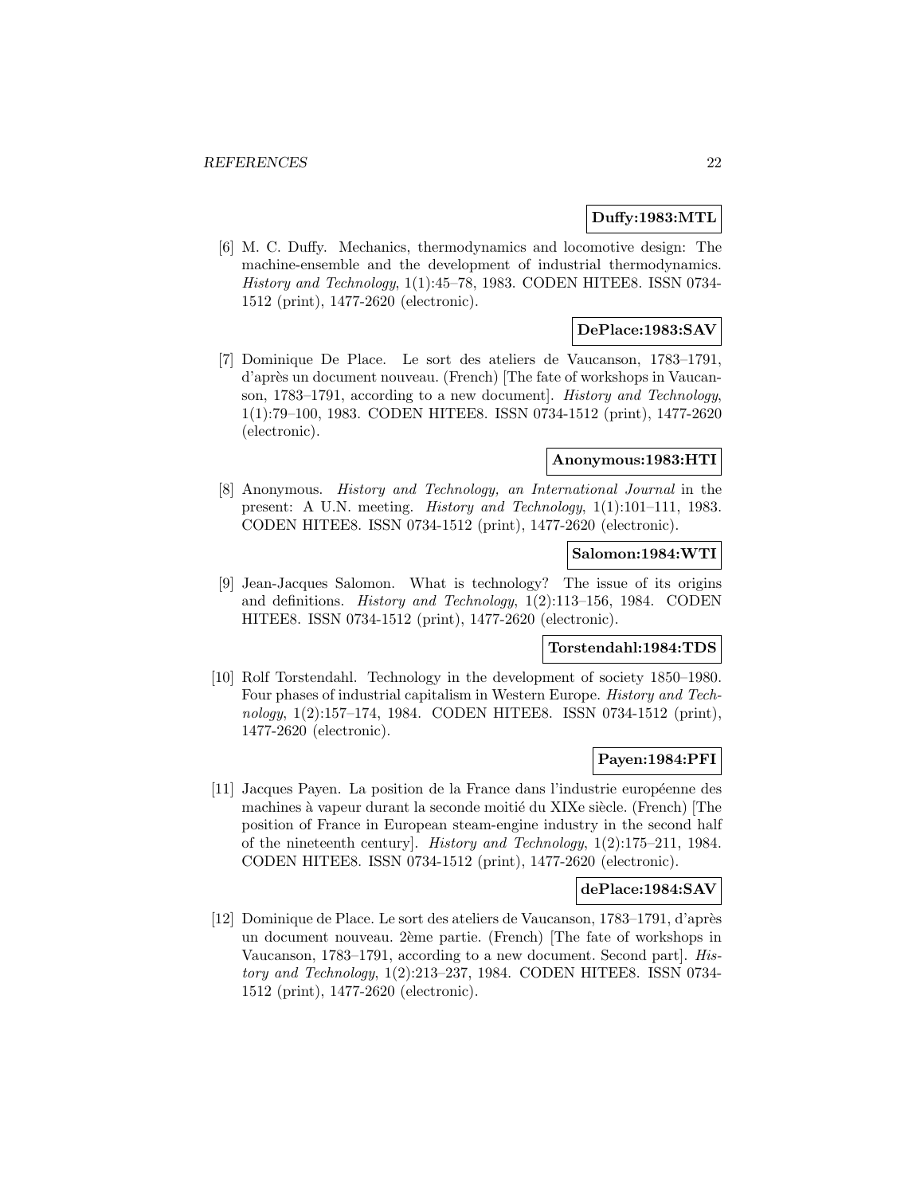**Duffy:1983:MTL**

[6] M. C. Duffy. Mechanics, thermodynamics and locomotive design: The machine-ensemble and the development of industrial thermodynamics. *History and Technology*, 1(1):45–78, 1983. CODEN HITEE8. ISSN 0734-1512 (print), 1477-2620 (electronic).

**DePlace:1983:SAV**

[7] Dominique De Place. Le sort des ateliers de Vaucanson, 1783–1791, d'après un document nouveau. (French) [The fate of workshops in Vaucanson, 1783–1791, according to a new document]. *History and Technology*, 1(1):79–100, 1983. CODEN HITEE8. ISSN 0734-1512 (print), 1477-2620 (electronic).

**Anonymous:1983:HTI**

[8] Anonymous. *History and Technology, an International Journal* in the present: A U.N. meeting. *History and Technology*, 1(1):101–111, 1983. CODEN HITEE8. ISSN 0734-1512 (print), 1477-2620 (electronic).

**Salomon:1984:WTI**

[9] Jean-Jacques Salomon. What is technology? The issue of its origins and definitions. *History and Technology*, 1(2):113–156, 1984. CODEN HITEE8. ISSN 0734-1512 (print), 1477-2620 (electronic).

**Torstendahl:1984:TDS**

[10] Rolf Torstendahl. Technology in the development of society 1850–1980. Four phases of industrial capitalism in Western Europe. *History and Technology*, 1(2):157–174, 1984. CODEN HITEE8. ISSN 0734-1512 (print), 1477-2620 (electronic).

**Payen:1984:PFI**

[11] Jacques Payen. La position de la France dans l'industrie européenne des machines à vapeur durant la seconde moitié du XIXe siècle. (French) [The position of France in European steam-engine industry in the second half of the nineteenth century]. *History and Technology*, 1(2):175–211, 1984. CODEN HITEE8. ISSN 0734-1512 (print), 1477-2620 (electronic).

**dePlace:1984:SAV**

[12] Dominique de Place. Le sort des ateliers de Vaucanson, 1783–1791, d'après un document nouveau. 2ème partie. (French) [The fate of workshops in Vaucanson, 1783–1791, according to a new document. Second part]. *History and Technology*, 1(2):213–237, 1984. CODEN HITEE8. ISSN 0734-1512 (print), 1477-2620 (electronic).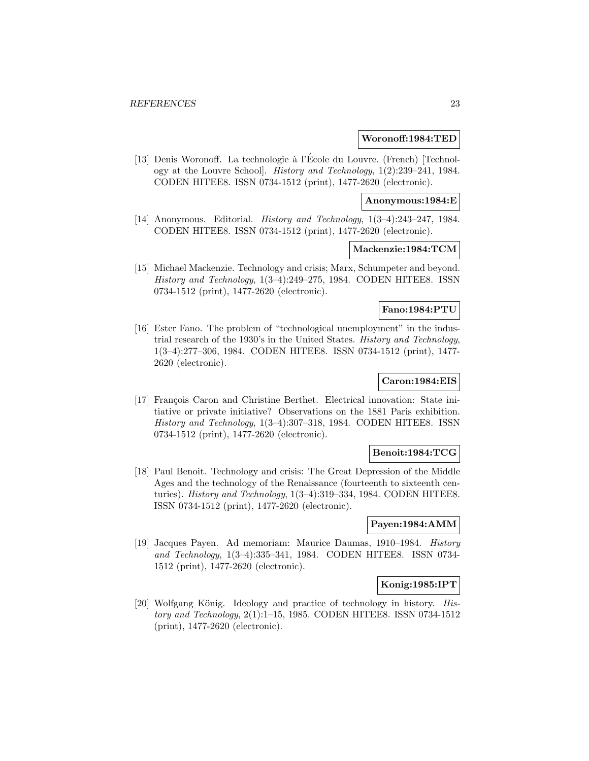**Woronoff:1984:TED**

[13] Denis Woronoff. La technologie à l'École du Louvre. (French) [Technology at the Louvre School]. *History and Technology*, 1(2):239–241, 1984. CODEN HITEE8. ISSN 0734-1512 (print), 1477-2620 (electronic).

**Anonymous:1984:E**

[14] Anonymous. Editorial. *History and Technology*, 1(3–4):243–247, 1984. CODEN HITEE8. ISSN 0734-1512 (print), 1477-2620 (electronic).

**Mackenzie:1984:TCM**

[15] Michael Mackenzie. Technology and crisis; Marx, Schumpeter and beyond. *History and Technology*, 1(3–4):249–275, 1984. CODEN HITEE8. ISSN 0734-1512 (print), 1477-2620 (electronic).

**Fano:1984:PTU**

[16] Ester Fano. The problem of "technological unemployment" in the industrial research of the 1930's in the United States. *History and Technology*, 1(3–4):277–306, 1984. CODEN HITEE8. ISSN 0734-1512 (print), 1477-2620 (electronic).

**Caron:1984:EIS**

[17] François Caron and Christine Berthet. Electrical innovation: State initiative or private initiative? Observations on the 1881 Paris exhibition. *History and Technology*, 1(3–4):307–318, 1984. CODEN HITEE8. ISSN 0734-1512 (print), 1477-2620 (electronic).

**Benoit:1984:TCG**

[18] Paul Benoit. Technology and crisis: The Great Depression of the Middle Ages and the technology of the Renaissance (fourteenth to sixteenth centuries). *History and Technology*, 1(3–4):319–334, 1984. CODEN HITEE8. ISSN 0734-1512 (print), 1477-2620 (electronic).

**Payen:1984:AMM**

[19] Jacques Payen. Ad memoriam: Maurice Daumas, 1910–1984. *History and Technology*, 1(3–4):335–341, 1984. CODEN HITEE8. ISSN 0734-1512 (print), 1477-2620 (electronic).

**Konig:1985:IPT**

[20] Wolfgang König. Ideology and practice of technology in history. *History and Technology*, 2(1):1–15, 1985. CODEN HITEE8. ISSN 0734-1512 (print), 1477-2620 (electronic).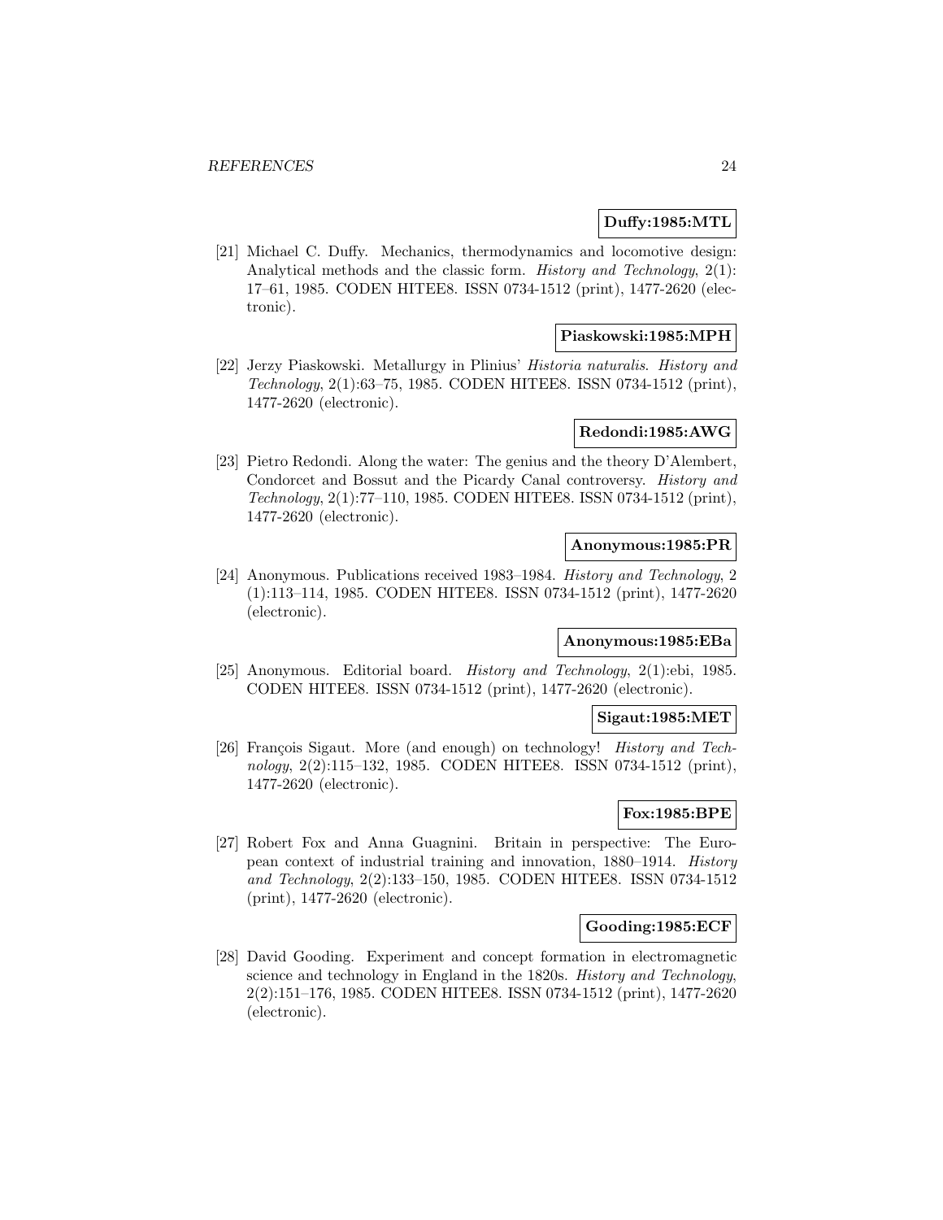**Duffy:1985:MTL**

[21] Michael C. Duffy. Mechanics, thermodynamics and locomotive design: Analytical methods and the classic form. *History and Technology*, 2(1): 17–61, 1985. CODEN HITEE8. ISSN 0734-1512 (print), 1477-2620 (electronic).

**Piaskowski:1985:MPH**

[22] Jerzy Piaskowski. Metallurgy in Plinius' *Historia naturalis*. *History and Technology*, 2(1):63–75, 1985. CODEN HITEE8. ISSN 0734-1512 (print), 1477-2620 (electronic).

**Redondi:1985:AWG**

[23] Pietro Redondi. Along the water: The genius and the theory D'Alembert, Condorcet and Bossut and the Picardy Canal controversy. *History and Technology*, 2(1):77–110, 1985. CODEN HITEE8. ISSN 0734-1512 (print), 1477-2620 (electronic).

**Anonymous:1985:PR**

[24] Anonymous. Publications received 1983–1984. *History and Technology*, 2 (1):113–114, 1985. CODEN HITEE8. ISSN 0734-1512 (print), 1477-2620 (electronic).

**Anonymous:1985:EBa**

[25] Anonymous. Editorial board. *History and Technology*, 2(1):ebi, 1985. CODEN HITEE8. ISSN 0734-1512 (print), 1477-2620 (electronic).

**Sigaut:1985:MET**

[26] François Sigaut. More (and enough) on technology! *History and Technology*, 2(2):115–132, 1985. CODEN HITEE8. ISSN 0734-1512 (print), 1477-2620 (electronic).

**Fox:1985:BPE**

[27] Robert Fox and Anna Guagnini. Britain in perspective: The European context of industrial training and innovation, 1880–1914. *History and Technology*, 2(2):133–150, 1985. CODEN HITEE8. ISSN 0734-1512 (print), 1477-2620 (electronic).

**Gooding:1985:ECF**

[28] David Gooding. Experiment and concept formation in electromagnetic science and technology in England in the 1820s. *History and Technology*, 2(2):151–176, 1985. CODEN HITEE8. ISSN 0734-1512 (print), 1477-2620 (electronic).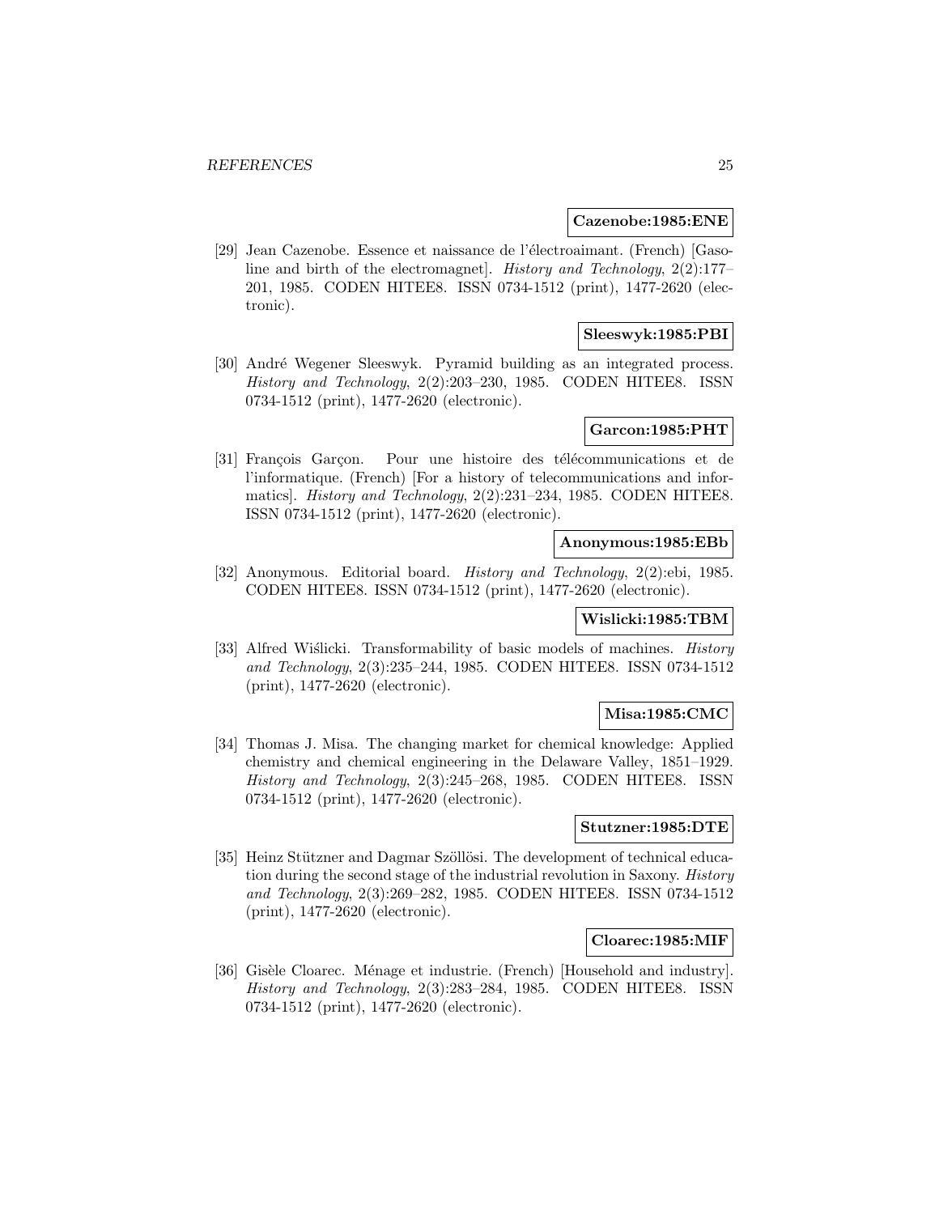**Cazenobe:1985:ENE**

[29] Jean Cazenobe. Essence et naissance de l'électroaimant. (French) [Gasoline and birth of the electromagnet]. *History and Technology*, 2(2):177–201, 1985. CODEN HITEE8. ISSN 0734-1512 (print), 1477-2620 (electronic).

**Sleeswyk:1985:PBI**

[30] André Wegener Sleeswyk. Pyramid building as an integrated process. *History and Technology*, 2(2):203–230, 1985. CODEN HITEE8. ISSN 0734-1512 (print), 1477-2620 (electronic).

**Garcon:1985:PHT**

[31] François Garçon. Pour une histoire des télécommunications et de l'informatique. (French) [For a history of telecommunications and informatics]. *History and Technology*, 2(2):231–234, 1985. CODEN HITEE8. ISSN 0734-1512 (print), 1477-2620 (electronic).

**Anonymous:1985:EBb**

[32] Anonymous. Editorial board. *History and Technology*, 2(2):ebi, 1985. CODEN HITEE8. ISSN 0734-1512 (print), 1477-2620 (electronic).

**Wislicki:1985:TBM**

[33] Alfred Wiślicki. Transformability of basic models of machines. *History and Technology*, 2(3):235–244, 1985. CODEN HITEE8. ISSN 0734-1512 (print), 1477-2620 (electronic).

**Misa:1985:CMC**

[34] Thomas J. Misa. The changing market for chemical knowledge: Applied chemistry and chemical engineering in the Delaware Valley, 1851–1929. *History and Technology*, 2(3):245–268, 1985. CODEN HITEE8. ISSN 0734-1512 (print), 1477-2620 (electronic).

**Stutzner:1985:DTE**

[35] Heinz Stützner and Dagmar Szöllösi. The development of technical education during the second stage of the industrial revolution in Saxony. *History and Technology*, 2(3):269–282, 1985. CODEN HITEE8. ISSN 0734-1512 (print), 1477-2620 (electronic).

**Cloarec:1985:MIF**

[36] Gisèle Cloarec. Ménage et industrie. (French) [Household and industry]. *History and Technology*, 2(3):283–284, 1985. CODEN HITEE8. ISSN 0734-1512 (print), 1477-2620 (electronic).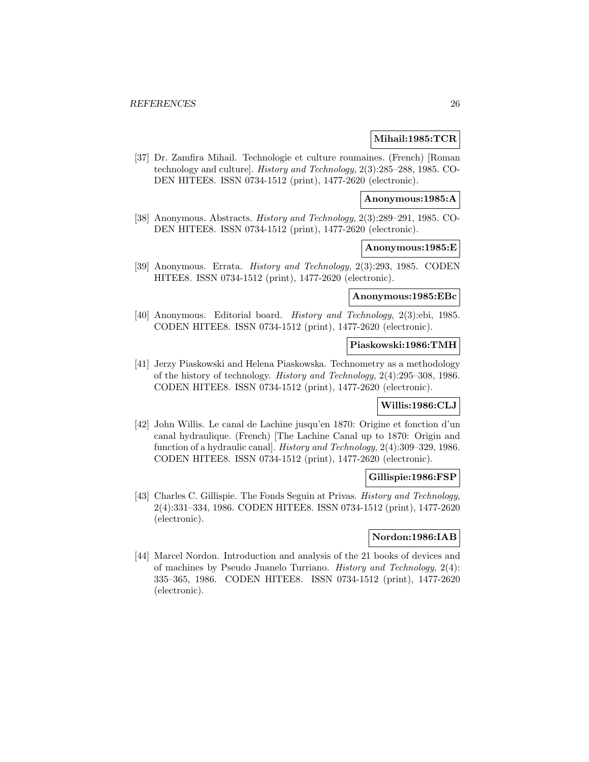**Mihail:1985:TCR**

[37] Dr. Zamfira Mihail. Technologie et culture roumaines. (French) [Roman technology and culture]. *History and Technology*, 2(3):285–288, 1985. CODEN HITEE8. ISSN 0734-1512 (print), 1477-2620 (electronic).

**Anonymous:1985:A**

[38] Anonymous. Abstracts. *History and Technology*, 2(3):289–291, 1985. CODEN HITEE8. ISSN 0734-1512 (print), 1477-2620 (electronic).

**Anonymous:1985:E**

[39] Anonymous. Errata. *History and Technology*, 2(3):293, 1985. CODEN HITEE8. ISSN 0734-1512 (print), 1477-2620 (electronic).

**Anonymous:1985:EBc**

[40] Anonymous. Editorial board. *History and Technology*, 2(3):ebi, 1985. CODEN HITEE8. ISSN 0734-1512 (print), 1477-2620 (electronic).

**Piaskowski:1986:TMH**

[41] Jerzy Piaskowski and Helena Piaskowska. Technometry as a methodology of the history of technology. *History and Technology*, 2(4):295–308, 1986. CODEN HITEE8. ISSN 0734-1512 (print), 1477-2620 (electronic).

**Willis:1986:CLJ**

[42] John Willis. Le canal de Lachine jusqu'en 1870: Origine et fonction d'un canal hydraulique. (French) [The Lachine Canal up to 1870: Origin and function of a hydraulic canal]. *History and Technology*, 2(4):309–329, 1986. CODEN HITEE8. ISSN 0734-1512 (print), 1477-2620 (electronic).

**Gillispie:1986:FSP**

[43] Charles C. Gillispie. The Fonds Seguin at Privas. *History and Technology*, 2(4):331–334, 1986. CODEN HITEE8. ISSN 0734-1512 (print), 1477-2620 (electronic).

**Nordon:1986:IAB**

[44] Marcel Nordon. Introduction and analysis of the 21 books of devices and of machines by Pseudo Juanelo Turriano. *History and Technology*, 2(4): 335–365, 1986. CODEN HITEE8. ISSN 0734-1512 (print), 1477-2620 (electronic).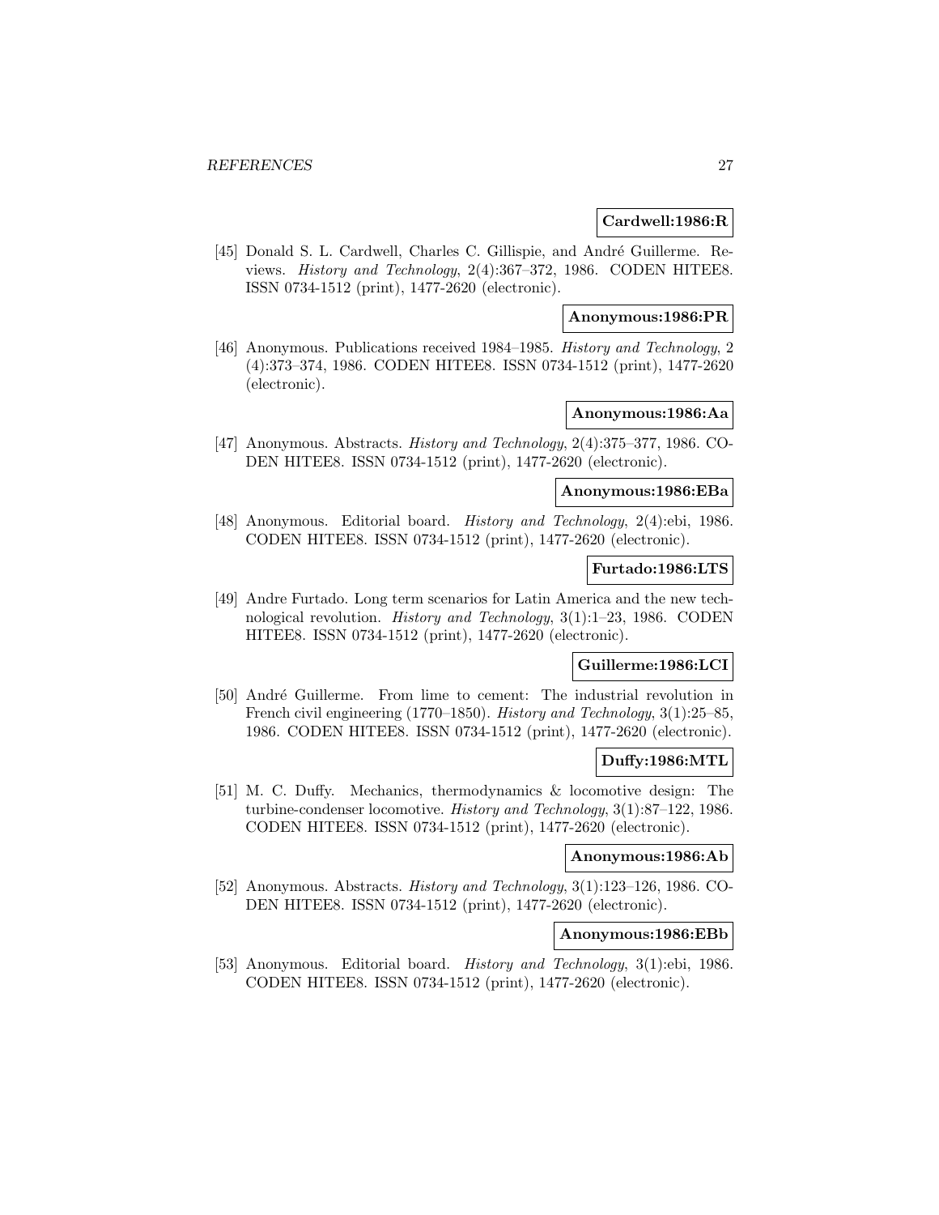**Cardwell:1986:R**

[45] Donald S. L. Cardwell, Charles C. Gillispie, and André Guillerme. Reviews. *History and Technology*, 2(4):367–372, 1986. CODEN HITEE8. ISSN 0734-1512 (print), 1477-2620 (electronic).

**Anonymous:1986:PR**

[46] Anonymous. Publications received 1984–1985. *History and Technology*, 2 (4):373–374, 1986. CODEN HITEE8. ISSN 0734-1512 (print), 1477-2620 (electronic).

**Anonymous:1986:Aa**

[47] Anonymous. Abstracts. *History and Technology*, 2(4):375–377, 1986. CODEN HITEE8. ISSN 0734-1512 (print), 1477-2620 (electronic).

**Anonymous:1986:EBa**

[48] Anonymous. Editorial board. *History and Technology*, 2(4):ebi, 1986. CODEN HITEE8. ISSN 0734-1512 (print), 1477-2620 (electronic).

**Furtado:1986:LTS**

[49] Andre Furtado. Long term scenarios for Latin America and the new technological revolution. *History and Technology*, 3(1):1–23, 1986. CODEN HITEE8. ISSN 0734-1512 (print), 1477-2620 (electronic).

**Guillerme:1986:LCI**

[50] André Guillerme. From lime to cement: The industrial revolution in French civil engineering (1770–1850). *History and Technology*, 3(1):25–85, 1986. CODEN HITEE8. ISSN 0734-1512 (print), 1477-2620 (electronic).

**Duffy:1986:MTL**

[51] M. C. Duffy. Mechanics, thermodynamics & locomotive design: The turbine-condenser locomotive. *History and Technology*, 3(1):87–122, 1986. CODEN HITEE8. ISSN 0734-1512 (print), 1477-2620 (electronic).

**Anonymous:1986:Ab**

[52] Anonymous. Abstracts. *History and Technology*, 3(1):123–126, 1986. CODEN HITEE8. ISSN 0734-1512 (print), 1477-2620 (electronic).

**Anonymous:1986:EBb**

[53] Anonymous. Editorial board. *History and Technology*, 3(1):ebi, 1986. CODEN HITEE8. ISSN 0734-1512 (print), 1477-2620 (electronic).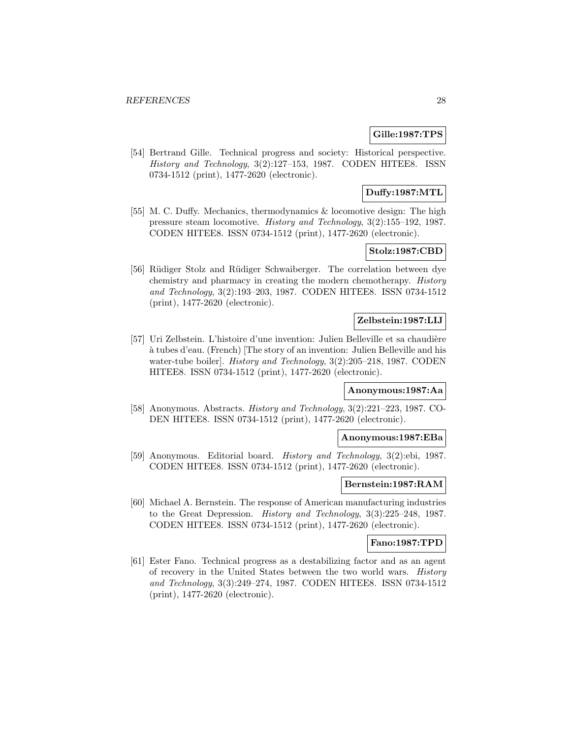**Gille:1987:TPS**

[54] Bertrand Gille. Technical progress and society: Historical perspective. *History and Technology*, 3(2):127–153, 1987. CODEN HITEE8. ISSN 0734-1512 (print), 1477-2620 (electronic).

**Duffy:1987:MTL**

[55] M. C. Duffy. Mechanics, thermodynamics & locomotive design: The high pressure steam locomotive. *History and Technology*, 3(2):155–192, 1987. CODEN HITEE8. ISSN 0734-1512 (print), 1477-2620 (electronic).

**Stolz:1987:CBD**

[56] Rüdiger Stolz and Rüdiger Schwaiberger. The correlation between dye chemistry and pharmacy in creating the modern chemotherapy. *History and Technology*, 3(2):193–203, 1987. CODEN HITEE8. ISSN 0734-1512 (print), 1477-2620 (electronic).

**Zelbstein:1987:LIJ**

[57] Uri Zelbstein. L'histoire d'une invention: Julien Belleville et sa chaudière à tubes d'eau. (French) [The story of an invention: Julien Belleville and his water-tube boiler]. *History and Technology*, 3(2):205–218, 1987. CODEN HITEE8. ISSN 0734-1512 (print), 1477-2620 (electronic).

**Anonymous:1987:Aa**

[58] Anonymous. Abstracts. *History and Technology*, 3(2):221–223, 1987. CODEN HITEE8. ISSN 0734-1512 (print), 1477-2620 (electronic).

**Anonymous:1987:EBa**

[59] Anonymous. Editorial board. *History and Technology*, 3(2):ebi, 1987. CODEN HITEE8. ISSN 0734-1512 (print), 1477-2620 (electronic).

**Bernstein:1987:RAM**

[60] Michael A. Bernstein. The response of American manufacturing industries to the Great Depression. *History and Technology*, 3(3):225–248, 1987. CODEN HITEE8. ISSN 0734-1512 (print), 1477-2620 (electronic).

**Fano:1987:TPD**

[61] Ester Fano. Technical progress as a destabilizing factor and as an agent of recovery in the United States between the two world wars. *History and Technology*, 3(3):249–274, 1987. CODEN HITEE8. ISSN 0734-1512 (print), 1477-2620 (electronic).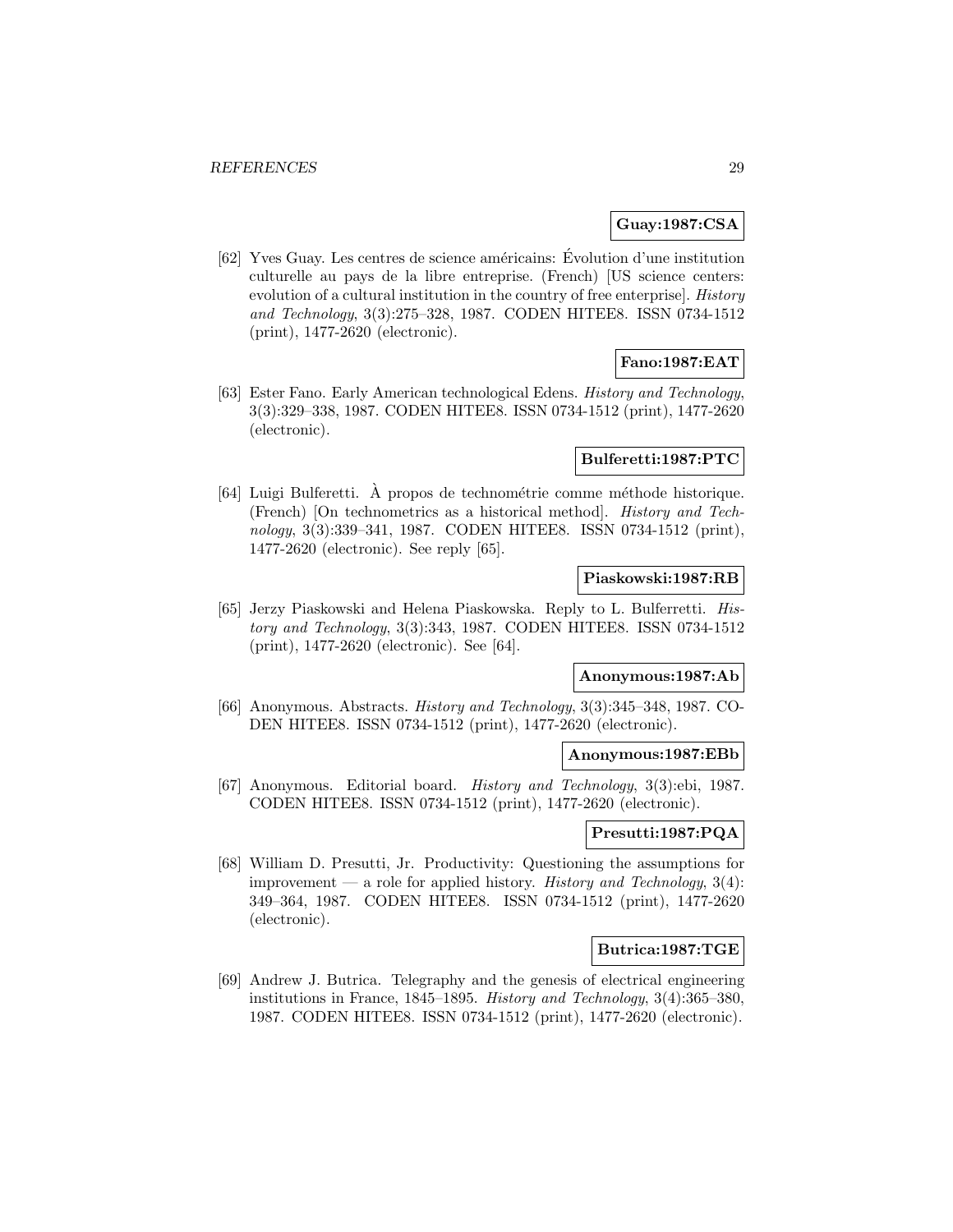**Guay:1987:CSA**

[62] Yves Guay. Les centres de science américains: Évolution d'une institution culturelle au pays de la libre entreprise. (French) [US science centers: evolution of a cultural institution in the country of free enterprise]. *History and Technology*, 3(3):275–328, 1987. CODEN HITEE8. ISSN 0734-1512 (print), 1477-2620 (electronic).

**Fano:1987:EAT**

[63] Ester Fano. Early American technological Edens. *History and Technology*, 3(3):329–338, 1987. CODEN HITEE8. ISSN 0734-1512 (print), 1477-2620 (electronic).

**Bulferetti:1987:PTC**

[64] Luigi Bulferetti. À propos de technométrie comme méthode historique. (French) [On technometrics as a historical method]. *History and Technology*, 3(3):339–341, 1987. CODEN HITEE8. ISSN 0734-1512 (print), 1477-2620 (electronic). See reply [65].

**Piaskowski:1987:RB**

[65] Jerzy Piaskowski and Helena Piaskowska. Reply to L. Bulferretti. *History and Technology*, 3(3):343, 1987. CODEN HITEE8. ISSN 0734-1512 (print), 1477-2620 (electronic). See [64].

**Anonymous:1987:Ab**

[66] Anonymous. Abstracts. *History and Technology*, 3(3):345–348, 1987. CODEN HITEE8. ISSN 0734-1512 (print), 1477-2620 (electronic).

**Anonymous:1987:EBb**

[67] Anonymous. Editorial board. *History and Technology*, 3(3):ebi, 1987. CODEN HITEE8. ISSN 0734-1512 (print), 1477-2620 (electronic).

**Presutti:1987:PQA**

[68] William D. Presutti, Jr. Productivity: Questioning the assumptions for improvement — a role for applied history. *History and Technology*, 3(4): 349–364, 1987. CODEN HITEE8. ISSN 0734-1512 (print), 1477-2620 (electronic).

**Butrica:1987:TGE**

[69] Andrew J. Butrica. Telegraphy and the genesis of electrical engineering institutions in France, 1845–1895. *History and Technology*, 3(4):365–380, 1987. CODEN HITEE8. ISSN 0734-1512 (print), 1477-2620 (electronic).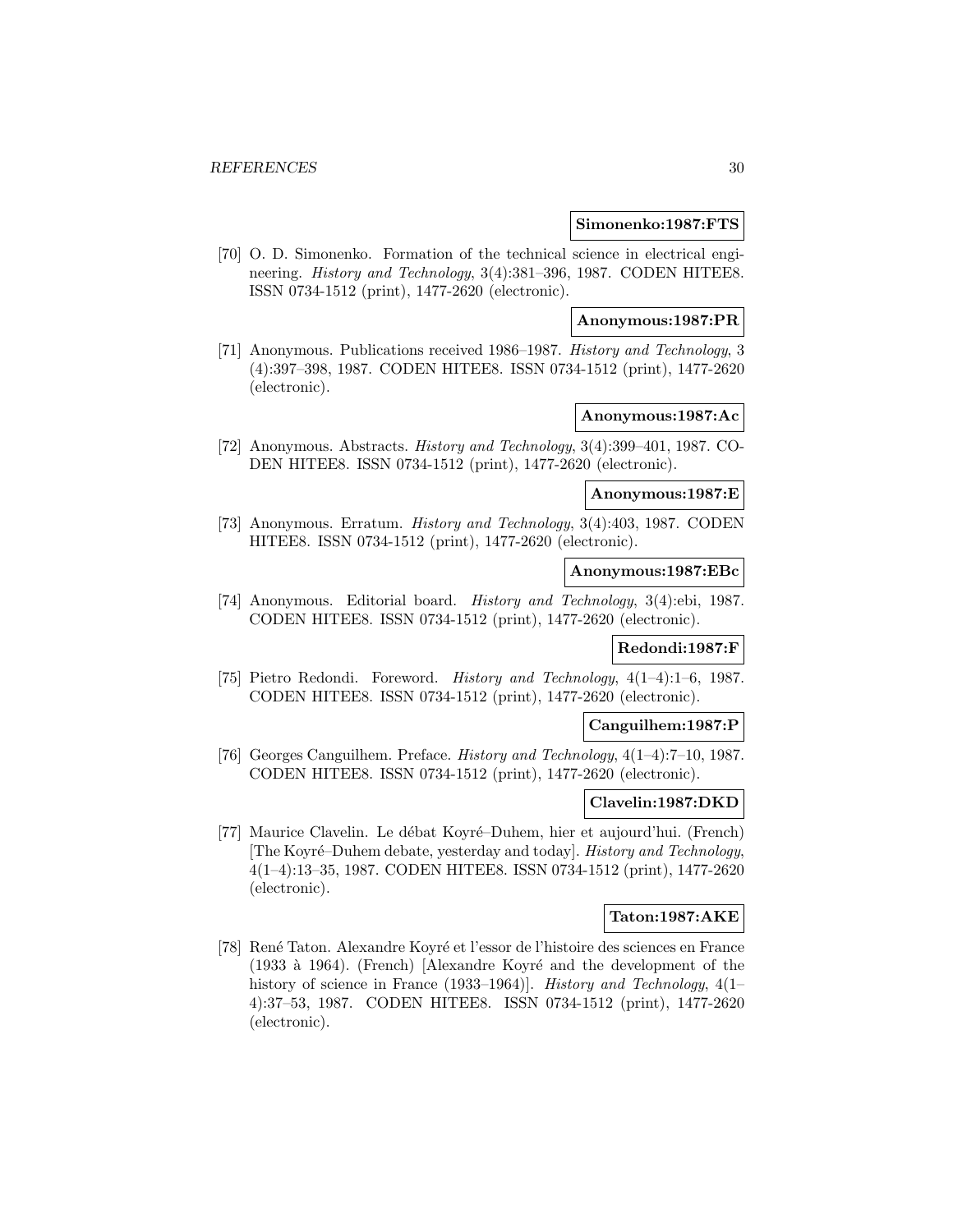**Simonenko:1987:FTS**

[70] O. D. Simonenko. Formation of the technical science in electrical engineering. *History and Technology*, 3(4):381–396, 1987. CODEN HITEE8. ISSN 0734-1512 (print), 1477-2620 (electronic).

**Anonymous:1987:PR**

[71] Anonymous. Publications received 1986–1987. *History and Technology*, 3 (4):397–398, 1987. CODEN HITEE8. ISSN 0734-1512 (print), 1477-2620 (electronic).

**Anonymous:1987:Ac**

[72] Anonymous. Abstracts. *History and Technology*, 3(4):399–401, 1987. CODEN HITEE8. ISSN 0734-1512 (print), 1477-2620 (electronic).

**Anonymous:1987:E**

[73] Anonymous. Erratum. *History and Technology*, 3(4):403, 1987. CODEN HITEE8. ISSN 0734-1512 (print), 1477-2620 (electronic).

**Anonymous:1987:EBc**

[74] Anonymous. Editorial board. *History and Technology*, 3(4):ebi, 1987. CODEN HITEE8. ISSN 0734-1512 (print), 1477-2620 (electronic).

**Redondi:1987:F**

[75] Pietro Redondi. Foreword. *History and Technology*, 4(1–4):1–6, 1987. CODEN HITEE8. ISSN 0734-1512 (print), 1477-2620 (electronic).

**Canguilhem:1987:P**

[76] Georges Canguilhem. Preface. *History and Technology*, 4(1–4):7–10, 1987. CODEN HITEE8. ISSN 0734-1512 (print), 1477-2620 (electronic).

**Clavelin:1987:DKD**

[77] Maurice Clavelin. Le débat Koyré–Duhem, hier et aujourd'hui. (French) [The Koyré–Duhem debate, yesterday and today]. *History and Technology*, 4(1–4):13–35, 1987. CODEN HITEE8. ISSN 0734-1512 (print), 1477-2620 (electronic).

**Taton:1987:AKE**

[78] René Taton. Alexandre Koyré et l'essor de l'histoire des sciences en France (1933 à 1964). (French) [Alexandre Koyré and the development of the history of science in France (1933–1964)]. *History and Technology*, 4(1–4):37–53, 1987. CODEN HITEE8. ISSN 0734-1512 (print), 1477-2620 (electronic).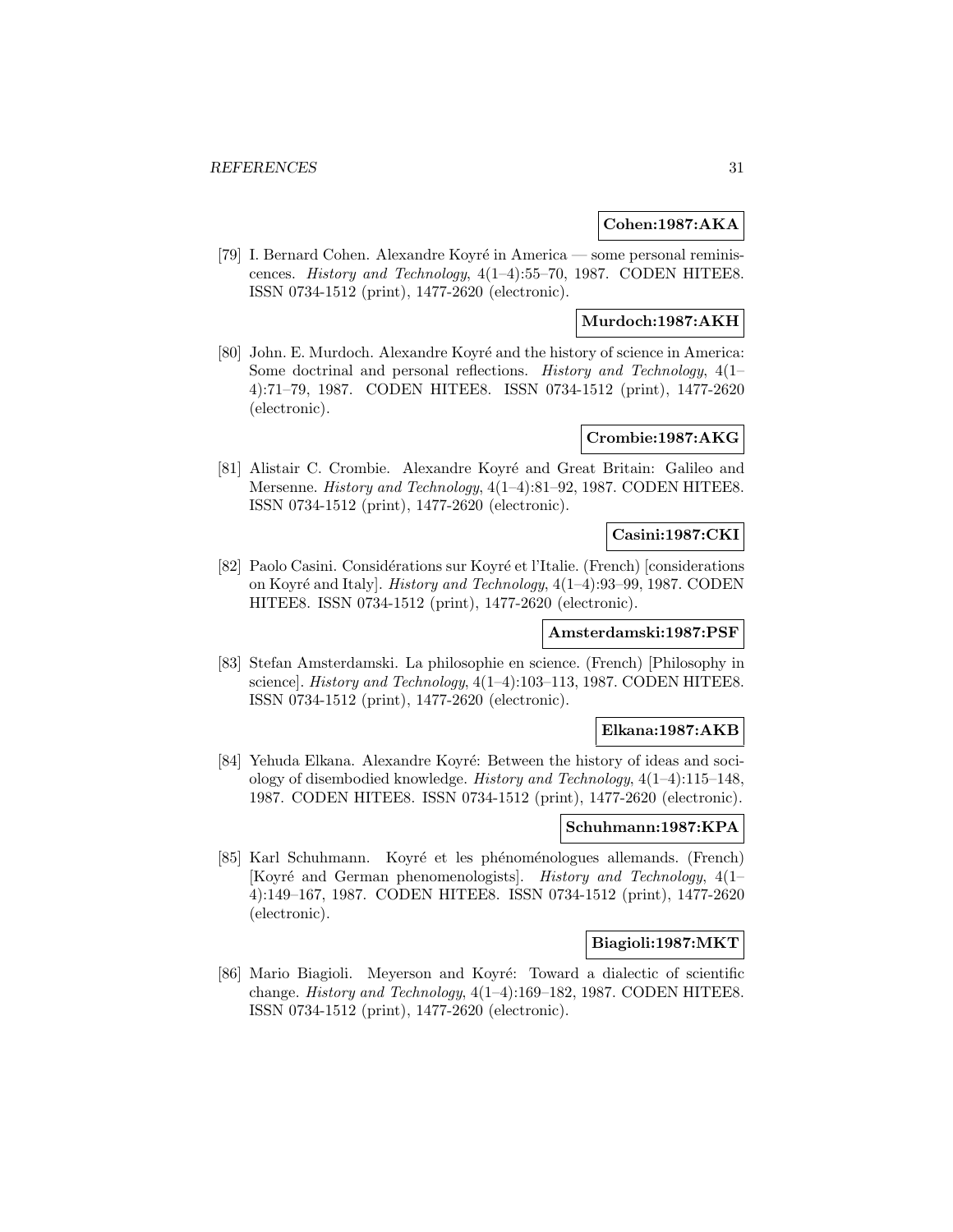**Cohen:1987:AKA**

[79] I. Bernard Cohen. Alexandre Koyré in America — some personal reminiscences. *History and Technology*, 4(1–4):55–70, 1987. CODEN HITEE8. ISSN 0734-1512 (print), 1477-2620 (electronic).

**Murdoch:1987:AKH**

[80] John. E. Murdoch. Alexandre Koyré and the history of science in America: Some doctrinal and personal reflections. *History and Technology*, 4(1–4):71–79, 1987. CODEN HITEE8. ISSN 0734-1512 (print), 1477-2620 (electronic).

**Crombie:1987:AKG**

[81] Alistair C. Crombie. Alexandre Koyré and Great Britain: Galileo and Mersenne. *History and Technology*, 4(1–4):81–92, 1987. CODEN HITEE8. ISSN 0734-1512 (print), 1477-2620 (electronic).

**Casini:1987:CKI**

[82] Paolo Casini. Considérations sur Koyré et l'Italie. (French) [considerations on Koyré and Italy]. *History and Technology*, 4(1–4):93–99, 1987. CODEN HITEE8. ISSN 0734-1512 (print), 1477-2620 (electronic).

**Amsterdamski:1987:PSF**

[83] Stefan Amsterdamski. La philosophie en science. (French) [Philosophy in science]. *History and Technology*, 4(1–4):103–113, 1987. CODEN HITEE8. ISSN 0734-1512 (print), 1477-2620 (electronic).

**Elkana:1987:AKB**

[84] Yehuda Elkana. Alexandre Koyré: Between the history of ideas and sociology of disembodied knowledge. *History and Technology*, 4(1–4):115–148, 1987. CODEN HITEE8. ISSN 0734-1512 (print), 1477-2620 (electronic).

**Schuhmann:1987:KPA**

[85] Karl Schuhmann. Koyré et les phénoménologues allemands. (French) [Koyré and German phenomenologists]. *History and Technology*, 4(1–4):149–167, 1987. CODEN HITEE8. ISSN 0734-1512 (print), 1477-2620 (electronic).

**Biagioli:1987:MKT**

[86] Mario Biagioli. Meyerson and Koyré: Toward a dialectic of scientific change. *History and Technology*, 4(1–4):169–182, 1987. CODEN HITEE8. ISSN 0734-1512 (print), 1477-2620 (electronic).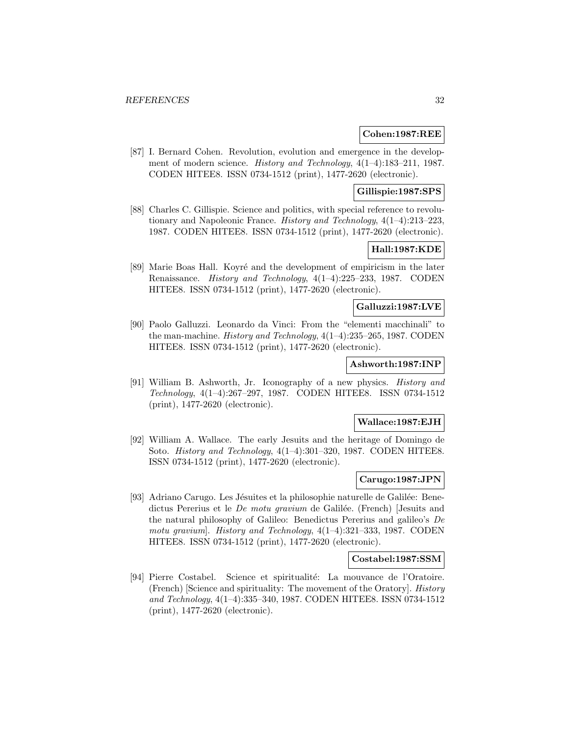**Cohen:1987:REE**

[87] I. Bernard Cohen. Revolution, evolution and emergence in the development of modern science. *History and Technology*, 4(1–4):183–211, 1987. CODEN HITEE8. ISSN 0734-1512 (print), 1477-2620 (electronic).

**Gillispie:1987:SPS**

[88] Charles C. Gillispie. Science and politics, with special reference to revolutionary and Napoleonic France. *History and Technology*, 4(1–4):213–223, 1987. CODEN HITEE8. ISSN 0734-1512 (print), 1477-2620 (electronic).

**Hall:1987:KDE**

[89] Marie Boas Hall. Koyré and the development of empiricism in the later Renaissance. *History and Technology*, 4(1–4):225–233, 1987. CODEN HITEE8. ISSN 0734-1512 (print), 1477-2620 (electronic).

**Galluzzi:1987:LVE**

[90] Paolo Galluzzi. Leonardo da Vinci: From the "elementi macchinali" to the man-machine. *History and Technology*, 4(1–4):235–265, 1987. CODEN HITEE8. ISSN 0734-1512 (print), 1477-2620 (electronic).

**Ashworth:1987:INP**

[91] William B. Ashworth, Jr. Iconography of a new physics. *History and Technology*, 4(1–4):267–297, 1987. CODEN HITEE8. ISSN 0734-1512 (print), 1477-2620 (electronic).

**Wallace:1987:EJH**

[92] William A. Wallace. The early Jesuits and the heritage of Domingo de Soto. *History and Technology*, 4(1–4):301–320, 1987. CODEN HITEE8. ISSN 0734-1512 (print), 1477-2620 (electronic).

**Carugo:1987:JPN**

[93] Adriano Carugo. Les Jésuites et la philosophie naturelle de Galilée: Benedictus Pererius et le *De motu gravium* de Galilée. (French) [Jesuits and the natural philosophy of Galileo: Benedictus Pererius and galileo's *De motu gravium*]. *History and Technology*, 4(1–4):321–333, 1987. CODEN HITEE8. ISSN 0734-1512 (print), 1477-2620 (electronic).

**Costabel:1987:SSM**

[94] Pierre Costabel. Science et spiritualité: La mouvance de l'Oratoire. (French) [Science and spirituality: The movement of the Oratory]. *History and Technology*, 4(1–4):335–340, 1987. CODEN HITEE8. ISSN 0734-1512 (print), 1477-2620 (electronic).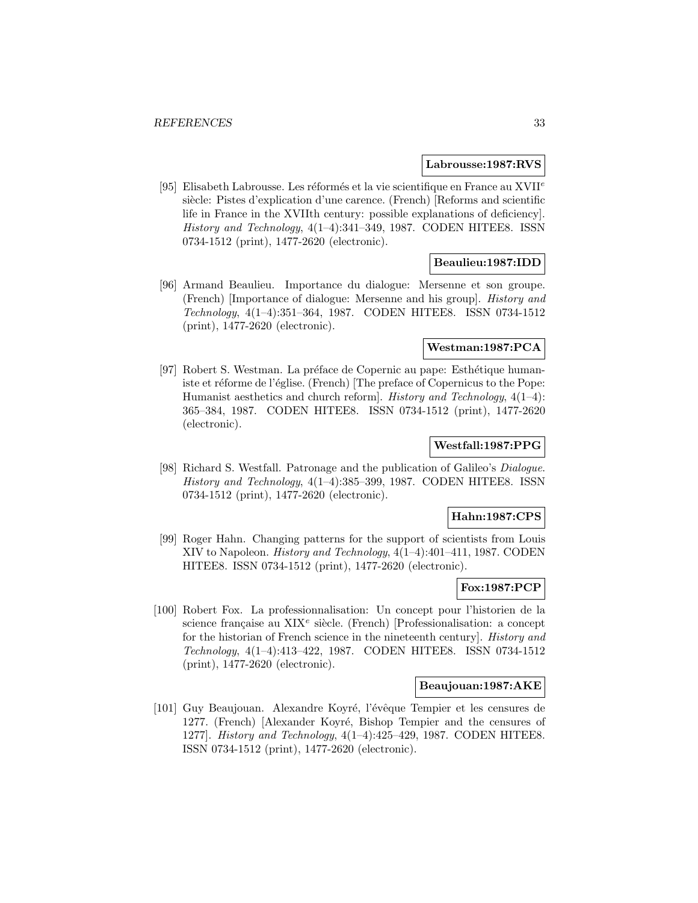**Labrousse:1987:RVS**

[95] Elisabeth Labrousse. Les réformés et la vie scientifique en France au XVII$^{e}$ siècle: Pistes d'explication d'une carence. (French) [Reforms and scientific life in France in the XVIIth century: possible explanations of deficiency]. *History and Technology*, 4(1–4):341–349, 1987. CODEN HITEE8. ISSN 0734-1512 (print), 1477-2620 (electronic).

**Beaulieu:1987:IDD**

[96] Armand Beaulieu. Importance du dialogue: Mersenne et son groupe. (French) [Importance of dialogue: Mersenne and his group]. *History and Technology*, 4(1–4):351–364, 1987. CODEN HITEE8. ISSN 0734-1512 (print), 1477-2620 (electronic).

**Westman:1987:PCA**

[97] Robert S. Westman. La préface de Copernic au pape: Esthétique humaniste et réforme de l'église. (French) [The preface of Copernicus to the Pope: Humanist aesthetics and church reform]. *History and Technology*, 4(1–4): 365–384, 1987. CODEN HITEE8. ISSN 0734-1512 (print), 1477-2620 (electronic).

**Westfall:1987:PPG**

[98] Richard S. Westfall. Patronage and the publication of Galileo's *Dialogue*. *History and Technology*, 4(1–4):385–399, 1987. CODEN HITEE8. ISSN 0734-1512 (print), 1477-2620 (electronic).

**Hahn:1987:CPS**

[99] Roger Hahn. Changing patterns for the support of scientists from Louis XIV to Napoleon. *History and Technology*, 4(1–4):401–411, 1987. CODEN HITEE8. ISSN 0734-1512 (print), 1477-2620 (electronic).

**Fox:1987:PCP**

[100] Robert Fox. La professionnalisation: Un concept pour l'historien de la science française au XIX$^{e}$ siècle. (French) [Professionalisation: a concept for the historian of French science in the nineteenth century]. *History and Technology*, 4(1–4):413–422, 1987. CODEN HITEE8. ISSN 0734-1512 (print), 1477-2620 (electronic).

**Beaujouan:1987:AKE**

[101] Guy Beaujouan. Alexandre Koyré, l'évêque Tempier et les censures de 1277. (French) [Alexander Koyré, Bishop Tempier and the censures of 1277]. *History and Technology*, 4(1–4):425–429, 1987. CODEN HITEE8. ISSN 0734-1512 (print), 1477-2620 (electronic).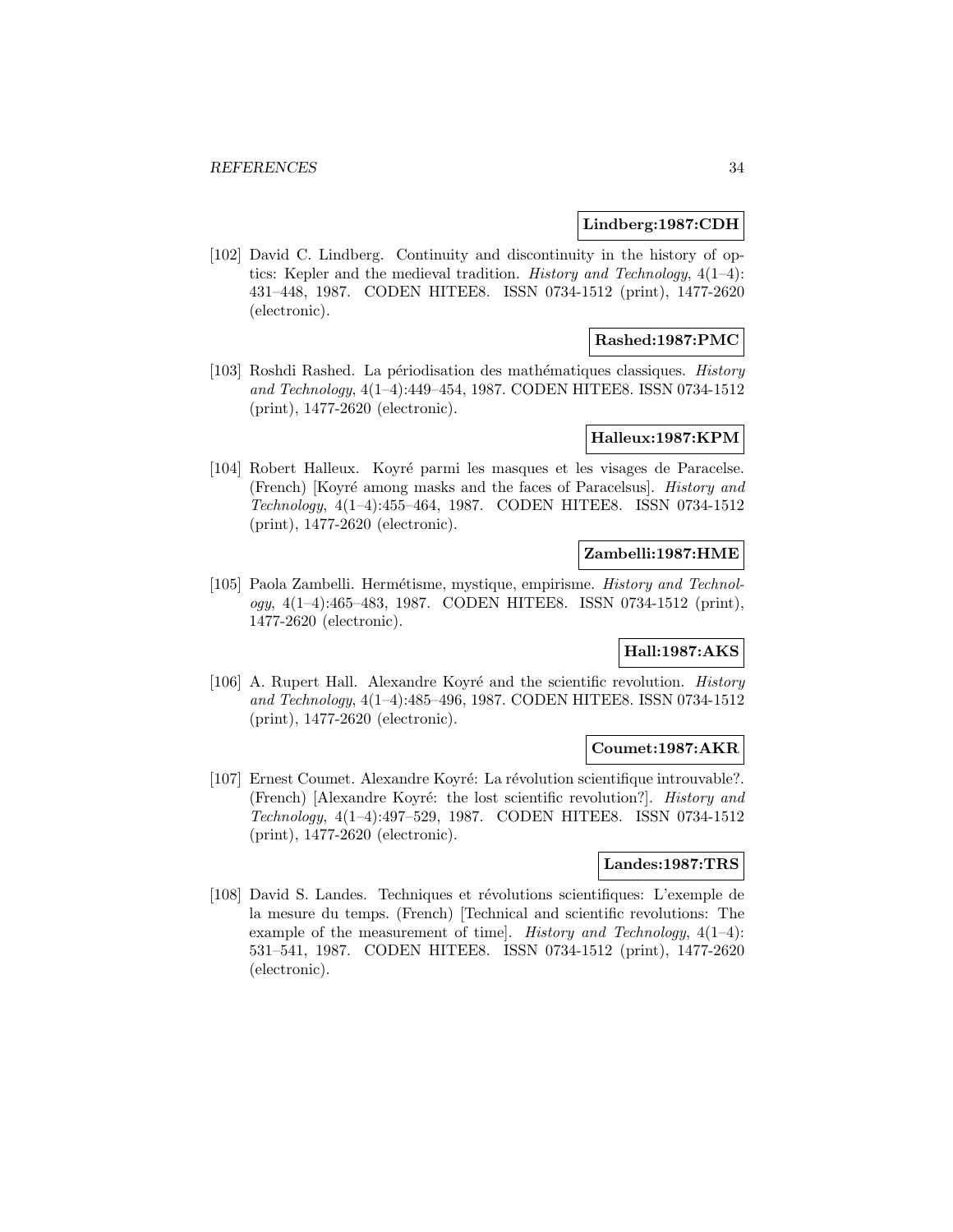**Lindberg:1987:CDH**

[102] David C. Lindberg. Continuity and discontinuity in the history of optics: Kepler and the medieval tradition. *History and Technology*, 4(1–4): 431–448, 1987. CODEN HITEE8. ISSN 0734-1512 (print), 1477-2620 (electronic).

**Rashed:1987:PMC**

[103] Roshdi Rashed. La périodisation des mathématiques classiques. *History and Technology*, 4(1–4):449–454, 1987. CODEN HITEE8. ISSN 0734-1512 (print), 1477-2620 (electronic).

**Halleux:1987:KPM**

[104] Robert Halleux. Koyré parmi les masques et les visages de Paracelse. (French) [Koyré among masks and the faces of Paracelsus]. *History and Technology*, 4(1–4):455–464, 1987. CODEN HITEE8. ISSN 0734-1512 (print), 1477-2620 (electronic).

**Zambelli:1987:HME**

[105] Paola Zambelli. Hermétisme, mystique, empirisme. *History and Technology*, 4(1–4):465–483, 1987. CODEN HITEE8. ISSN 0734-1512 (print), 1477-2620 (electronic).

**Hall:1987:AKS**

[106] A. Rupert Hall. Alexandre Koyré and the scientific revolution. *History and Technology*, 4(1–4):485–496, 1987. CODEN HITEE8. ISSN 0734-1512 (print), 1477-2620 (electronic).

**Coumet:1987:AKR**

[107] Ernest Coumet. Alexandre Koyré: La révolution scientifique introuvable?. (French) [Alexandre Koyré: the lost scientific revolution?]. *History and Technology*, 4(1–4):497–529, 1987. CODEN HITEE8. ISSN 0734-1512 (print), 1477-2620 (electronic).

**Landes:1987:TRS**

[108] David S. Landes. Techniques et révolutions scientifiques: L'exemple de la mesure du temps. (French) [Technical and scientific revolutions: The example of the measurement of time]. *History and Technology*, 4(1–4): 531–541, 1987. CODEN HITEE8. ISSN 0734-1512 (print), 1477-2620 (electronic).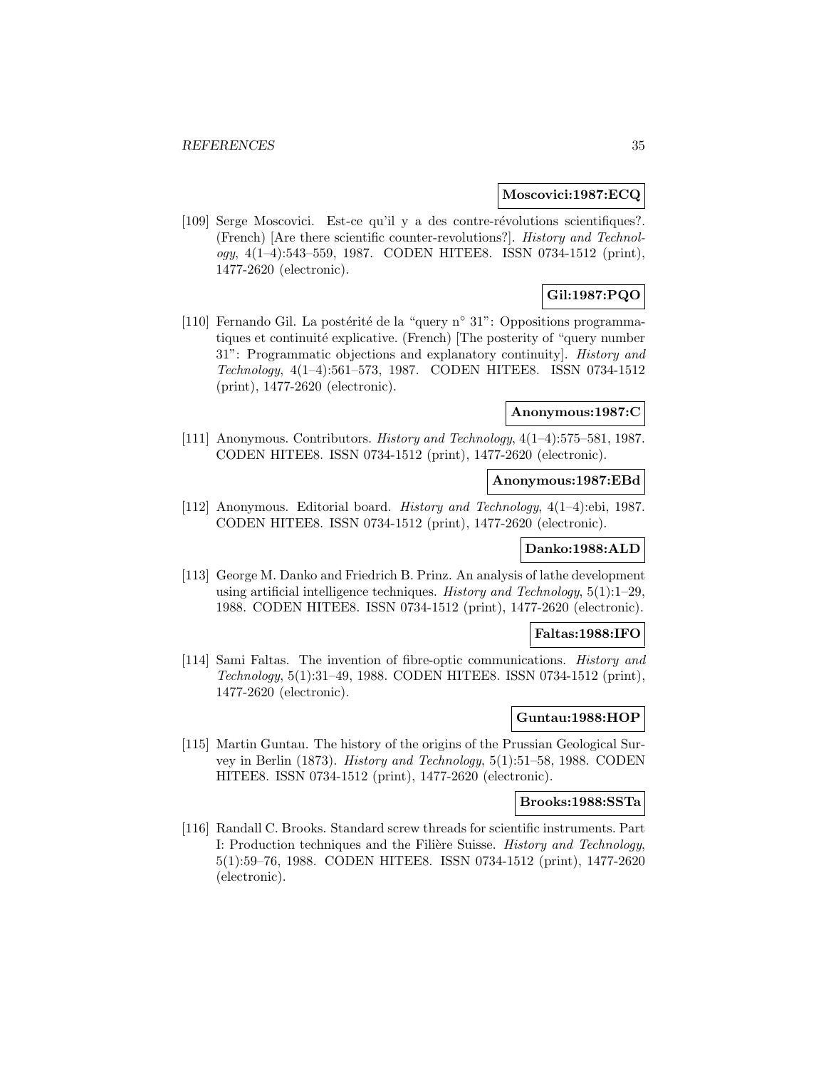**Moscovici:1987:ECQ**

[109] Serge Moscovici. Est-ce qu'il y a des contre-révolutions scientifiques?. (French) [Are there scientific counter-revolutions?]. *History and Technology*, 4(1–4):543–559, 1987. CODEN HITEE8. ISSN 0734-1512 (print), 1477-2620 (electronic).

**Gil:1987:PQO**

[110] Fernando Gil. La postérité de la "query n° 31": Oppositions programmatiques et continuité explicative. (French) [The posterity of "query number 31": Programmatic objections and explanatory continuity]. *History and Technology*, 4(1–4):561–573, 1987. CODEN HITEE8. ISSN 0734-1512 (print), 1477-2620 (electronic).

**Anonymous:1987:C**

[111] Anonymous. Contributors. *History and Technology*, 4(1–4):575–581, 1987. CODEN HITEE8. ISSN 0734-1512 (print), 1477-2620 (electronic).

**Anonymous:1987:EBd**

[112] Anonymous. Editorial board. *History and Technology*, 4(1–4):ebi, 1987. CODEN HITEE8. ISSN 0734-1512 (print), 1477-2620 (electronic).

**Danko:1988:ALD**

[113] George M. Danko and Friedrich B. Prinz. An analysis of lathe development using artificial intelligence techniques. *History and Technology*, 5(1):1–29, 1988. CODEN HITEE8. ISSN 0734-1512 (print), 1477-2620 (electronic).

**Faltas:1988:IFO**

[114] Sami Faltas. The invention of fibre-optic communications. *History and Technology*, 5(1):31–49, 1988. CODEN HITEE8. ISSN 0734-1512 (print), 1477-2620 (electronic).

**Guntau:1988:HOP**

[115] Martin Guntau. The history of the origins of the Prussian Geological Survey in Berlin (1873). *History and Technology*, 5(1):51–58, 1988. CODEN HITEE8. ISSN 0734-1512 (print), 1477-2620 (electronic).

**Brooks:1988:SSTa**

[116] Randall C. Brooks. Standard screw threads for scientific instruments. Part I: Production techniques and the Filière Suisse. *History and Technology*, 5(1):59–76, 1988. CODEN HITEE8. ISSN 0734-1512 (print), 1477-2620 (electronic).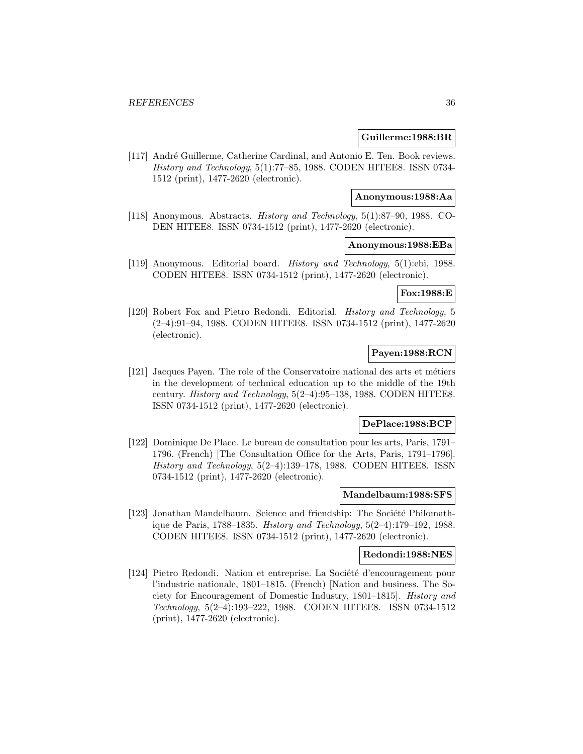**Guillerme:1988:BR**

[117] André Guillerme, Catherine Cardinal, and Antonio E. Ten. Book reviews. *History and Technology*, 5(1):77–85, 1988. CODEN HITEE8. ISSN 0734-1512 (print), 1477-2620 (electronic).

**Anonymous:1988:Aa**

[118] Anonymous. Abstracts. *History and Technology*, 5(1):87–90, 1988. CODEN HITEE8. ISSN 0734-1512 (print), 1477-2620 (electronic).

**Anonymous:1988:EBa**

[119] Anonymous. Editorial board. *History and Technology*, 5(1):ebi, 1988. CODEN HITEE8. ISSN 0734-1512 (print), 1477-2620 (electronic).

**Fox:1988:E**

[120] Robert Fox and Pietro Redondi. Editorial. *History and Technology*, 5 (2–4):91–94, 1988. CODEN HITEE8. ISSN 0734-1512 (print), 1477-2620 (electronic).

**Payen:1988:RCN**

[121] Jacques Payen. The role of the Conservatoire national des arts et métiers in the development of technical education up to the middle of the 19th century. *History and Technology*, 5(2–4):95–138, 1988. CODEN HITEE8. ISSN 0734-1512 (print), 1477-2620 (electronic).

**DePlace:1988:BCP**

[122] Dominique De Place. Le bureau de consultation pour les arts, Paris, 1791–1796. (French) [The Consultation Office for the Arts, Paris, 1791–1796]. *History and Technology*, 5(2–4):139–178, 1988. CODEN HITEE8. ISSN 0734-1512 (print), 1477-2620 (electronic).

**Mandelbaum:1988:SFS**

[123] Jonathan Mandelbaum. Science and friendship: The Société Philomathique de Paris, 1788–1835. *History and Technology*, 5(2–4):179–192, 1988. CODEN HITEE8. ISSN 0734-1512 (print), 1477-2620 (electronic).

**Redondi:1988:NES**

[124] Pietro Redondi. Nation et entreprise. La Société d'encouragement pour l'industrie nationale, 1801–1815. (French) [Nation and business. The Society for Encouragement of Domestic Industry, 1801–1815]. *History and Technology*, 5(2–4):193–222, 1988. CODEN HITEE8. ISSN 0734-1512 (print), 1477-2620 (electronic).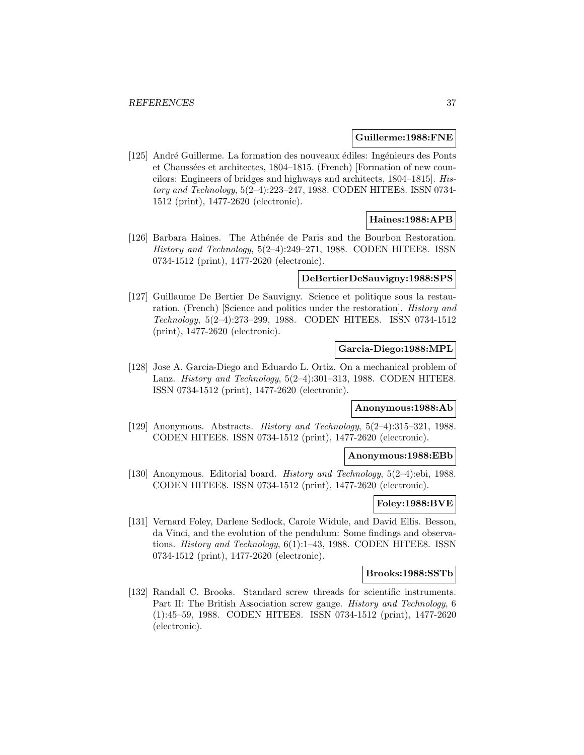**Guillerme:1988:FNE**

[125] André Guillerme. La formation des nouveaux édiles: Ingénieurs des Ponts et Chaussées et architectes, 1804–1815. (French) [Formation of new councilors: Engineers of bridges and highways and architects, 1804–1815]. *History and Technology*, 5(2–4):223–247, 1988. CODEN HITEE8. ISSN 0734-1512 (print), 1477-2620 (electronic).

**Haines:1988:APB**

[126] Barbara Haines. The Athénée de Paris and the Bourbon Restoration. *History and Technology*, 5(2–4):249–271, 1988. CODEN HITEE8. ISSN 0734-1512 (print), 1477-2620 (electronic).

**DeBertierDeSauvigny:1988:SPS**

[127] Guillaume De Bertier De Sauvigny. Science et politique sous la restauration. (French) [Science and politics under the restoration]. *History and Technology*, 5(2–4):273–299, 1988. CODEN HITEE8. ISSN 0734-1512 (print), 1477-2620 (electronic).

**Garcia-Diego:1988:MPL**

[128] Jose A. Garcia-Diego and Eduardo L. Ortiz. On a mechanical problem of Lanz. *History and Technology*, 5(2–4):301–313, 1988. CODEN HITEE8. ISSN 0734-1512 (print), 1477-2620 (electronic).

**Anonymous:1988:Ab**

[129] Anonymous. Abstracts. *History and Technology*, 5(2–4):315–321, 1988. CODEN HITEE8. ISSN 0734-1512 (print), 1477-2620 (electronic).

**Anonymous:1988:EBb**

[130] Anonymous. Editorial board. *History and Technology*, 5(2–4):ebi, 1988. CODEN HITEE8. ISSN 0734-1512 (print), 1477-2620 (electronic).

**Foley:1988:BVE**

[131] Vernard Foley, Darlene Sedlock, Carole Widule, and David Ellis. Besson, da Vinci, and the evolution of the pendulum: Some findings and observations. *History and Technology*, 6(1):1–43, 1988. CODEN HITEE8. ISSN 0734-1512 (print), 1477-2620 (electronic).

**Brooks:1988:SSTb**

[132] Randall C. Brooks. Standard screw threads for scientific instruments. Part II: The British Association screw gauge. *History and Technology*, 6 (1):45–59, 1988. CODEN HITEE8. ISSN 0734-1512 (print), 1477-2620 (electronic).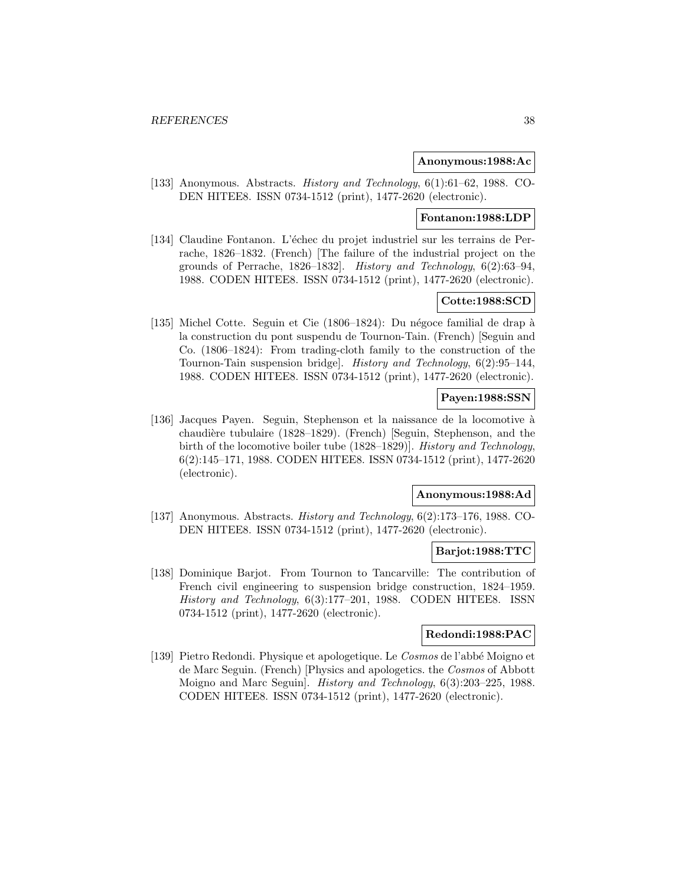**Anonymous:1988:Ac**

[133] Anonymous. Abstracts. *History and Technology*, 6(1):61–62, 1988. CODEN HITEE8. ISSN 0734-1512 (print), 1477-2620 (electronic).

**Fontanon:1988:LDP**

[134] Claudine Fontanon. L'échec du projet industriel sur les terrains de Perrache, 1826–1832. (French) [The failure of the industrial project on the grounds of Perrache, 1826–1832]. *History and Technology*, 6(2):63–94, 1988. CODEN HITEE8. ISSN 0734-1512 (print), 1477-2620 (electronic).

**Cotte:1988:SCD**

[135] Michel Cotte. Seguin et Cie (1806–1824): Du négoce familial de drap à la construction du pont suspendu de Tournon-Tain. (French) [Seguin and Co. (1806–1824): From trading-cloth family to the construction of the Tournon-Tain suspension bridge]. *History and Technology*, 6(2):95–144, 1988. CODEN HITEE8. ISSN 0734-1512 (print), 1477-2620 (electronic).

**Payen:1988:SSN**

[136] Jacques Payen. Seguin, Stephenson et la naissance de la locomotive à chaudière tubulaire (1828–1829). (French) [Seguin, Stephenson, and the birth of the locomotive boiler tube (1828–1829)]. *History and Technology*, 6(2):145–171, 1988. CODEN HITEE8. ISSN 0734-1512 (print), 1477-2620 (electronic).

**Anonymous:1988:Ad**

[137] Anonymous. Abstracts. *History and Technology*, 6(2):173–176, 1988. CODEN HITEE8. ISSN 0734-1512 (print), 1477-2620 (electronic).

**Barjot:1988:TTC**

[138] Dominique Barjot. From Tournon to Tancarville: The contribution of French civil engineering to suspension bridge construction, 1824–1959. *History and Technology*, 6(3):177–201, 1988. CODEN HITEE8. ISSN 0734-1512 (print), 1477-2620 (electronic).

**Redondi:1988:PAC**

[139] Pietro Redondi. Physique et apologetique. Le *Cosmos* de l'abbé Moigno et de Marc Seguin. (French) [Physics and apologetics. the *Cosmos* of Abbott Moigno and Marc Seguin]. *History and Technology*, 6(3):203–225, 1988. CODEN HITEE8. ISSN 0734-1512 (print), 1477-2620 (electronic).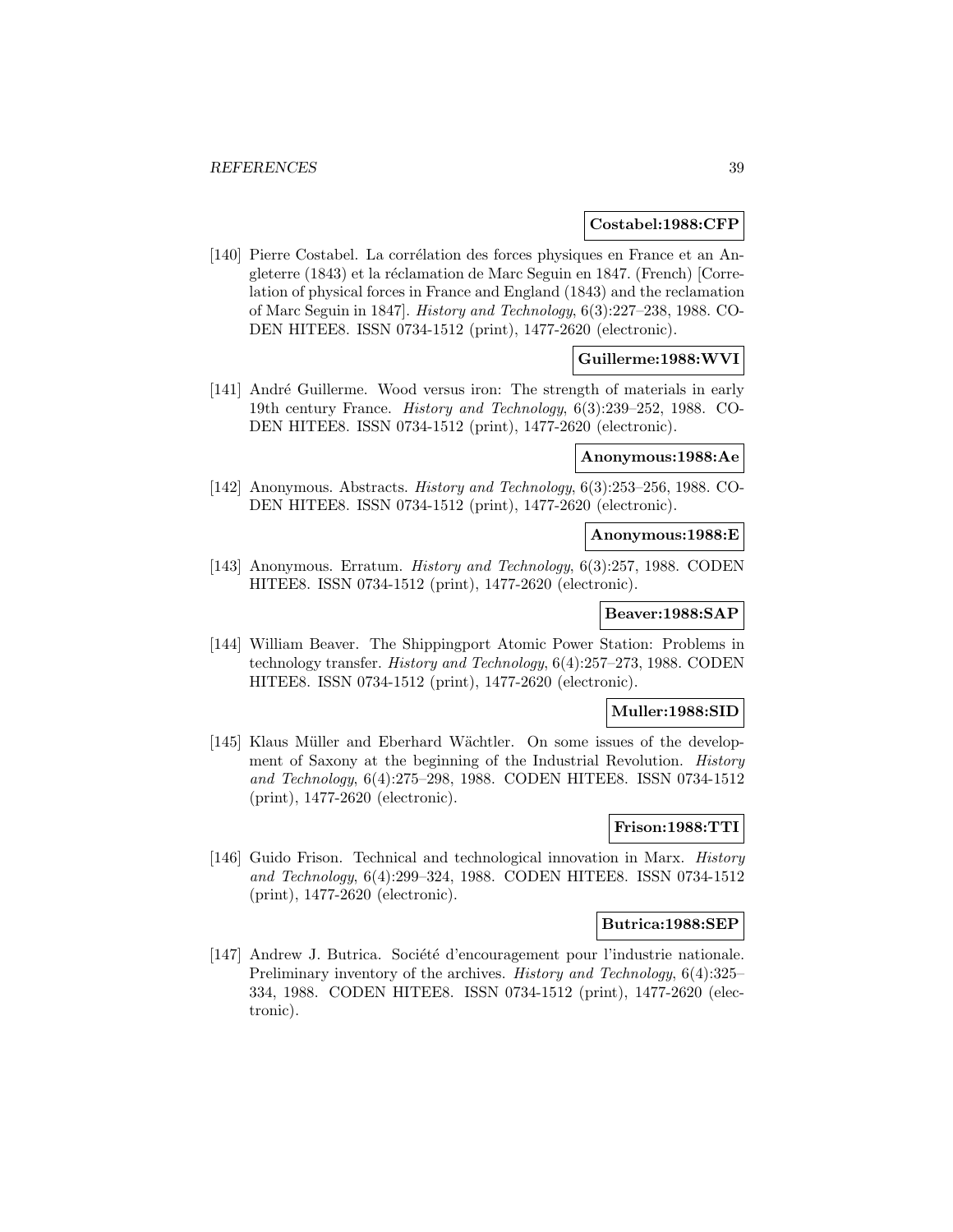**Costabel:1988:CFP**

[140] Pierre Costabel. La corrélation des forces physiques en France et an Angleterre (1843) et la réclamation de Marc Seguin en 1847. (French) [Correlation of physical forces in France and England (1843) and the reclamation of Marc Seguin in 1847]. *History and Technology*, 6(3):227–238, 1988. CODEN HITEE8. ISSN 0734-1512 (print), 1477-2620 (electronic).

**Guillerme:1988:WVI**

[141] André Guillerme. Wood versus iron: The strength of materials in early 19th century France. *History and Technology*, 6(3):239–252, 1988. CODEN HITEE8. ISSN 0734-1512 (print), 1477-2620 (electronic).

**Anonymous:1988:Ae**

[142] Anonymous. Abstracts. *History and Technology*, 6(3):253–256, 1988. CODEN HITEE8. ISSN 0734-1512 (print), 1477-2620 (electronic).

**Anonymous:1988:E**

[143] Anonymous. Erratum. *History and Technology*, 6(3):257, 1988. CODEN HITEE8. ISSN 0734-1512 (print), 1477-2620 (electronic).

**Beaver:1988:SAP**

[144] William Beaver. The Shippingport Atomic Power Station: Problems in technology transfer. *History and Technology*, 6(4):257–273, 1988. CODEN HITEE8. ISSN 0734-1512 (print), 1477-2620 (electronic).

**Muller:1988:SID**

[145] Klaus Müller and Eberhard Wächtler. On some issues of the development of Saxony at the beginning of the Industrial Revolution. *History and Technology*, 6(4):275–298, 1988. CODEN HITEE8. ISSN 0734-1512 (print), 1477-2620 (electronic).

**Frison:1988:TTI**

[146] Guido Frison. Technical and technological innovation in Marx. *History and Technology*, 6(4):299–324, 1988. CODEN HITEE8. ISSN 0734-1512 (print), 1477-2620 (electronic).

**Butrica:1988:SEP**

[147] Andrew J. Butrica. Société d'encouragement pour l'industrie nationale. Preliminary inventory of the archives. *History and Technology*, 6(4):325–334, 1988. CODEN HITEE8. ISSN 0734-1512 (print), 1477-2620 (electronic).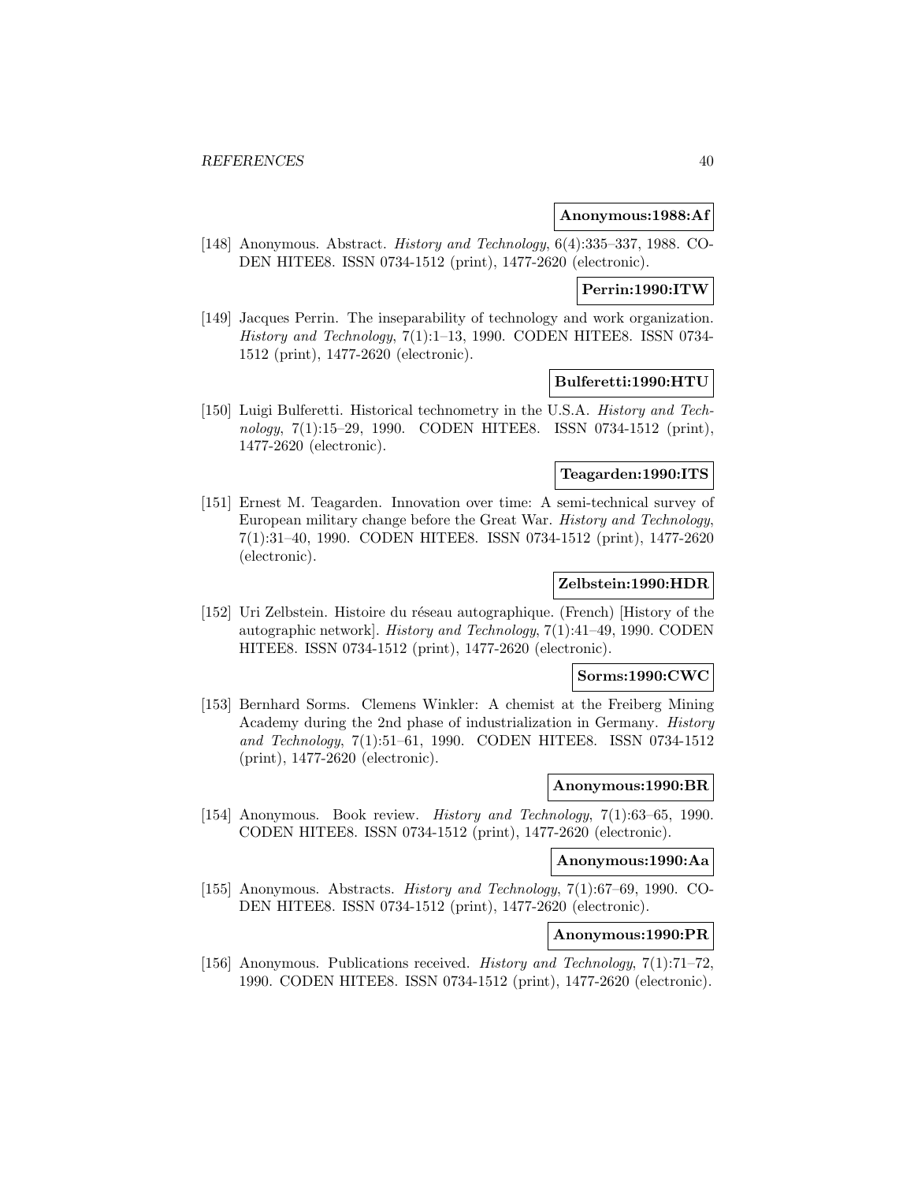**Anonymous:1988:Af**

[148] Anonymous. Abstract. *History and Technology*, 6(4):335–337, 1988. CODEN HITEE8. ISSN 0734-1512 (print), 1477-2620 (electronic).

**Perrin:1990:ITW**

[149] Jacques Perrin. The inseparability of technology and work organization. *History and Technology*, 7(1):1–13, 1990. CODEN HITEE8. ISSN 0734-1512 (print), 1477-2620 (electronic).

**Bulferetti:1990:HTU**

[150] Luigi Bulferetti. Historical technometry in the U.S.A. *History and Technology*, 7(1):15–29, 1990. CODEN HITEE8. ISSN 0734-1512 (print), 1477-2620 (electronic).

**Teagarden:1990:ITS**

[151] Ernest M. Teagarden. Innovation over time: A semi-technical survey of European military change before the Great War. *History and Technology*, 7(1):31–40, 1990. CODEN HITEE8. ISSN 0734-1512 (print), 1477-2620 (electronic).

**Zelbstein:1990:HDR**

[152] Uri Zelbstein. Histoire du réseau autographique. (French) [History of the autographic network]. *History and Technology*, 7(1):41–49, 1990. CODEN HITEE8. ISSN 0734-1512 (print), 1477-2620 (electronic).

**Sorms:1990:CWC**

[153] Bernhard Sorms. Clemens Winkler: A chemist at the Freiberg Mining Academy during the 2nd phase of industrialization in Germany. *History and Technology*, 7(1):51–61, 1990. CODEN HITEE8. ISSN 0734-1512 (print), 1477-2620 (electronic).

**Anonymous:1990:BR**

[154] Anonymous. Book review. *History and Technology*, 7(1):63–65, 1990. CODEN HITEE8. ISSN 0734-1512 (print), 1477-2620 (electronic).

**Anonymous:1990:Aa**

[155] Anonymous. Abstracts. *History and Technology*, 7(1):67–69, 1990. CODEN HITEE8. ISSN 0734-1512 (print), 1477-2620 (electronic).

**Anonymous:1990:PR**

[156] Anonymous. Publications received. *History and Technology*, 7(1):71–72, 1990. CODEN HITEE8. ISSN 0734-1512 (print), 1477-2620 (electronic).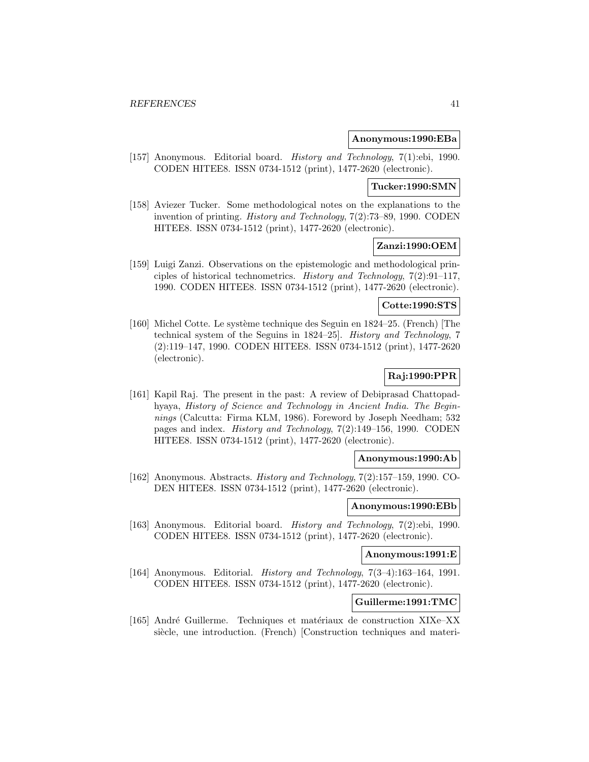**Anonymous:1990:EBa**

[157] Anonymous. Editorial board. *History and Technology*, 7(1):ebi, 1990. CODEN HITEE8. ISSN 0734-1512 (print), 1477-2620 (electronic).

**Tucker:1990:SMN**

[158] Aviezer Tucker. Some methodological notes on the explanations to the invention of printing. *History and Technology*, 7(2):73–89, 1990. CODEN HITEE8. ISSN 0734-1512 (print), 1477-2620 (electronic).

**Zanzi:1990:OEM**

[159] Luigi Zanzi. Observations on the epistemologic and methodological principles of historical technometrics. *History and Technology*, 7(2):91–117, 1990. CODEN HITEE8. ISSN 0734-1512 (print), 1477-2620 (electronic).

**Cotte:1990:STS**

[160] Michel Cotte. Le système technique des Seguin en 1824–25. (French) [The technical system of the Seguins in 1824–25]. *History and Technology*, 7 (2):119–147, 1990. CODEN HITEE8. ISSN 0734-1512 (print), 1477-2620 (electronic).

**Raj:1990:PPR**

[161] Kapil Raj. The present in the past: A review of Debiprasad Chattopadhyaya, *History of Science and Technology in Ancient India. The Beginnings* (Calcutta: Firma KLM, 1986). Foreword by Joseph Needham; 532 pages and index. *History and Technology*, 7(2):149–156, 1990. CODEN HITEE8. ISSN 0734-1512 (print), 1477-2620 (electronic).

**Anonymous:1990:Ab**

[162] Anonymous. Abstracts. *History and Technology*, 7(2):157–159, 1990. CODEN HITEE8. ISSN 0734-1512 (print), 1477-2620 (electronic).

**Anonymous:1990:EBb**

[163] Anonymous. Editorial board. *History and Technology*, 7(2):ebi, 1990. CODEN HITEE8. ISSN 0734-1512 (print), 1477-2620 (electronic).

**Anonymous:1991:E**

[164] Anonymous. Editorial. *History and Technology*, 7(3–4):163–164, 1991. CODEN HITEE8. ISSN 0734-1512 (print), 1477-2620 (electronic).

**Guillerme:1991:TMC**

[165] André Guillerme. Techniques et matériaux de construction XIXe–XX siècle, une introduction. (French) [Construction techniques and materi-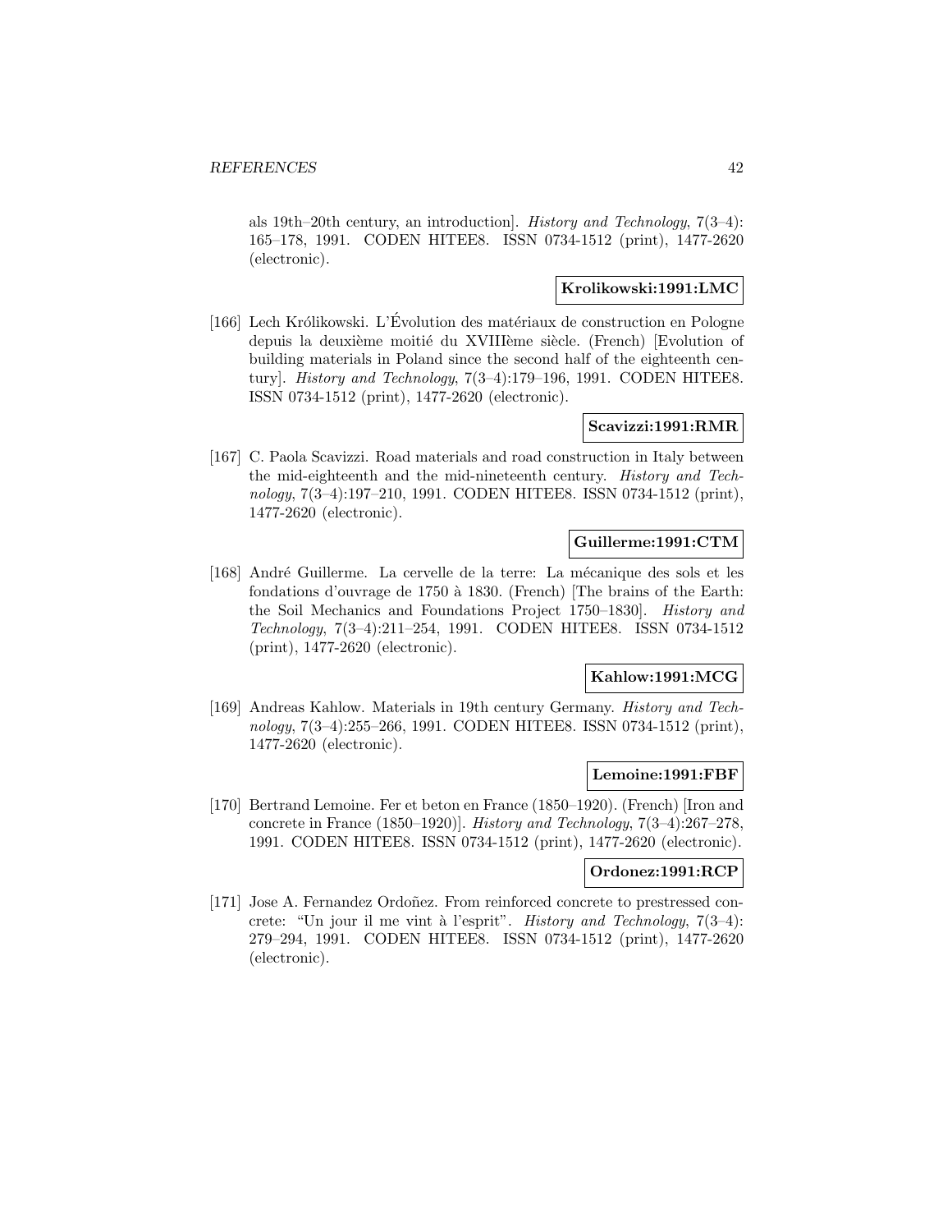als 19th–20th century, an introduction]. *History and Technology*, 7(3–4): 165–178, 1991. CODEN HITEE8. ISSN 0734-1512 (print), 1477-2620 (electronic).

**Krolikowski:1991:LMC**

[166] Lech Królikowski. L'Évolution des matériaux de construction en Pologne depuis la deuxième moitié du XVIIIème siècle. (French) [Evolution of building materials in Poland since the second half of the eighteenth century]. *History and Technology*, 7(3–4):179–196, 1991. CODEN HITEE8. ISSN 0734-1512 (print), 1477-2620 (electronic).

**Scavizzi:1991:RMR**

[167] C. Paola Scavizzi. Road materials and road construction in Italy between the mid-eighteenth and the mid-nineteenth century. *History and Technology*, 7(3–4):197–210, 1991. CODEN HITEE8. ISSN 0734-1512 (print), 1477-2620 (electronic).

**Guillerme:1991:CTM**

[168] André Guillerme. La cervelle de la terre: La mécanique des sols et les fondations d'ouvrage de 1750 à 1830. (French) [The brains of the Earth: the Soil Mechanics and Foundations Project 1750–1830]. *History and Technology*, 7(3–4):211–254, 1991. CODEN HITEE8. ISSN 0734-1512 (print), 1477-2620 (electronic).

**Kahlow:1991:MCG**

[169] Andreas Kahlow. Materials in 19th century Germany. *History and Technology*, 7(3–4):255–266, 1991. CODEN HITEE8. ISSN 0734-1512 (print), 1477-2620 (electronic).

**Lemoine:1991:FBF**

[170] Bertrand Lemoine. Fer et beton en France (1850–1920). (French) [Iron and concrete in France (1850–1920)]. *History and Technology*, 7(3–4):267–278, 1991. CODEN HITEE8. ISSN 0734-1512 (print), 1477-2620 (electronic).

**Ordonez:1991:RCP**

[171] Jose A. Fernandez Ordoñez. From reinforced concrete to prestressed concrete: "Un jour il me vint à l'esprit". *History and Technology*, 7(3–4): 279–294, 1991. CODEN HITEE8. ISSN 0734-1512 (print), 1477-2620 (electronic).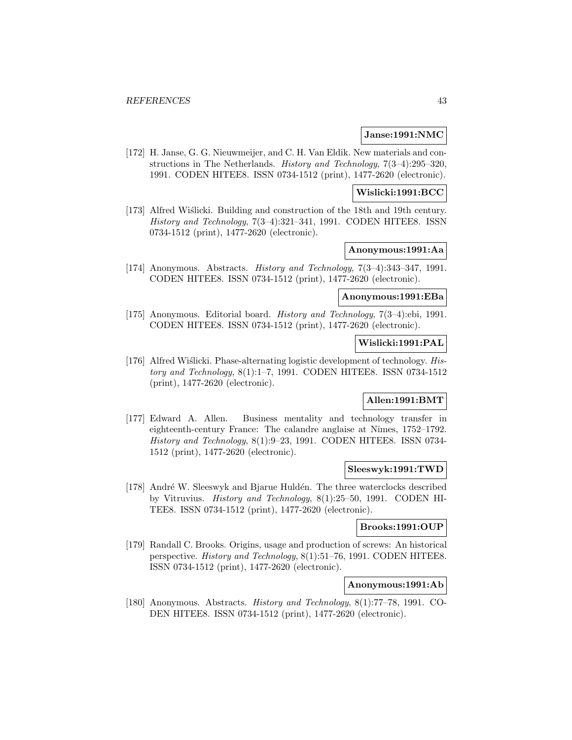**Janse:1991:NMC**

[172] H. Janse, G. G. Nieuwmeijer, and C. H. Van Eldik. New materials and constructions in The Netherlands. *History and Technology*, 7(3–4):295–320, 1991. CODEN HITEE8. ISSN 0734-1512 (print), 1477-2620 (electronic).

**Wislicki:1991:BCC**

[173] Alfred Wiślicki. Building and construction of the 18th and 19th century. *History and Technology*, 7(3–4):321–341, 1991. CODEN HITEE8. ISSN 0734-1512 (print), 1477-2620 (electronic).

**Anonymous:1991:Aa**

[174] Anonymous. Abstracts. *History and Technology*, 7(3–4):343–347, 1991. CODEN HITEE8. ISSN 0734-1512 (print), 1477-2620 (electronic).

**Anonymous:1991:EBa**

[175] Anonymous. Editorial board. *History and Technology*, 7(3–4):ebi, 1991. CODEN HITEE8. ISSN 0734-1512 (print), 1477-2620 (electronic).

**Wislicki:1991:PAL**

[176] Alfred Wiślicki. Phase-alternating logistic development of technology. *History and Technology*, 8(1):1–7, 1991. CODEN HITEE8. ISSN 0734-1512 (print), 1477-2620 (electronic).

**Allen:1991:BMT**

[177] Edward A. Allen. Business mentality and technology transfer in eighteenth-century France: The calandre anglaise at Nîmes, 1752–1792. *History and Technology*, 8(1):9–23, 1991. CODEN HITEE8. ISSN 0734-1512 (print), 1477-2620 (electronic).

**Sleeswyk:1991:TWD**

[178] André W. Sleeswyk and Bjarue Huldén. The three waterclocks described by Vitruvius. *History and Technology*, 8(1):25–50, 1991. CODEN HITEE8. ISSN 0734-1512 (print), 1477-2620 (electronic).

**Brooks:1991:OUP**

[179] Randall C. Brooks. Origins, usage and production of screws: An historical perspective. *History and Technology*, 8(1):51–76, 1991. CODEN HITEE8. ISSN 0734-1512 (print), 1477-2620 (electronic).

**Anonymous:1991:Ab**

[180] Anonymous. Abstracts. *History and Technology*, 8(1):77–78, 1991. CODEN HITEE8. ISSN 0734-1512 (print), 1477-2620 (electronic).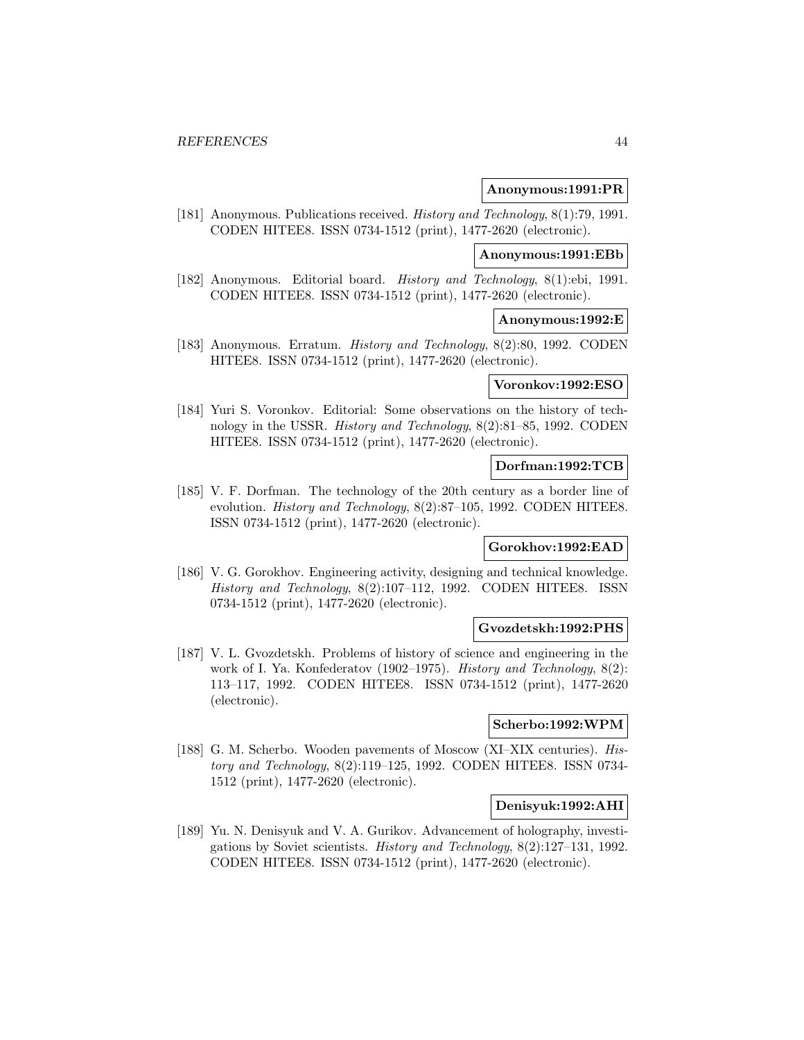**Anonymous:1991:PR**

[181] Anonymous. Publications received. *History and Technology*, 8(1):79, 1991. CODEN HITEE8. ISSN 0734-1512 (print), 1477-2620 (electronic).

**Anonymous:1991:EBb**

[182] Anonymous. Editorial board. *History and Technology*, 8(1):ebi, 1991. CODEN HITEE8. ISSN 0734-1512 (print), 1477-2620 (electronic).

**Anonymous:1992:E**

[183] Anonymous. Erratum. *History and Technology*, 8(2):80, 1992. CODEN HITEE8. ISSN 0734-1512 (print), 1477-2620 (electronic).

**Voronkov:1992:ESO**

[184] Yuri S. Voronkov. Editorial: Some observations on the history of technology in the USSR. *History and Technology*, 8(2):81–85, 1992. CODEN HITEE8. ISSN 0734-1512 (print), 1477-2620 (electronic).

**Dorfman:1992:TCB**

[185] V. F. Dorfman. The technology of the 20th century as a border line of evolution. *History and Technology*, 8(2):87–105, 1992. CODEN HITEE8. ISSN 0734-1512 (print), 1477-2620 (electronic).

**Gorokhov:1992:EAD**

[186] V. G. Gorokhov. Engineering activity, designing and technical knowledge. *History and Technology*, 8(2):107–112, 1992. CODEN HITEE8. ISSN 0734-1512 (print), 1477-2620 (electronic).

**Gvozdetskh:1992:PHS**

[187] V. L. Gvozdetskh. Problems of history of science and engineering in the work of I. Ya. Konfederatov (1902–1975). *History and Technology*, 8(2): 113–117, 1992. CODEN HITEE8. ISSN 0734-1512 (print), 1477-2620 (electronic).

**Scherbo:1992:WPM**

[188] G. M. Scherbo. Wooden pavements of Moscow (XI–XIX centuries). *History and Technology*, 8(2):119–125, 1992. CODEN HITEE8. ISSN 0734-1512 (print), 1477-2620 (electronic).

**Denisyuk:1992:AHI**

[189] Yu. N. Denisyuk and V. A. Gurikov. Advancement of holography, investigations by Soviet scientists. *History and Technology*, 8(2):127–131, 1992. CODEN HITEE8. ISSN 0734-1512 (print), 1477-2620 (electronic).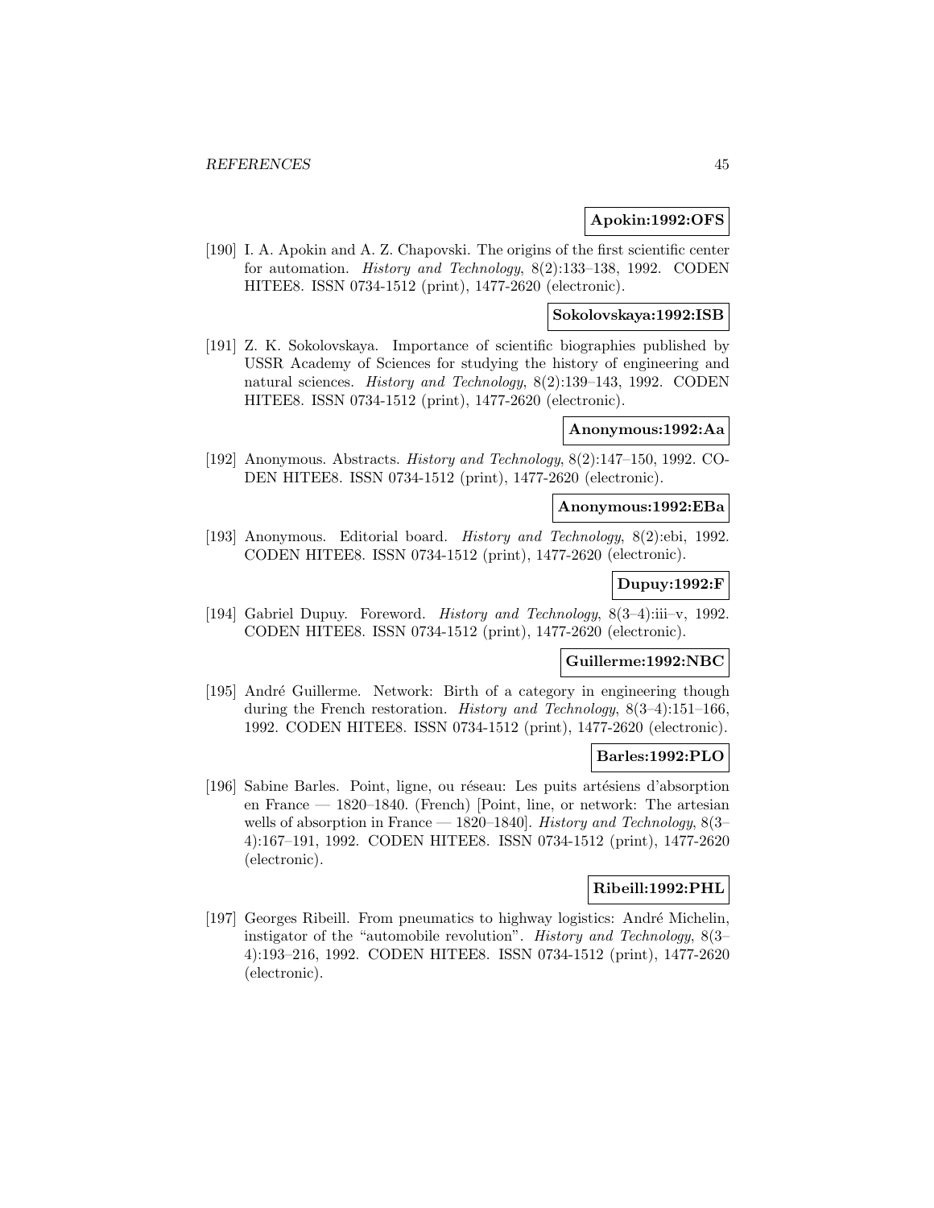**Apokin:1992:OFS**

[190] I. A. Apokin and A. Z. Chapovski. The origins of the first scientific center for automation. *History and Technology*, 8(2):133–138, 1992. CODEN HITEE8. ISSN 0734-1512 (print), 1477-2620 (electronic).

**Sokolovskaya:1992:ISB**

[191] Z. K. Sokolovskaya. Importance of scientific biographies published by USSR Academy of Sciences for studying the history of engineering and natural sciences. *History and Technology*, 8(2):139–143, 1992. CODEN HITEE8. ISSN 0734-1512 (print), 1477-2620 (electronic).

**Anonymous:1992:Aa**

[192] Anonymous. Abstracts. *History and Technology*, 8(2):147–150, 1992. CODEN HITEE8. ISSN 0734-1512 (print), 1477-2620 (electronic).

**Anonymous:1992:EBa**

[193] Anonymous. Editorial board. *History and Technology*, 8(2):ebi, 1992. CODEN HITEE8. ISSN 0734-1512 (print), 1477-2620 (electronic).

**Dupuy:1992:F**

[194] Gabriel Dupuy. Foreword. *History and Technology*, 8(3–4):iii–v, 1992. CODEN HITEE8. ISSN 0734-1512 (print), 1477-2620 (electronic).

**Guillerme:1992:NBC**

[195] André Guillerme. Network: Birth of a category in engineering though during the French restoration. *History and Technology*, 8(3–4):151–166, 1992. CODEN HITEE8. ISSN 0734-1512 (print), 1477-2620 (electronic).

**Barles:1992:PLO**

[196] Sabine Barles. Point, ligne, ou réseau: Les puits artésiens d'absorption en France — 1820–1840. (French) [Point, line, or network: The artesian wells of absorption in France — 1820–1840]. *History and Technology*, 8(3–4):167–191, 1992. CODEN HITEE8. ISSN 0734-1512 (print), 1477-2620 (electronic).

**Ribeill:1992:PHL**

[197] Georges Ribeill. From pneumatics to highway logistics: André Michelin, instigator of the "automobile revolution". *History and Technology*, 8(3–4):193–216, 1992. CODEN HITEE8. ISSN 0734-1512 (print), 1477-2620 (electronic).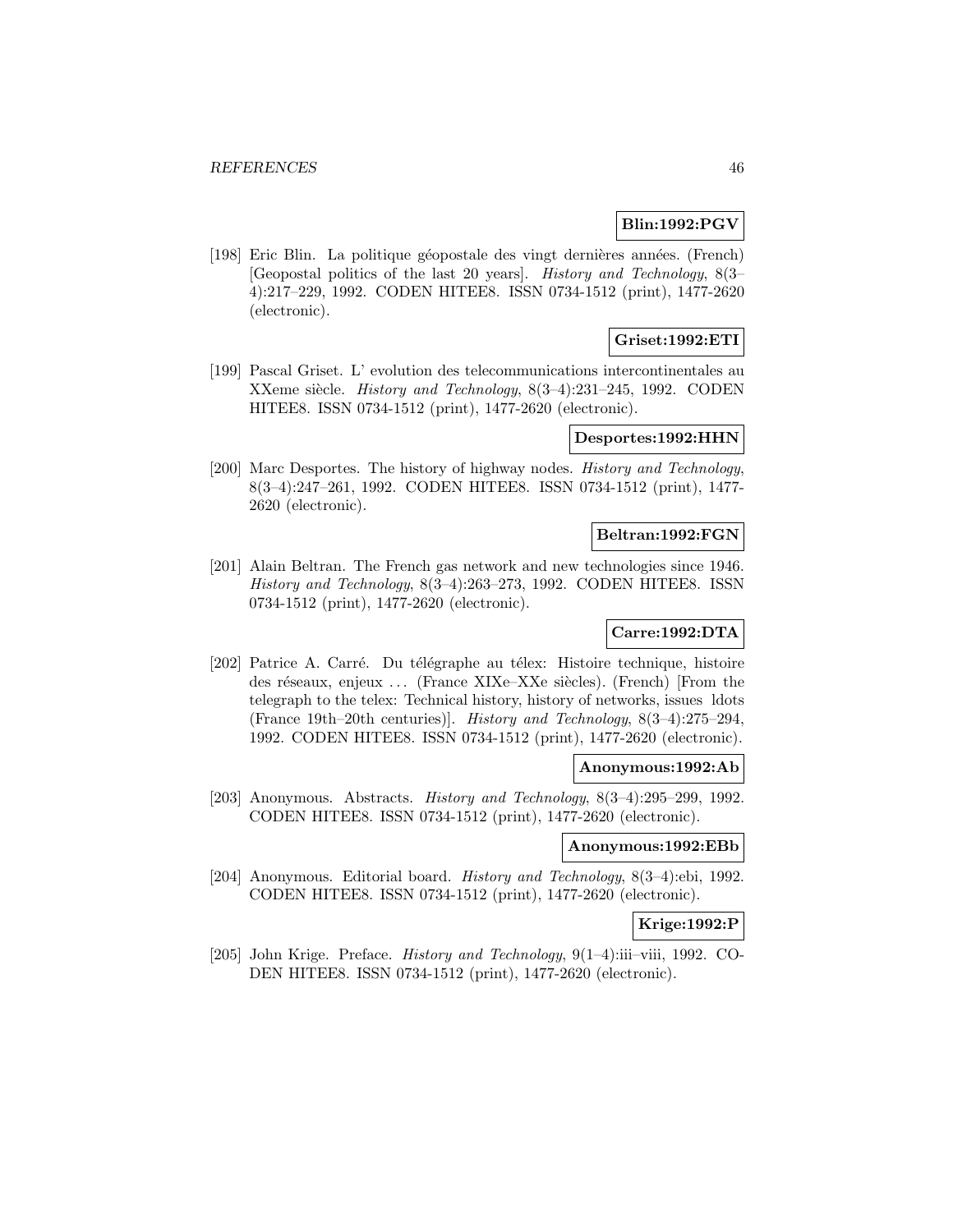**Blin:1992:PGV**

[198] Eric Blin. La politique géopostale des vingt dernières années. (French) [Geopostal politics of the last 20 years]. *History and Technology*, 8(3–4):217–229, 1992. CODEN HITEE8. ISSN 0734-1512 (print), 1477-2620 (electronic).

**Griset:1992:ETI**

[199] Pascal Griset. L' evolution des telecommunications intercontinentales au XXeme siècle. *History and Technology*, 8(3–4):231–245, 1992. CODEN HITEE8. ISSN 0734-1512 (print), 1477-2620 (electronic).

**Desportes:1992:HHN**

[200] Marc Desportes. The history of highway nodes. *History and Technology*, 8(3–4):247–261, 1992. CODEN HITEE8. ISSN 0734-1512 (print), 1477-2620 (electronic).

**Beltran:1992:FGN**

[201] Alain Beltran. The French gas network and new technologies since 1946. *History and Technology*, 8(3–4):263–273, 1992. CODEN HITEE8. ISSN 0734-1512 (print), 1477-2620 (electronic).

**Carre:1992:DTA**

[202] Patrice A. Carré. Du télégraphe au télex: Histoire technique, histoire des réseaux, enjeux ... (France XIXe–XXe siècles). (French) [From the telegraph to the telex: Technical history, history of networks, issues ldots (France 19th–20th centuries)]. *History and Technology*, 8(3–4):275–294, 1992. CODEN HITEE8. ISSN 0734-1512 (print), 1477-2620 (electronic).

**Anonymous:1992:Ab**

[203] Anonymous. Abstracts. *History and Technology*, 8(3–4):295–299, 1992. CODEN HITEE8. ISSN 0734-1512 (print), 1477-2620 (electronic).

**Anonymous:1992:EBb**

[204] Anonymous. Editorial board. *History and Technology*, 8(3–4):ebi, 1992. CODEN HITEE8. ISSN 0734-1512 (print), 1477-2620 (electronic).

**Krige:1992:P**

[205] John Krige. Preface. *History and Technology*, 9(1–4):iii–viii, 1992. CODEN HITEE8. ISSN 0734-1512 (print), 1477-2620 (electronic).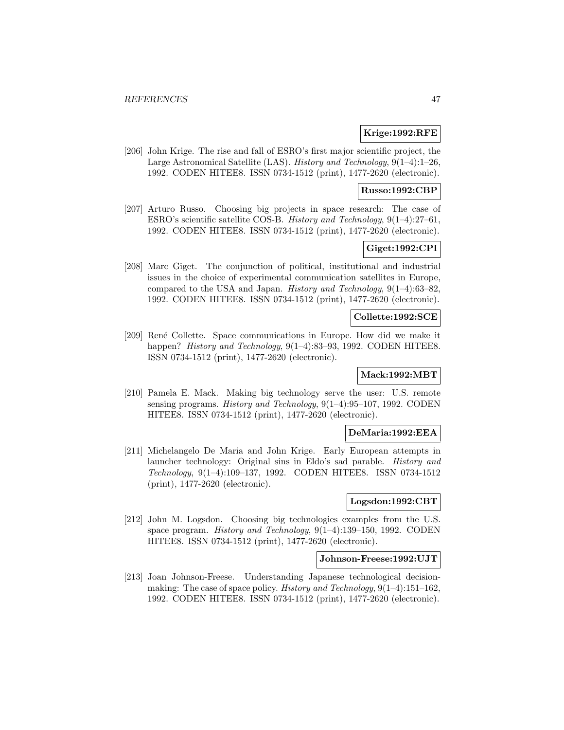**Krige:1992:RFE**

[206] John Krige. The rise and fall of ESRO's first major scientific project, the Large Astronomical Satellite (LAS). *History and Technology*, 9(1–4):1–26, 1992. CODEN HITEE8. ISSN 0734-1512 (print), 1477-2620 (electronic).

**Russo:1992:CBP**

[207] Arturo Russo. Choosing big projects in space research: The case of ESRO's scientific satellite COS-B. *History and Technology*, 9(1–4):27–61, 1992. CODEN HITEE8. ISSN 0734-1512 (print), 1477-2620 (electronic).

**Giget:1992:CPI**

[208] Marc Giget. The conjunction of political, institutional and industrial issues in the choice of experimental communication satellites in Europe, compared to the USA and Japan. *History and Technology*, 9(1–4):63–82, 1992. CODEN HITEE8. ISSN 0734-1512 (print), 1477-2620 (electronic).

**Collette:1992:SCE**

[209] René Collette. Space communications in Europe. How did we make it happen? *History and Technology*, 9(1–4):83–93, 1992. CODEN HITEE8. ISSN 0734-1512 (print), 1477-2620 (electronic).

**Mack:1992:MBT**

[210] Pamela E. Mack. Making big technology serve the user: U.S. remote sensing programs. *History and Technology*, 9(1–4):95–107, 1992. CODEN HITEE8. ISSN 0734-1512 (print), 1477-2620 (electronic).

**DeMaria:1992:EEA**

[211] Michelangelo De Maria and John Krige. Early European attempts in launcher technology: Original sins in Eldo's sad parable. *History and Technology*, 9(1–4):109–137, 1992. CODEN HITEE8. ISSN 0734-1512 (print), 1477-2620 (electronic).

**Logsdon:1992:CBT**

[212] John M. Logsdon. Choosing big technologies examples from the U.S. space program. *History and Technology*, 9(1–4):139–150, 1992. CODEN HITEE8. ISSN 0734-1512 (print), 1477-2620 (electronic).

**Johnson-Freese:1992:UJT**

[213] Joan Johnson-Freese. Understanding Japanese technological decision-making: The case of space policy. *History and Technology*, 9(1–4):151–162, 1992. CODEN HITEE8. ISSN 0734-1512 (print), 1477-2620 (electronic).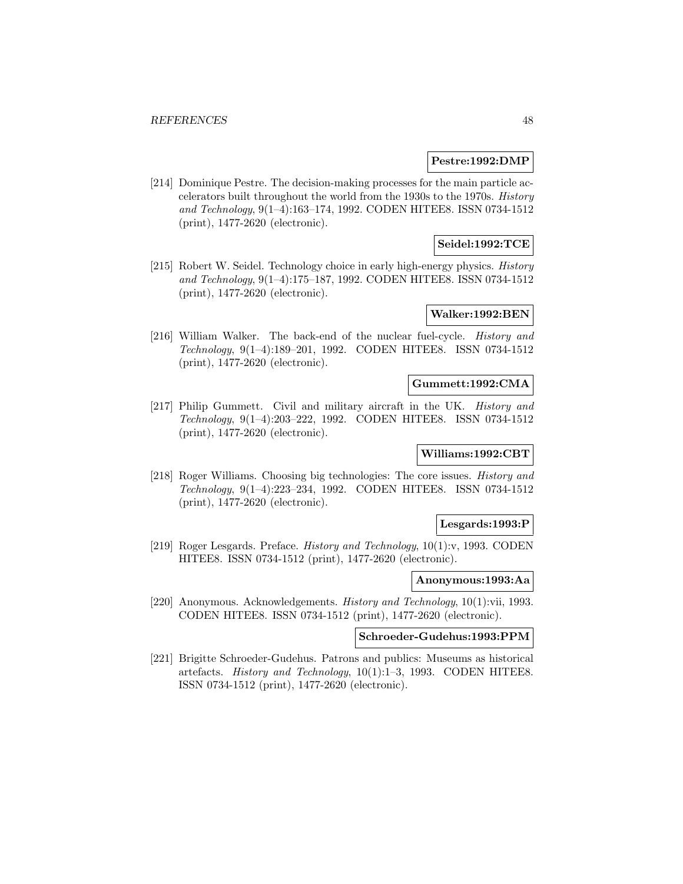**Pestre:1992:DMP**

[214] Dominique Pestre. The decision-making processes for the main particle accelerators built throughout the world from the 1930s to the 1970s. *History and Technology*, 9(1–4):163–174, 1992. CODEN HITEE8. ISSN 0734-1512 (print), 1477-2620 (electronic).

**Seidel:1992:TCE**

[215] Robert W. Seidel. Technology choice in early high-energy physics. *History and Technology*, 9(1–4):175–187, 1992. CODEN HITEE8. ISSN 0734-1512 (print), 1477-2620 (electronic).

**Walker:1992:BEN**

[216] William Walker. The back-end of the nuclear fuel-cycle. *History and Technology*, 9(1–4):189–201, 1992. CODEN HITEE8. ISSN 0734-1512 (print), 1477-2620 (electronic).

**Gummett:1992:CMA**

[217] Philip Gummett. Civil and military aircraft in the UK. *History and Technology*, 9(1–4):203–222, 1992. CODEN HITEE8. ISSN 0734-1512 (print), 1477-2620 (electronic).

**Williams:1992:CBT**

[218] Roger Williams. Choosing big technologies: The core issues. *History and Technology*, 9(1–4):223–234, 1992. CODEN HITEE8. ISSN 0734-1512 (print), 1477-2620 (electronic).

**Lesgards:1993:P**

[219] Roger Lesgards. Preface. *History and Technology*, 10(1):v, 1993. CODEN HITEE8. ISSN 0734-1512 (print), 1477-2620 (electronic).

**Anonymous:1993:Aa**

[220] Anonymous. Acknowledgements. *History and Technology*, 10(1):vii, 1993. CODEN HITEE8. ISSN 0734-1512 (print), 1477-2620 (electronic).

**Schroeder-Gudehus:1993:PPM**

[221] Brigitte Schroeder-Gudehus. Patrons and publics: Museums as historical artefacts. *History and Technology*, 10(1):1–3, 1993. CODEN HITEE8. ISSN 0734-1512 (print), 1477-2620 (electronic).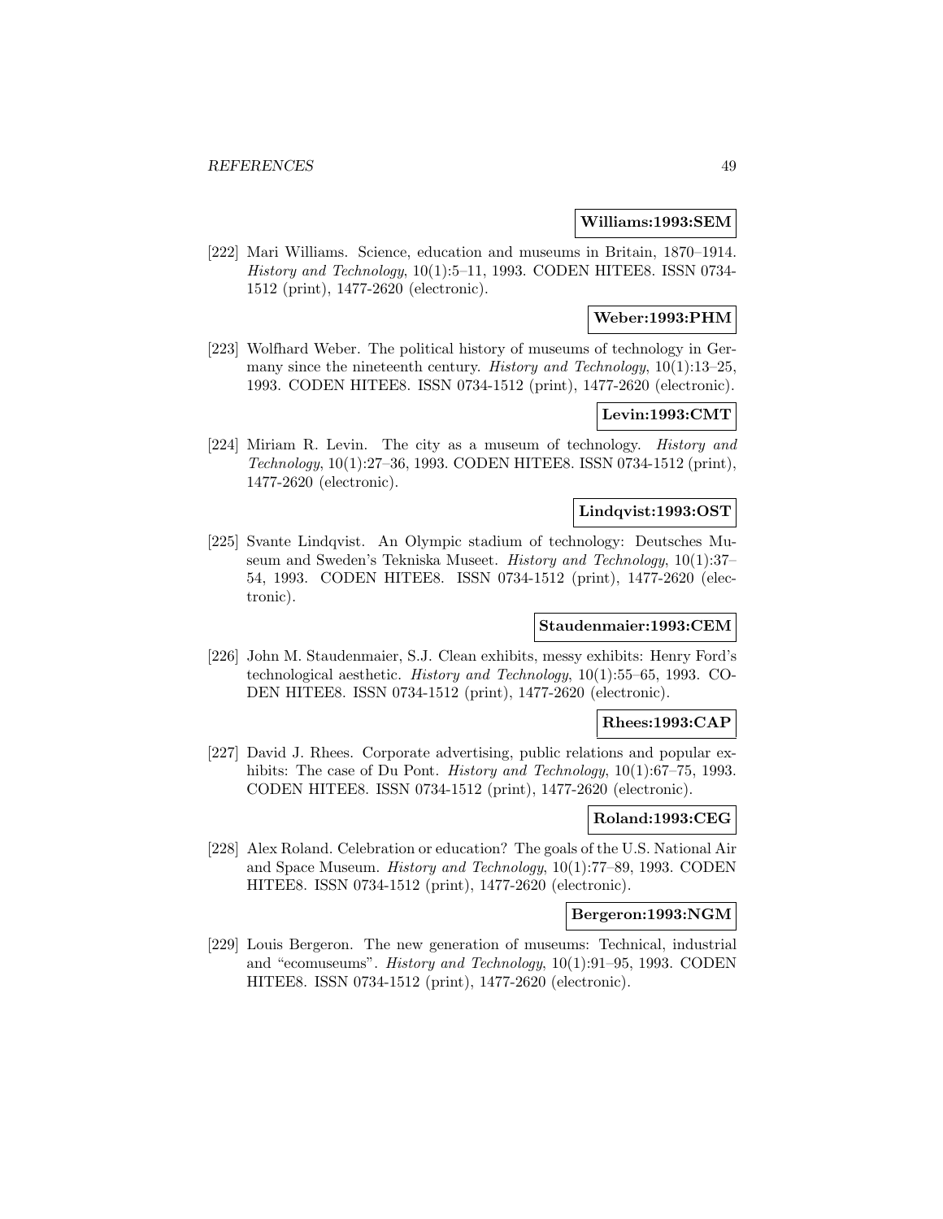**Williams:1993:SEM**

[222] Mari Williams. Science, education and museums in Britain, 1870–1914. *History and Technology*, 10(1):5–11, 1993. CODEN HITEE8. ISSN 0734-1512 (print), 1477-2620 (electronic).

**Weber:1993:PHM**

[223] Wolfhard Weber. The political history of museums of technology in Germany since the nineteenth century. *History and Technology*, 10(1):13–25, 1993. CODEN HITEE8. ISSN 0734-1512 (print), 1477-2620 (electronic).

**Levin:1993:CMT**

[224] Miriam R. Levin. The city as a museum of technology. *History and Technology*, 10(1):27–36, 1993. CODEN HITEE8. ISSN 0734-1512 (print), 1477-2620 (electronic).

**Lindqvist:1993:OST**

[225] Svante Lindqvist. An Olympic stadium of technology: Deutsches Museum and Sweden's Tekniska Museet. *History and Technology*, 10(1):37–54, 1993. CODEN HITEE8. ISSN 0734-1512 (print), 1477-2620 (electronic).

**Staudenmaier:1993:CEM**

[226] John M. Staudenmaier, S.J. Clean exhibits, messy exhibits: Henry Ford's technological aesthetic. *History and Technology*, 10(1):55–65, 1993. CODEN HITEE8. ISSN 0734-1512 (print), 1477-2620 (electronic).

**Rhees:1993:CAP**

[227] David J. Rhees. Corporate advertising, public relations and popular exhibits: The case of Du Pont. *History and Technology*, 10(1):67–75, 1993. CODEN HITEE8. ISSN 0734-1512 (print), 1477-2620 (electronic).

**Roland:1993:CEG**

[228] Alex Roland. Celebration or education? The goals of the U.S. National Air and Space Museum. *History and Technology*, 10(1):77–89, 1993. CODEN HITEE8. ISSN 0734-1512 (print), 1477-2620 (electronic).

**Bergeron:1993:NGM**

[229] Louis Bergeron. The new generation of museums: Technical, industrial and "ecomuseums". *History and Technology*, 10(1):91–95, 1993. CODEN HITEE8. ISSN 0734-1512 (print), 1477-2620 (electronic).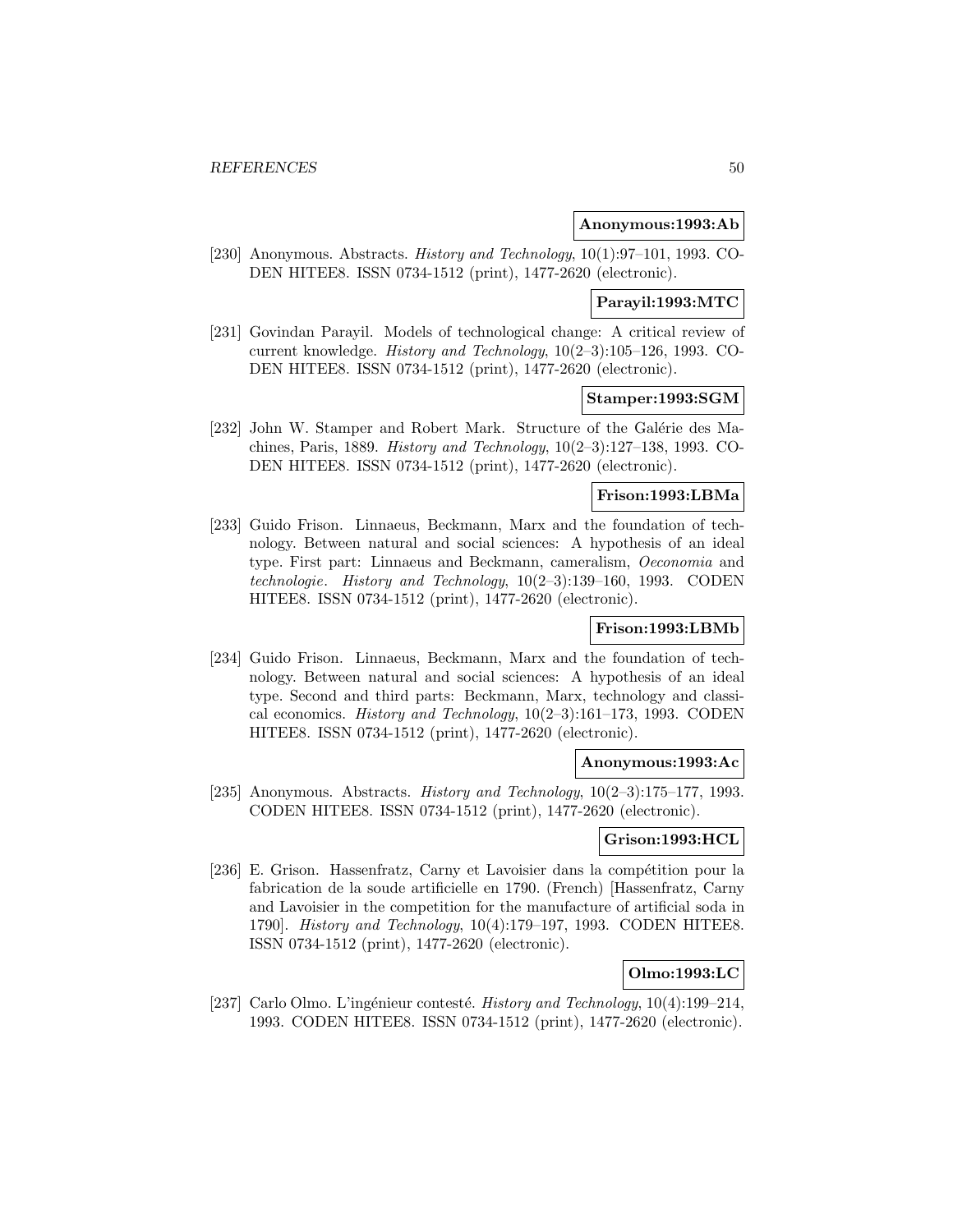**Anonymous:1993:Ab**

[230] Anonymous. Abstracts. *History and Technology*, 10(1):97–101, 1993. CODEN HITEE8. ISSN 0734-1512 (print), 1477-2620 (electronic).

**Parayil:1993:MTC**

[231] Govindan Parayil. Models of technological change: A critical review of current knowledge. *History and Technology*, 10(2–3):105–126, 1993. CODEN HITEE8. ISSN 0734-1512 (print), 1477-2620 (electronic).

**Stamper:1993:SGM**

[232] John W. Stamper and Robert Mark. Structure of the Galérie des Machines, Paris, 1889. *History and Technology*, 10(2–3):127–138, 1993. CODEN HITEE8. ISSN 0734-1512 (print), 1477-2620 (electronic).

**Frison:1993:LBMa**

[233] Guido Frison. Linnaeus, Beckmann, Marx and the foundation of technology. Between natural and social sciences: A hypothesis of an ideal type. First part: Linnaeus and Beckmann, cameralism, *Oeconomia* and *technologie*. *History and Technology*, 10(2–3):139–160, 1993. CODEN HITEE8. ISSN 0734-1512 (print), 1477-2620 (electronic).

**Frison:1993:LBMb**

[234] Guido Frison. Linnaeus, Beckmann, Marx and the foundation of technology. Between natural and social sciences: A hypothesis of an ideal type. Second and third parts: Beckmann, Marx, technology and classical economics. *History and Technology*, 10(2–3):161–173, 1993. CODEN HITEE8. ISSN 0734-1512 (print), 1477-2620 (electronic).

**Anonymous:1993:Ac**

[235] Anonymous. Abstracts. *History and Technology*, 10(2–3):175–177, 1993. CODEN HITEE8. ISSN 0734-1512 (print), 1477-2620 (electronic).

**Grison:1993:HCL**

[236] E. Grison. Hassenfratz, Carny et Lavoisier dans la compétition pour la fabrication de la soude artificielle en 1790. (French) [Hassenfratz, Carny and Lavoisier in the competition for the manufacture of artificial soda in 1790]. *History and Technology*, 10(4):179–197, 1993. CODEN HITEE8. ISSN 0734-1512 (print), 1477-2620 (electronic).

**Olmo:1993:LC**

[237] Carlo Olmo. L'ingénieur contesté. *History and Technology*, 10(4):199–214, 1993. CODEN HITEE8. ISSN 0734-1512 (print), 1477-2620 (electronic).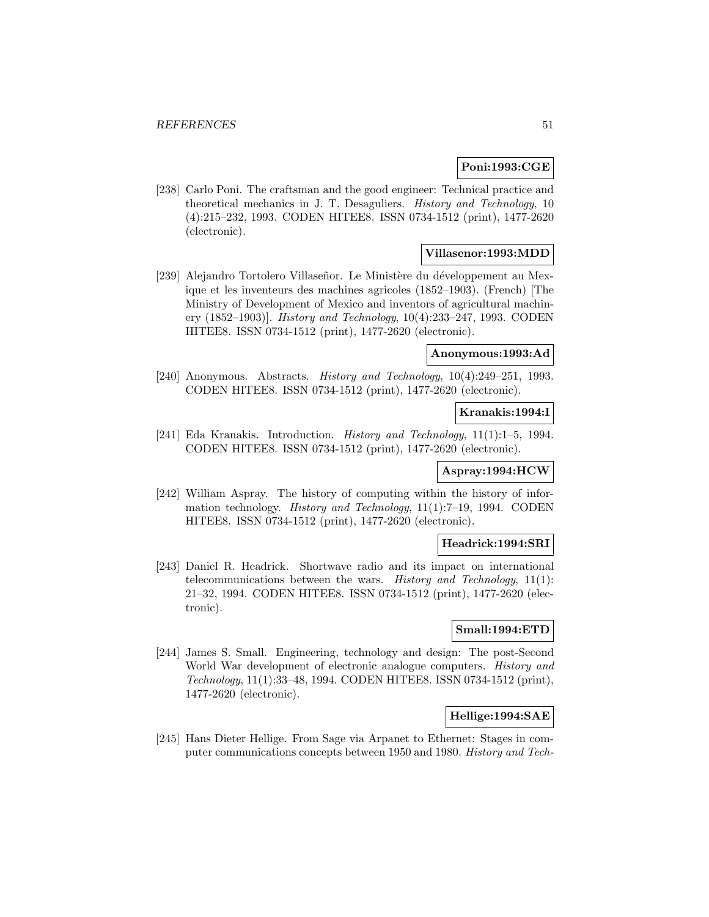**Poni:1993:CGE**

[238] Carlo Poni. The craftsman and the good engineer: Technical practice and theoretical mechanics in J. T. Desaguliers. *History and Technology*, 10 (4):215–232, 1993. CODEN HITEE8. ISSN 0734-1512 (print), 1477-2620 (electronic).

**Villasenor:1993:MDD**

[239] Alejandro Tortolero Villaseñor. Le Ministère du développement au Mexique et les inventeurs des machines agricoles (1852–1903). (French) [The Ministry of Development of Mexico and inventors of agricultural machinery (1852–1903)]. *History and Technology*, 10(4):233–247, 1993. CODEN HITEE8. ISSN 0734-1512 (print), 1477-2620 (electronic).

**Anonymous:1993:Ad**

[240] Anonymous. Abstracts. *History and Technology*, 10(4):249–251, 1993. CODEN HITEE8. ISSN 0734-1512 (print), 1477-2620 (electronic).

**Kranakis:1994:I**

[241] Eda Kranakis. Introduction. *History and Technology*, 11(1):1–5, 1994. CODEN HITEE8. ISSN 0734-1512 (print), 1477-2620 (electronic).

**Aspray:1994:HCW**

[242] William Aspray. The history of computing within the history of information technology. *History and Technology*, 11(1):7–19, 1994. CODEN HITEE8. ISSN 0734-1512 (print), 1477-2620 (electronic).

**Headrick:1994:SRI**

[243] Daniel R. Headrick. Shortwave radio and its impact on international telecommunications between the wars. *History and Technology*, 11(1): 21–32, 1994. CODEN HITEE8. ISSN 0734-1512 (print), 1477-2620 (electronic).

**Small:1994:ETD**

[244] James S. Small. Engineering, technology and design: The post-Second World War development of electronic analogue computers. *History and Technology*, 11(1):33–48, 1994. CODEN HITEE8. ISSN 0734-1512 (print), 1477-2620 (electronic).

**Hellige:1994:SAE**

[245] Hans Dieter Hellige. From Sage via Arpanet to Ethernet: Stages in computer communications concepts between 1950 and 1980. *History and Tech-*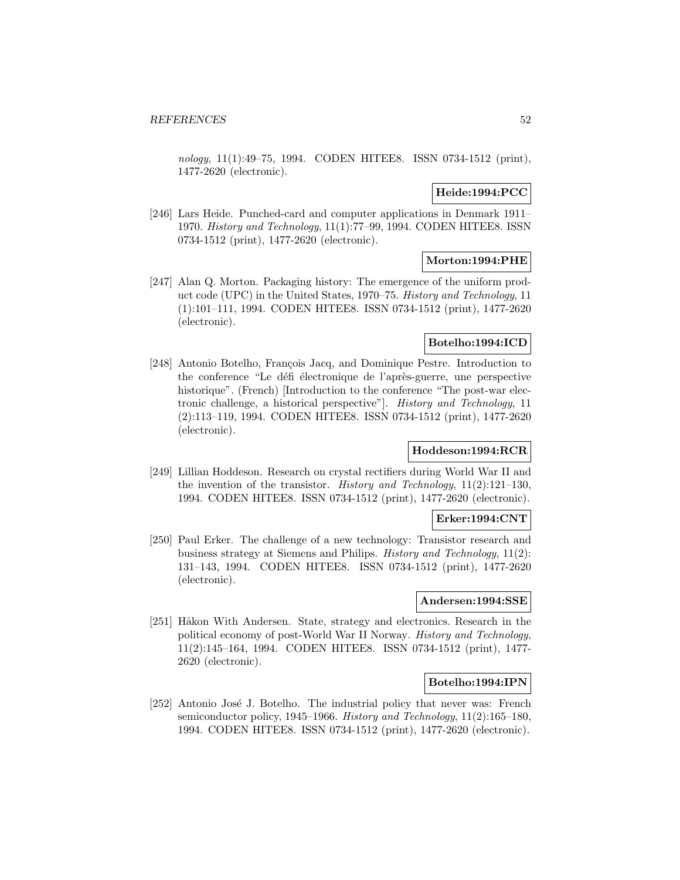*nology*, 11(1):49–75, 1994. CODEN HITEE8. ISSN 0734-1512 (print), 1477-2620 (electronic).

**Heide:1994:PCC**

[246] Lars Heide. Punched-card and computer applications in Denmark 1911–1970. *History and Technology*, 11(1):77–99, 1994. CODEN HITEE8. ISSN 0734-1512 (print), 1477-2620 (electronic).

**Morton:1994:PHE**

[247] Alan Q. Morton. Packaging history: The emergence of the uniform product code (UPC) in the United States, 1970–75. *History and Technology*, 11 (1):101–111, 1994. CODEN HITEE8. ISSN 0734-1512 (print), 1477-2620 (electronic).

**Botelho:1994:ICD**

[248] Antonio Botelho, François Jacq, and Dominique Pestre. Introduction to the conference "Le défi électronique de l'après-guerre, une perspective historique". (French) [Introduction to the conference "The post-war electronic challenge, a historical perspective"]. *History and Technology*, 11 (2):113–119, 1994. CODEN HITEE8. ISSN 0734-1512 (print), 1477-2620 (electronic).

**Hoddeson:1994:RCR**

[249] Lillian Hoddeson. Research on crystal rectifiers during World War II and the invention of the transistor. *History and Technology*, 11(2):121–130, 1994. CODEN HITEE8. ISSN 0734-1512 (print), 1477-2620 (electronic).

**Erker:1994:CNT**

[250] Paul Erker. The challenge of a new technology: Transistor research and business strategy at Siemens and Philips. *History and Technology*, 11(2): 131–143, 1994. CODEN HITEE8. ISSN 0734-1512 (print), 1477-2620 (electronic).

**Andersen:1994:SSE**

[251] Håkon With Andersen. State, strategy and electronics. Research in the political economy of post-World War II Norway. *History and Technology*, 11(2):145–164, 1994. CODEN HITEE8. ISSN 0734-1512 (print), 1477-2620 (electronic).

**Botelho:1994:IPN**

[252] Antonio José J. Botelho. The industrial policy that never was: French semiconductor policy, 1945–1966. *History and Technology*, 11(2):165–180, 1994. CODEN HITEE8. ISSN 0734-1512 (print), 1477-2620 (electronic).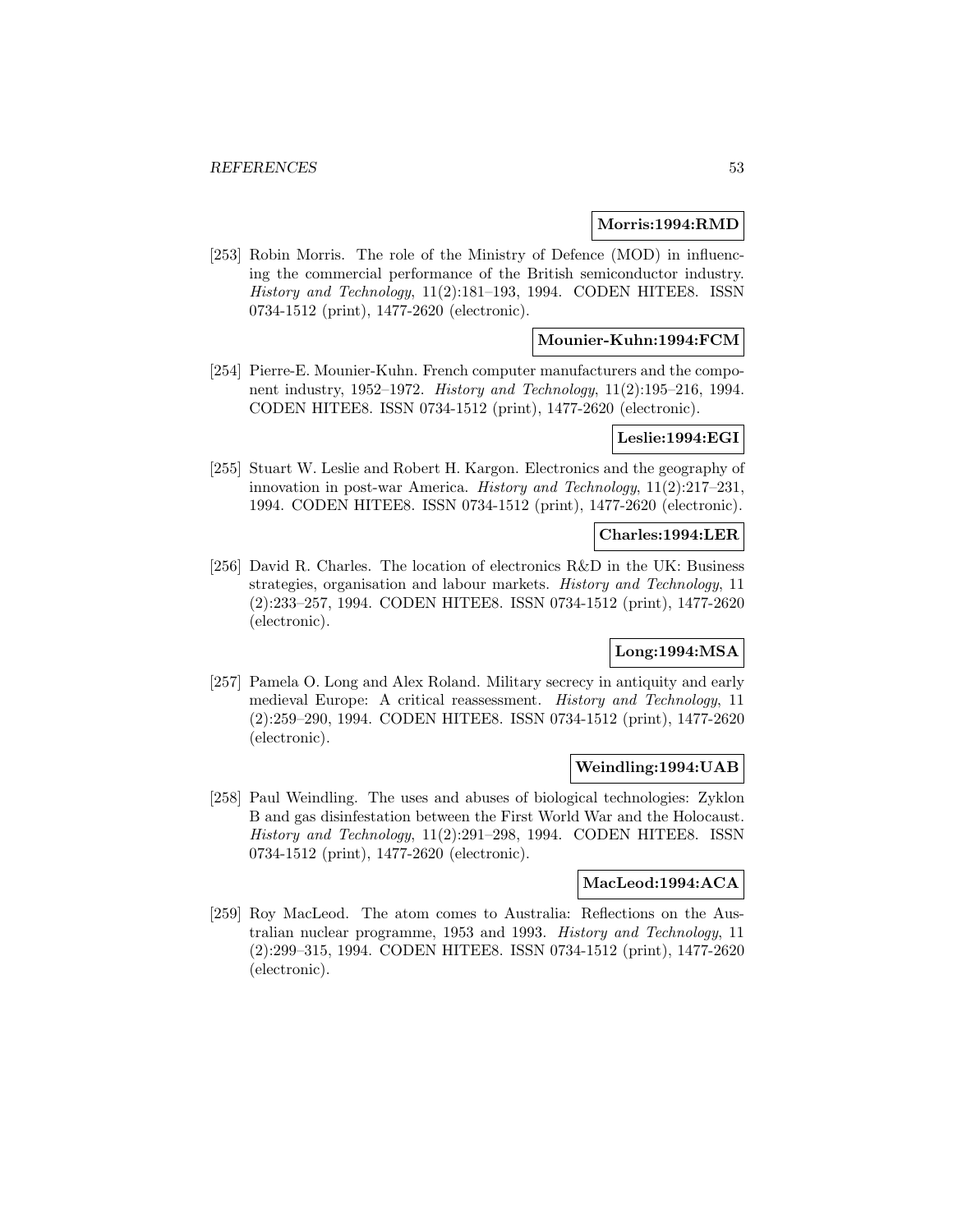**Morris:1994:RMD**

[253] Robin Morris. The role of the Ministry of Defence (MOD) in influencing the commercial performance of the British semiconductor industry. *History and Technology*, 11(2):181–193, 1994. CODEN HITEE8. ISSN 0734-1512 (print), 1477-2620 (electronic).

**Mounier-Kuhn:1994:FCM**

[254] Pierre-E. Mounier-Kuhn. French computer manufacturers and the component industry, 1952–1972. *History and Technology*, 11(2):195–216, 1994. CODEN HITEE8. ISSN 0734-1512 (print), 1477-2620 (electronic).

**Leslie:1994:EGI**

[255] Stuart W. Leslie and Robert H. Kargon. Electronics and the geography of innovation in post-war America. *History and Technology*, 11(2):217–231, 1994. CODEN HITEE8. ISSN 0734-1512 (print), 1477-2620 (electronic).

**Charles:1994:LER**

[256] David R. Charles. The location of electronics R&D in the UK: Business strategies, organisation and labour markets. *History and Technology*, 11 (2):233–257, 1994. CODEN HITEE8. ISSN 0734-1512 (print), 1477-2620 (electronic).

**Long:1994:MSA**

[257] Pamela O. Long and Alex Roland. Military secrecy in antiquity and early medieval Europe: A critical reassessment. *History and Technology*, 11 (2):259–290, 1994. CODEN HITEE8. ISSN 0734-1512 (print), 1477-2620 (electronic).

**Weindling:1994:UAB**

[258] Paul Weindling. The uses and abuses of biological technologies: Zyklon B and gas disinfestation between the First World War and the Holocaust. *History and Technology*, 11(2):291–298, 1994. CODEN HITEE8. ISSN 0734-1512 (print), 1477-2620 (electronic).

**MacLeod:1994:ACA**

[259] Roy MacLeod. The atom comes to Australia: Reflections on the Australian nuclear programme, 1953 and 1993. *History and Technology*, 11 (2):299–315, 1994. CODEN HITEE8. ISSN 0734-1512 (print), 1477-2620 (electronic).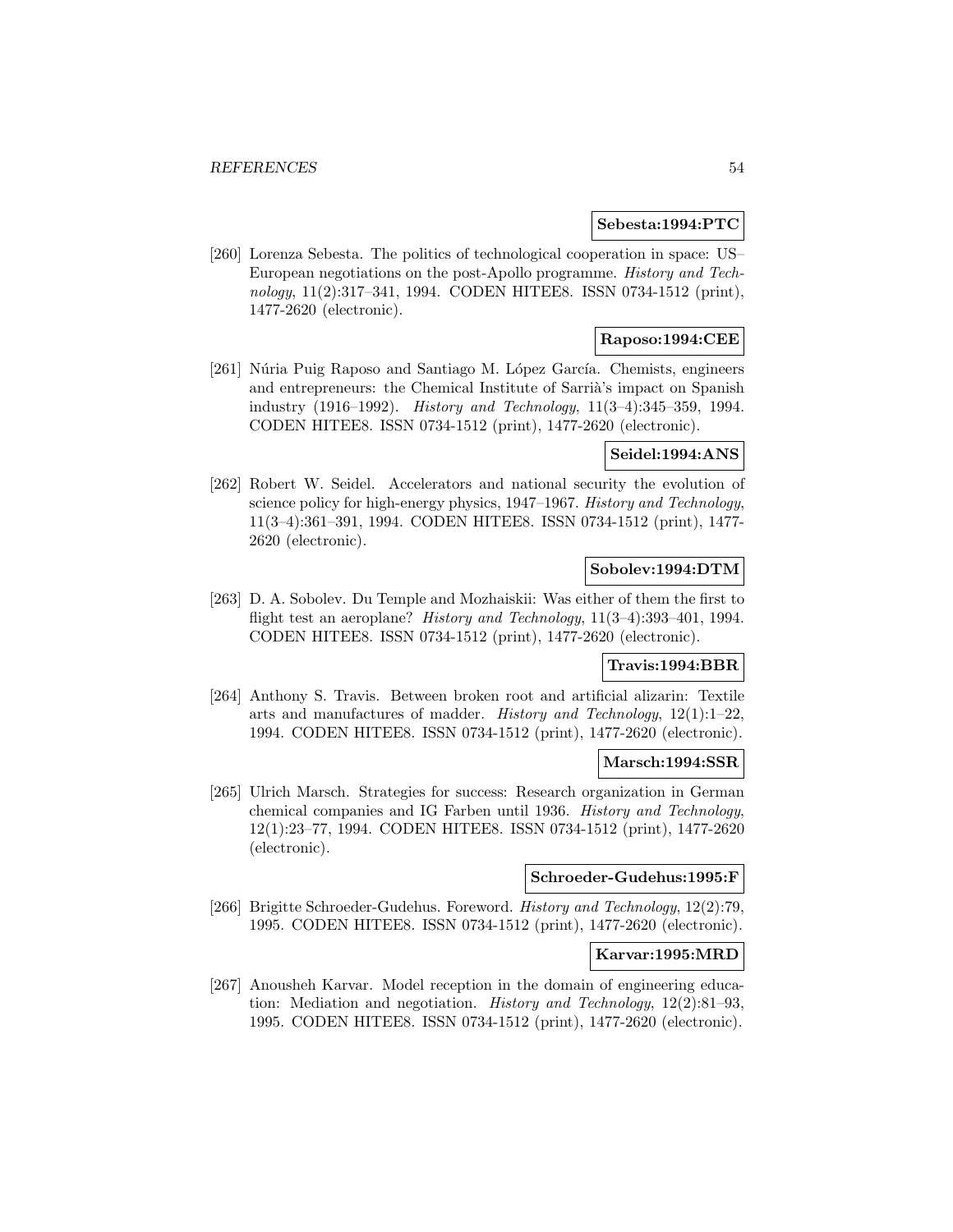**Sebesta:1994:PTC**

[260] Lorenza Sebesta. The politics of technological cooperation in space: US–European negotiations on the post-Apollo programme. *History and Technology*, 11(2):317–341, 1994. CODEN HITEE8. ISSN 0734-1512 (print), 1477-2620 (electronic).

**Raposo:1994:CEE**

[261] Núria Puig Raposo and Santiago M. López García. Chemists, engineers and entrepreneurs: the Chemical Institute of Sarrià's impact on Spanish industry (1916–1992). *History and Technology*, 11(3–4):345–359, 1994. CODEN HITEE8. ISSN 0734-1512 (print), 1477-2620 (electronic).

**Seidel:1994:ANS**

[262] Robert W. Seidel. Accelerators and national security the evolution of science policy for high-energy physics, 1947–1967. *History and Technology*, 11(3–4):361–391, 1994. CODEN HITEE8. ISSN 0734-1512 (print), 1477-2620 (electronic).

**Sobolev:1994:DTM**

[263] D. A. Sobolev. Du Temple and Mozhaiskii: Was either of them the first to flight test an aeroplane? *History and Technology*, 11(3–4):393–401, 1994. CODEN HITEE8. ISSN 0734-1512 (print), 1477-2620 (electronic).

**Travis:1994:BBR**

[264] Anthony S. Travis. Between broken root and artificial alizarin: Textile arts and manufactures of madder. *History and Technology*, 12(1):1–22, 1994. CODEN HITEE8. ISSN 0734-1512 (print), 1477-2620 (electronic).

**Marsch:1994:SSR**

[265] Ulrich Marsch. Strategies for success: Research organization in German chemical companies and IG Farben until 1936. *History and Technology*, 12(1):23–77, 1994. CODEN HITEE8. ISSN 0734-1512 (print), 1477-2620 (electronic).

**Schroeder-Gudehus:1995:F**

[266] Brigitte Schroeder-Gudehus. Foreword. *History and Technology*, 12(2):79, 1995. CODEN HITEE8. ISSN 0734-1512 (print), 1477-2620 (electronic).

**Karvar:1995:MRD**

[267] Anousheh Karvar. Model reception in the domain of engineering education: Mediation and negotiation. *History and Technology*, 12(2):81–93, 1995. CODEN HITEE8. ISSN 0734-1512 (print), 1477-2620 (electronic).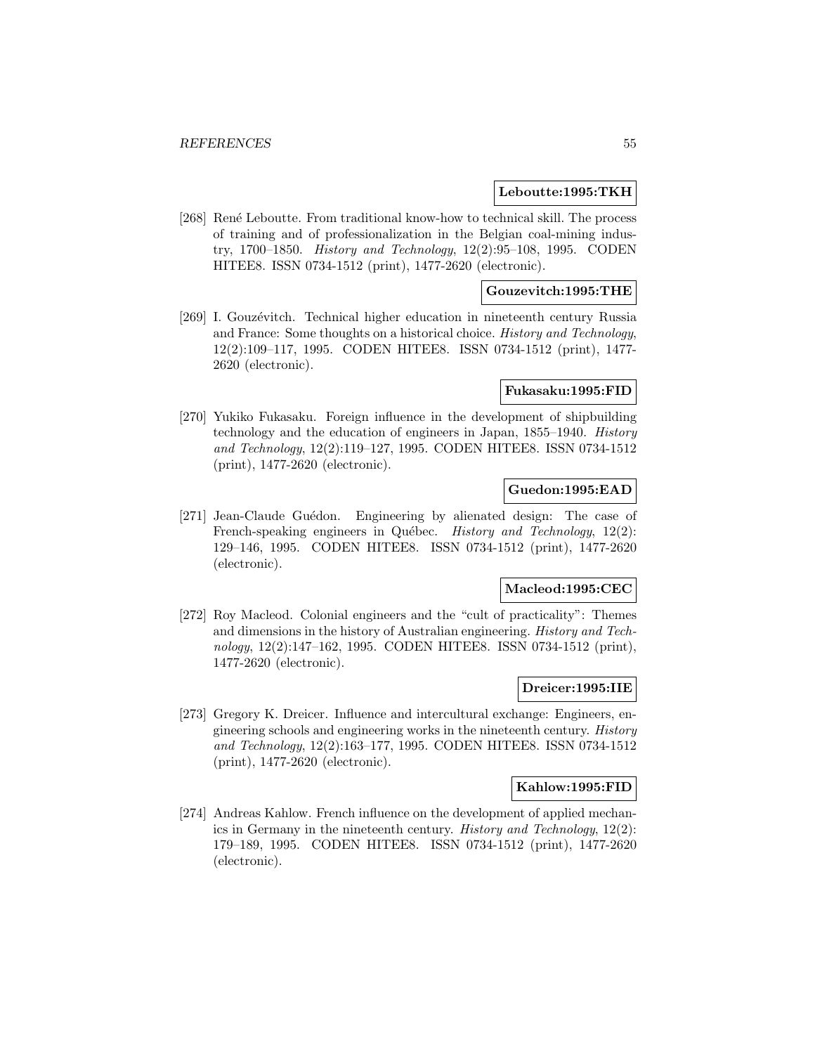**Leboutte:1995:TKH**

[268] René Leboutte. From traditional know-how to technical skill. The process of training and of professionalization in the Belgian coal-mining industry, 1700–1850. *History and Technology*, 12(2):95–108, 1995. CODEN HITEE8. ISSN 0734-1512 (print), 1477-2620 (electronic).

**Gouzevitch:1995:THE**

[269] I. Gouzévitch. Technical higher education in nineteenth century Russia and France: Some thoughts on a historical choice. *History and Technology*, 12(2):109–117, 1995. CODEN HITEE8. ISSN 0734-1512 (print), 1477-2620 (electronic).

**Fukasaku:1995:FID**

[270] Yukiko Fukasaku. Foreign influence in the development of shipbuilding technology and the education of engineers in Japan, 1855–1940. *History and Technology*, 12(2):119–127, 1995. CODEN HITEE8. ISSN 0734-1512 (print), 1477-2620 (electronic).

**Guedon:1995:EAD**

[271] Jean-Claude Guédon. Engineering by alienated design: The case of French-speaking engineers in Québec. *History and Technology*, 12(2): 129–146, 1995. CODEN HITEE8. ISSN 0734-1512 (print), 1477-2620 (electronic).

**Macleod:1995:CEC**

[272] Roy Macleod. Colonial engineers and the "cult of practicality": Themes and dimensions in the history of Australian engineering. *History and Technology*, 12(2):147–162, 1995. CODEN HITEE8. ISSN 0734-1512 (print), 1477-2620 (electronic).

**Dreicer:1995:IIE**

[273] Gregory K. Dreicer. Influence and intercultural exchange: Engineers, engineering schools and engineering works in the nineteenth century. *History and Technology*, 12(2):163–177, 1995. CODEN HITEE8. ISSN 0734-1512 (print), 1477-2620 (electronic).

**Kahlow:1995:FID**

[274] Andreas Kahlow. French influence on the development of applied mechanics in Germany in the nineteenth century. *History and Technology*, 12(2): 179–189, 1995. CODEN HITEE8. ISSN 0734-1512 (print), 1477-2620 (electronic).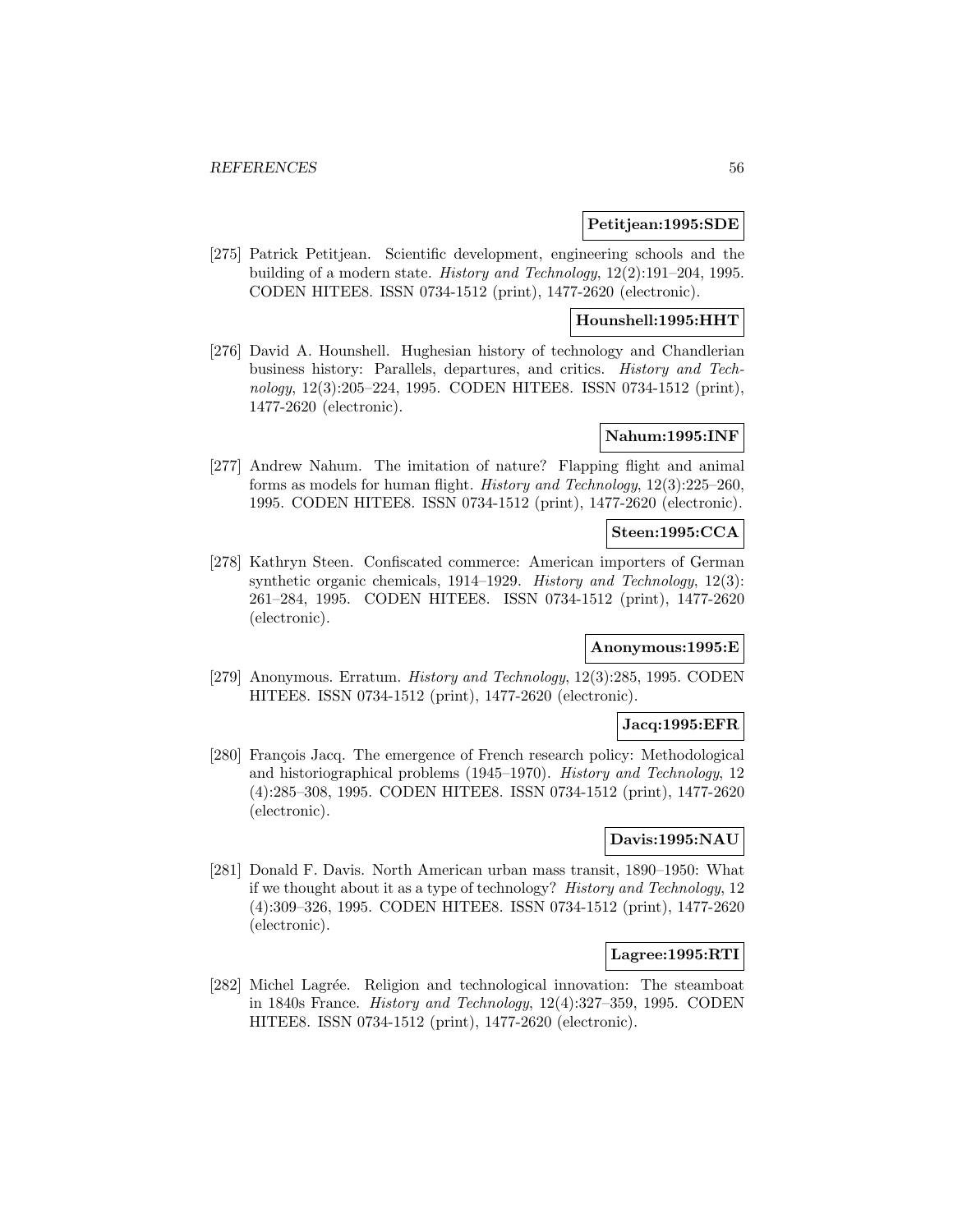**Petitjean:1995:SDE**

[275] Patrick Petitjean. Scientific development, engineering schools and the building of a modern state. *History and Technology*, 12(2):191–204, 1995. CODEN HITEE8. ISSN 0734-1512 (print), 1477-2620 (electronic).

**Hounshell:1995:HHT**

[276] David A. Hounshell. Hughesian history of technology and Chandlerian business history: Parallels, departures, and critics. *History and Technology*, 12(3):205–224, 1995. CODEN HITEE8. ISSN 0734-1512 (print), 1477-2620 (electronic).

**Nahum:1995:INF**

[277] Andrew Nahum. The imitation of nature? Flapping flight and animal forms as models for human flight. *History and Technology*, 12(3):225–260, 1995. CODEN HITEE8. ISSN 0734-1512 (print), 1477-2620 (electronic).

**Steen:1995:CCA**

[278] Kathryn Steen. Confiscated commerce: American importers of German synthetic organic chemicals, 1914–1929. *History and Technology*, 12(3): 261–284, 1995. CODEN HITEE8. ISSN 0734-1512 (print), 1477-2620 (electronic).

**Anonymous:1995:E**

[279] Anonymous. Erratum. *History and Technology*, 12(3):285, 1995. CODEN HITEE8. ISSN 0734-1512 (print), 1477-2620 (electronic).

**Jacq:1995:EFR**

[280] François Jacq. The emergence of French research policy: Methodological and historiographical problems (1945–1970). *History and Technology*, 12 (4):285–308, 1995. CODEN HITEE8. ISSN 0734-1512 (print), 1477-2620 (electronic).

**Davis:1995:NAU**

[281] Donald F. Davis. North American urban mass transit, 1890–1950: What if we thought about it as a type of technology? *History and Technology*, 12 (4):309–326, 1995. CODEN HITEE8. ISSN 0734-1512 (print), 1477-2620 (electronic).

**Lagree:1995:RTI**

[282] Michel Lagrée. Religion and technological innovation: The steamboat in 1840s France. *History and Technology*, 12(4):327–359, 1995. CODEN HITEE8. ISSN 0734-1512 (print), 1477-2620 (electronic).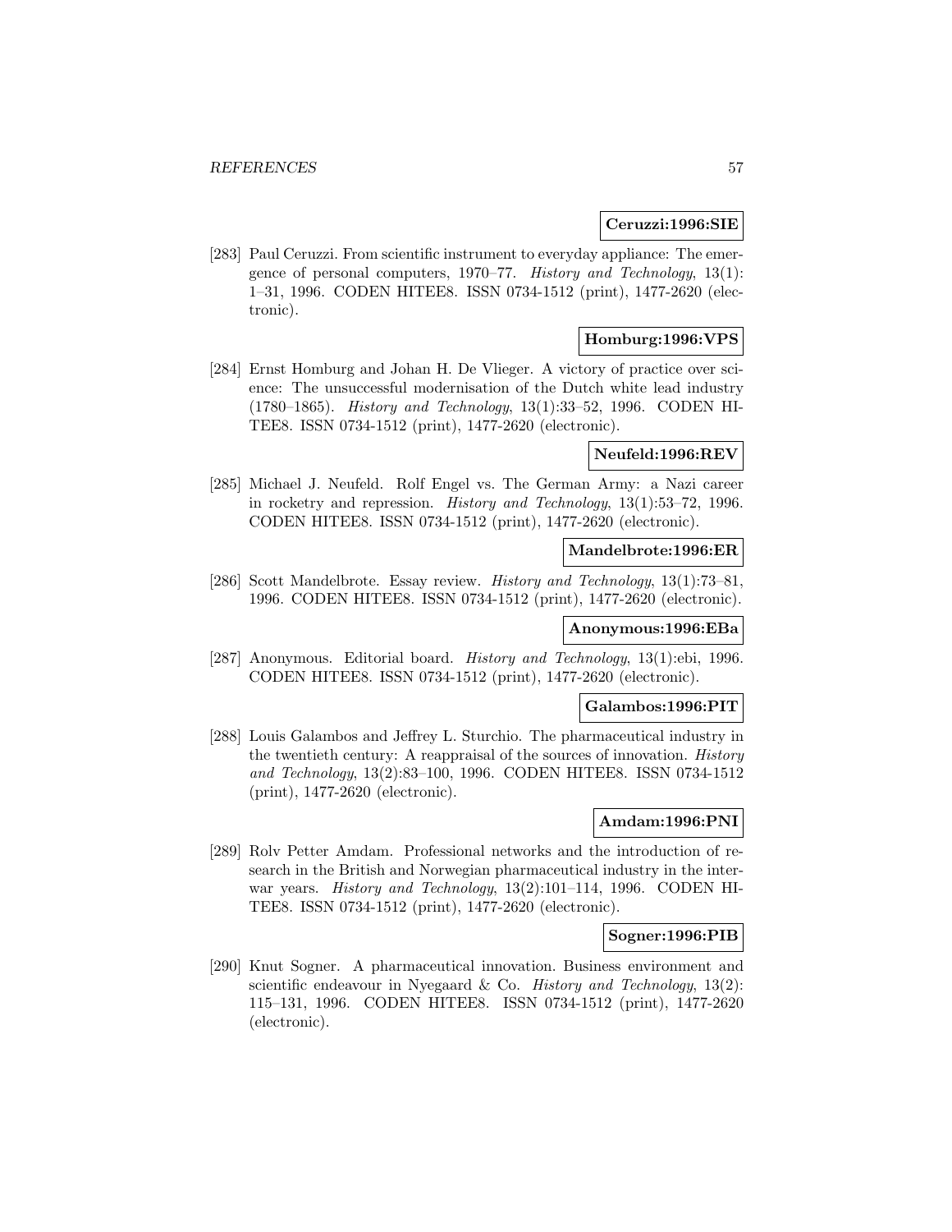**Ceruzzi:1996:SIE**

[283] Paul Ceruzzi. From scientific instrument to everyday appliance: The emergence of personal computers, 1970–77. *History and Technology*, 13(1): 1–31, 1996. CODEN HITEE8. ISSN 0734-1512 (print), 1477-2620 (electronic).

**Homburg:1996:VPS**

[284] Ernst Homburg and Johan H. De Vlieger. A victory of practice over science: The unsuccessful modernisation of the Dutch white lead industry (1780–1865). *History and Technology*, 13(1):33–52, 1996. CODEN HITEE8. ISSN 0734-1512 (print), 1477-2620 (electronic).

**Neufeld:1996:REV**

[285] Michael J. Neufeld. Rolf Engel vs. The German Army: a Nazi career in rocketry and repression. *History and Technology*, 13(1):53–72, 1996. CODEN HITEE8. ISSN 0734-1512 (print), 1477-2620 (electronic).

**Mandelbrote:1996:ER**

[286] Scott Mandelbrote. Essay review. *History and Technology*, 13(1):73–81, 1996. CODEN HITEE8. ISSN 0734-1512 (print), 1477-2620 (electronic).

**Anonymous:1996:EBa**

[287] Anonymous. Editorial board. *History and Technology*, 13(1):ebi, 1996. CODEN HITEE8. ISSN 0734-1512 (print), 1477-2620 (electronic).

**Galambos:1996:PIT**

[288] Louis Galambos and Jeffrey L. Sturchio. The pharmaceutical industry in the twentieth century: A reappraisal of the sources of innovation. *History and Technology*, 13(2):83–100, 1996. CODEN HITEE8. ISSN 0734-1512 (print), 1477-2620 (electronic).

**Amdam:1996:PNI**

[289] Rolv Petter Amdam. Professional networks and the introduction of research in the British and Norwegian pharmaceutical industry in the interwar years. *History and Technology*, 13(2):101–114, 1996. CODEN HITEE8. ISSN 0734-1512 (print), 1477-2620 (electronic).

**Sogner:1996:PIB**

[290] Knut Sogner. A pharmaceutical innovation. Business environment and scientific endeavour in Nyegaard & Co. *History and Technology*, 13(2): 115–131, 1996. CODEN HITEE8. ISSN 0734-1512 (print), 1477-2620 (electronic).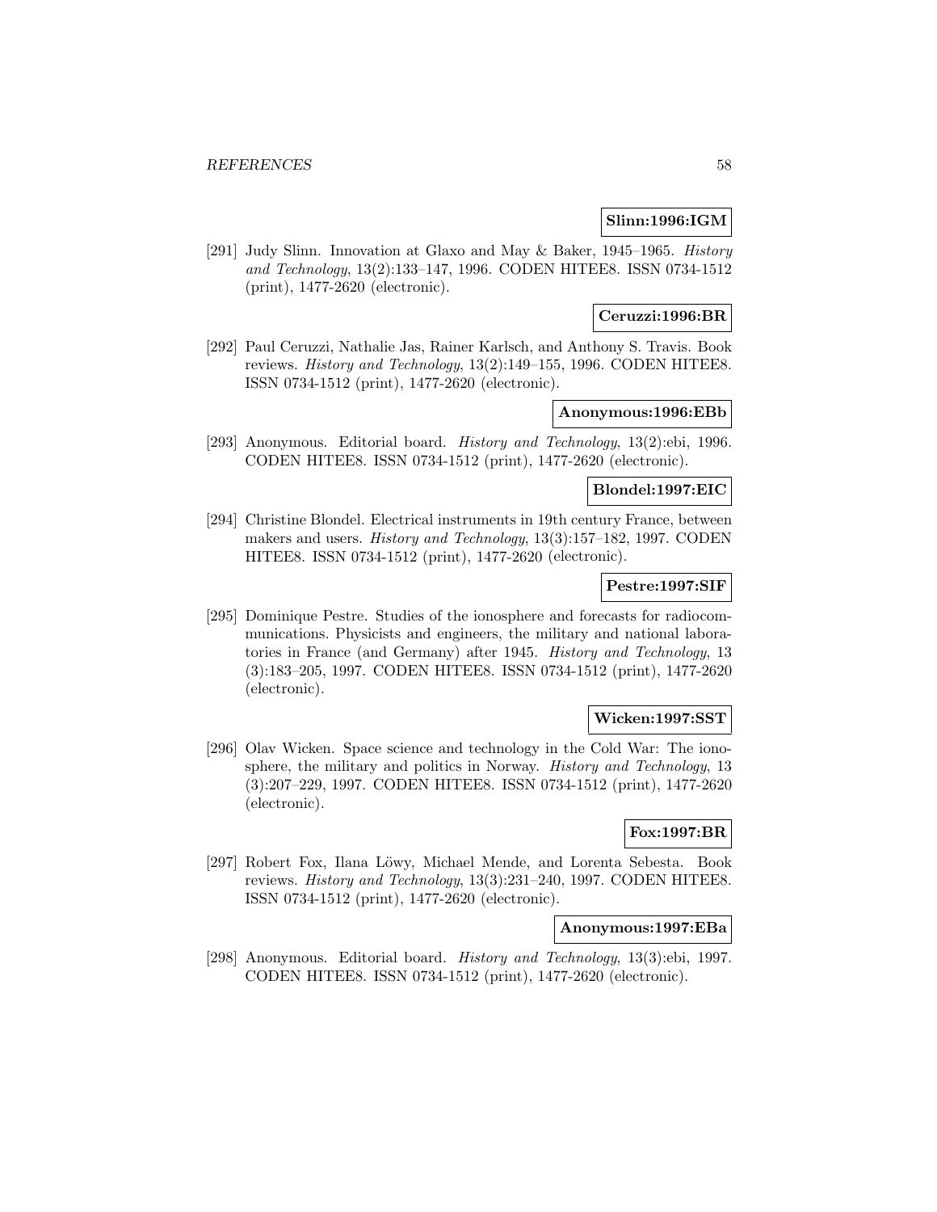**Slinn:1996:IGM**

[291] Judy Slinn. Innovation at Glaxo and May & Baker, 1945–1965. *History and Technology*, 13(2):133–147, 1996. CODEN HITEE8. ISSN 0734-1512 (print), 1477-2620 (electronic).

**Ceruzzi:1996:BR**

[292] Paul Ceruzzi, Nathalie Jas, Rainer Karlsch, and Anthony S. Travis. Book reviews. *History and Technology*, 13(2):149–155, 1996. CODEN HITEE8. ISSN 0734-1512 (print), 1477-2620 (electronic).

**Anonymous:1996:EBb**

[293] Anonymous. Editorial board. *History and Technology*, 13(2):ebi, 1996. CODEN HITEE8. ISSN 0734-1512 (print), 1477-2620 (electronic).

**Blondel:1997:EIC**

[294] Christine Blondel. Electrical instruments in 19th century France, between makers and users. *History and Technology*, 13(3):157–182, 1997. CODEN HITEE8. ISSN 0734-1512 (print), 1477-2620 (electronic).

**Pestre:1997:SIF**

[295] Dominique Pestre. Studies of the ionosphere and forecasts for radiocommunications. Physicists and engineers, the military and national laboratories in France (and Germany) after 1945. *History and Technology*, 13 (3):183–205, 1997. CODEN HITEE8. ISSN 0734-1512 (print), 1477-2620 (electronic).

**Wicken:1997:SST**

[296] Olav Wicken. Space science and technology in the Cold War: The ionosphere, the military and politics in Norway. *History and Technology*, 13 (3):207–229, 1997. CODEN HITEE8. ISSN 0734-1512 (print), 1477-2620 (electronic).

**Fox:1997:BR**

[297] Robert Fox, Ilana Löwy, Michael Mende, and Lorenta Sebesta. Book reviews. *History and Technology*, 13(3):231–240, 1997. CODEN HITEE8. ISSN 0734-1512 (print), 1477-2620 (electronic).

**Anonymous:1997:EBa**

[298] Anonymous. Editorial board. *History and Technology*, 13(3):ebi, 1997. CODEN HITEE8. ISSN 0734-1512 (print), 1477-2620 (electronic).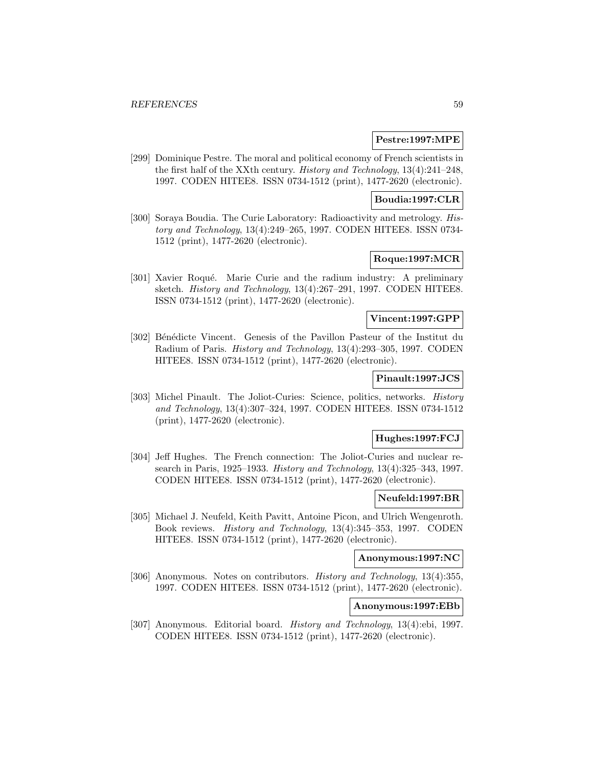**Pestre:1997:MPE**

[299] Dominique Pestre. The moral and political economy of French scientists in the first half of the XXth century. *History and Technology*, 13(4):241–248, 1997. CODEN HITEE8. ISSN 0734-1512 (print), 1477-2620 (electronic).

**Boudia:1997:CLR**

[300] Soraya Boudia. The Curie Laboratory: Radioactivity and metrology. *History and Technology*, 13(4):249–265, 1997. CODEN HITEE8. ISSN 0734-1512 (print), 1477-2620 (electronic).

**Roque:1997:MCR**

[301] Xavier Roqué. Marie Curie and the radium industry: A preliminary sketch. *History and Technology*, 13(4):267–291, 1997. CODEN HITEE8. ISSN 0734-1512 (print), 1477-2620 (electronic).

**Vincent:1997:GPP**

[302] Bénédicte Vincent. Genesis of the Pavillon Pasteur of the Institut du Radium of Paris. *History and Technology*, 13(4):293–305, 1997. CODEN HITEE8. ISSN 0734-1512 (print), 1477-2620 (electronic).

**Pinault:1997:JCS**

[303] Michel Pinault. The Joliot-Curies: Science, politics, networks. *History and Technology*, 13(4):307–324, 1997. CODEN HITEE8. ISSN 0734-1512 (print), 1477-2620 (electronic).

**Hughes:1997:FCJ**

[304] Jeff Hughes. The French connection: The Joliot-Curies and nuclear research in Paris, 1925–1933. *History and Technology*, 13(4):325–343, 1997. CODEN HITEE8. ISSN 0734-1512 (print), 1477-2620 (electronic).

**Neufeld:1997:BR**

[305] Michael J. Neufeld, Keith Pavitt, Antoine Picon, and Ulrich Wengenroth. Book reviews. *History and Technology*, 13(4):345–353, 1997. CODEN HITEE8. ISSN 0734-1512 (print), 1477-2620 (electronic).

**Anonymous:1997:NC**

[306] Anonymous. Notes on contributors. *History and Technology*, 13(4):355, 1997. CODEN HITEE8. ISSN 0734-1512 (print), 1477-2620 (electronic).

**Anonymous:1997:EBb**

[307] Anonymous. Editorial board. *History and Technology*, 13(4):ebi, 1997. CODEN HITEE8. ISSN 0734-1512 (print), 1477-2620 (electronic).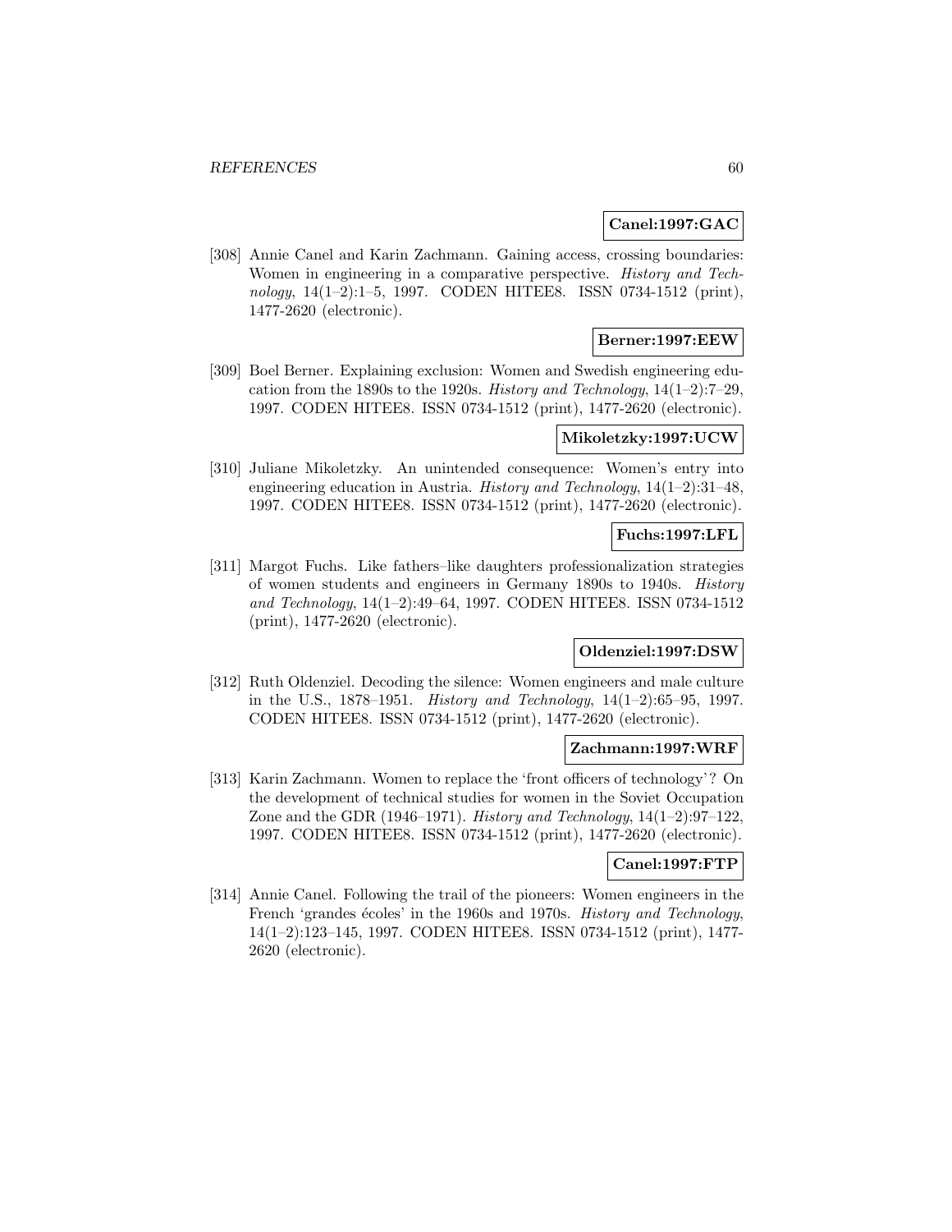**Canel:1997:GAC**

[308] Annie Canel and Karin Zachmann. Gaining access, crossing boundaries: Women in engineering in a comparative perspective. *History and Technology*, 14(1–2):1–5, 1997. CODEN HITEE8. ISSN 0734-1512 (print), 1477-2620 (electronic).

**Berner:1997:EEW**

[309] Boel Berner. Explaining exclusion: Women and Swedish engineering education from the 1890s to the 1920s. *History and Technology*, 14(1–2):7–29, 1997. CODEN HITEE8. ISSN 0734-1512 (print), 1477-2620 (electronic).

**Mikoletzky:1997:UCW**

[310] Juliane Mikoletzky. An unintended consequence: Women's entry into engineering education in Austria. *History and Technology*, 14(1–2):31–48, 1997. CODEN HITEE8. ISSN 0734-1512 (print), 1477-2620 (electronic).

**Fuchs:1997:LFL**

[311] Margot Fuchs. Like fathers–like daughters professionalization strategies of women students and engineers in Germany 1890s to 1940s. *History and Technology*, 14(1–2):49–64, 1997. CODEN HITEE8. ISSN 0734-1512 (print), 1477-2620 (electronic).

**Oldenziel:1997:DSW**

[312] Ruth Oldenziel. Decoding the silence: Women engineers and male culture in the U.S., 1878–1951. *History and Technology*, 14(1–2):65–95, 1997. CODEN HITEE8. ISSN 0734-1512 (print), 1477-2620 (electronic).

**Zachmann:1997:WRF**

[313] Karin Zachmann. Women to replace the 'front officers of technology'? On the development of technical studies for women in the Soviet Occupation Zone and the GDR (1946–1971). *History and Technology*, 14(1–2):97–122, 1997. CODEN HITEE8. ISSN 0734-1512 (print), 1477-2620 (electronic).

**Canel:1997:FTP**

[314] Annie Canel. Following the trail of the pioneers: Women engineers in the French 'grandes écoles' in the 1960s and 1970s. *History and Technology*, 14(1–2):123–145, 1997. CODEN HITEE8. ISSN 0734-1512 (print), 1477-2620 (electronic).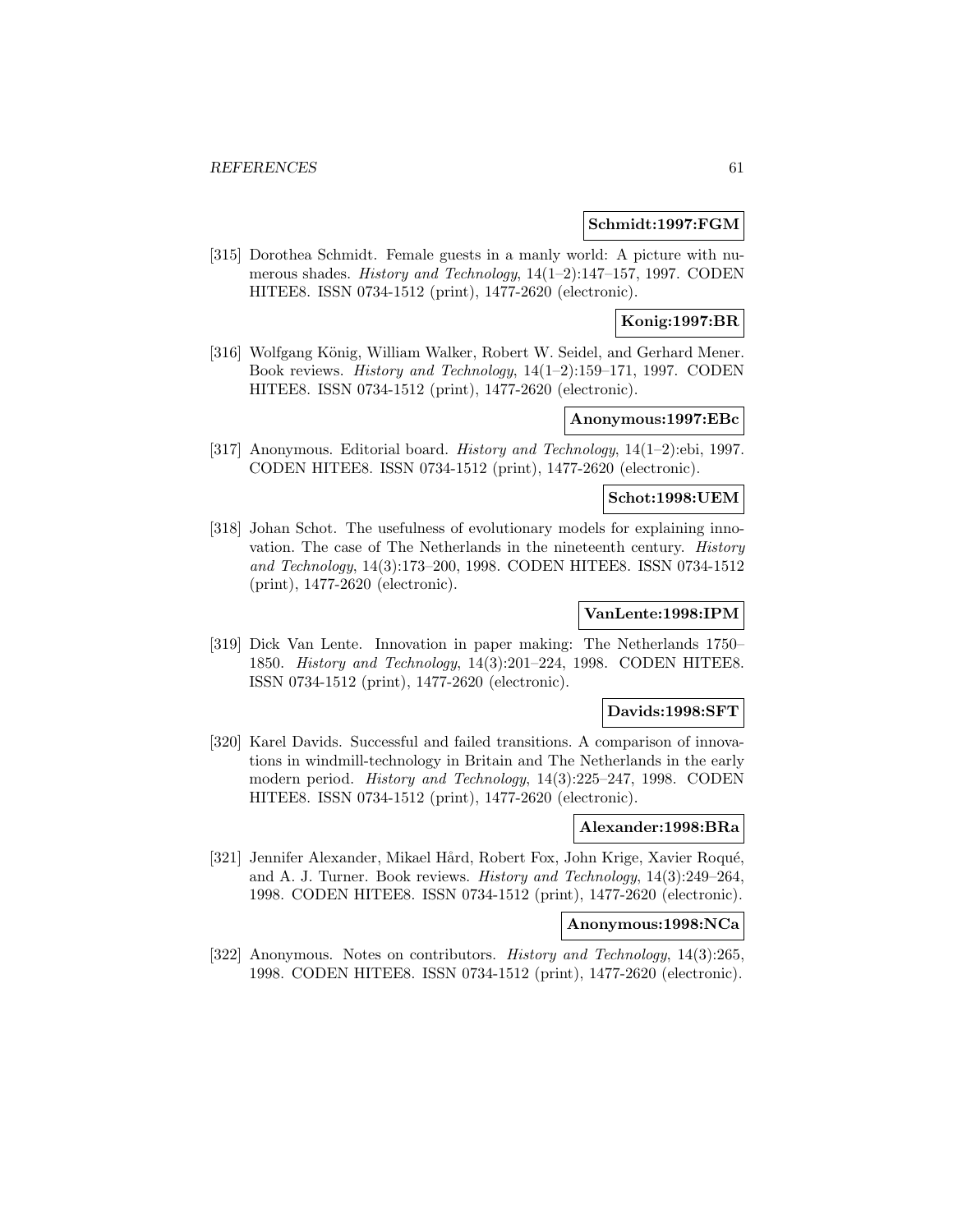**Schmidt:1997:FGM**

[315] Dorothea Schmidt. Female guests in a manly world: A picture with numerous shades. *History and Technology*, 14(1–2):147–157, 1997. CODEN HITEE8. ISSN 0734-1512 (print), 1477-2620 (electronic).

**Konig:1997:BR**

[316] Wolfgang König, William Walker, Robert W. Seidel, and Gerhard Mener. Book reviews. *History and Technology*, 14(1–2):159–171, 1997. CODEN HITEE8. ISSN 0734-1512 (print), 1477-2620 (electronic).

**Anonymous:1997:EBc**

[317] Anonymous. Editorial board. *History and Technology*, 14(1–2):ebi, 1997. CODEN HITEE8. ISSN 0734-1512 (print), 1477-2620 (electronic).

**Schot:1998:UEM**

[318] Johan Schot. The usefulness of evolutionary models for explaining innovation. The case of The Netherlands in the nineteenth century. *History and Technology*, 14(3):173–200, 1998. CODEN HITEE8. ISSN 0734-1512 (print), 1477-2620 (electronic).

**VanLente:1998:IPM**

[319] Dick Van Lente. Innovation in paper making: The Netherlands 1750–1850. *History and Technology*, 14(3):201–224, 1998. CODEN HITEE8. ISSN 0734-1512 (print), 1477-2620 (electronic).

**Davids:1998:SFT**

[320] Karel Davids. Successful and failed transitions. A comparison of innovations in windmill-technology in Britain and The Netherlands in the early modern period. *History and Technology*, 14(3):225–247, 1998. CODEN HITEE8. ISSN 0734-1512 (print), 1477-2620 (electronic).

**Alexander:1998:BRa**

[321] Jennifer Alexander, Mikael Hård, Robert Fox, John Krige, Xavier Roqué, and A. J. Turner. Book reviews. *History and Technology*, 14(3):249–264, 1998. CODEN HITEE8. ISSN 0734-1512 (print), 1477-2620 (electronic).

**Anonymous:1998:NCa**

[322] Anonymous. Notes on contributors. *History and Technology*, 14(3):265, 1998. CODEN HITEE8. ISSN 0734-1512 (print), 1477-2620 (electronic).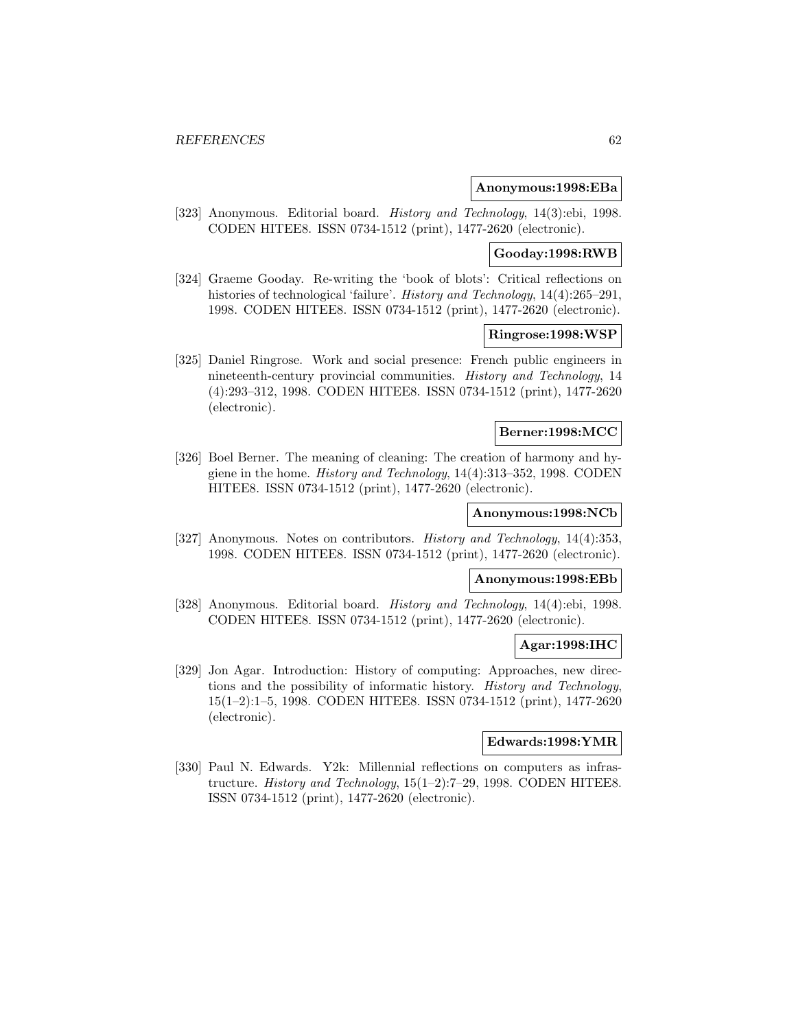**Anonymous:1998:EBa**

[323] Anonymous. Editorial board. *History and Technology*, 14(3):ebi, 1998. CODEN HITEE8. ISSN 0734-1512 (print), 1477-2620 (electronic).

**Gooday:1998:RWB**

[324] Graeme Gooday. Re-writing the 'book of blots': Critical reflections on histories of technological 'failure'. *History and Technology*, 14(4):265–291, 1998. CODEN HITEE8. ISSN 0734-1512 (print), 1477-2620 (electronic).

**Ringrose:1998:WSP**

[325] Daniel Ringrose. Work and social presence: French public engineers in nineteenth-century provincial communities. *History and Technology*, 14 (4):293–312, 1998. CODEN HITEE8. ISSN 0734-1512 (print), 1477-2620 (electronic).

**Berner:1998:MCC**

[326] Boel Berner. The meaning of cleaning: The creation of harmony and hygiene in the home. *History and Technology*, 14(4):313–352, 1998. CODEN HITEE8. ISSN 0734-1512 (print), 1477-2620 (electronic).

**Anonymous:1998:NCb**

[327] Anonymous. Notes on contributors. *History and Technology*, 14(4):353, 1998. CODEN HITEE8. ISSN 0734-1512 (print), 1477-2620 (electronic).

**Anonymous:1998:EBb**

[328] Anonymous. Editorial board. *History and Technology*, 14(4):ebi, 1998. CODEN HITEE8. ISSN 0734-1512 (print), 1477-2620 (electronic).

**Agar:1998:IHC**

[329] Jon Agar. Introduction: History of computing: Approaches, new directions and the possibility of informatic history. *History and Technology*, 15(1–2):1–5, 1998. CODEN HITEE8. ISSN 0734-1512 (print), 1477-2620 (electronic).

**Edwards:1998:YMR**

[330] Paul N. Edwards. Y2k: Millennial reflections on computers as infrastructure. *History and Technology*, 15(1–2):7–29, 1998. CODEN HITEE8. ISSN 0734-1512 (print), 1477-2620 (electronic).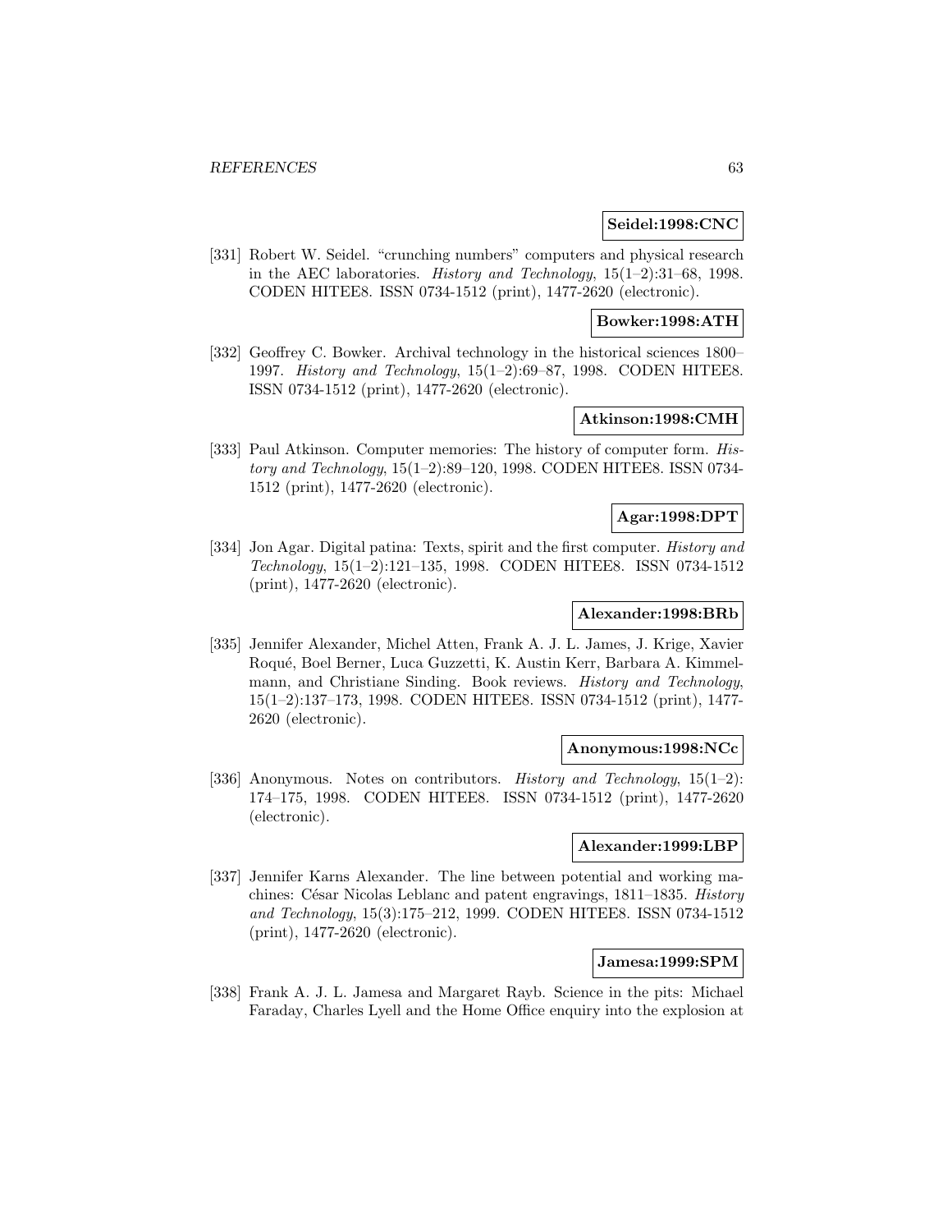**Seidel:1998:CNC**

[331] Robert W. Seidel. "crunching numbers" computers and physical research in the AEC laboratories. *History and Technology*, 15(1–2):31–68, 1998. CODEN HITEE8. ISSN 0734-1512 (print), 1477-2620 (electronic).

**Bowker:1998:ATH**

[332] Geoffrey C. Bowker. Archival technology in the historical sciences 1800–1997. *History and Technology*, 15(1–2):69–87, 1998. CODEN HITEE8. ISSN 0734-1512 (print), 1477-2620 (electronic).

**Atkinson:1998:CMH**

[333] Paul Atkinson. Computer memories: The history of computer form. *History and Technology*, 15(1–2):89–120, 1998. CODEN HITEE8. ISSN 0734-1512 (print), 1477-2620 (electronic).

**Agar:1998:DPT**

[334] Jon Agar. Digital patina: Texts, spirit and the first computer. *History and Technology*, 15(1–2):121–135, 1998. CODEN HITEE8. ISSN 0734-1512 (print), 1477-2620 (electronic).

**Alexander:1998:BRb**

[335] Jennifer Alexander, Michel Atten, Frank A. J. L. James, J. Krige, Xavier Roqué, Boel Berner, Luca Guzzetti, K. Austin Kerr, Barbara A. Kimmelmann, and Christiane Sinding. Book reviews. *History and Technology*, 15(1–2):137–173, 1998. CODEN HITEE8. ISSN 0734-1512 (print), 1477-2620 (electronic).

**Anonymous:1998:NCc**

[336] Anonymous. Notes on contributors. *History and Technology*, 15(1–2): 174–175, 1998. CODEN HITEE8. ISSN 0734-1512 (print), 1477-2620 (electronic).

**Alexander:1999:LBP**

[337] Jennifer Karns Alexander. The line between potential and working machines: César Nicolas Leblanc and patent engravings, 1811–1835. *History and Technology*, 15(3):175–212, 1999. CODEN HITEE8. ISSN 0734-1512 (print), 1477-2620 (electronic).

**Jamesa:1999:SPM**

[338] Frank A. J. L. Jamesa and Margaret Rayb. Science in the pits: Michael Faraday, Charles Lyell and the Home Office enquiry into the explosion at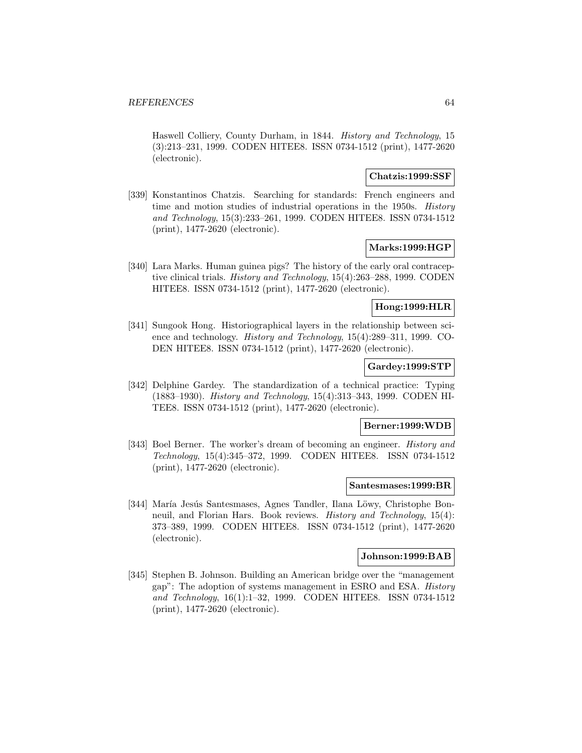Haswell Colliery, County Durham, in 1844. *History and Technology*, 15 (3):213–231, 1999. CODEN HITEE8. ISSN 0734-1512 (print), 1477-2620 (electronic).

**Chatzis:1999:SSF**

[339] Konstantinos Chatzis. Searching for standards: French engineers and time and motion studies of industrial operations in the 1950s. *History and Technology*, 15(3):233–261, 1999. CODEN HITEE8. ISSN 0734-1512 (print), 1477-2620 (electronic).

**Marks:1999:HGP**

[340] Lara Marks. Human guinea pigs? The history of the early oral contraceptive clinical trials. *History and Technology*, 15(4):263–288, 1999. CODEN HITEE8. ISSN 0734-1512 (print), 1477-2620 (electronic).

**Hong:1999:HLR**

[341] Sungook Hong. Historiographical layers in the relationship between science and technology. *History and Technology*, 15(4):289–311, 1999. CODEN HITEE8. ISSN 0734-1512 (print), 1477-2620 (electronic).

**Gardey:1999:STP**

[342] Delphine Gardey. The standardization of a technical practice: Typing (1883–1930). *History and Technology*, 15(4):313–343, 1999. CODEN HITEE8. ISSN 0734-1512 (print), 1477-2620 (electronic).

**Berner:1999:WDB**

[343] Boel Berner. The worker's dream of becoming an engineer. *History and Technology*, 15(4):345–372, 1999. CODEN HITEE8. ISSN 0734-1512 (print), 1477-2620 (electronic).

**Santesmases:1999:BR**

[344] María Jesús Santesmases, Agnes Tandler, Ilana Löwy, Christophe Bonneuil, and Florian Hars. Book reviews. *History and Technology*, 15(4): 373–389, 1999. CODEN HITEE8. ISSN 0734-1512 (print), 1477-2620 (electronic).

**Johnson:1999:BAB**

[345] Stephen B. Johnson. Building an American bridge over the "management gap": The adoption of systems management in ESRO and ESA. *History and Technology*, 16(1):1–32, 1999. CODEN HITEE8. ISSN 0734-1512 (print), 1477-2620 (electronic).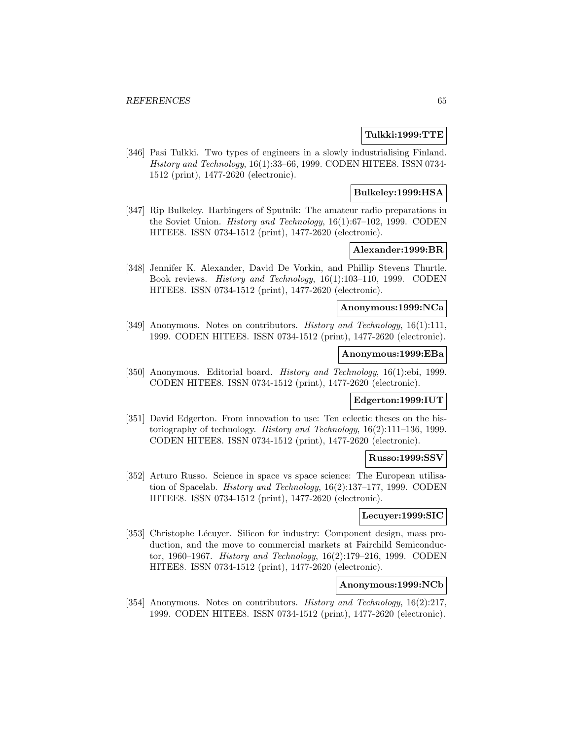**Tulkki:1999:TTE**

[346] Pasi Tulkki. Two types of engineers in a slowly industrialising Finland. *History and Technology*, 16(1):33–66, 1999. CODEN HITEE8. ISSN 0734-1512 (print), 1477-2620 (electronic).

**Bulkeley:1999:HSA**

[347] Rip Bulkeley. Harbingers of Sputnik: The amateur radio preparations in the Soviet Union. *History and Technology*, 16(1):67–102, 1999. CODEN HITEE8. ISSN 0734-1512 (print), 1477-2620 (electronic).

**Alexander:1999:BR**

[348] Jennifer K. Alexander, David De Vorkin, and Phillip Stevens Thurtle. Book reviews. *History and Technology*, 16(1):103–110, 1999. CODEN HITEE8. ISSN 0734-1512 (print), 1477-2620 (electronic).

**Anonymous:1999:NCa**

[349] Anonymous. Notes on contributors. *History and Technology*, 16(1):111, 1999. CODEN HITEE8. ISSN 0734-1512 (print), 1477-2620 (electronic).

**Anonymous:1999:EBa**

[350] Anonymous. Editorial board. *History and Technology*, 16(1):ebi, 1999. CODEN HITEE8. ISSN 0734-1512 (print), 1477-2620 (electronic).

**Edgerton:1999:IUT**

[351] David Edgerton. From innovation to use: Ten eclectic theses on the historiography of technology. *History and Technology*, 16(2):111–136, 1999. CODEN HITEE8. ISSN 0734-1512 (print), 1477-2620 (electronic).

**Russo:1999:SSV**

[352] Arturo Russo. Science in space vs space science: The European utilisation of Spacelab. *History and Technology*, 16(2):137–177, 1999. CODEN HITEE8. ISSN 0734-1512 (print), 1477-2620 (electronic).

**Lecuyer:1999:SIC**

[353] Christophe Lécuyer. Silicon for industry: Component design, mass production, and the move to commercial markets at Fairchild Semiconductor, 1960–1967. *History and Technology*, 16(2):179–216, 1999. CODEN HITEE8. ISSN 0734-1512 (print), 1477-2620 (electronic).

**Anonymous:1999:NCb**

[354] Anonymous. Notes on contributors. *History and Technology*, 16(2):217, 1999. CODEN HITEE8. ISSN 0734-1512 (print), 1477-2620 (electronic).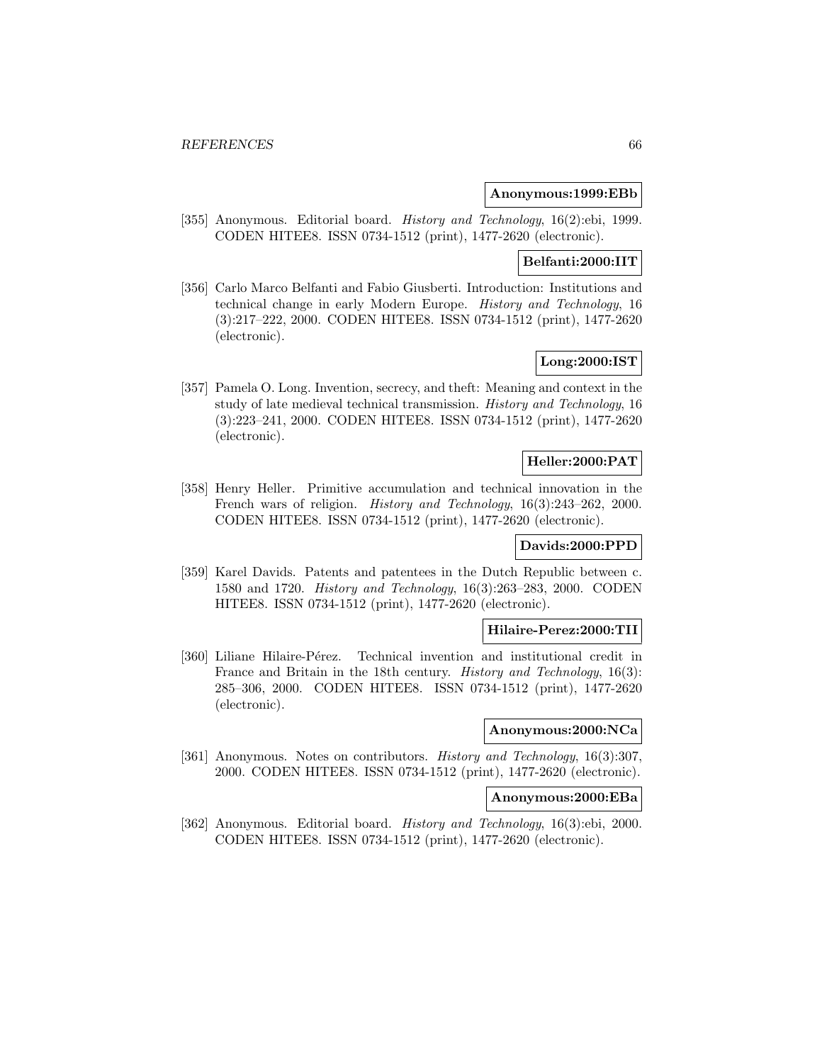**Anonymous:1999:EBb**

[355] Anonymous. Editorial board. *History and Technology*, 16(2):ebi, 1999. CODEN HITEE8. ISSN 0734-1512 (print), 1477-2620 (electronic).

**Belfanti:2000:IIT**

[356] Carlo Marco Belfanti and Fabio Giusberti. Introduction: Institutions and technical change in early Modern Europe. *History and Technology*, 16 (3):217–222, 2000. CODEN HITEE8. ISSN 0734-1512 (print), 1477-2620 (electronic).

**Long:2000:IST**

[357] Pamela O. Long. Invention, secrecy, and theft: Meaning and context in the study of late medieval technical transmission. *History and Technology*, 16 (3):223–241, 2000. CODEN HITEE8. ISSN 0734-1512 (print), 1477-2620 (electronic).

**Heller:2000:PAT**

[358] Henry Heller. Primitive accumulation and technical innovation in the French wars of religion. *History and Technology*, 16(3):243–262, 2000. CODEN HITEE8. ISSN 0734-1512 (print), 1477-2620 (electronic).

**Davids:2000:PPD**

[359] Karel Davids. Patents and patentees in the Dutch Republic between c. 1580 and 1720. *History and Technology*, 16(3):263–283, 2000. CODEN HITEE8. ISSN 0734-1512 (print), 1477-2620 (electronic).

**Hilaire-Perez:2000:TII**

[360] Liliane Hilaire-Pérez. Technical invention and institutional credit in France and Britain in the 18th century. *History and Technology*, 16(3): 285–306, 2000. CODEN HITEE8. ISSN 0734-1512 (print), 1477-2620 (electronic).

**Anonymous:2000:NCa**

[361] Anonymous. Notes on contributors. *History and Technology*, 16(3):307, 2000. CODEN HITEE8. ISSN 0734-1512 (print), 1477-2620 (electronic).

**Anonymous:2000:EBa**

[362] Anonymous. Editorial board. *History and Technology*, 16(3):ebi, 2000. CODEN HITEE8. ISSN 0734-1512 (print), 1477-2620 (electronic).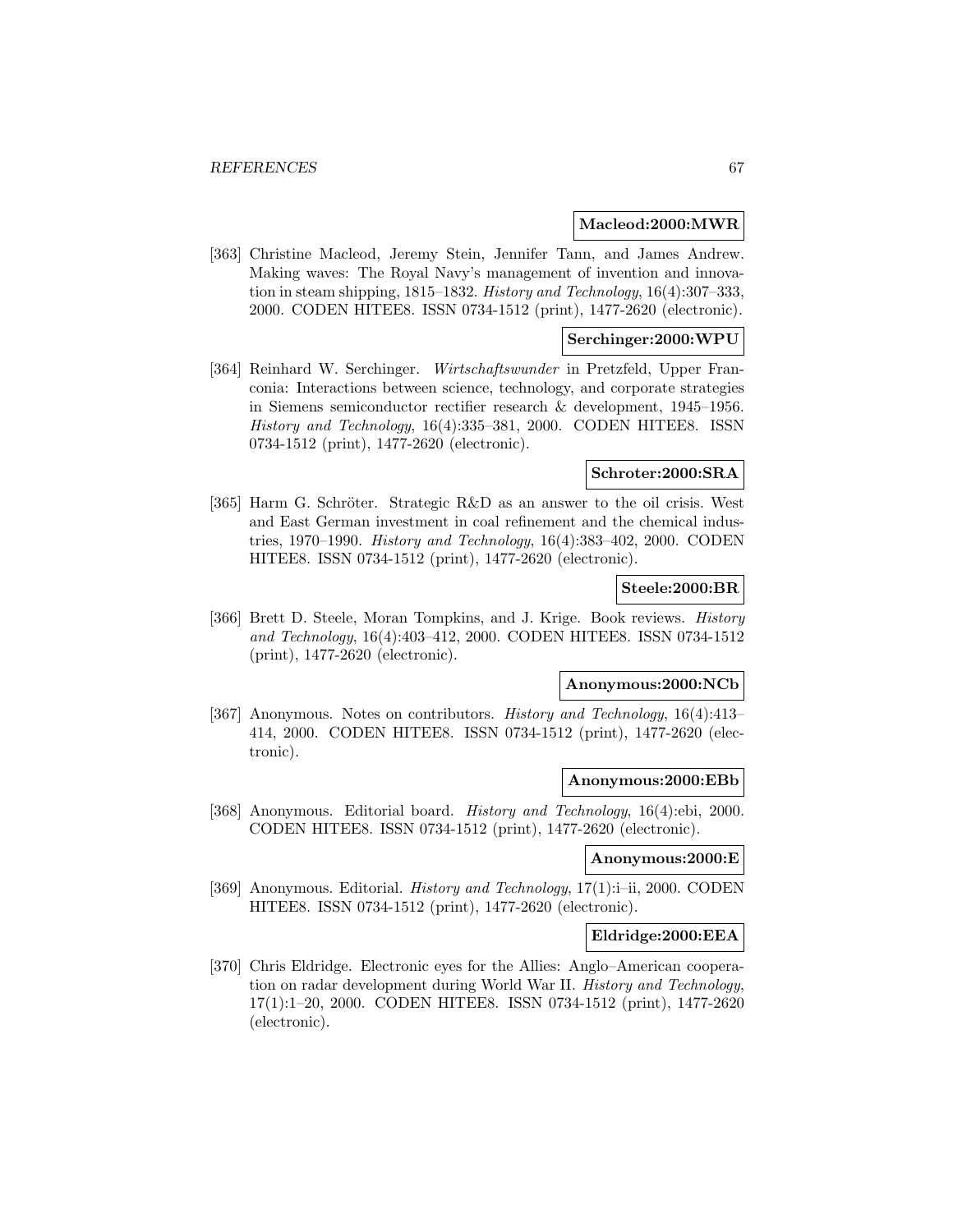**Macleod:2000:MWR**

[363] Christine Macleod, Jeremy Stein, Jennifer Tann, and James Andrew. Making waves: The Royal Navy's management of invention and innovation in steam shipping, 1815–1832. *History and Technology*, 16(4):307–333, 2000. CODEN HITEE8. ISSN 0734-1512 (print), 1477-2620 (electronic).

**Serchinger:2000:WPU**

[364] Reinhard W. Serchinger. *Wirtschaftswunder* in Pretzfeld, Upper Franconia: Interactions between science, technology, and corporate strategies in Siemens semiconductor rectifier research & development, 1945–1956. *History and Technology*, 16(4):335–381, 2000. CODEN HITEE8. ISSN 0734-1512 (print), 1477-2620 (electronic).

**Schroter:2000:SRA**

[365] Harm G. Schröter. Strategic R&D as an answer to the oil crisis. West and East German investment in coal refinement and the chemical industries, 1970–1990. *History and Technology*, 16(4):383–402, 2000. CODEN HITEE8. ISSN 0734-1512 (print), 1477-2620 (electronic).

**Steele:2000:BR**

[366] Brett D. Steele, Moran Tompkins, and J. Krige. Book reviews. *History and Technology*, 16(4):403–412, 2000. CODEN HITEE8. ISSN 0734-1512 (print), 1477-2620 (electronic).

**Anonymous:2000:NCb**

[367] Anonymous. Notes on contributors. *History and Technology*, 16(4):413–414, 2000. CODEN HITEE8. ISSN 0734-1512 (print), 1477-2620 (electronic).

**Anonymous:2000:EBb**

[368] Anonymous. Editorial board. *History and Technology*, 16(4):ebi, 2000. CODEN HITEE8. ISSN 0734-1512 (print), 1477-2620 (electronic).

**Anonymous:2000:E**

[369] Anonymous. Editorial. *History and Technology*, 17(1):i–ii, 2000. CODEN HITEE8. ISSN 0734-1512 (print), 1477-2620 (electronic).

**Eldridge:2000:EEA**

[370] Chris Eldridge. Electronic eyes for the Allies: Anglo–American cooperation on radar development during World War II. *History and Technology*, 17(1):1–20, 2000. CODEN HITEE8. ISSN 0734-1512 (print), 1477-2620 (electronic).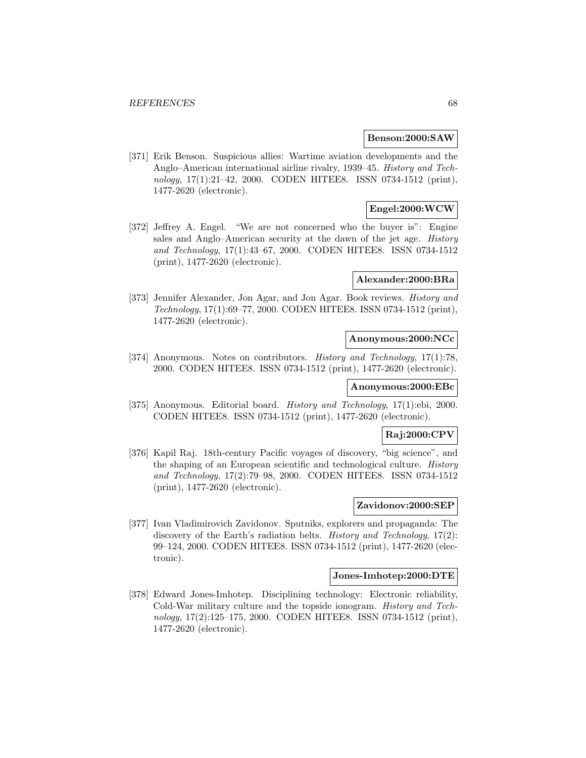**Benson:2000:SAW**

[371] Erik Benson. Suspicious allies: Wartime aviation developments and the Anglo–American international airline rivalry, 1939–45. *History and Technology*, 17(1):21–42, 2000. CODEN HITEE8. ISSN 0734-1512 (print), 1477-2620 (electronic).

**Engel:2000:WCW**

[372] Jeffrey A. Engel. "We are not concerned who the buyer is": Engine sales and Anglo–American security at the dawn of the jet age. *History and Technology*, 17(1):43–67, 2000. CODEN HITEE8. ISSN 0734-1512 (print), 1477-2620 (electronic).

**Alexander:2000:BRa**

[373] Jennifer Alexander, Jon Agar, and Jon Agar. Book reviews. *History and Technology*, 17(1):69–77, 2000. CODEN HITEE8. ISSN 0734-1512 (print), 1477-2620 (electronic).

**Anonymous:2000:NCc**

[374] Anonymous. Notes on contributors. *History and Technology*, 17(1):78, 2000. CODEN HITEE8. ISSN 0734-1512 (print), 1477-2620 (electronic).

**Anonymous:2000:EBc**

[375] Anonymous. Editorial board. *History and Technology*, 17(1):ebi, 2000. CODEN HITEE8. ISSN 0734-1512 (print), 1477-2620 (electronic).

**Raj:2000:CPV**

[376] Kapil Raj. 18th-century Pacific voyages of discovery, "big science", and the shaping of an European scientific and technological culture. *History and Technology*, 17(2):79–98, 2000. CODEN HITEE8. ISSN 0734-1512 (print), 1477-2620 (electronic).

**Zavidonov:2000:SEP**

[377] Ivan Vladimirovich Zavidonov. Sputniks, explorers and propaganda: The discovery of the Earth's radiation belts. *History and Technology*, 17(2): 99–124, 2000. CODEN HITEE8. ISSN 0734-1512 (print), 1477-2620 (electronic).

**Jones-Imhotep:2000:DTE**

[378] Edward Jones-Imhotep. Disciplining technology: Electronic reliability, Cold-War military culture and the topside ionogram. *History and Technology*, 17(2):125–175, 2000. CODEN HITEE8. ISSN 0734-1512 (print), 1477-2620 (electronic).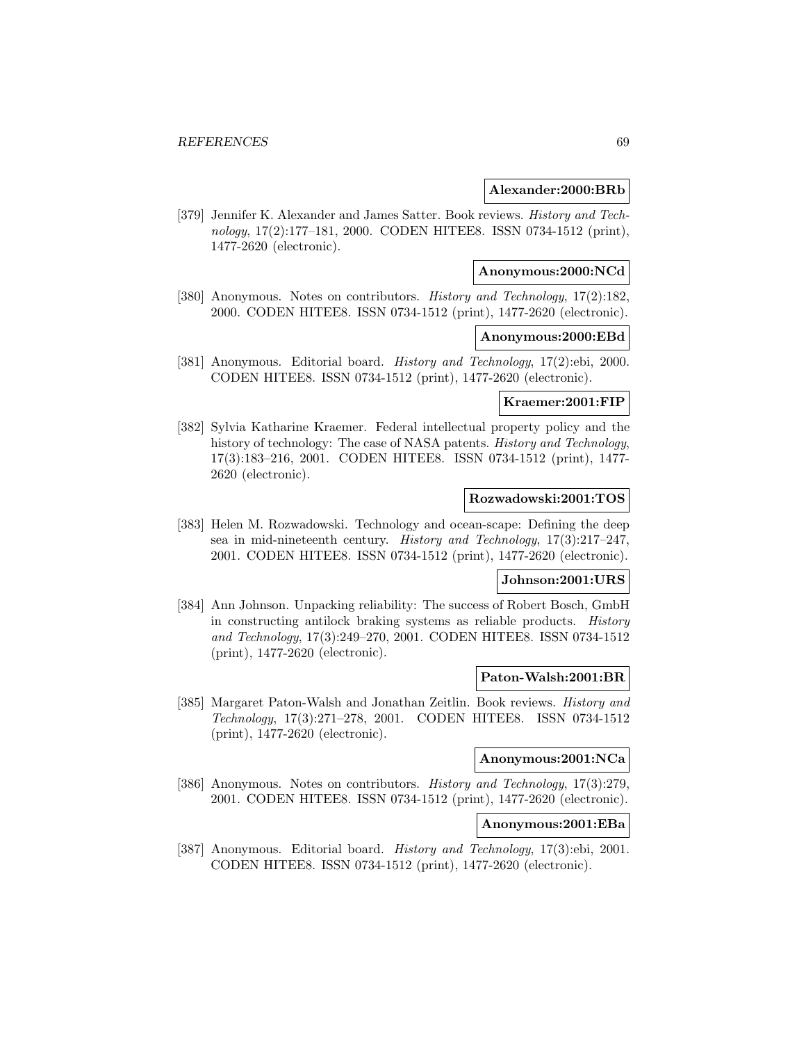**Alexander:2000:BRb**

[379] Jennifer K. Alexander and James Satter. Book reviews. *History and Technology*, 17(2):177–181, 2000. CODEN HITEE8. ISSN 0734-1512 (print), 1477-2620 (electronic).

**Anonymous:2000:NCd**

[380] Anonymous. Notes on contributors. *History and Technology*, 17(2):182, 2000. CODEN HITEE8. ISSN 0734-1512 (print), 1477-2620 (electronic).

**Anonymous:2000:EBd**

[381] Anonymous. Editorial board. *History and Technology*, 17(2):ebi, 2000. CODEN HITEE8. ISSN 0734-1512 (print), 1477-2620 (electronic).

**Kraemer:2001:FIP**

[382] Sylvia Katharine Kraemer. Federal intellectual property policy and the history of technology: The case of NASA patents. *History and Technology*, 17(3):183–216, 2001. CODEN HITEE8. ISSN 0734-1512 (print), 1477-2620 (electronic).

**Rozwadowski:2001:TOS**

[383] Helen M. Rozwadowski. Technology and ocean-scape: Defining the deep sea in mid-nineteenth century. *History and Technology*, 17(3):217–247, 2001. CODEN HITEE8. ISSN 0734-1512 (print), 1477-2620 (electronic).

**Johnson:2001:URS**

[384] Ann Johnson. Unpacking reliability: The success of Robert Bosch, GmbH in constructing antilock braking systems as reliable products. *History and Technology*, 17(3):249–270, 2001. CODEN HITEE8. ISSN 0734-1512 (print), 1477-2620 (electronic).

**Paton-Walsh:2001:BR**

[385] Margaret Paton-Walsh and Jonathan Zeitlin. Book reviews. *History and Technology*, 17(3):271–278, 2001. CODEN HITEE8. ISSN 0734-1512 (print), 1477-2620 (electronic).

**Anonymous:2001:NCa**

[386] Anonymous. Notes on contributors. *History and Technology*, 17(3):279, 2001. CODEN HITEE8. ISSN 0734-1512 (print), 1477-2620 (electronic).

**Anonymous:2001:EBa**

[387] Anonymous. Editorial board. *History and Technology*, 17(3):ebi, 2001. CODEN HITEE8. ISSN 0734-1512 (print), 1477-2620 (electronic).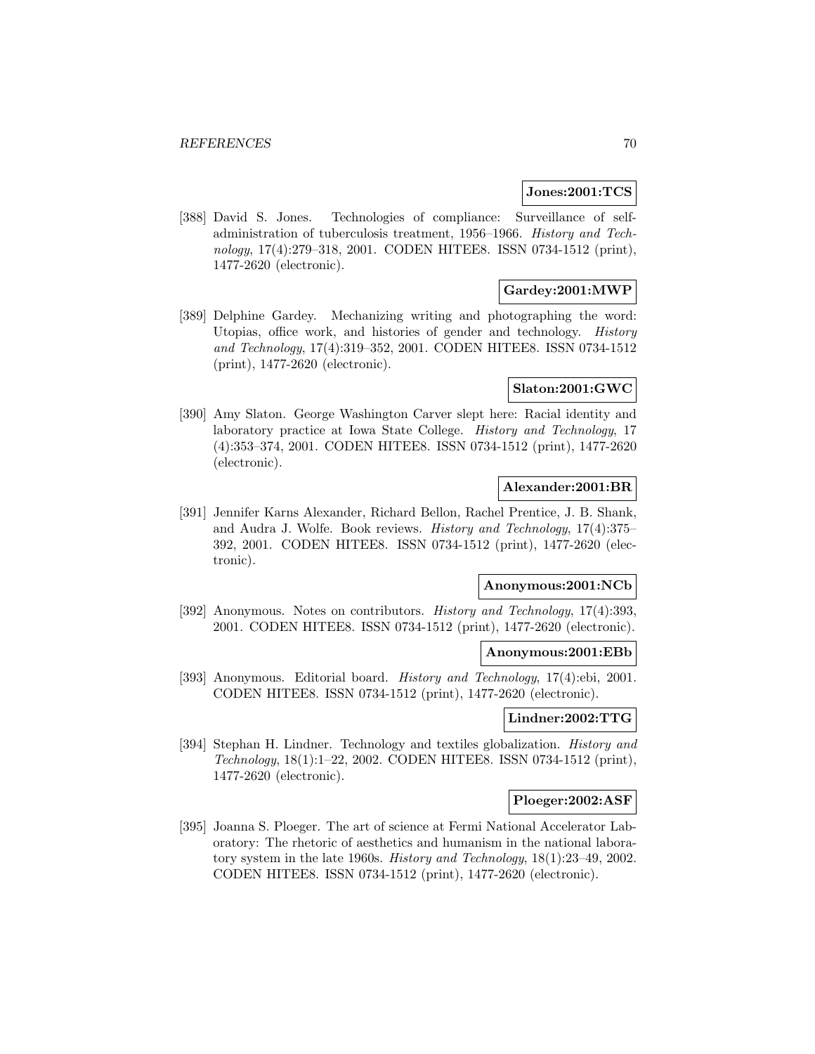**Jones:2001:TCS**

[388] David S. Jones. Technologies of compliance: Surveillance of self-administration of tuberculosis treatment, 1956–1966. *History and Technology*, 17(4):279–318, 2001. CODEN HITEE8. ISSN 0734-1512 (print), 1477-2620 (electronic).

**Gardey:2001:MWP**

[389] Delphine Gardey. Mechanizing writing and photographing the word: Utopias, office work, and histories of gender and technology. *History and Technology*, 17(4):319–352, 2001. CODEN HITEE8. ISSN 0734-1512 (print), 1477-2620 (electronic).

**Slaton:2001:GWC**

[390] Amy Slaton. George Washington Carver slept here: Racial identity and laboratory practice at Iowa State College. *History and Technology*, 17 (4):353–374, 2001. CODEN HITEE8. ISSN 0734-1512 (print), 1477-2620 (electronic).

**Alexander:2001:BR**

[391] Jennifer Karns Alexander, Richard Bellon, Rachel Prentice, J. B. Shank, and Audra J. Wolfe. Book reviews. *History and Technology*, 17(4):375–392, 2001. CODEN HITEE8. ISSN 0734-1512 (print), 1477-2620 (electronic).

**Anonymous:2001:NCb**

[392] Anonymous. Notes on contributors. *History and Technology*, 17(4):393, 2001. CODEN HITEE8. ISSN 0734-1512 (print), 1477-2620 (electronic).

**Anonymous:2001:EBb**

[393] Anonymous. Editorial board. *History and Technology*, 17(4):ebi, 2001. CODEN HITEE8. ISSN 0734-1512 (print), 1477-2620 (electronic).

**Lindner:2002:TTG**

[394] Stephan H. Lindner. Technology and textiles globalization. *History and Technology*, 18(1):1–22, 2002. CODEN HITEE8. ISSN 0734-1512 (print), 1477-2620 (electronic).

**Ploeger:2002:ASF**

[395] Joanna S. Ploeger. The art of science at Fermi National Accelerator Laboratory: The rhetoric of aesthetics and humanism in the national laboratory system in the late 1960s. *History and Technology*, 18(1):23–49, 2002. CODEN HITEE8. ISSN 0734-1512 (print), 1477-2620 (electronic).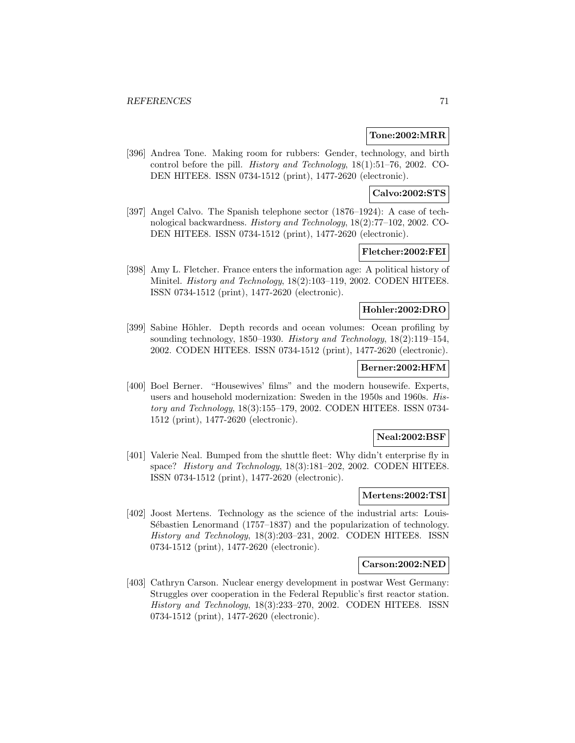**Tone:2002:MRR**

[396] Andrea Tone. Making room for rubbers: Gender, technology, and birth control before the pill. *History and Technology*, 18(1):51–76, 2002. CODEN HITEE8. ISSN 0734-1512 (print), 1477-2620 (electronic).

**Calvo:2002:STS**

[397] Angel Calvo. The Spanish telephone sector (1876–1924): A case of technological backwardness. *History and Technology*, 18(2):77–102, 2002. CODEN HITEE8. ISSN 0734-1512 (print), 1477-2620 (electronic).

**Fletcher:2002:FEI**

[398] Amy L. Fletcher. France enters the information age: A political history of Minitel. *History and Technology*, 18(2):103–119, 2002. CODEN HITEE8. ISSN 0734-1512 (print), 1477-2620 (electronic).

**Hohler:2002:DRO**

[399] Sabine Höhler. Depth records and ocean volumes: Ocean profiling by sounding technology, 1850–1930. *History and Technology*, 18(2):119–154, 2002. CODEN HITEE8. ISSN 0734-1512 (print), 1477-2620 (electronic).

**Berner:2002:HFM**

[400] Boel Berner. "Housewives' films" and the modern housewife. Experts, users and household modernization: Sweden in the 1950s and 1960s. *History and Technology*, 18(3):155–179, 2002. CODEN HITEE8. ISSN 0734-1512 (print), 1477-2620 (electronic).

**Neal:2002:BSF**

[401] Valerie Neal. Bumped from the shuttle fleet: Why didn't enterprise fly in space? *History and Technology*, 18(3):181–202, 2002. CODEN HITEE8. ISSN 0734-1512 (print), 1477-2620 (electronic).

**Mertens:2002:TSI**

[402] Joost Mertens. Technology as the science of the industrial arts: Louis-Sébastien Lenormand (1757–1837) and the popularization of technology. *History and Technology*, 18(3):203–231, 2002. CODEN HITEE8. ISSN 0734-1512 (print), 1477-2620 (electronic).

**Carson:2002:NED**

[403] Cathryn Carson. Nuclear energy development in postwar West Germany: Struggles over cooperation in the Federal Republic's first reactor station. *History and Technology*, 18(3):233–270, 2002. CODEN HITEE8. ISSN 0734-1512 (print), 1477-2620 (electronic).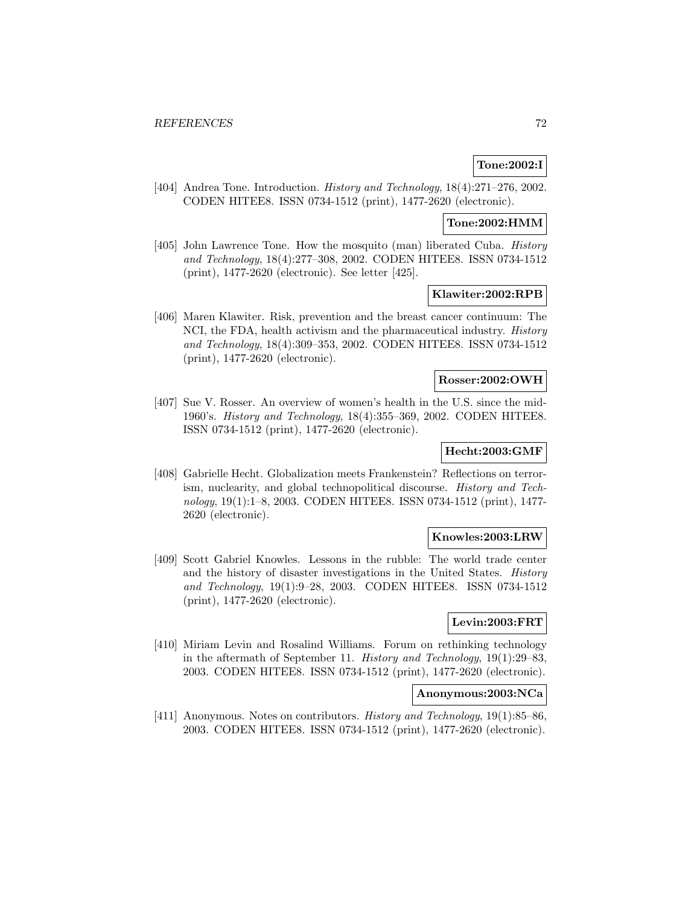**Tone:2002:I**

[404] Andrea Tone. Introduction. *History and Technology*, 18(4):271–276, 2002. CODEN HITEE8. ISSN 0734-1512 (print), 1477-2620 (electronic).

**Tone:2002:HMM**

[405] John Lawrence Tone. How the mosquito (man) liberated Cuba. *History and Technology*, 18(4):277–308, 2002. CODEN HITEE8. ISSN 0734-1512 (print), 1477-2620 (electronic). See letter [425].

**Klawiter:2002:RPB**

[406] Maren Klawiter. Risk, prevention and the breast cancer continuum: The NCI, the FDA, health activism and the pharmaceutical industry. *History and Technology*, 18(4):309–353, 2002. CODEN HITEE8. ISSN 0734-1512 (print), 1477-2620 (electronic).

**Rosser:2002:OWH**

[407] Sue V. Rosser. An overview of women's health in the U.S. since the mid-1960's. *History and Technology*, 18(4):355–369, 2002. CODEN HITEE8. ISSN 0734-1512 (print), 1477-2620 (electronic).

**Hecht:2003:GMF**

[408] Gabrielle Hecht. Globalization meets Frankenstein? Reflections on terrorism, nuclearity, and global technopolitical discourse. *History and Technology*, 19(1):1–8, 2003. CODEN HITEE8. ISSN 0734-1512 (print), 1477-2620 (electronic).

**Knowles:2003:LRW**

[409] Scott Gabriel Knowles. Lessons in the rubble: The world trade center and the history of disaster investigations in the United States. *History and Technology*, 19(1):9–28, 2003. CODEN HITEE8. ISSN 0734-1512 (print), 1477-2620 (electronic).

**Levin:2003:FRT**

[410] Miriam Levin and Rosalind Williams. Forum on rethinking technology in the aftermath of September 11. *History and Technology*, 19(1):29–83, 2003. CODEN HITEE8. ISSN 0734-1512 (print), 1477-2620 (electronic).

**Anonymous:2003:NCa**

[411] Anonymous. Notes on contributors. *History and Technology*, 19(1):85–86, 2003. CODEN HITEE8. ISSN 0734-1512 (print), 1477-2620 (electronic).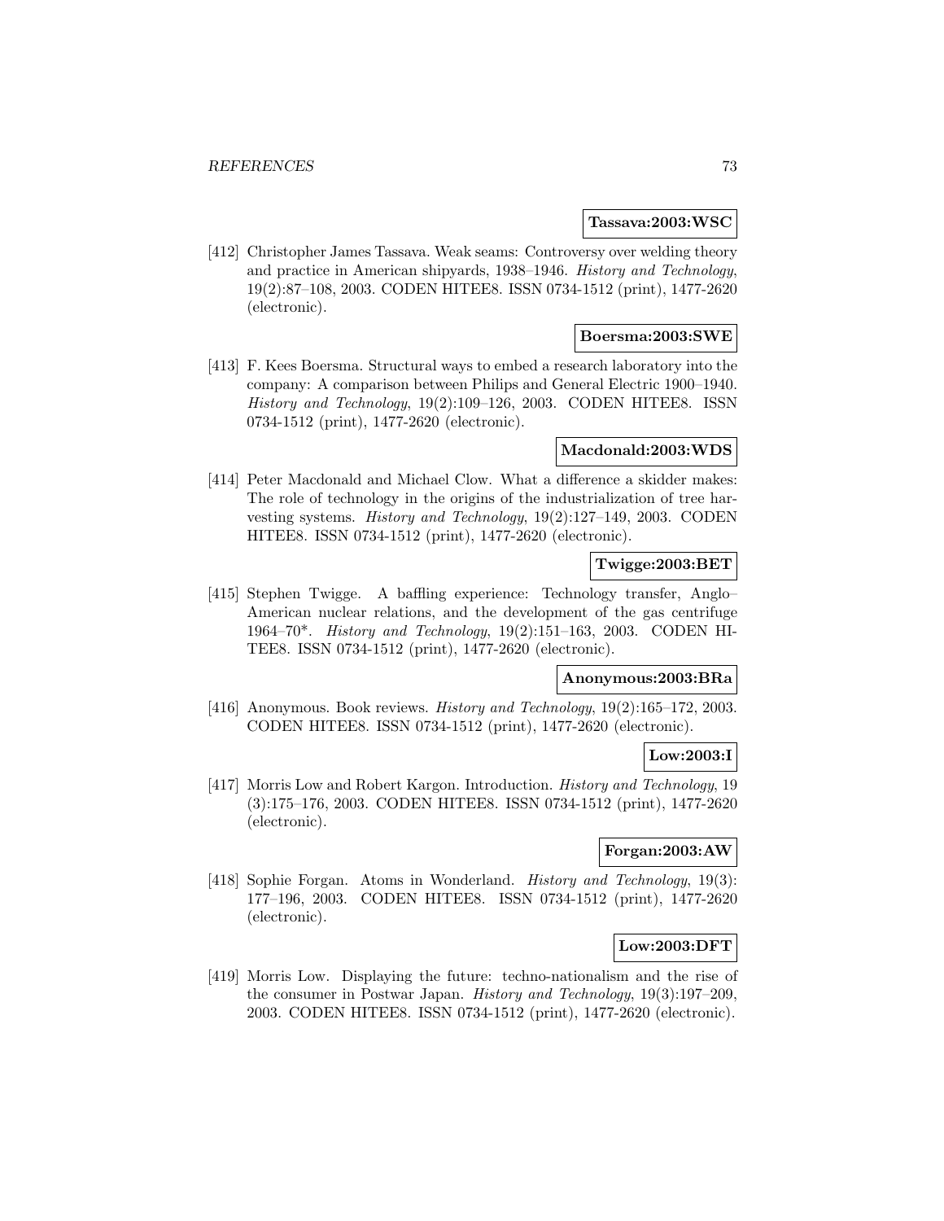**Tassava:2003:WSC**

[412] Christopher James Tassava. Weak seams: Controversy over welding theory and practice in American shipyards, 1938–1946. *History and Technology*, 19(2):87–108, 2003. CODEN HITEE8. ISSN 0734-1512 (print), 1477-2620 (electronic).

**Boersma:2003:SWE**

[413] F. Kees Boersma. Structural ways to embed a research laboratory into the company: A comparison between Philips and General Electric 1900–1940. *History and Technology*, 19(2):109–126, 2003. CODEN HITEE8. ISSN 0734-1512 (print), 1477-2620 (electronic).

**Macdonald:2003:WDS**

[414] Peter Macdonald and Michael Clow. What a difference a skidder makes: The role of technology in the origins of the industrialization of tree harvesting systems. *History and Technology*, 19(2):127–149, 2003. CODEN HITEE8. ISSN 0734-1512 (print), 1477-2620 (electronic).

**Twigge:2003:BET**

[415] Stephen Twigge. A baffling experience: Technology transfer, Anglo–American nuclear relations, and the development of the gas centrifuge 1964–70*. *History and Technology*, 19(2):151–163, 2003. CODEN HITEE8. ISSN 0734-1512 (print), 1477-2620 (electronic).

**Anonymous:2003:BRa**

[416] Anonymous. Book reviews. *History and Technology*, 19(2):165–172, 2003. CODEN HITEE8. ISSN 0734-1512 (print), 1477-2620 (electronic).

**Low:2003:I**

[417] Morris Low and Robert Kargon. Introduction. *History and Technology*, 19 (3):175–176, 2003. CODEN HITEE8. ISSN 0734-1512 (print), 1477-2620 (electronic).

**Forgan:2003:AW**

[418] Sophie Forgan. Atoms in Wonderland. *History and Technology*, 19(3): 177–196, 2003. CODEN HITEE8. ISSN 0734-1512 (print), 1477-2620 (electronic).

**Low:2003:DFT**

[419] Morris Low. Displaying the future: techno-nationalism and the rise of the consumer in Postwar Japan. *History and Technology*, 19(3):197–209, 2003. CODEN HITEE8. ISSN 0734-1512 (print), 1477-2620 (electronic).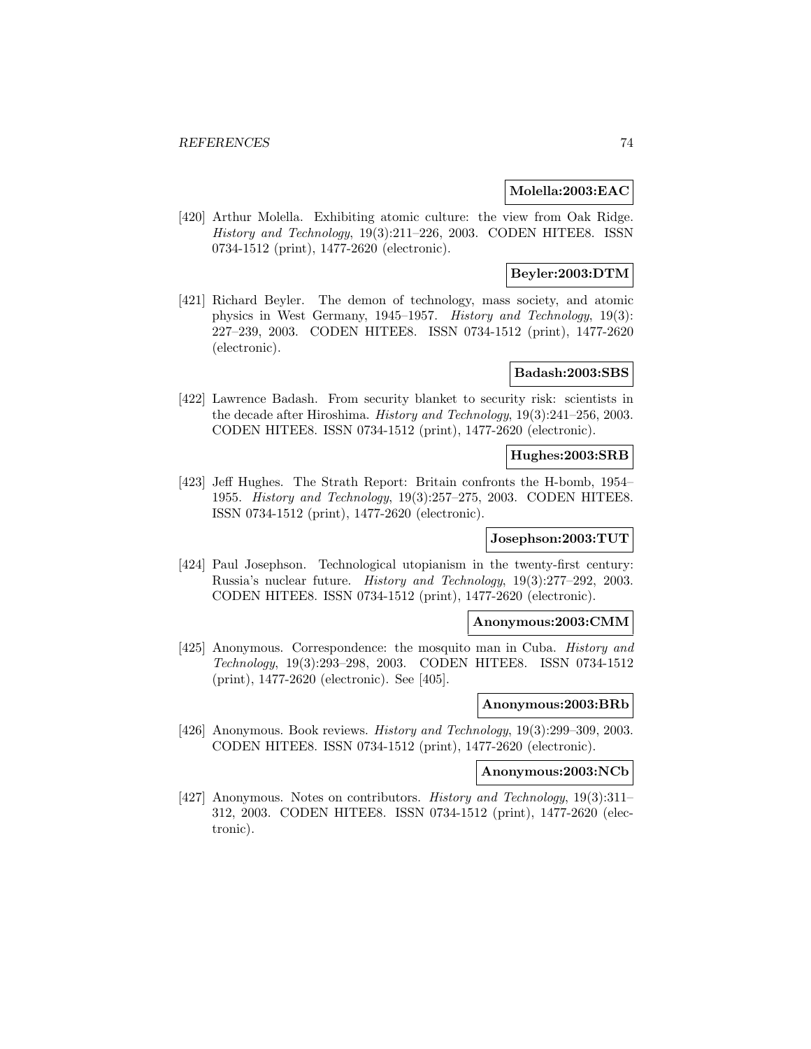**Molella:2003:EAC**

[420] Arthur Molella. Exhibiting atomic culture: the view from Oak Ridge. *History and Technology*, 19(3):211–226, 2003. CODEN HITEE8. ISSN 0734-1512 (print), 1477-2620 (electronic).

**Beyler:2003:DTM**

[421] Richard Beyler. The demon of technology, mass society, and atomic physics in West Germany, 1945–1957. *History and Technology*, 19(3): 227–239, 2003. CODEN HITEE8. ISSN 0734-1512 (print), 1477-2620 (electronic).

**Badash:2003:SBS**

[422] Lawrence Badash. From security blanket to security risk: scientists in the decade after Hiroshima. *History and Technology*, 19(3):241–256, 2003. CODEN HITEE8. ISSN 0734-1512 (print), 1477-2620 (electronic).

**Hughes:2003:SRB**

[423] Jeff Hughes. The Strath Report: Britain confronts the H-bomb, 1954–1955. *History and Technology*, 19(3):257–275, 2003. CODEN HITEE8. ISSN 0734-1512 (print), 1477-2620 (electronic).

**Josephson:2003:TUT**

[424] Paul Josephson. Technological utopianism in the twenty-first century: Russia's nuclear future. *History and Technology*, 19(3):277–292, 2003. CODEN HITEE8. ISSN 0734-1512 (print), 1477-2620 (electronic).

**Anonymous:2003:CMM**

[425] Anonymous. Correspondence: the mosquito man in Cuba. *History and Technology*, 19(3):293–298, 2003. CODEN HITEE8. ISSN 0734-1512 (print), 1477-2620 (electronic). See [405].

**Anonymous:2003:BRb**

[426] Anonymous. Book reviews. *History and Technology*, 19(3):299–309, 2003. CODEN HITEE8. ISSN 0734-1512 (print), 1477-2620 (electronic).

**Anonymous:2003:NCb**

[427] Anonymous. Notes on contributors. *History and Technology*, 19(3):311–312, 2003. CODEN HITEE8. ISSN 0734-1512 (print), 1477-2620 (electronic).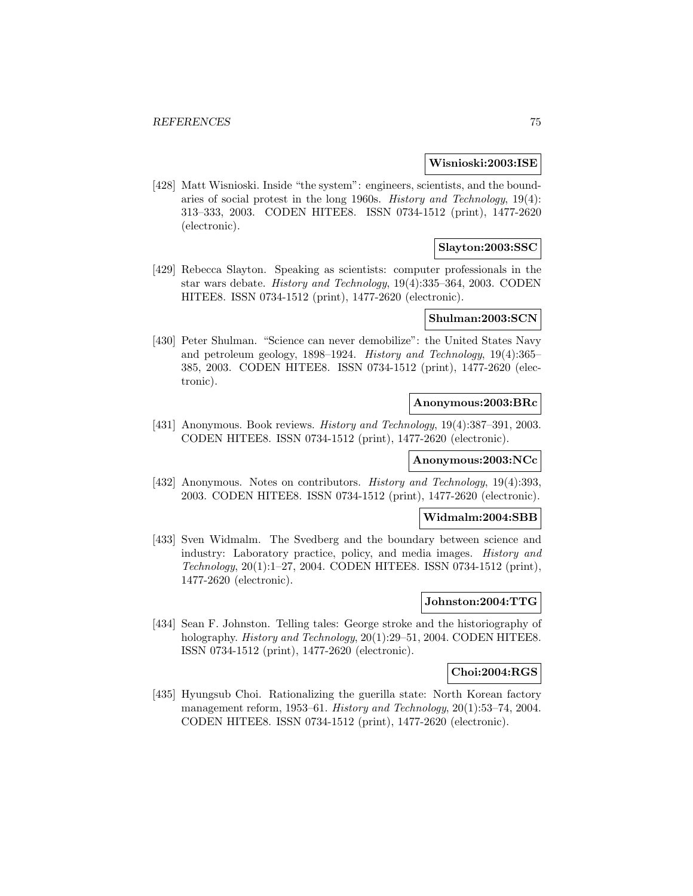**Wisnioski:2003:ISE**

[428] Matt Wisnioski. Inside "the system": engineers, scientists, and the boundaries of social protest in the long 1960s. *History and Technology*, 19(4): 313–333, 2003. CODEN HITEE8. ISSN 0734-1512 (print), 1477-2620 (electronic).

**Slayton:2003:SSC**

[429] Rebecca Slayton. Speaking as scientists: computer professionals in the star wars debate. *History and Technology*, 19(4):335–364, 2003. CODEN HITEE8. ISSN 0734-1512 (print), 1477-2620 (electronic).

**Shulman:2003:SCN**

[430] Peter Shulman. "Science can never demobilize": the United States Navy and petroleum geology, 1898–1924. *History and Technology*, 19(4):365–385, 2003. CODEN HITEE8. ISSN 0734-1512 (print), 1477-2620 (electronic).

**Anonymous:2003:BRc**

[431] Anonymous. Book reviews. *History and Technology*, 19(4):387–391, 2003. CODEN HITEE8. ISSN 0734-1512 (print), 1477-2620 (electronic).

**Anonymous:2003:NCc**

[432] Anonymous. Notes on contributors. *History and Technology*, 19(4):393, 2003. CODEN HITEE8. ISSN 0734-1512 (print), 1477-2620 (electronic).

**Widmalm:2004:SBB**

[433] Sven Widmalm. The Svedberg and the boundary between science and industry: Laboratory practice, policy, and media images. *History and Technology*, 20(1):1–27, 2004. CODEN HITEE8. ISSN 0734-1512 (print), 1477-2620 (electronic).

**Johnston:2004:TTG**

[434] Sean F. Johnston. Telling tales: George stroke and the historiography of holography. *History and Technology*, 20(1):29–51, 2004. CODEN HITEE8. ISSN 0734-1512 (print), 1477-2620 (electronic).

**Choi:2004:RGS**

[435] Hyungsub Choi. Rationalizing the guerilla state: North Korean factory management reform, 1953–61. *History and Technology*, 20(1):53–74, 2004. CODEN HITEE8. ISSN 0734-1512 (print), 1477-2620 (electronic).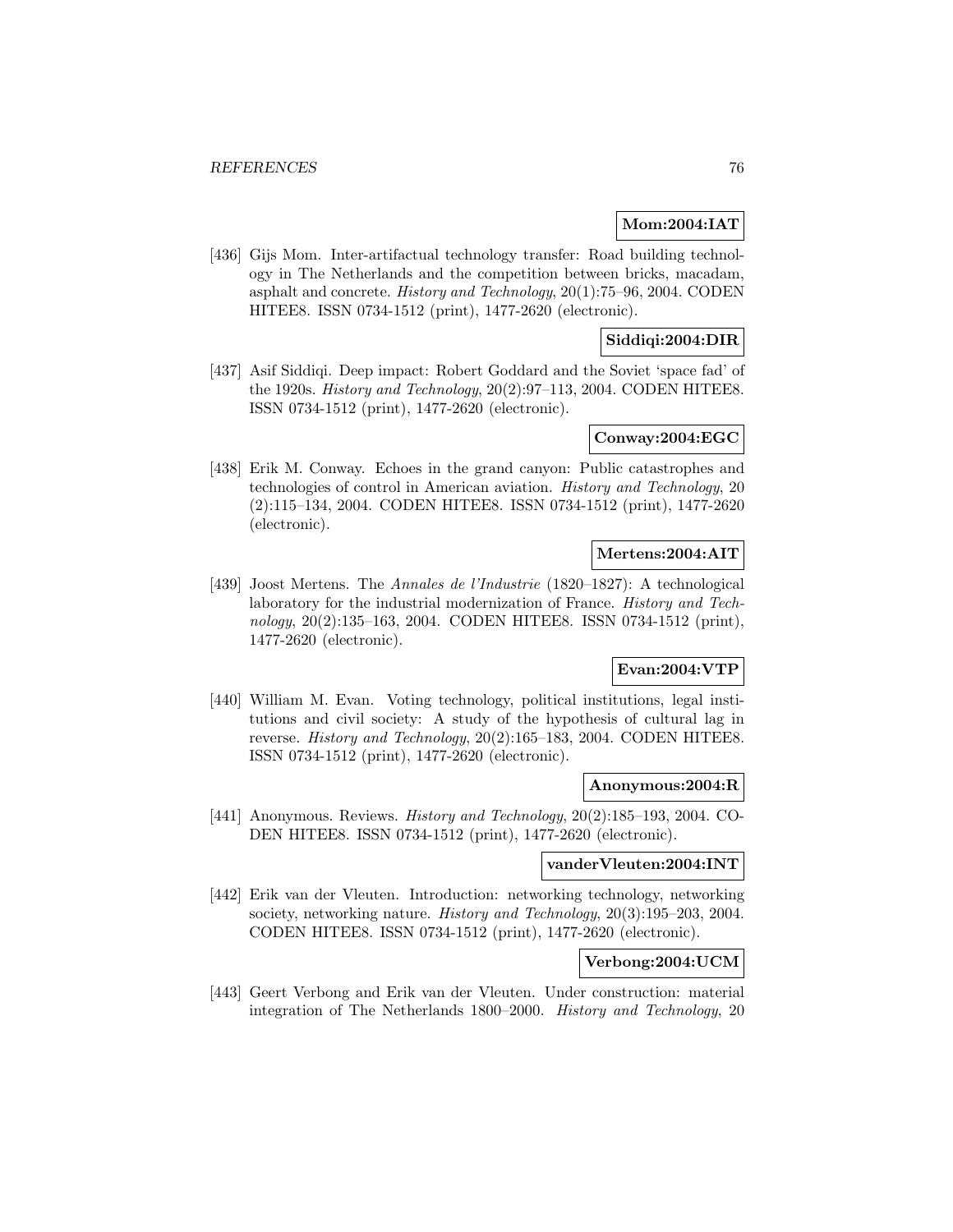**Mom:2004:IAT**

[436] Gijs Mom. Inter-artifactual technology transfer: Road building technology in The Netherlands and the competition between bricks, macadam, asphalt and concrete. *History and Technology*, 20(1):75–96, 2004. CODEN HITEE8. ISSN 0734-1512 (print), 1477-2620 (electronic).

**Siddiqi:2004:DIR**

[437] Asif Siddiqi. Deep impact: Robert Goddard and the Soviet 'space fad' of the 1920s. *History and Technology*, 20(2):97–113, 2004. CODEN HITEE8. ISSN 0734-1512 (print), 1477-2620 (electronic).

**Conway:2004:EGC**

[438] Erik M. Conway. Echoes in the grand canyon: Public catastrophes and technologies of control in American aviation. *History and Technology*, 20 (2):115–134, 2004. CODEN HITEE8. ISSN 0734-1512 (print), 1477-2620 (electronic).

**Mertens:2004:AIT**

[439] Joost Mertens. The *Annales de l'Industrie* (1820–1827): A technological laboratory for the industrial modernization of France. *History and Technology*, 20(2):135–163, 2004. CODEN HITEE8. ISSN 0734-1512 (print), 1477-2620 (electronic).

**Evan:2004:VTP**

[440] William M. Evan. Voting technology, political institutions, legal institutions and civil society: A study of the hypothesis of cultural lag in reverse. *History and Technology*, 20(2):165–183, 2004. CODEN HITEE8. ISSN 0734-1512 (print), 1477-2620 (electronic).

**Anonymous:2004:R**

[441] Anonymous. Reviews. *History and Technology*, 20(2):185–193, 2004. CODEN HITEE8. ISSN 0734-1512 (print), 1477-2620 (electronic).

**vanderVleuten:2004:INT**

[442] Erik van der Vleuten. Introduction: networking technology, networking society, networking nature. *History and Technology*, 20(3):195–203, 2004. CODEN HITEE8. ISSN 0734-1512 (print), 1477-2620 (electronic).

**Verbong:2004:UCM**

[443] Geert Verbong and Erik van der Vleuten. Under construction: material integration of The Netherlands 1800–2000. *History and Technology*, 20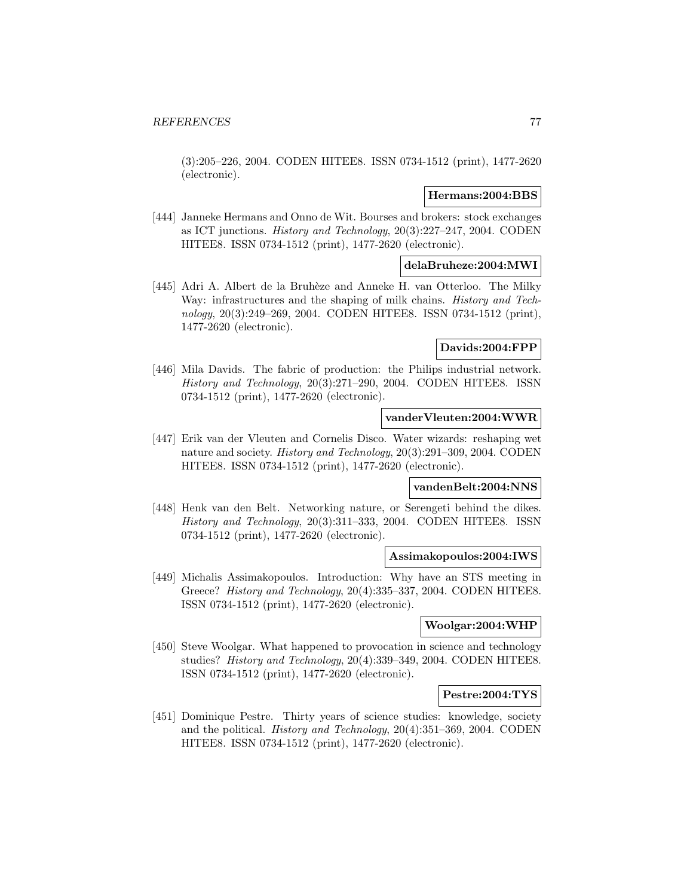(3):205–226, 2004. CODEN HITEE8. ISSN 0734-1512 (print), 1477-2620 (electronic).

**Hermans:2004:BBS**

[444] Janneke Hermans and Onno de Wit. Bourses and brokers: stock exchanges as ICT junctions. *History and Technology*, 20(3):227–247, 2004. CODEN HITEE8. ISSN 0734-1512 (print), 1477-2620 (electronic).

**delaBruheze:2004:MWI**

[445] Adri A. Albert de la Bruhèze and Anneke H. van Otterloo. The Milky Way: infrastructures and the shaping of milk chains. *History and Technology*, 20(3):249–269, 2004. CODEN HITEE8. ISSN 0734-1512 (print), 1477-2620 (electronic).

**Davids:2004:FPP**

[446] Mila Davids. The fabric of production: the Philips industrial network. *History and Technology*, 20(3):271–290, 2004. CODEN HITEE8. ISSN 0734-1512 (print), 1477-2620 (electronic).

**vanderVleuten:2004:WWR**

[447] Erik van der Vleuten and Cornelis Disco. Water wizards: reshaping wet nature and society. *History and Technology*, 20(3):291–309, 2004. CODEN HITEE8. ISSN 0734-1512 (print), 1477-2620 (electronic).

**vandenBelt:2004:NNS**

[448] Henk van den Belt. Networking nature, or Serengeti behind the dikes. *History and Technology*, 20(3):311–333, 2004. CODEN HITEE8. ISSN 0734-1512 (print), 1477-2620 (electronic).

**Assimakopoulos:2004:IWS**

[449] Michalis Assimakopoulos. Introduction: Why have an STS meeting in Greece? *History and Technology*, 20(4):335–337, 2004. CODEN HITEE8. ISSN 0734-1512 (print), 1477-2620 (electronic).

**Woolgar:2004:WHP**

[450] Steve Woolgar. What happened to provocation in science and technology studies? *History and Technology*, 20(4):339–349, 2004. CODEN HITEE8. ISSN 0734-1512 (print), 1477-2620 (electronic).

**Pestre:2004:TYS**

[451] Dominique Pestre. Thirty years of science studies: knowledge, society and the political. *History and Technology*, 20(4):351–369, 2004. CODEN HITEE8. ISSN 0734-1512 (print), 1477-2620 (electronic).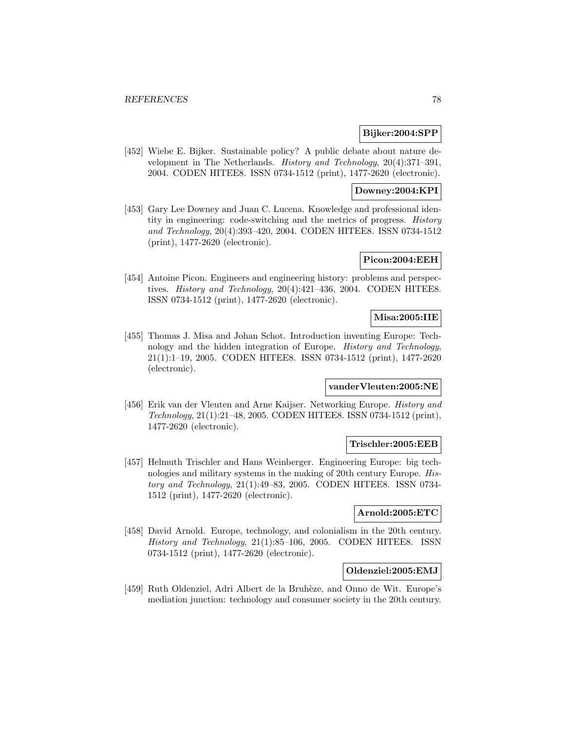**Bijker:2004:SPP**

[452] Wiebe E. Bijker. Sustainable policy? A public debate about nature development in The Netherlands. *History and Technology*, 20(4):371–391, 2004. CODEN HITEE8. ISSN 0734-1512 (print), 1477-2620 (electronic).

**Downey:2004:KPI**

[453] Gary Lee Downey and Juan C. Lucena. Knowledge and professional identity in engineering: code-switching and the metrics of progress. *History and Technology*, 20(4):393–420, 2004. CODEN HITEE8. ISSN 0734-1512 (print), 1477-2620 (electronic).

**Picon:2004:EEH**

[454] Antoine Picon. Engineers and engineering history: problems and perspectives. *History and Technology*, 20(4):421–436, 2004. CODEN HITEE8. ISSN 0734-1512 (print), 1477-2620 (electronic).

**Misa:2005:IIE**

[455] Thomas J. Misa and Johan Schot. Introduction inventing Europe: Technology and the hidden integration of Europe. *History and Technology*, 21(1):1–19, 2005. CODEN HITEE8. ISSN 0734-1512 (print), 1477-2620 (electronic).

**vanderVleuten:2005:NE**

[456] Erik van der Vleuten and Arne Kaijser. Networking Europe. *History and Technology*, 21(1):21–48, 2005. CODEN HITEE8. ISSN 0734-1512 (print), 1477-2620 (electronic).

**Trischler:2005:EEB**

[457] Helmuth Trischler and Hans Weinberger. Engineering Europe: big technologies and military systems in the making of 20th century Europe. *History and Technology*, 21(1):49–83, 2005. CODEN HITEE8. ISSN 0734-1512 (print), 1477-2620 (electronic).

**Arnold:2005:ETC**

[458] David Arnold. Europe, technology, and colonialism in the 20th century. *History and Technology*, 21(1):85–106, 2005. CODEN HITEE8. ISSN 0734-1512 (print), 1477-2620 (electronic).

**Oldenziel:2005:EMJ**

[459] Ruth Oldenziel, Adri Albert de la Bruhèze, and Onno de Wit. Europe's mediation junction: technology and consumer society in the 20th century.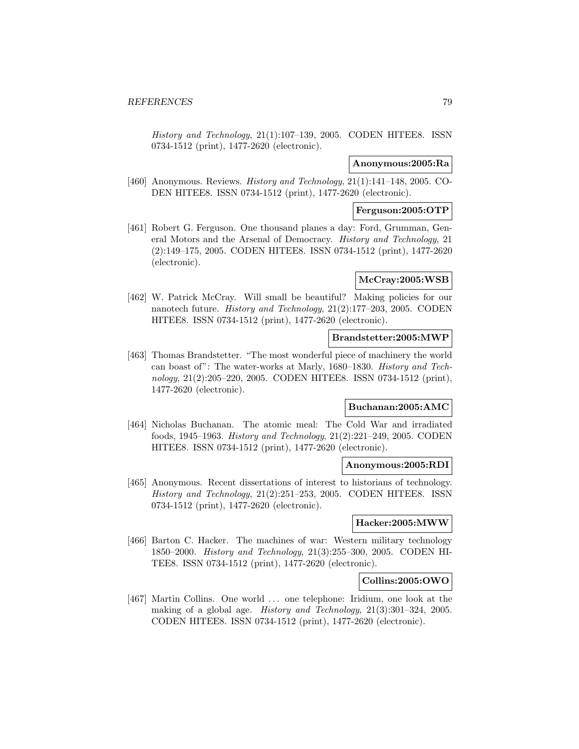*History and Technology*, 21(1):107–139, 2005. CODEN HITEE8. ISSN 0734-1512 (print), 1477-2620 (electronic).

**Anonymous:2005:Ra**

[460] Anonymous. Reviews. *History and Technology*, 21(1):141–148, 2005. CODEN HITEE8. ISSN 0734-1512 (print), 1477-2620 (electronic).

**Ferguson:2005:OTP**

[461] Robert G. Ferguson. One thousand planes a day: Ford, Grumman, General Motors and the Arsenal of Democracy. *History and Technology*, 21 (2):149–175, 2005. CODEN HITEE8. ISSN 0734-1512 (print), 1477-2620 (electronic).

**McCray:2005:WSB**

[462] W. Patrick McCray. Will small be beautiful? Making policies for our nanotech future. *History and Technology*, 21(2):177–203, 2005. CODEN HITEE8. ISSN 0734-1512 (print), 1477-2620 (electronic).

**Brandstetter:2005:MWP**

[463] Thomas Brandstetter. "The most wonderful piece of machinery the world can boast of": The water-works at Marly, 1680–1830. *History and Technology*, 21(2):205–220, 2005. CODEN HITEE8. ISSN 0734-1512 (print), 1477-2620 (electronic).

**Buchanan:2005:AMC**

[464] Nicholas Buchanan. The atomic meal: The Cold War and irradiated foods, 1945–1963. *History and Technology*, 21(2):221–249, 2005. CODEN HITEE8. ISSN 0734-1512 (print), 1477-2620 (electronic).

**Anonymous:2005:RDI**

[465] Anonymous. Recent dissertations of interest to historians of technology. *History and Technology*, 21(2):251–253, 2005. CODEN HITEE8. ISSN 0734-1512 (print), 1477-2620 (electronic).

**Hacker:2005:MWW**

[466] Barton C. Hacker. The machines of war: Western military technology 1850–2000. *History and Technology*, 21(3):255–300, 2005. CODEN HITEE8. ISSN 0734-1512 (print), 1477-2620 (electronic).

**Collins:2005:OWO**

[467] Martin Collins. One world ... one telephone: Iridium, one look at the making of a global age. *History and Technology*, 21(3):301–324, 2005. CODEN HITEE8. ISSN 0734-1512 (print), 1477-2620 (electronic).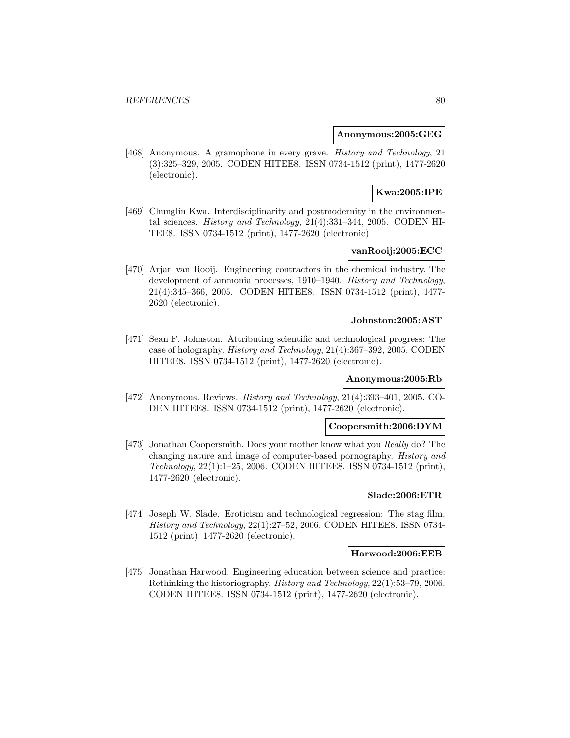**Anonymous:2005:GEG**

[468] Anonymous. A gramophone in every grave. *History and Technology*, 21 (3):325–329, 2005. CODEN HITEE8. ISSN 0734-1512 (print), 1477-2620 (electronic).

**Kwa:2005:IPE**

[469] Chunglin Kwa. Interdisciplinarity and postmodernity in the environmental sciences. *History and Technology*, 21(4):331–344, 2005. CODEN HITEE8. ISSN 0734-1512 (print), 1477-2620 (electronic).

**vanRooij:2005:ECC**

[470] Arjan van Rooij. Engineering contractors in the chemical industry. The development of ammonia processes, 1910–1940. *History and Technology*, 21(4):345–366, 2005. CODEN HITEE8. ISSN 0734-1512 (print), 1477-2620 (electronic).

**Johnston:2005:AST**

[471] Sean F. Johnston. Attributing scientific and technological progress: The case of holography. *History and Technology*, 21(4):367–392, 2005. CODEN HITEE8. ISSN 0734-1512 (print), 1477-2620 (electronic).

**Anonymous:2005:Rb**

[472] Anonymous. Reviews. *History and Technology*, 21(4):393–401, 2005. CODEN HITEE8. ISSN 0734-1512 (print), 1477-2620 (electronic).

**Coopersmith:2006:DYM**

[473] Jonathan Coopersmith. Does your mother know what you *Really* do? The changing nature and image of computer-based pornography. *History and Technology*, 22(1):1–25, 2006. CODEN HITEE8. ISSN 0734-1512 (print), 1477-2620 (electronic).

**Slade:2006:ETR**

[474] Joseph W. Slade. Eroticism and technological regression: The stag film. *History and Technology*, 22(1):27–52, 2006. CODEN HITEE8. ISSN 0734-1512 (print), 1477-2620 (electronic).

**Harwood:2006:EEB**

[475] Jonathan Harwood. Engineering education between science and practice: Rethinking the historiography. *History and Technology*, 22(1):53–79, 2006. CODEN HITEE8. ISSN 0734-1512 (print), 1477-2620 (electronic).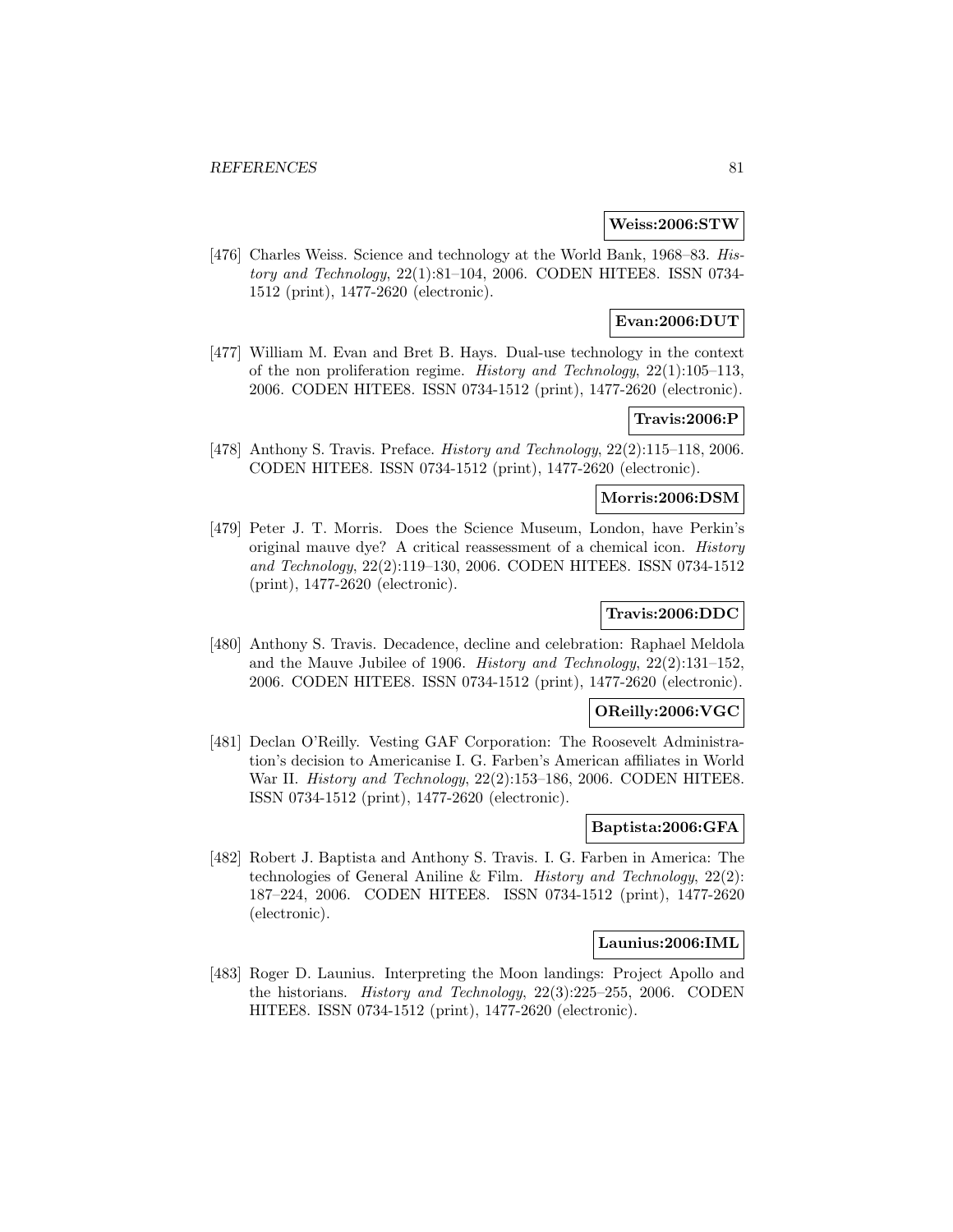**Weiss:2006:STW**

[476] Charles Weiss. Science and technology at the World Bank, 1968–83. *History and Technology*, 22(1):81–104, 2006. CODEN HITEE8. ISSN 0734-1512 (print), 1477-2620 (electronic).

**Evan:2006:DUT**

[477] William M. Evan and Bret B. Hays. Dual-use technology in the context of the non proliferation regime. *History and Technology*, 22(1):105–113, 2006. CODEN HITEE8. ISSN 0734-1512 (print), 1477-2620 (electronic).

**Travis:2006:P**

[478] Anthony S. Travis. Preface. *History and Technology*, 22(2):115–118, 2006. CODEN HITEE8. ISSN 0734-1512 (print), 1477-2620 (electronic).

**Morris:2006:DSM**

[479] Peter J. T. Morris. Does the Science Museum, London, have Perkin's original mauve dye? A critical reassessment of a chemical icon. *History and Technology*, 22(2):119–130, 2006. CODEN HITEE8. ISSN 0734-1512 (print), 1477-2620 (electronic).

**Travis:2006:DDC**

[480] Anthony S. Travis. Decadence, decline and celebration: Raphael Meldola and the Mauve Jubilee of 1906. *History and Technology*, 22(2):131–152, 2006. CODEN HITEE8. ISSN 0734-1512 (print), 1477-2620 (electronic).

**OReilly:2006:VGC**

[481] Declan O'Reilly. Vesting GAF Corporation: The Roosevelt Administration's decision to Americanise I. G. Farben's American affiliates in World War II. *History and Technology*, 22(2):153–186, 2006. CODEN HITEE8. ISSN 0734-1512 (print), 1477-2620 (electronic).

**Baptista:2006:GFA**

[482] Robert J. Baptista and Anthony S. Travis. I. G. Farben in America: The technologies of General Aniline & Film. *History and Technology*, 22(2): 187–224, 2006. CODEN HITEE8. ISSN 0734-1512 (print), 1477-2620 (electronic).

**Launius:2006:IML**

[483] Roger D. Launius. Interpreting the Moon landings: Project Apollo and the historians. *History and Technology*, 22(3):225–255, 2006. CODEN HITEE8. ISSN 0734-1512 (print), 1477-2620 (electronic).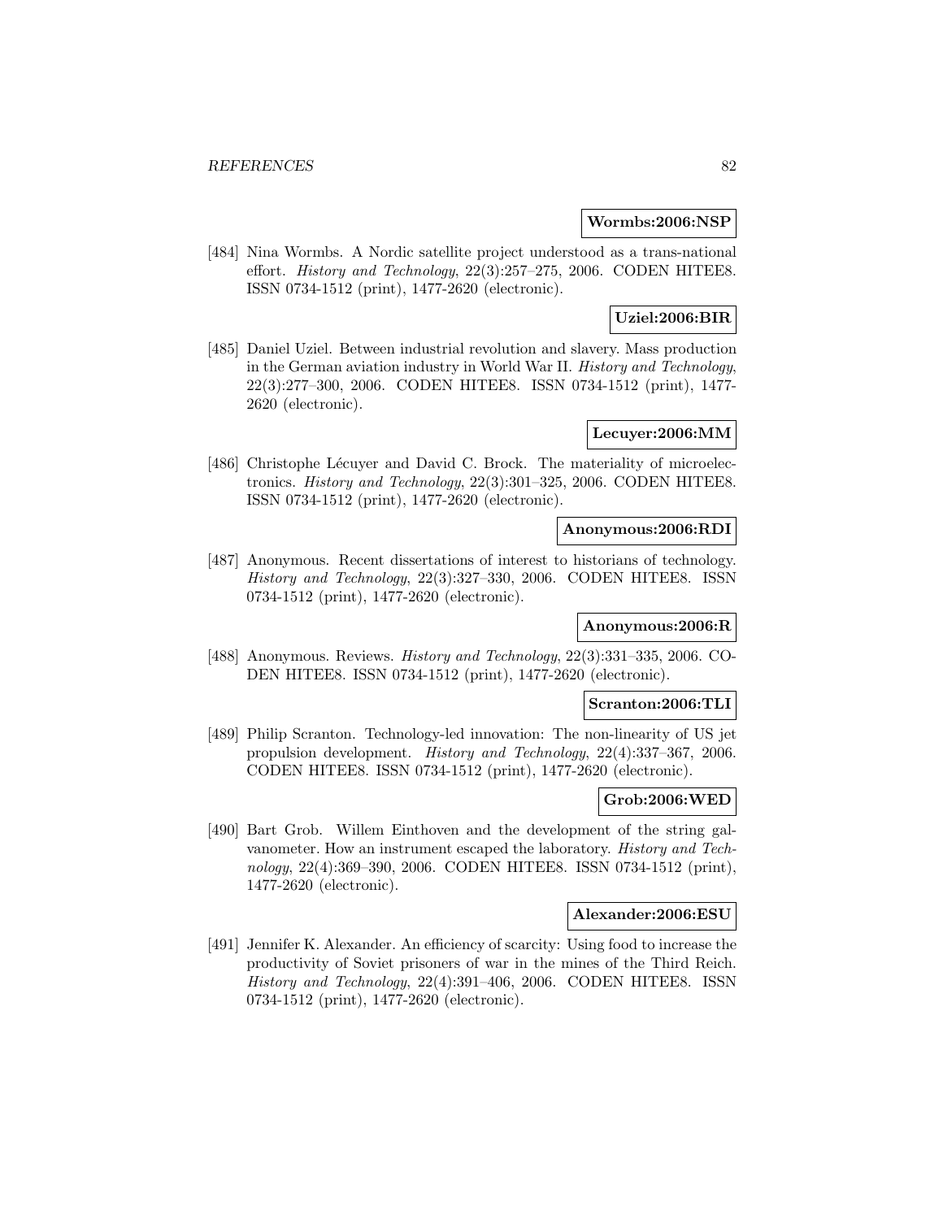**Wormbs:2006:NSP**

[484] Nina Wormbs. A Nordic satellite project understood as a trans-national effort. *History and Technology*, 22(3):257–275, 2006. CODEN HITEE8. ISSN 0734-1512 (print), 1477-2620 (electronic).

**Uziel:2006:BIR**

[485] Daniel Uziel. Between industrial revolution and slavery. Mass production in the German aviation industry in World War II. *History and Technology*, 22(3):277–300, 2006. CODEN HITEE8. ISSN 0734-1512 (print), 1477-2620 (electronic).

**Lecuyer:2006:MM**

[486] Christophe Lécuyer and David C. Brock. The materiality of microelectronics. *History and Technology*, 22(3):301–325, 2006. CODEN HITEE8. ISSN 0734-1512 (print), 1477-2620 (electronic).

**Anonymous:2006:RDI**

[487] Anonymous. Recent dissertations of interest to historians of technology. *History and Technology*, 22(3):327–330, 2006. CODEN HITEE8. ISSN 0734-1512 (print), 1477-2620 (electronic).

**Anonymous:2006:R**

[488] Anonymous. Reviews. *History and Technology*, 22(3):331–335, 2006. CODEN HITEE8. ISSN 0734-1512 (print), 1477-2620 (electronic).

**Scranton:2006:TLI**

[489] Philip Scranton. Technology-led innovation: The non-linearity of US jet propulsion development. *History and Technology*, 22(4):337–367, 2006. CODEN HITEE8. ISSN 0734-1512 (print), 1477-2620 (electronic).

**Grob:2006:WED**

[490] Bart Grob. Willem Einthoven and the development of the string galvanometer. How an instrument escaped the laboratory. *History and Technology*, 22(4):369–390, 2006. CODEN HITEE8. ISSN 0734-1512 (print), 1477-2620 (electronic).

**Alexander:2006:ESU**

[491] Jennifer K. Alexander. An efficiency of scarcity: Using food to increase the productivity of Soviet prisoners of war in the mines of the Third Reich. *History and Technology*, 22(4):391–406, 2006. CODEN HITEE8. ISSN 0734-1512 (print), 1477-2620 (electronic).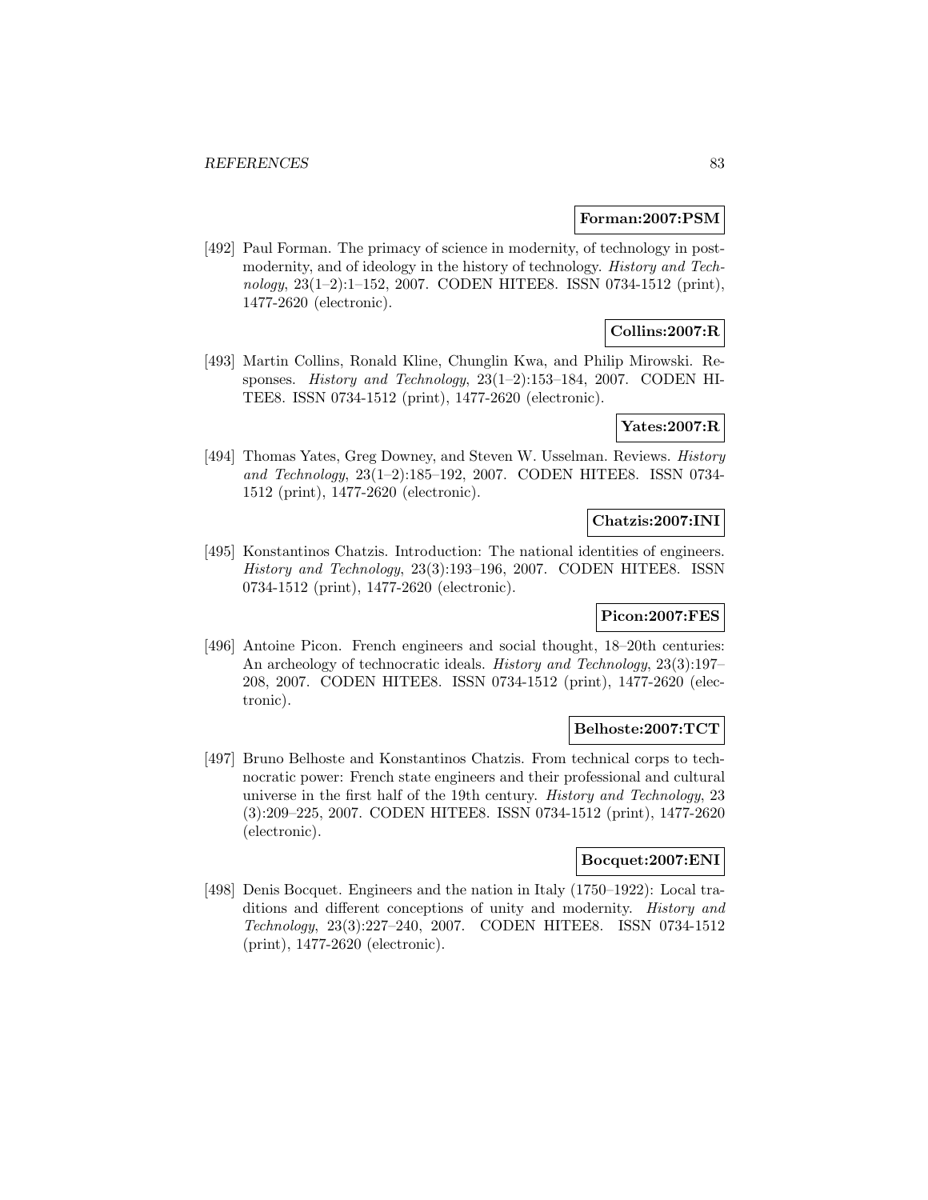**Forman:2007:PSM**

[492] Paul Forman. The primacy of science in modernity, of technology in postmodernity, and of ideology in the history of technology. *History and Technology*, 23(1–2):1–152, 2007. CODEN HITEE8. ISSN 0734-1512 (print), 1477-2620 (electronic).

**Collins:2007:R**

[493] Martin Collins, Ronald Kline, Chunglin Kwa, and Philip Mirowski. Responses. *History and Technology*, 23(1–2):153–184, 2007. CODEN HITEE8. ISSN 0734-1512 (print), 1477-2620 (electronic).

**Yates:2007:R**

[494] Thomas Yates, Greg Downey, and Steven W. Usselman. Reviews. *History and Technology*, 23(1–2):185–192, 2007. CODEN HITEE8. ISSN 0734-1512 (print), 1477-2620 (electronic).

**Chatzis:2007:INI**

[495] Konstantinos Chatzis. Introduction: The national identities of engineers. *History and Technology*, 23(3):193–196, 2007. CODEN HITEE8. ISSN 0734-1512 (print), 1477-2620 (electronic).

**Picon:2007:FES**

[496] Antoine Picon. French engineers and social thought, 18–20th centuries: An archeology of technocratic ideals. *History and Technology*, 23(3):197–208, 2007. CODEN HITEE8. ISSN 0734-1512 (print), 1477-2620 (electronic).

**Belhoste:2007:TCT**

[497] Bruno Belhoste and Konstantinos Chatzis. From technical corps to technocratic power: French state engineers and their professional and cultural universe in the first half of the 19th century. *History and Technology*, 23 (3):209–225, 2007. CODEN HITEE8. ISSN 0734-1512 (print), 1477-2620 (electronic).

**Bocquet:2007:ENI**

[498] Denis Bocquet. Engineers and the nation in Italy (1750–1922): Local traditions and different conceptions of unity and modernity. *History and Technology*, 23(3):227–240, 2007. CODEN HITEE8. ISSN 0734-1512 (print), 1477-2620 (electronic).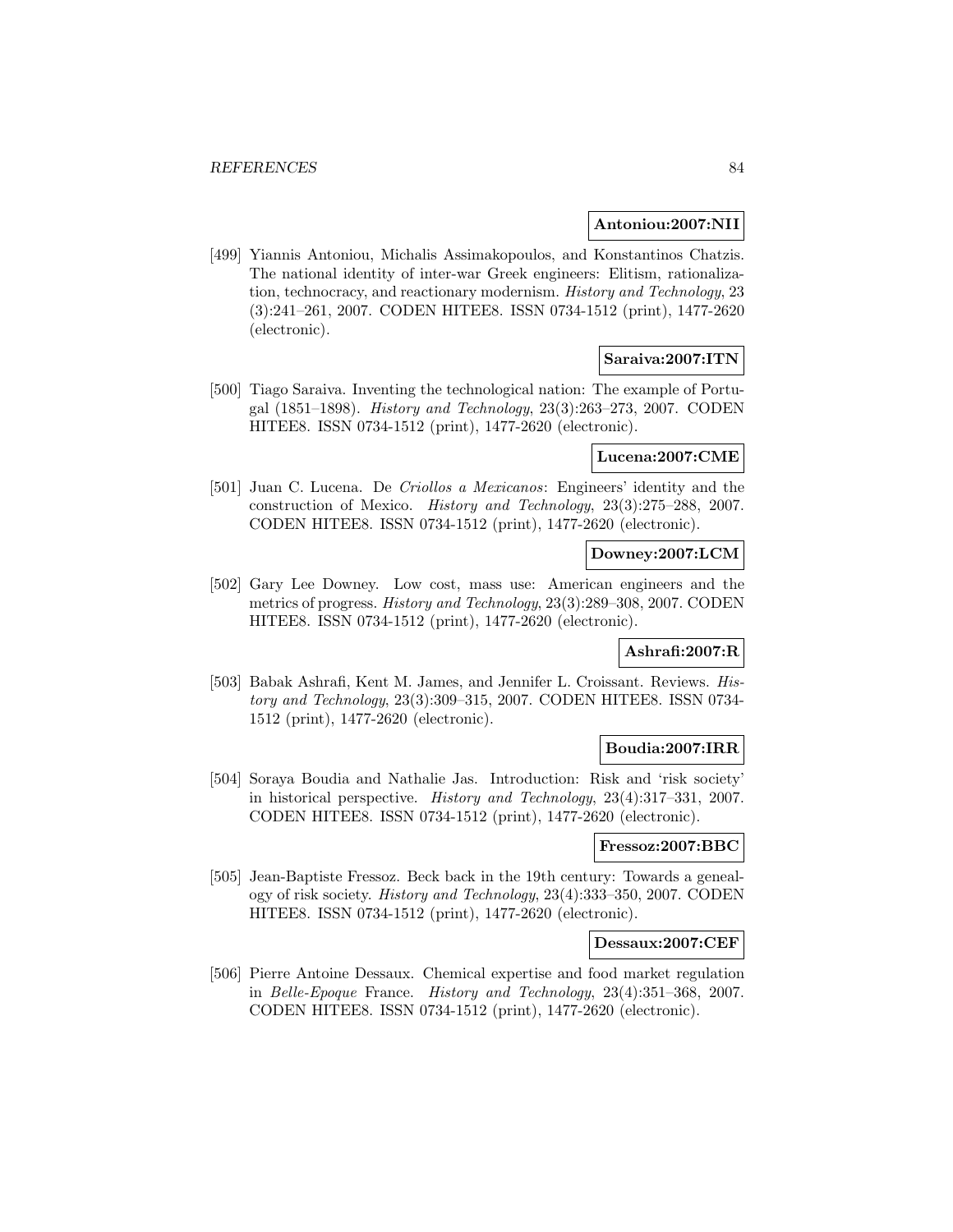**Antoniou:2007:NII**

[499] Yiannis Antoniou, Michalis Assimakopoulos, and Konstantinos Chatzis. The national identity of inter-war Greek engineers: Elitism, rationalization, technocracy, and reactionary modernism. *History and Technology*, 23 (3):241–261, 2007. CODEN HITEE8. ISSN 0734-1512 (print), 1477-2620 (electronic).

**Saraiva:2007:ITN**

[500] Tiago Saraiva. Inventing the technological nation: The example of Portugal (1851–1898). *History and Technology*, 23(3):263–273, 2007. CODEN HITEE8. ISSN 0734-1512 (print), 1477-2620 (electronic).

**Lucena:2007:CME**

[501] Juan C. Lucena. De *Criollos a Mexicanos*: Engineers' identity and the construction of Mexico. *History and Technology*, 23(3):275–288, 2007. CODEN HITEE8. ISSN 0734-1512 (print), 1477-2620 (electronic).

**Downey:2007:LCM**

[502] Gary Lee Downey. Low cost, mass use: American engineers and the metrics of progress. *History and Technology*, 23(3):289–308, 2007. CODEN HITEE8. ISSN 0734-1512 (print), 1477-2620 (electronic).

**Ashrafi:2007:R**

[503] Babak Ashrafi, Kent M. James, and Jennifer L. Croissant. Reviews. *History and Technology*, 23(3):309–315, 2007. CODEN HITEE8. ISSN 0734-1512 (print), 1477-2620 (electronic).

**Boudia:2007:IRR**

[504] Soraya Boudia and Nathalie Jas. Introduction: Risk and 'risk society' in historical perspective. *History and Technology*, 23(4):317–331, 2007. CODEN HITEE8. ISSN 0734-1512 (print), 1477-2620 (electronic).

**Fressoz:2007:BBC**

[505] Jean-Baptiste Fressoz. Beck back in the 19th century: Towards a genealogy of risk society. *History and Technology*, 23(4):333–350, 2007. CODEN HITEE8. ISSN 0734-1512 (print), 1477-2620 (electronic).

**Dessaux:2007:CEF**

[506] Pierre Antoine Dessaux. Chemical expertise and food market regulation in *Belle-Epoque* France. *History and Technology*, 23(4):351–368, 2007. CODEN HITEE8. ISSN 0734-1512 (print), 1477-2620 (electronic).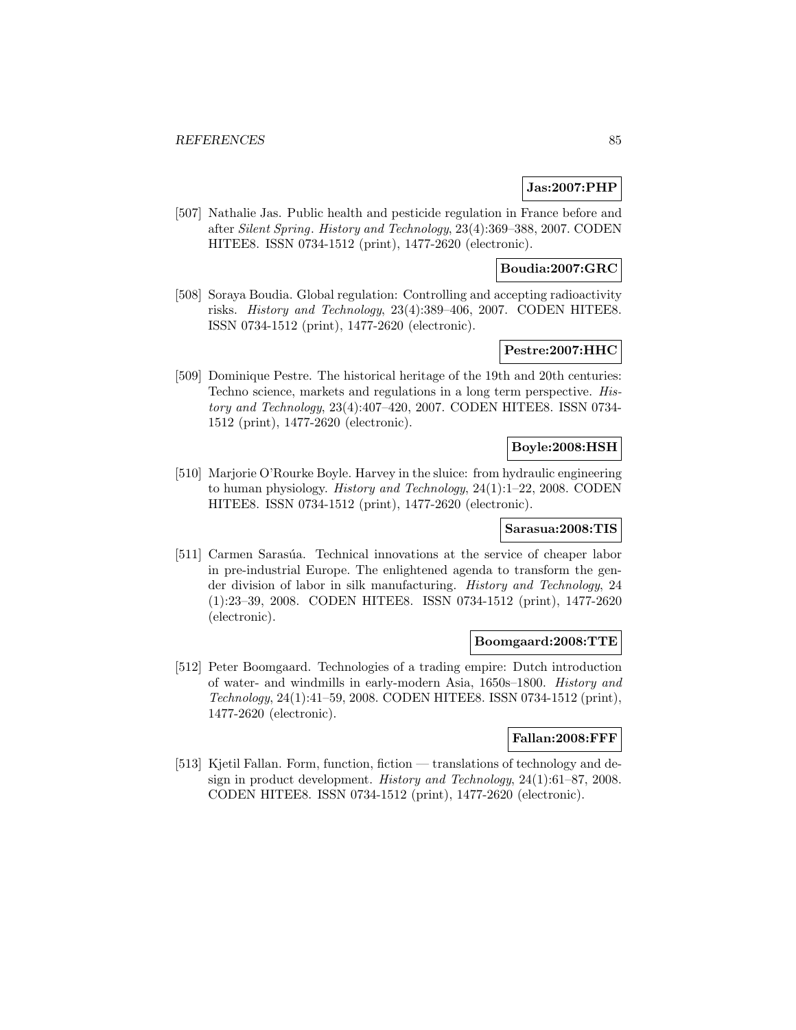**Jas:2007:PHP**

[507] Nathalie Jas. Public health and pesticide regulation in France before and after *Silent Spring*. *History and Technology*, 23(4):369–388, 2007. CODEN HITEE8. ISSN 0734-1512 (print), 1477-2620 (electronic).

**Boudia:2007:GRC**

[508] Soraya Boudia. Global regulation: Controlling and accepting radioactivity risks. *History and Technology*, 23(4):389–406, 2007. CODEN HITEE8. ISSN 0734-1512 (print), 1477-2620 (electronic).

**Pestre:2007:HHC**

[509] Dominique Pestre. The historical heritage of the 19th and 20th centuries: Techno science, markets and regulations in a long term perspective. *History and Technology*, 23(4):407–420, 2007. CODEN HITEE8. ISSN 0734-1512 (print), 1477-2620 (electronic).

**Boyle:2008:HSH**

[510] Marjorie O'Rourke Boyle. Harvey in the sluice: from hydraulic engineering to human physiology. *History and Technology*, 24(1):1–22, 2008. CODEN HITEE8. ISSN 0734-1512 (print), 1477-2620 (electronic).

**Sarasua:2008:TIS**

[511] Carmen Sarasúa. Technical innovations at the service of cheaper labor in pre-industrial Europe. The enlightened agenda to transform the gender division of labor in silk manufacturing. *History and Technology*, 24 (1):23–39, 2008. CODEN HITEE8. ISSN 0734-1512 (print), 1477-2620 (electronic).

**Boomgaard:2008:TTE**

[512] Peter Boomgaard. Technologies of a trading empire: Dutch introduction of water- and windmills in early-modern Asia, 1650s–1800. *History and Technology*, 24(1):41–59, 2008. CODEN HITEE8. ISSN 0734-1512 (print), 1477-2620 (electronic).

**Fallan:2008:FFF**

[513] Kjetil Fallan. Form, function, fiction — translations of technology and design in product development. *History and Technology*, 24(1):61–87, 2008. CODEN HITEE8. ISSN 0734-1512 (print), 1477-2620 (electronic).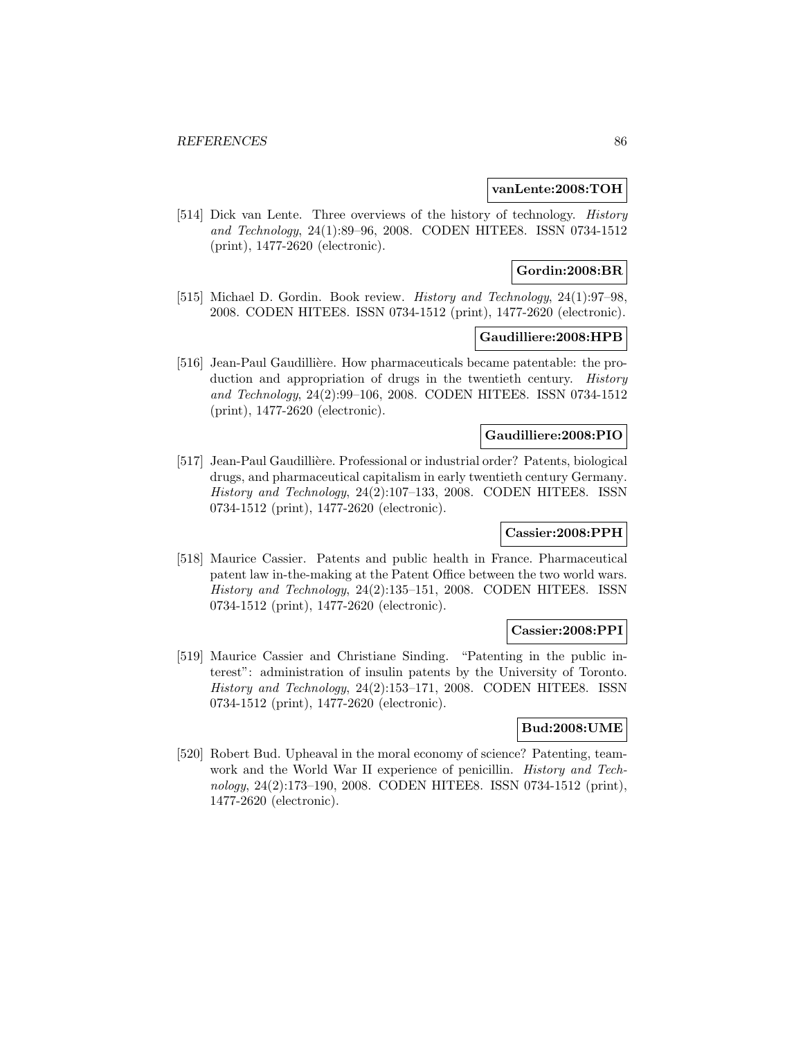**vanLente:2008:TOH**

[514] Dick van Lente. Three overviews of the history of technology. *History and Technology*, 24(1):89–96, 2008. CODEN HITEE8. ISSN 0734-1512 (print), 1477-2620 (electronic).

**Gordin:2008:BR**

[515] Michael D. Gordin. Book review. *History and Technology*, 24(1):97–98, 2008. CODEN HITEE8. ISSN 0734-1512 (print), 1477-2620 (electronic).

**Gaudilliere:2008:HPB**

[516] Jean-Paul Gaudillière. How pharmaceuticals became patentable: the production and appropriation of drugs in the twentieth century. *History and Technology*, 24(2):99–106, 2008. CODEN HITEE8. ISSN 0734-1512 (print), 1477-2620 (electronic).

**Gaudilliere:2008:PIO**

[517] Jean-Paul Gaudillière. Professional or industrial order? Patents, biological drugs, and pharmaceutical capitalism in early twentieth century Germany. *History and Technology*, 24(2):107–133, 2008. CODEN HITEE8. ISSN 0734-1512 (print), 1477-2620 (electronic).

**Cassier:2008:PPH**

[518] Maurice Cassier. Patents and public health in France. Pharmaceutical patent law in-the-making at the Patent Office between the two world wars. *History and Technology*, 24(2):135–151, 2008. CODEN HITEE8. ISSN 0734-1512 (print), 1477-2620 (electronic).

**Cassier:2008:PPI**

[519] Maurice Cassier and Christiane Sinding. "Patenting in the public interest": administration of insulin patents by the University of Toronto. *History and Technology*, 24(2):153–171, 2008. CODEN HITEE8. ISSN 0734-1512 (print), 1477-2620 (electronic).

**Bud:2008:UME**

[520] Robert Bud. Upheaval in the moral economy of science? Patenting, teamwork and the World War II experience of penicillin. *History and Technology*, 24(2):173–190, 2008. CODEN HITEE8. ISSN 0734-1512 (print), 1477-2620 (electronic).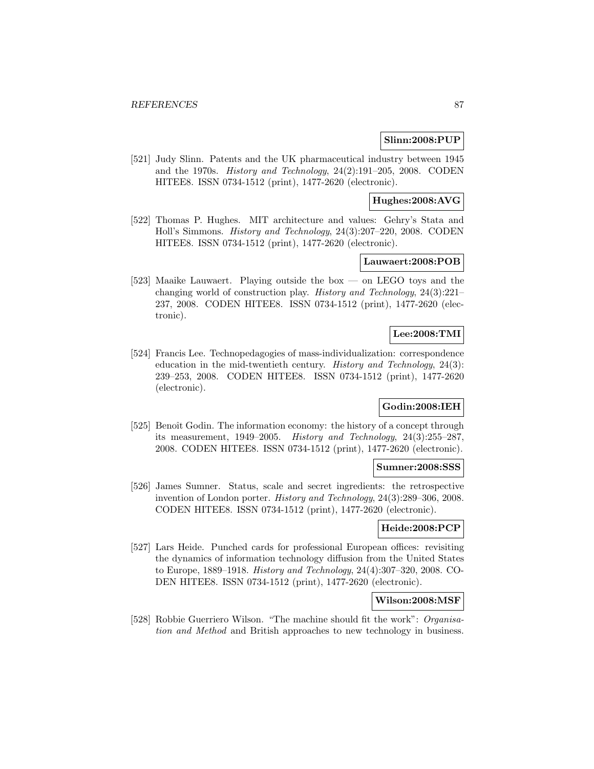**Slinn:2008:PUP**

[521] Judy Slinn. Patents and the UK pharmaceutical industry between 1945 and the 1970s. *History and Technology*, 24(2):191–205, 2008. CODEN HITEE8. ISSN 0734-1512 (print), 1477-2620 (electronic).

**Hughes:2008:AVG**

[522] Thomas P. Hughes. MIT architecture and values: Gehry's Stata and Holl's Simmons. *History and Technology*, 24(3):207–220, 2008. CODEN HITEE8. ISSN 0734-1512 (print), 1477-2620 (electronic).

**Lauwaert:2008:POB**

[523] Maaike Lauwaert. Playing outside the box — on LEGO toys and the changing world of construction play. *History and Technology*, 24(3):221–237, 2008. CODEN HITEE8. ISSN 0734-1512 (print), 1477-2620 (electronic).

**Lee:2008:TMI**

[524] Francis Lee. Technopedagogies of mass-individualization: correspondence education in the mid-twentieth century. *History and Technology*, 24(3): 239–253, 2008. CODEN HITEE8. ISSN 0734-1512 (print), 1477-2620 (electronic).

**Godin:2008:IEH**

[525] Benoît Godin. The information economy: the history of a concept through its measurement, 1949–2005. *History and Technology*, 24(3):255–287, 2008. CODEN HITEE8. ISSN 0734-1512 (print), 1477-2620 (electronic).

**Sumner:2008:SSS**

[526] James Sumner. Status, scale and secret ingredients: the retrospective invention of London porter. *History and Technology*, 24(3):289–306, 2008. CODEN HITEE8. ISSN 0734-1512 (print), 1477-2620 (electronic).

**Heide:2008:PCP**

[527] Lars Heide. Punched cards for professional European offices: revisiting the dynamics of information technology diffusion from the United States to Europe, 1889–1918. *History and Technology*, 24(4):307–320, 2008. CODEN HITEE8. ISSN 0734-1512 (print), 1477-2620 (electronic).

**Wilson:2008:MSF**

[528] Robbie Guerriero Wilson. "The machine should fit the work": *Organisation and Method* and British approaches to new technology in business.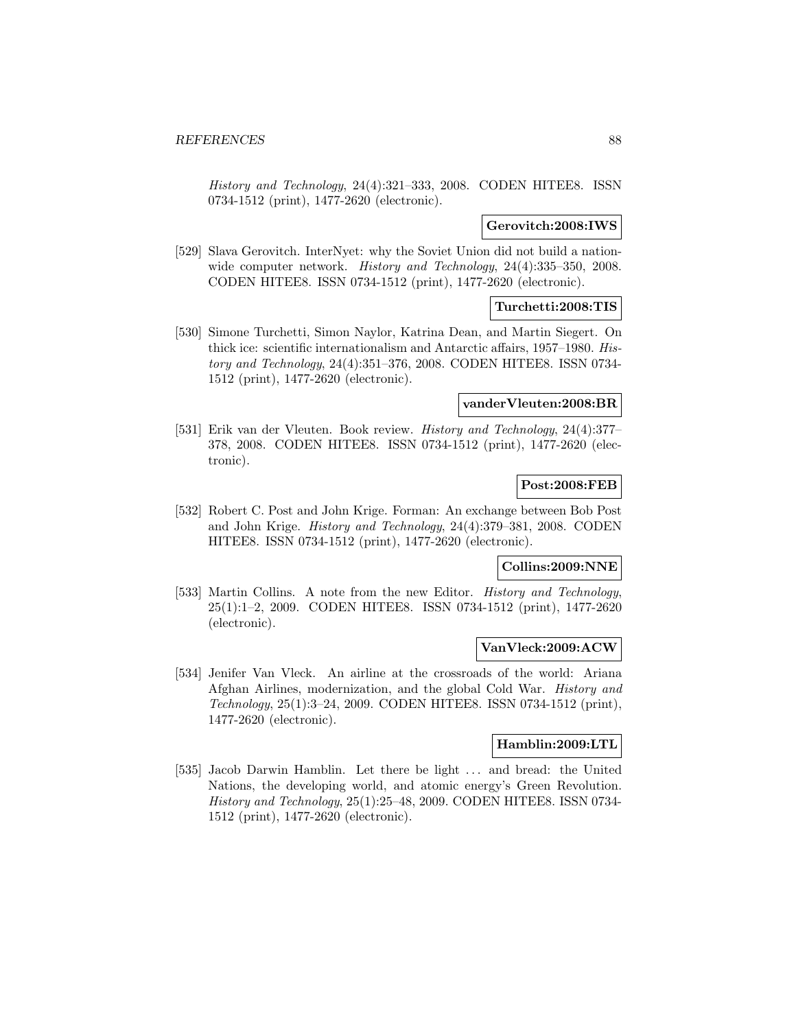*History and Technology*, 24(4):321–333, 2008. CODEN HITEE8. ISSN 0734-1512 (print), 1477-2620 (electronic).

**Gerovitch:2008:IWS**

[529] Slava Gerovitch. InterNyet: why the Soviet Union did not build a nationwide computer network. *History and Technology*, 24(4):335–350, 2008. CODEN HITEE8. ISSN 0734-1512 (print), 1477-2620 (electronic).

**Turchetti:2008:TIS**

[530] Simone Turchetti, Simon Naylor, Katrina Dean, and Martin Siegert. On thick ice: scientific internationalism and Antarctic affairs, 1957–1980. *History and Technology*, 24(4):351–376, 2008. CODEN HITEE8. ISSN 0734-1512 (print), 1477-2620 (electronic).

**vanderVleuten:2008:BR**

[531] Erik van der Vleuten. Book review. *History and Technology*, 24(4):377–378, 2008. CODEN HITEE8. ISSN 0734-1512 (print), 1477-2620 (electronic).

**Post:2008:FEB**

[532] Robert C. Post and John Krige. Forman: An exchange between Bob Post and John Krige. *History and Technology*, 24(4):379–381, 2008. CODEN HITEE8. ISSN 0734-1512 (print), 1477-2620 (electronic).

**Collins:2009:NNE**

[533] Martin Collins. A note from the new Editor. *History and Technology*, 25(1):1–2, 2009. CODEN HITEE8. ISSN 0734-1512 (print), 1477-2620 (electronic).

**VanVleck:2009:ACW**

[534] Jenifer Van Vleck. An airline at the crossroads of the world: Ariana Afghan Airlines, modernization, and the global Cold War. *History and Technology*, 25(1):3–24, 2009. CODEN HITEE8. ISSN 0734-1512 (print), 1477-2620 (electronic).

**Hamblin:2009:LTL**

[535] Jacob Darwin Hamblin. Let there be light ... and bread: the United Nations, the developing world, and atomic energy's Green Revolution. *History and Technology*, 25(1):25–48, 2009. CODEN HITEE8. ISSN 0734-1512 (print), 1477-2620 (electronic).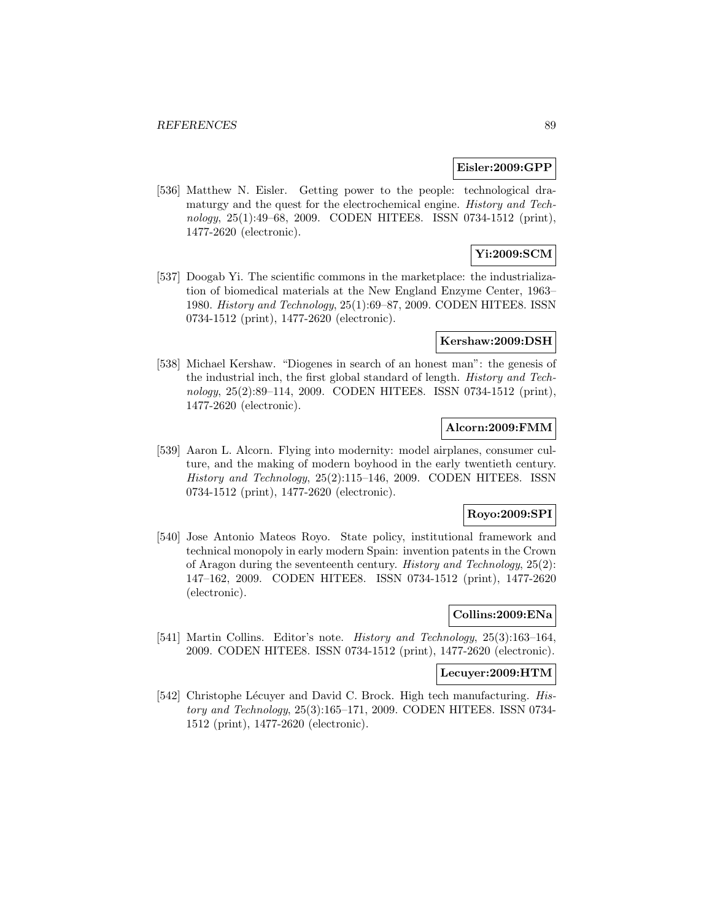**Eisler:2009:GPP**

[536] Matthew N. Eisler. Getting power to the people: technological dramaturgy and the quest for the electrochemical engine. *History and Technology*, 25(1):49–68, 2009. CODEN HITEE8. ISSN 0734-1512 (print), 1477-2620 (electronic).

**Yi:2009:SCM**

[537] Doogab Yi. The scientific commons in the marketplace: the industrialization of biomedical materials at the New England Enzyme Center, 1963–1980. *History and Technology*, 25(1):69–87, 2009. CODEN HITEE8. ISSN 0734-1512 (print), 1477-2620 (electronic).

**Kershaw:2009:DSH**

[538] Michael Kershaw. "Diogenes in search of an honest man": the genesis of the industrial inch, the first global standard of length. *History and Technology*, 25(2):89–114, 2009. CODEN HITEE8. ISSN 0734-1512 (print), 1477-2620 (electronic).

**Alcorn:2009:FMM**

[539] Aaron L. Alcorn. Flying into modernity: model airplanes, consumer culture, and the making of modern boyhood in the early twentieth century. *History and Technology*, 25(2):115–146, 2009. CODEN HITEE8. ISSN 0734-1512 (print), 1477-2620 (electronic).

**Royo:2009:SPI**

[540] Jose Antonio Mateos Royo. State policy, institutional framework and technical monopoly in early modern Spain: invention patents in the Crown of Aragon during the seventeenth century. *History and Technology*, 25(2): 147–162, 2009. CODEN HITEE8. ISSN 0734-1512 (print), 1477-2620 (electronic).

**Collins:2009:ENa**

[541] Martin Collins. Editor's note. *History and Technology*, 25(3):163–164, 2009. CODEN HITEE8. ISSN 0734-1512 (print), 1477-2620 (electronic).

**Lecuyer:2009:HTM**

[542] Christophe Lécuyer and David C. Brock. High tech manufacturing. *History and Technology*, 25(3):165–171, 2009. CODEN HITEE8. ISSN 0734-1512 (print), 1477-2620 (electronic).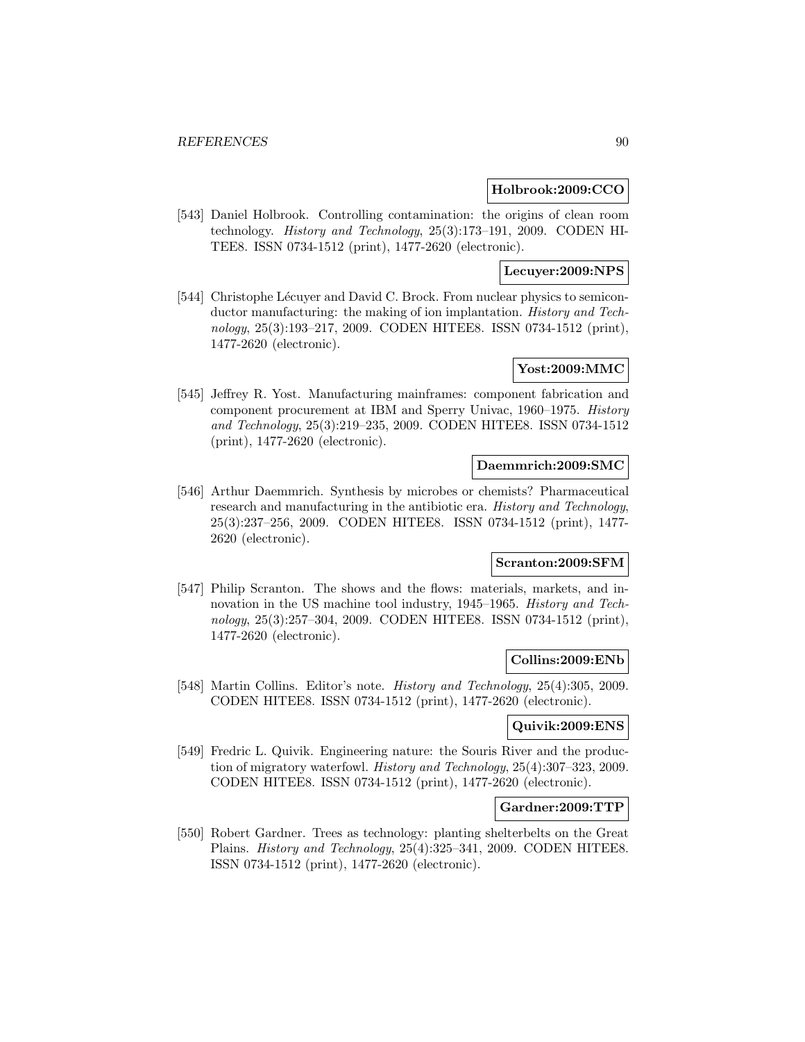**Holbrook:2009:CCO**

[543] Daniel Holbrook. Controlling contamination: the origins of clean room technology. *History and Technology*, 25(3):173–191, 2009. CODEN HITEE8. ISSN 0734-1512 (print), 1477-2620 (electronic).

**Lecuyer:2009:NPS**

[544] Christophe Lécuyer and David C. Brock. From nuclear physics to semiconductor manufacturing: the making of ion implantation. *History and Technology*, 25(3):193–217, 2009. CODEN HITEE8. ISSN 0734-1512 (print), 1477-2620 (electronic).

**Yost:2009:MMC**

[545] Jeffrey R. Yost. Manufacturing mainframes: component fabrication and component procurement at IBM and Sperry Univac, 1960–1975. *History and Technology*, 25(3):219–235, 2009. CODEN HITEE8. ISSN 0734-1512 (print), 1477-2620 (electronic).

**Daemmrich:2009:SMC**

[546] Arthur Daemmrich. Synthesis by microbes or chemists? Pharmaceutical research and manufacturing in the antibiotic era. *History and Technology*, 25(3):237–256, 2009. CODEN HITEE8. ISSN 0734-1512 (print), 1477-2620 (electronic).

**Scranton:2009:SFM**

[547] Philip Scranton. The shows and the flows: materials, markets, and innovation in the US machine tool industry, 1945–1965. *History and Technology*, 25(3):257–304, 2009. CODEN HITEE8. ISSN 0734-1512 (print), 1477-2620 (electronic).

**Collins:2009:ENb**

[548] Martin Collins. Editor's note. *History and Technology*, 25(4):305, 2009. CODEN HITEE8. ISSN 0734-1512 (print), 1477-2620 (electronic).

**Quivik:2009:ENS**

[549] Fredric L. Quivik. Engineering nature: the Souris River and the production of migratory waterfowl. *History and Technology*, 25(4):307–323, 2009. CODEN HITEE8. ISSN 0734-1512 (print), 1477-2620 (electronic).

**Gardner:2009:TTP**

[550] Robert Gardner. Trees as technology: planting shelterbelts on the Great Plains. *History and Technology*, 25(4):325–341, 2009. CODEN HITEE8. ISSN 0734-1512 (print), 1477-2620 (electronic).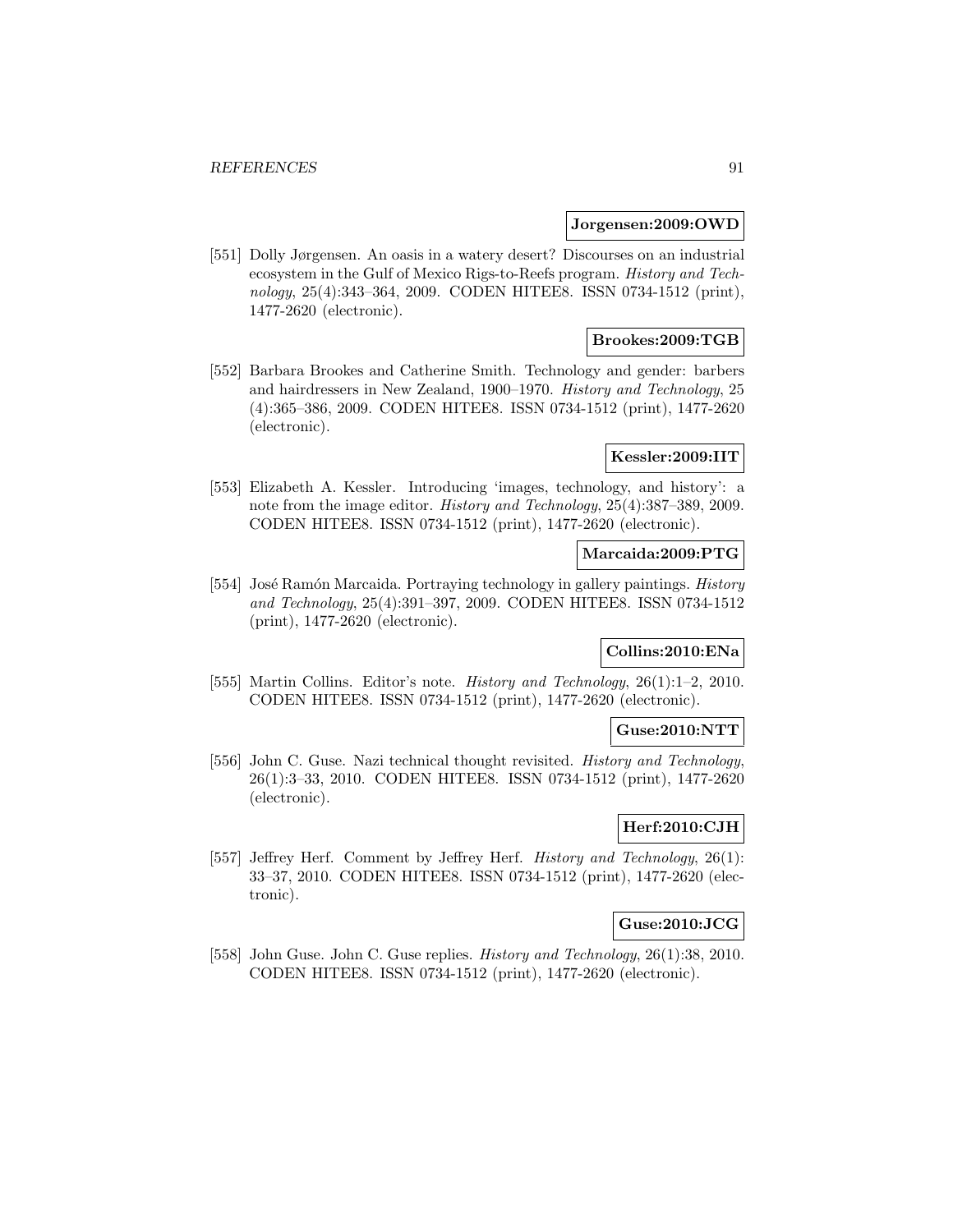**Jorgensen:2009:OWD**

[551] Dolly Jørgensen. An oasis in a watery desert? Discourses on an industrial ecosystem in the Gulf of Mexico Rigs-to-Reefs program. *History and Technology*, 25(4):343–364, 2009. CODEN HITEE8. ISSN 0734-1512 (print), 1477-2620 (electronic).

**Brookes:2009:TGB**

[552] Barbara Brookes and Catherine Smith. Technology and gender: barbers and hairdressers in New Zealand, 1900–1970. *History and Technology*, 25 (4):365–386, 2009. CODEN HITEE8. ISSN 0734-1512 (print), 1477-2620 (electronic).

**Kessler:2009:IIT**

[553] Elizabeth A. Kessler. Introducing 'images, technology, and history': a note from the image editor. *History and Technology*, 25(4):387–389, 2009. CODEN HITEE8. ISSN 0734-1512 (print), 1477-2620 (electronic).

**Marcaida:2009:PTG**

[554] José Ramón Marcaida. Portraying technology in gallery paintings. *History and Technology*, 25(4):391–397, 2009. CODEN HITEE8. ISSN 0734-1512 (print), 1477-2620 (electronic).

**Collins:2010:ENa**

[555] Martin Collins. Editor's note. *History and Technology*, 26(1):1–2, 2010. CODEN HITEE8. ISSN 0734-1512 (print), 1477-2620 (electronic).

**Guse:2010:NTT**

[556] John C. Guse. Nazi technical thought revisited. *History and Technology*, 26(1):3–33, 2010. CODEN HITEE8. ISSN 0734-1512 (print), 1477-2620 (electronic).

**Herf:2010:CJH**

[557] Jeffrey Herf. Comment by Jeffrey Herf. *History and Technology*, 26(1): 33–37, 2010. CODEN HITEE8. ISSN 0734-1512 (print), 1477-2620 (electronic).

**Guse:2010:JCG**

[558] John Guse. John C. Guse replies. *History and Technology*, 26(1):38, 2010. CODEN HITEE8. ISSN 0734-1512 (print), 1477-2620 (electronic).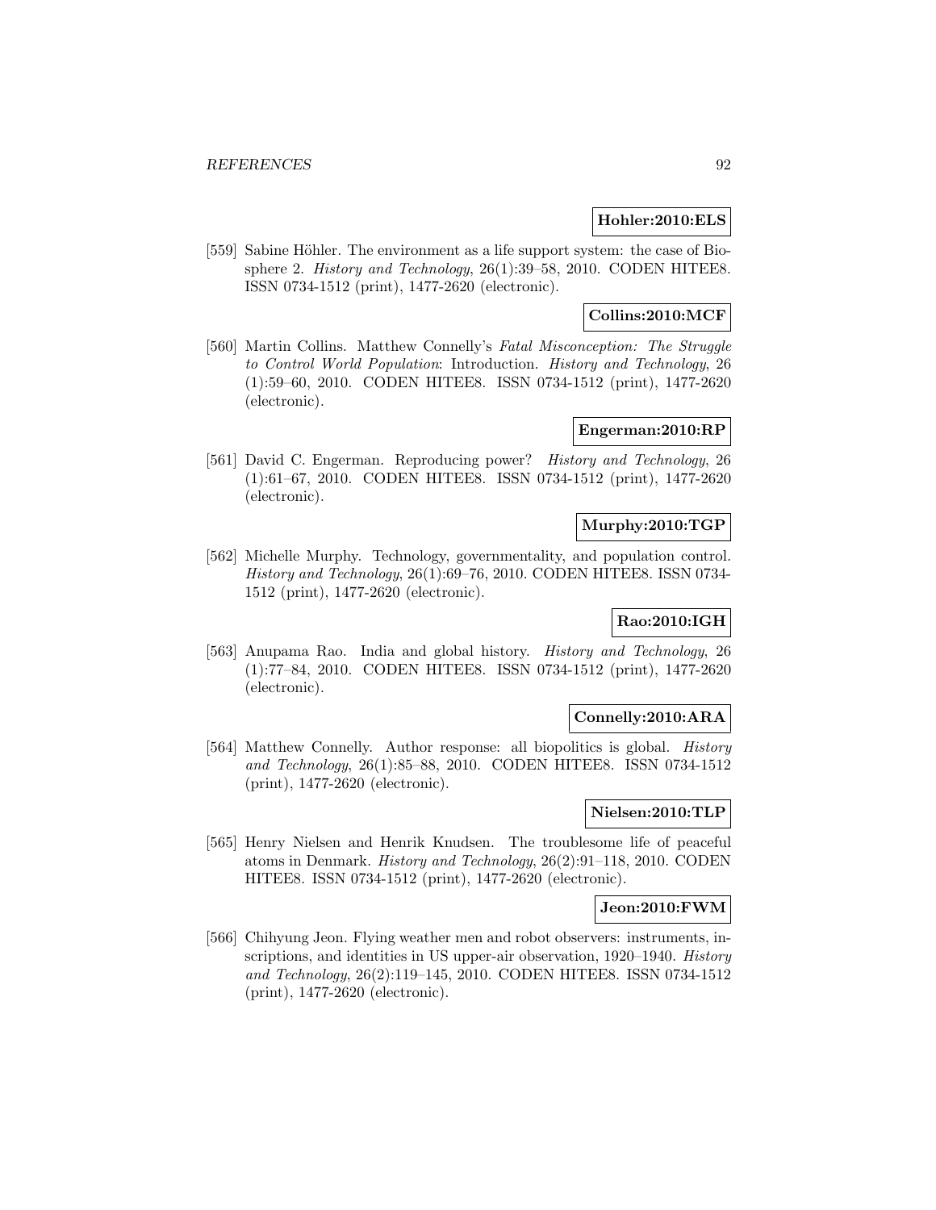**Hohler:2010:ELS**

[559] Sabine Höhler. The environment as a life support system: the case of Biosphere 2. *History and Technology*, 26(1):39–58, 2010. CODEN HITEE8. ISSN 0734-1512 (print), 1477-2620 (electronic).

**Collins:2010:MCF**

[560] Martin Collins. Matthew Connelly's *Fatal Misconception: The Struggle to Control World Population*: Introduction. *History and Technology*, 26 (1):59–60, 2010. CODEN HITEE8. ISSN 0734-1512 (print), 1477-2620 (electronic).

**Engerman:2010:RP**

[561] David C. Engerman. Reproducing power? *History and Technology*, 26 (1):61–67, 2010. CODEN HITEE8. ISSN 0734-1512 (print), 1477-2620 (electronic).

**Murphy:2010:TGP**

[562] Michelle Murphy. Technology, governmentality, and population control. *History and Technology*, 26(1):69–76, 2010. CODEN HITEE8. ISSN 0734-1512 (print), 1477-2620 (electronic).

**Rao:2010:IGH**

[563] Anupama Rao. India and global history. *History and Technology*, 26 (1):77–84, 2010. CODEN HITEE8. ISSN 0734-1512 (print), 1477-2620 (electronic).

**Connelly:2010:ARA**

[564] Matthew Connelly. Author response: all biopolitics is global. *History and Technology*, 26(1):85–88, 2010. CODEN HITEE8. ISSN 0734-1512 (print), 1477-2620 (electronic).

**Nielsen:2010:TLP**

[565] Henry Nielsen and Henrik Knudsen. The troublesome life of peaceful atoms in Denmark. *History and Technology*, 26(2):91–118, 2010. CODEN HITEE8. ISSN 0734-1512 (print), 1477-2620 (electronic).

**Jeon:2010:FWM**

[566] Chihyung Jeon. Flying weather men and robot observers: instruments, inscriptions, and identities in US upper-air observation, 1920–1940. *History and Technology*, 26(2):119–145, 2010. CODEN HITEE8. ISSN 0734-1512 (print), 1477-2620 (electronic).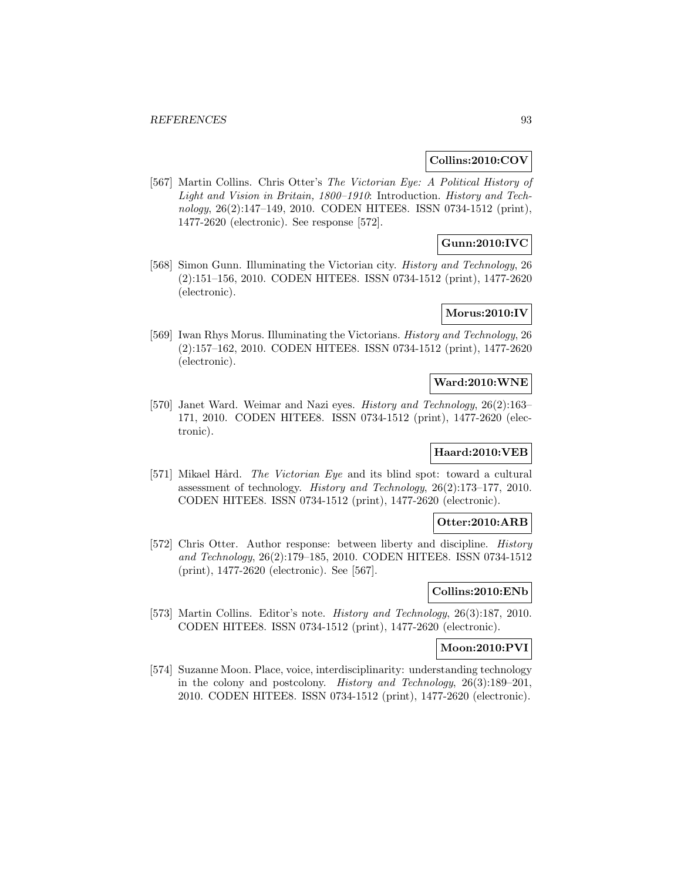**Collins:2010:COV**

[567] Martin Collins. Chris Otter's *The Victorian Eye: A Political History of Light and Vision in Britain, 1800–1910*: Introduction. *History and Technology*, 26(2):147–149, 2010. CODEN HITEE8. ISSN 0734-1512 (print), 1477-2620 (electronic). See response [572].

**Gunn:2010:IVC**

[568] Simon Gunn. Illuminating the Victorian city. *History and Technology*, 26 (2):151–156, 2010. CODEN HITEE8. ISSN 0734-1512 (print), 1477-2620 (electronic).

**Morus:2010:IV**

[569] Iwan Rhys Morus. Illuminating the Victorians. *History and Technology*, 26 (2):157–162, 2010. CODEN HITEE8. ISSN 0734-1512 (print), 1477-2620 (electronic).

**Ward:2010:WNE**

[570] Janet Ward. Weimar and Nazi eyes. *History and Technology*, 26(2):163–171, 2010. CODEN HITEE8. ISSN 0734-1512 (print), 1477-2620 (electronic).

**Haard:2010:VEB**

[571] Mikael Hård. *The Victorian Eye* and its blind spot: toward a cultural assessment of technology. *History and Technology*, 26(2):173–177, 2010. CODEN HITEE8. ISSN 0734-1512 (print), 1477-2620 (electronic).

**Otter:2010:ARB**

[572] Chris Otter. Author response: between liberty and discipline. *History and Technology*, 26(2):179–185, 2010. CODEN HITEE8. ISSN 0734-1512 (print), 1477-2620 (electronic). See [567].

**Collins:2010:ENb**

[573] Martin Collins. Editor's note. *History and Technology*, 26(3):187, 2010. CODEN HITEE8. ISSN 0734-1512 (print), 1477-2620 (electronic).

**Moon:2010:PVI**

[574] Suzanne Moon. Place, voice, interdisciplinarity: understanding technology in the colony and postcolony. *History and Technology*, 26(3):189–201, 2010. CODEN HITEE8. ISSN 0734-1512 (print), 1477-2620 (electronic).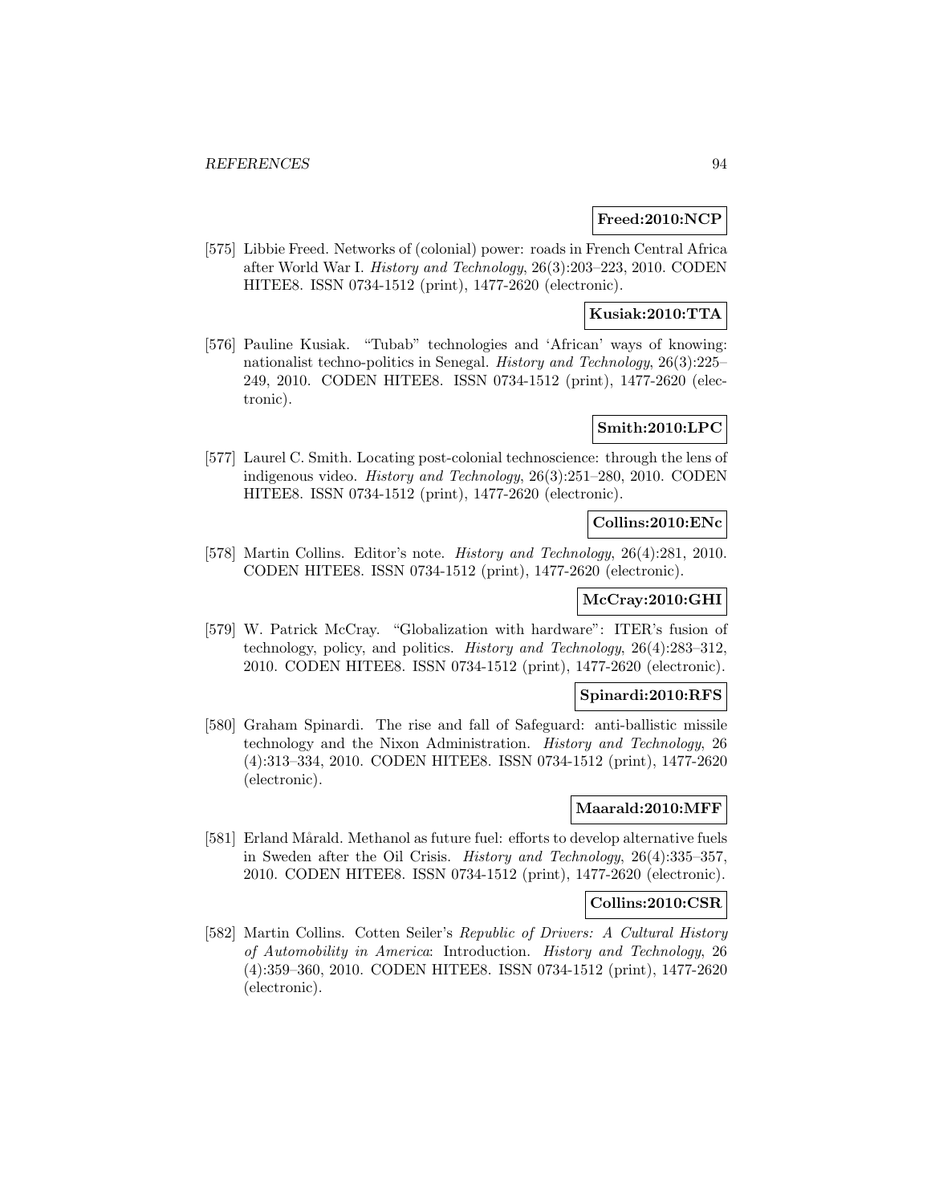**Freed:2010:NCP**

[575] Libbie Freed. Networks of (colonial) power: roads in French Central Africa after World War I. *History and Technology*, 26(3):203–223, 2010. CODEN HITEE8. ISSN 0734-1512 (print), 1477-2620 (electronic).

**Kusiak:2010:TTA**

[576] Pauline Kusiak. "Tubab" technologies and 'African' ways of knowing: nationalist techno-politics in Senegal. *History and Technology*, 26(3):225–249, 2010. CODEN HITEE8. ISSN 0734-1512 (print), 1477-2620 (electronic).

**Smith:2010:LPC**

[577] Laurel C. Smith. Locating post-colonial technoscience: through the lens of indigenous video. *History and Technology*, 26(3):251–280, 2010. CODEN HITEE8. ISSN 0734-1512 (print), 1477-2620 (electronic).

**Collins:2010:ENc**

[578] Martin Collins. Editor's note. *History and Technology*, 26(4):281, 2010. CODEN HITEE8. ISSN 0734-1512 (print), 1477-2620 (electronic).

**McCray:2010:GHI**

[579] W. Patrick McCray. "Globalization with hardware": ITER's fusion of technology, policy, and politics. *History and Technology*, 26(4):283–312, 2010. CODEN HITEE8. ISSN 0734-1512 (print), 1477-2620 (electronic).

**Spinardi:2010:RFS**

[580] Graham Spinardi. The rise and fall of Safeguard: anti-ballistic missile technology and the Nixon Administration. *History and Technology*, 26 (4):313–334, 2010. CODEN HITEE8. ISSN 0734-1512 (print), 1477-2620 (electronic).

**Maarald:2010:MFF**

[581] Erland Mårald. Methanol as future fuel: efforts to develop alternative fuels in Sweden after the Oil Crisis. *History and Technology*, 26(4):335–357, 2010. CODEN HITEE8. ISSN 0734-1512 (print), 1477-2620 (electronic).

**Collins:2010:CSR**

[582] Martin Collins. Cotten Seiler's *Republic of Drivers: A Cultural History of Automobility in America*: Introduction. *History and Technology*, 26 (4):359–360, 2010. CODEN HITEE8. ISSN 0734-1512 (print), 1477-2620 (electronic).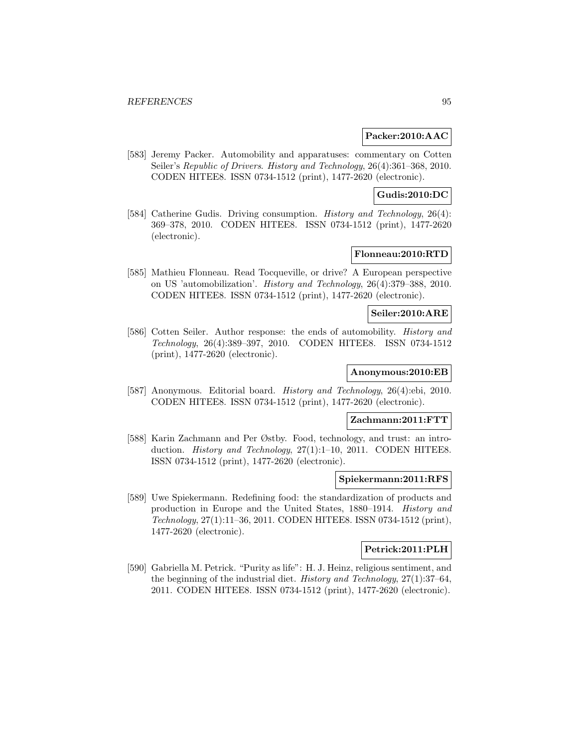**Packer:2010:AAC**

[583] Jeremy Packer. Automobility and apparatuses: commentary on Cotten Seiler's *Republic of Drivers*. *History and Technology*, 26(4):361–368, 2010. CODEN HITEE8. ISSN 0734-1512 (print), 1477-2620 (electronic).

**Gudis:2010:DC**

[584] Catherine Gudis. Driving consumption. *History and Technology*, 26(4): 369–378, 2010. CODEN HITEE8. ISSN 0734-1512 (print), 1477-2620 (electronic).

**Flonneau:2010:RTD**

[585] Mathieu Flonneau. Read Tocqueville, or drive? A European perspective on US 'automobilization'. *History and Technology*, 26(4):379–388, 2010. CODEN HITEE8. ISSN 0734-1512 (print), 1477-2620 (electronic).

**Seiler:2010:ARE**

[586] Cotten Seiler. Author response: the ends of automobility. *History and Technology*, 26(4):389–397, 2010. CODEN HITEE8. ISSN 0734-1512 (print), 1477-2620 (electronic).

**Anonymous:2010:EB**

[587] Anonymous. Editorial board. *History and Technology*, 26(4):ebi, 2010. CODEN HITEE8. ISSN 0734-1512 (print), 1477-2620 (electronic).

**Zachmann:2011:FTT**

[588] Karin Zachmann and Per Østby. Food, technology, and trust: an introduction. *History and Technology*, 27(1):1–10, 2011. CODEN HITEE8. ISSN 0734-1512 (print), 1477-2620 (electronic).

**Spiekermann:2011:RFS**

[589] Uwe Spiekermann. Redefining food: the standardization of products and production in Europe and the United States, 1880–1914. *History and Technology*, 27(1):11–36, 2011. CODEN HITEE8. ISSN 0734-1512 (print), 1477-2620 (electronic).

**Petrick:2011:PLH**

[590] Gabriella M. Petrick. "Purity as life": H. J. Heinz, religious sentiment, and the beginning of the industrial diet. *History and Technology*, 27(1):37–64, 2011. CODEN HITEE8. ISSN 0734-1512 (print), 1477-2620 (electronic).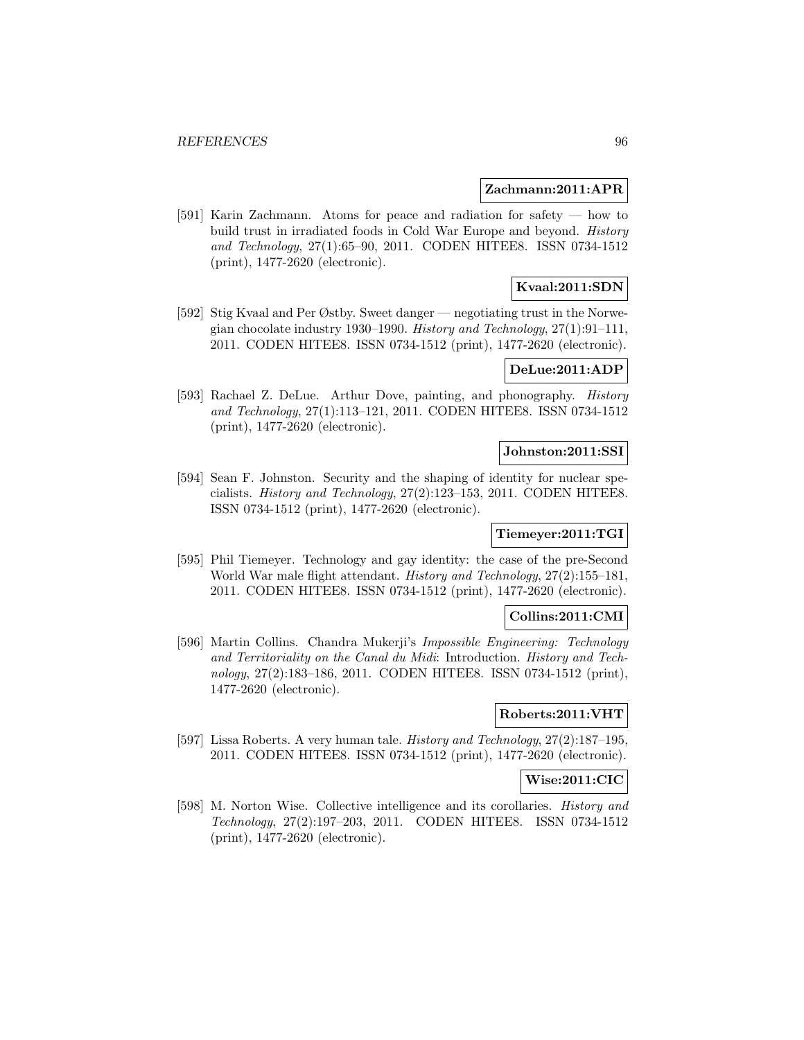**Zachmann:2011:APR**

[591] Karin Zachmann. Atoms for peace and radiation for safety — how to build trust in irradiated foods in Cold War Europe and beyond. *History and Technology*, 27(1):65–90, 2011. CODEN HITEE8. ISSN 0734-1512 (print), 1477-2620 (electronic).

**Kvaal:2011:SDN**

[592] Stig Kvaal and Per Østby. Sweet danger — negotiating trust in the Norwegian chocolate industry 1930–1990. *History and Technology*, 27(1):91–111, 2011. CODEN HITEE8. ISSN 0734-1512 (print), 1477-2620 (electronic).

**DeLue:2011:ADP**

[593] Rachael Z. DeLue. Arthur Dove, painting, and phonography. *History and Technology*, 27(1):113–121, 2011. CODEN HITEE8. ISSN 0734-1512 (print), 1477-2620 (electronic).

**Johnston:2011:SSI**

[594] Sean F. Johnston. Security and the shaping of identity for nuclear specialists. *History and Technology*, 27(2):123–153, 2011. CODEN HITEE8. ISSN 0734-1512 (print), 1477-2620 (electronic).

**Tiemeyer:2011:TGI**

[595] Phil Tiemeyer. Technology and gay identity: the case of the pre-Second World War male flight attendant. *History and Technology*, 27(2):155–181, 2011. CODEN HITEE8. ISSN 0734-1512 (print), 1477-2620 (electronic).

**Collins:2011:CMI**

[596] Martin Collins. Chandra Mukerji's *Impossible Engineering: Technology and Territoriality on the Canal du Midi*: Introduction. *History and Technology*, 27(2):183–186, 2011. CODEN HITEE8. ISSN 0734-1512 (print), 1477-2620 (electronic).

**Roberts:2011:VHT**

[597] Lissa Roberts. A very human tale. *History and Technology*, 27(2):187–195, 2011. CODEN HITEE8. ISSN 0734-1512 (print), 1477-2620 (electronic).

**Wise:2011:CIC**

[598] M. Norton Wise. Collective intelligence and its corollaries. *History and Technology*, 27(2):197–203, 2011. CODEN HITEE8. ISSN 0734-1512 (print), 1477-2620 (electronic).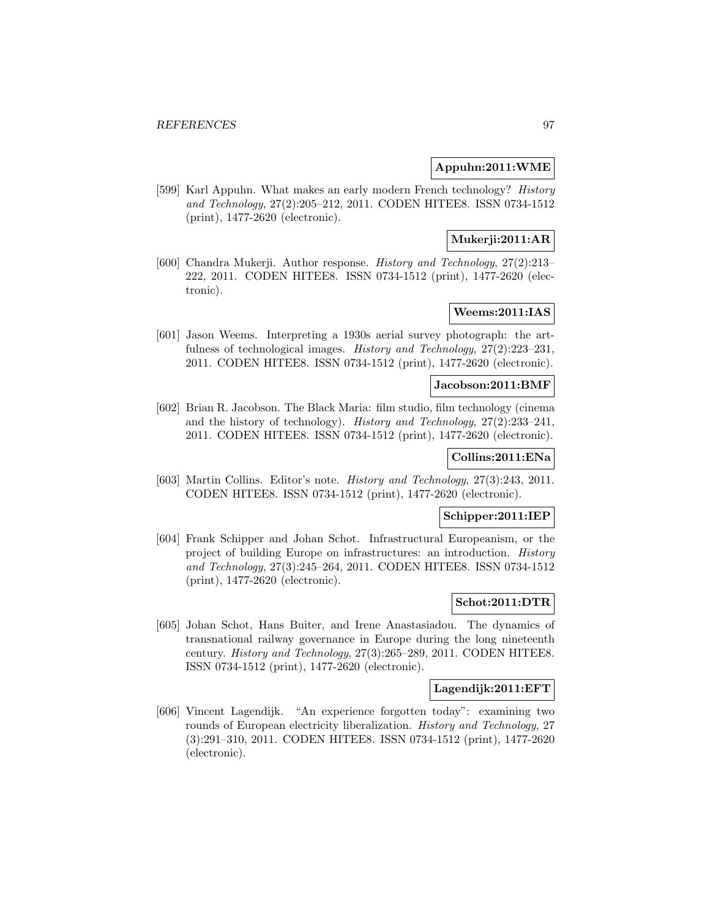**Appuhn:2011:WME**

[599] Karl Appuhn. What makes an early modern French technology? *History and Technology*, 27(2):205–212, 2011. CODEN HITEE8. ISSN 0734-1512 (print), 1477-2620 (electronic).

**Mukerji:2011:AR**

[600] Chandra Mukerji. Author response. *History and Technology*, 27(2):213–222, 2011. CODEN HITEE8. ISSN 0734-1512 (print), 1477-2620 (electronic).

**Weems:2011:IAS**

[601] Jason Weems. Interpreting a 1930s aerial survey photograph: the artfulness of technological images. *History and Technology*, 27(2):223–231, 2011. CODEN HITEE8. ISSN 0734-1512 (print), 1477-2620 (electronic).

**Jacobson:2011:BMF**

[602] Brian R. Jacobson. The Black Maria: film studio, film technology (cinema and the history of technology). *History and Technology*, 27(2):233–241, 2011. CODEN HITEE8. ISSN 0734-1512 (print), 1477-2620 (electronic).

**Collins:2011:ENa**

[603] Martin Collins. Editor's note. *History and Technology*, 27(3):243, 2011. CODEN HITEE8. ISSN 0734-1512 (print), 1477-2620 (electronic).

**Schipper:2011:IEP**

[604] Frank Schipper and Johan Schot. Infrastructural Europeanism, or the project of building Europe on infrastructures: an introduction. *History and Technology*, 27(3):245–264, 2011. CODEN HITEE8. ISSN 0734-1512 (print), 1477-2620 (electronic).

**Schot:2011:DTR**

[605] Johan Schot, Hans Buiter, and Irene Anastasiadou. The dynamics of transnational railway governance in Europe during the long nineteenth century. *History and Technology*, 27(3):265–289, 2011. CODEN HITEE8. ISSN 0734-1512 (print), 1477-2620 (electronic).

**Lagendijk:2011:EFT**

[606] Vincent Lagendijk. "An experience forgotten today": examining two rounds of European electricity liberalization. *History and Technology*, 27 (3):291–310, 2011. CODEN HITEE8. ISSN 0734-1512 (print), 1477-2620 (electronic).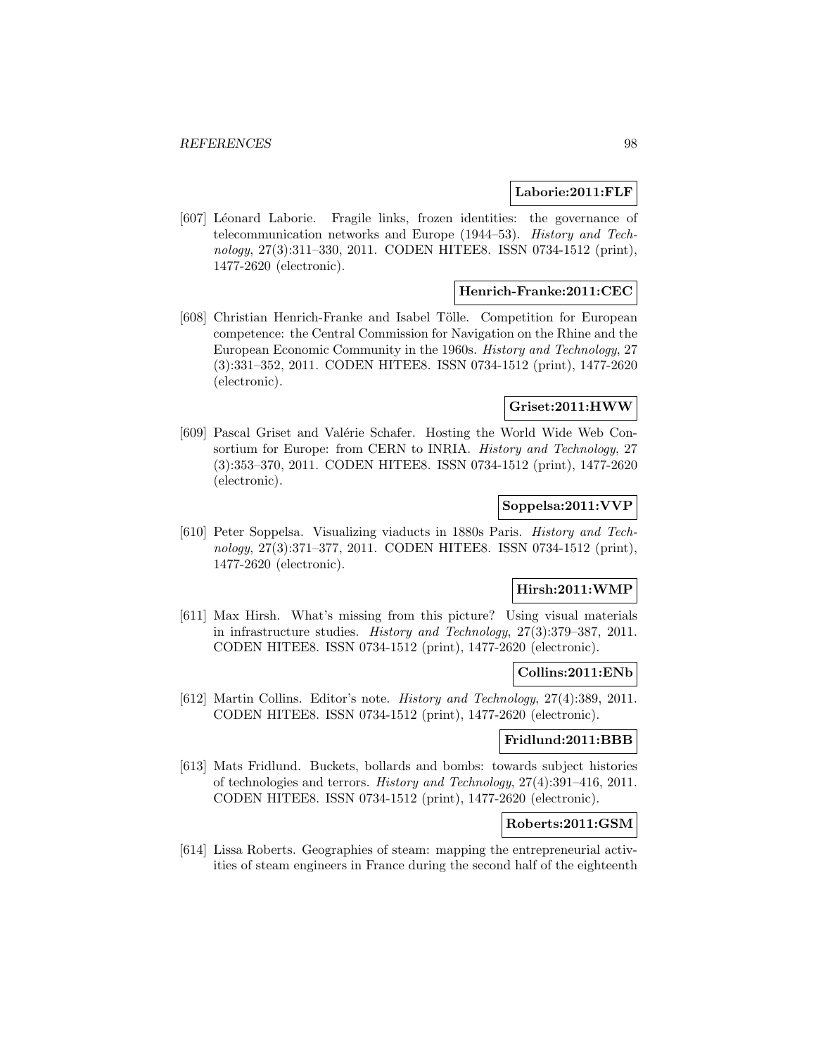**Laborie:2011:FLF**

[607] Léonard Laborie. Fragile links, frozen identities: the governance of telecommunication networks and Europe (1944–53). *History and Technology*, 27(3):311–330, 2011. CODEN HITEE8. ISSN 0734-1512 (print), 1477-2620 (electronic).

**Henrich-Franke:2011:CEC**

[608] Christian Henrich-Franke and Isabel Tölle. Competition for European competence: the Central Commission for Navigation on the Rhine and the European Economic Community in the 1960s. *History and Technology*, 27 (3):331–352, 2011. CODEN HITEE8. ISSN 0734-1512 (print), 1477-2620 (electronic).

**Griset:2011:HWW**

[609] Pascal Griset and Valérie Schafer. Hosting the World Wide Web Consortium for Europe: from CERN to INRIA. *History and Technology*, 27 (3):353–370, 2011. CODEN HITEE8. ISSN 0734-1512 (print), 1477-2620 (electronic).

**Soppelsa:2011:VVP**

[610] Peter Soppelsa. Visualizing viaducts in 1880s Paris. *History and Technology*, 27(3):371–377, 2011. CODEN HITEE8. ISSN 0734-1512 (print), 1477-2620 (electronic).

**Hirsh:2011:WMP**

[611] Max Hirsh. What's missing from this picture? Using visual materials in infrastructure studies. *History and Technology*, 27(3):379–387, 2011. CODEN HITEE8. ISSN 0734-1512 (print), 1477-2620 (electronic).

**Collins:2011:ENb**

[612] Martin Collins. Editor's note. *History and Technology*, 27(4):389, 2011. CODEN HITEE8. ISSN 0734-1512 (print), 1477-2620 (electronic).

**Fridlund:2011:BBB**

[613] Mats Fridlund. Buckets, bollards and bombs: towards subject histories of technologies and terrors. *History and Technology*, 27(4):391–416, 2011. CODEN HITEE8. ISSN 0734-1512 (print), 1477-2620 (electronic).

**Roberts:2011:GSM**

[614] Lissa Roberts. Geographies of steam: mapping the entrepreneurial activities of steam engineers in France during the second half of the eighteenth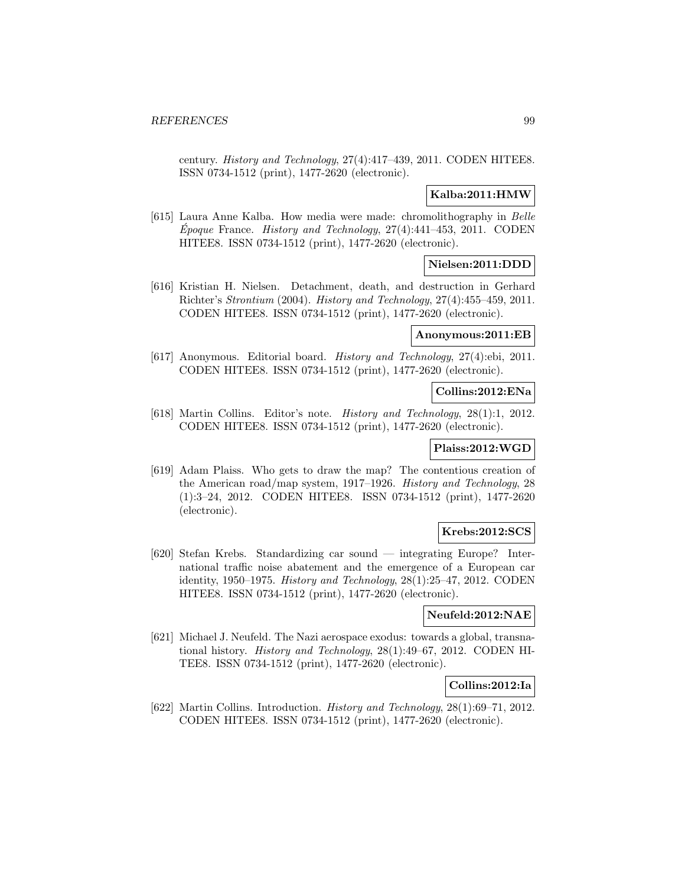century. *History and Technology*, 27(4):417–439, 2011. CODEN HITEE8. ISSN 0734-1512 (print), 1477-2620 (electronic).

**Kalba:2011:HMW**

[615] Laura Anne Kalba. How media were made: chromolithography in *Belle Époque* France. *History and Technology*, 27(4):441–453, 2011. CODEN HITEE8. ISSN 0734-1512 (print), 1477-2620 (electronic).

**Nielsen:2011:DDD**

[616] Kristian H. Nielsen. Detachment, death, and destruction in Gerhard Richter's *Strontium* (2004). *History and Technology*, 27(4):455–459, 2011. CODEN HITEE8. ISSN 0734-1512 (print), 1477-2620 (electronic).

**Anonymous:2011:EB**

[617] Anonymous. Editorial board. *History and Technology*, 27(4):ebi, 2011. CODEN HITEE8. ISSN 0734-1512 (print), 1477-2620 (electronic).

**Collins:2012:ENa**

[618] Martin Collins. Editor's note. *History and Technology*, 28(1):1, 2012. CODEN HITEE8. ISSN 0734-1512 (print), 1477-2620 (electronic).

**Plaiss:2012:WGD**

[619] Adam Plaiss. Who gets to draw the map? The contentious creation of the American road/map system, 1917–1926. *History and Technology*, 28 (1):3–24, 2012. CODEN HITEE8. ISSN 0734-1512 (print), 1477-2620 (electronic).

**Krebs:2012:SCS**

[620] Stefan Krebs. Standardizing car sound — integrating Europe? International traffic noise abatement and the emergence of a European car identity, 1950–1975. *History and Technology*, 28(1):25–47, 2012. CODEN HITEE8. ISSN 0734-1512 (print), 1477-2620 (electronic).

**Neufeld:2012:NAE**

[621] Michael J. Neufeld. The Nazi aerospace exodus: towards a global, transnational history. *History and Technology*, 28(1):49–67, 2012. CODEN HITEE8. ISSN 0734-1512 (print), 1477-2620 (electronic).

**Collins:2012:Ia**

[622] Martin Collins. Introduction. *History and Technology*, 28(1):69–71, 2012. CODEN HITEE8. ISSN 0734-1512 (print), 1477-2620 (electronic).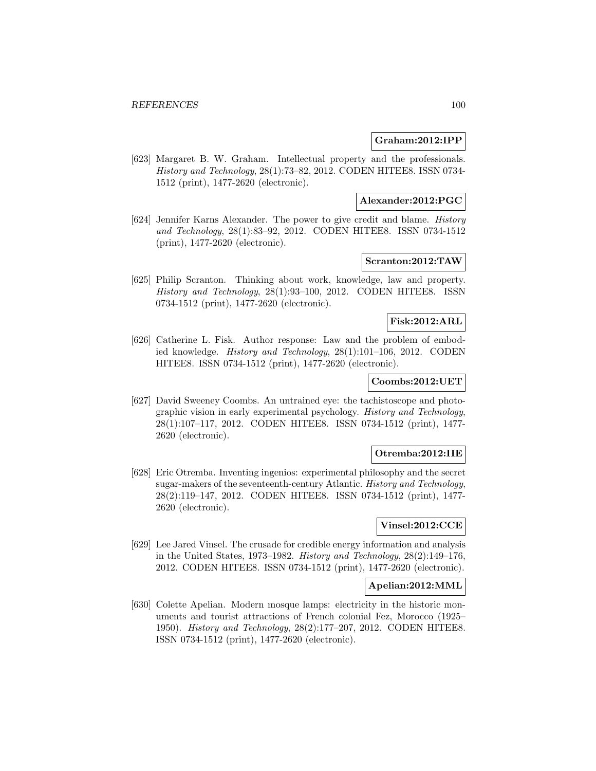**Graham:2012:IPP**

[623] Margaret B. W. Graham. Intellectual property and the professionals. *History and Technology*, 28(1):73–82, 2012. CODEN HITEE8. ISSN 0734-1512 (print), 1477-2620 (electronic).

**Alexander:2012:PGC**

[624] Jennifer Karns Alexander. The power to give credit and blame. *History and Technology*, 28(1):83–92, 2012. CODEN HITEE8. ISSN 0734-1512 (print), 1477-2620 (electronic).

**Scranton:2012:TAW**

[625] Philip Scranton. Thinking about work, knowledge, law and property. *History and Technology*, 28(1):93–100, 2012. CODEN HITEE8. ISSN 0734-1512 (print), 1477-2620 (electronic).

**Fisk:2012:ARL**

[626] Catherine L. Fisk. Author response: Law and the problem of embodied knowledge. *History and Technology*, 28(1):101–106, 2012. CODEN HITEE8. ISSN 0734-1512 (print), 1477-2620 (electronic).

**Coombs:2012:UET**

[627] David Sweeney Coombs. An untrained eye: the tachistoscope and photographic vision in early experimental psychology. *History and Technology*, 28(1):107–117, 2012. CODEN HITEE8. ISSN 0734-1512 (print), 1477-2620 (electronic).

**Otremba:2012:IIE**

[628] Eric Otremba. Inventing ingenios: experimental philosophy and the secret sugar-makers of the seventeenth-century Atlantic. *History and Technology*, 28(2):119–147, 2012. CODEN HITEE8. ISSN 0734-1512 (print), 1477-2620 (electronic).

**Vinsel:2012:CCE**

[629] Lee Jared Vinsel. The crusade for credible energy information and analysis in the United States, 1973–1982. *History and Technology*, 28(2):149–176, 2012. CODEN HITEE8. ISSN 0734-1512 (print), 1477-2620 (electronic).

**Apelian:2012:MML**

[630] Colette Apelian. Modern mosque lamps: electricity in the historic monuments and tourist attractions of French colonial Fez, Morocco (1925–1950). *History and Technology*, 28(2):177–207, 2012. CODEN HITEE8. ISSN 0734-1512 (print), 1477-2620 (electronic).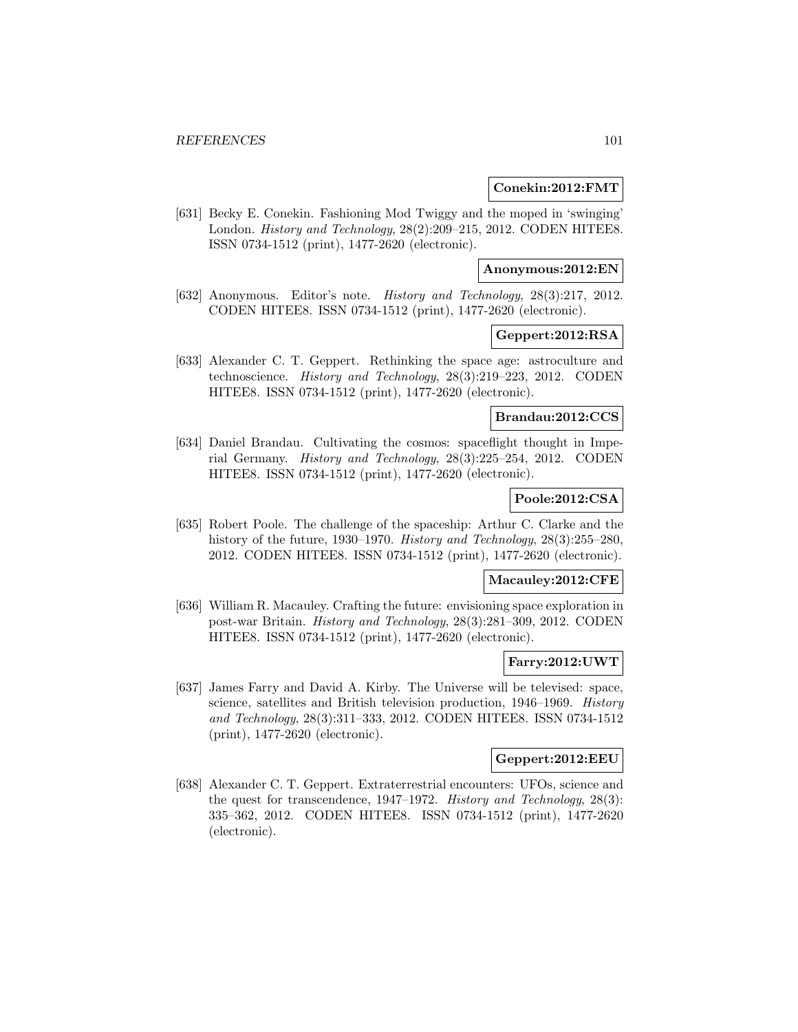**Conekin:2012:FMT**

[631] Becky E. Conekin. Fashioning Mod Twiggy and the moped in 'swinging' London. *History and Technology*, 28(2):209–215, 2012. CODEN HITEE8. ISSN 0734-1512 (print), 1477-2620 (electronic).

**Anonymous:2012:EN**

[632] Anonymous. Editor's note. *History and Technology*, 28(3):217, 2012. CODEN HITEE8. ISSN 0734-1512 (print), 1477-2620 (electronic).

**Geppert:2012:RSA**

[633] Alexander C. T. Geppert. Rethinking the space age: astroculture and technoscience. *History and Technology*, 28(3):219–223, 2012. CODEN HITEE8. ISSN 0734-1512 (print), 1477-2620 (electronic).

**Brandau:2012:CCS**

[634] Daniel Brandau. Cultivating the cosmos: spaceflight thought in Imperial Germany. *History and Technology*, 28(3):225–254, 2012. CODEN HITEE8. ISSN 0734-1512 (print), 1477-2620 (electronic).

**Poole:2012:CSA**

[635] Robert Poole. The challenge of the spaceship: Arthur C. Clarke and the history of the future, 1930–1970. *History and Technology*, 28(3):255–280, 2012. CODEN HITEE8. ISSN 0734-1512 (print), 1477-2620 (electronic).

**Macauley:2012:CFE**

[636] William R. Macauley. Crafting the future: envisioning space exploration in post-war Britain. *History and Technology*, 28(3):281–309, 2012. CODEN HITEE8. ISSN 0734-1512 (print), 1477-2620 (electronic).

**Farry:2012:UWT**

[637] James Farry and David A. Kirby. The Universe will be televised: space, science, satellites and British television production, 1946–1969. *History and Technology*, 28(3):311–333, 2012. CODEN HITEE8. ISSN 0734-1512 (print), 1477-2620 (electronic).

**Geppert:2012:EEU**

[638] Alexander C. T. Geppert. Extraterrestrial encounters: UFOs, science and the quest for transcendence, 1947–1972. *History and Technology*, 28(3): 335–362, 2012. CODEN HITEE8. ISSN 0734-1512 (print), 1477-2620 (electronic).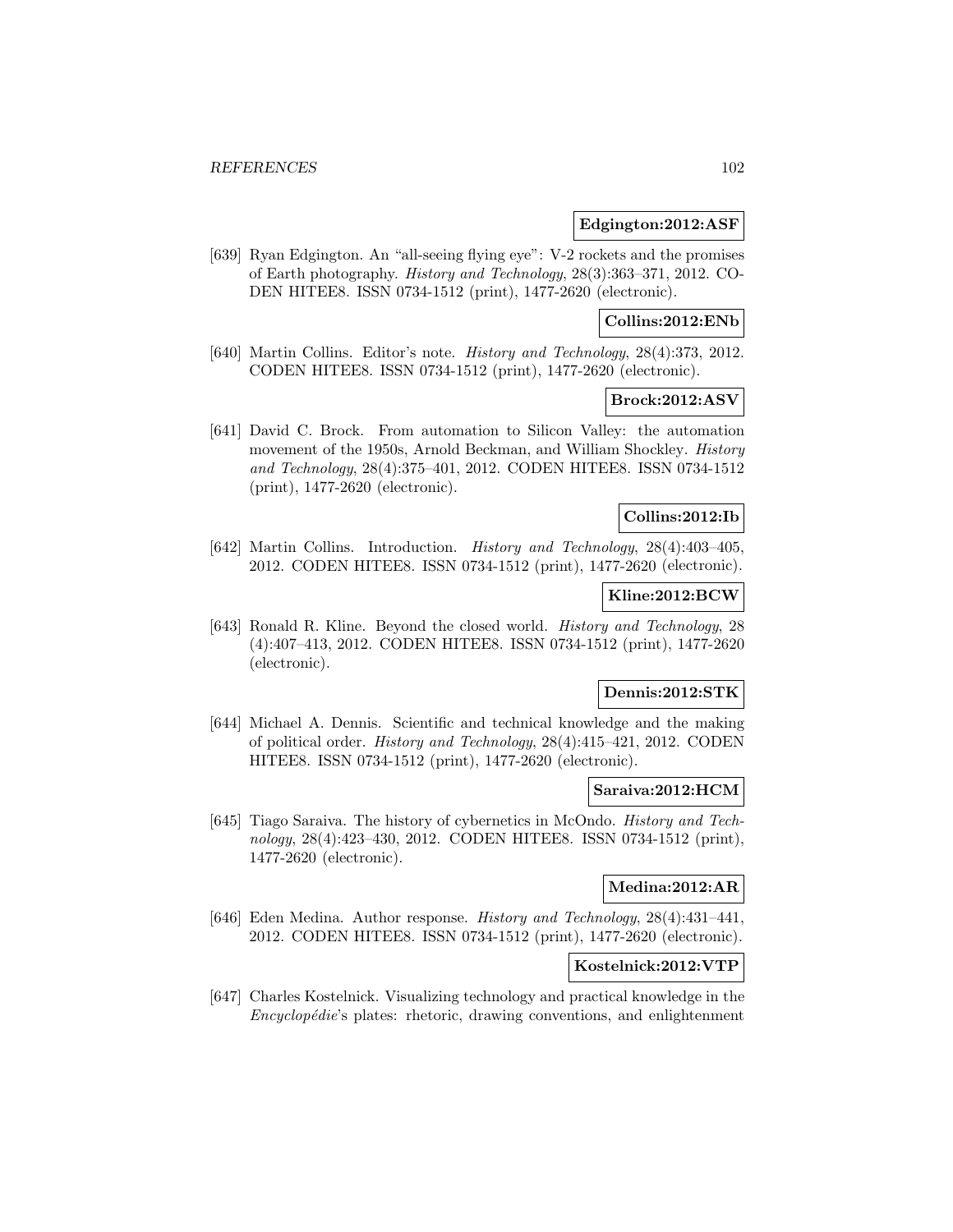**Edgington:2012:ASF**

[639] Ryan Edgington. An "all-seeing flying eye": V-2 rockets and the promises of Earth photography. *History and Technology*, 28(3):363–371, 2012. CODEN HITEE8. ISSN 0734-1512 (print), 1477-2620 (electronic).

**Collins:2012:ENb**

[640] Martin Collins. Editor's note. *History and Technology*, 28(4):373, 2012. CODEN HITEE8. ISSN 0734-1512 (print), 1477-2620 (electronic).

**Brock:2012:ASV**

[641] David C. Brock. From automation to Silicon Valley: the automation movement of the 1950s, Arnold Beckman, and William Shockley. *History and Technology*, 28(4):375–401, 2012. CODEN HITEE8. ISSN 0734-1512 (print), 1477-2620 (electronic).

**Collins:2012:Ib**

[642] Martin Collins. Introduction. *History and Technology*, 28(4):403–405, 2012. CODEN HITEE8. ISSN 0734-1512 (print), 1477-2620 (electronic).

**Kline:2012:BCW**

[643] Ronald R. Kline. Beyond the closed world. *History and Technology*, 28 (4):407–413, 2012. CODEN HITEE8. ISSN 0734-1512 (print), 1477-2620 (electronic).

**Dennis:2012:STK**

[644] Michael A. Dennis. Scientific and technical knowledge and the making of political order. *History and Technology*, 28(4):415–421, 2012. CODEN HITEE8. ISSN 0734-1512 (print), 1477-2620 (electronic).

**Saraiva:2012:HCM**

[645] Tiago Saraiva. The history of cybernetics in McOndo. *History and Technology*, 28(4):423–430, 2012. CODEN HITEE8. ISSN 0734-1512 (print), 1477-2620 (electronic).

**Medina:2012:AR**

[646] Eden Medina. Author response. *History and Technology*, 28(4):431–441, 2012. CODEN HITEE8. ISSN 0734-1512 (print), 1477-2620 (electronic).

**Kostelnick:2012:VTP**

[647] Charles Kostelnick. Visualizing technology and practical knowledge in the *Encyclopédie*'s plates: rhetoric, drawing conventions, and enlightenment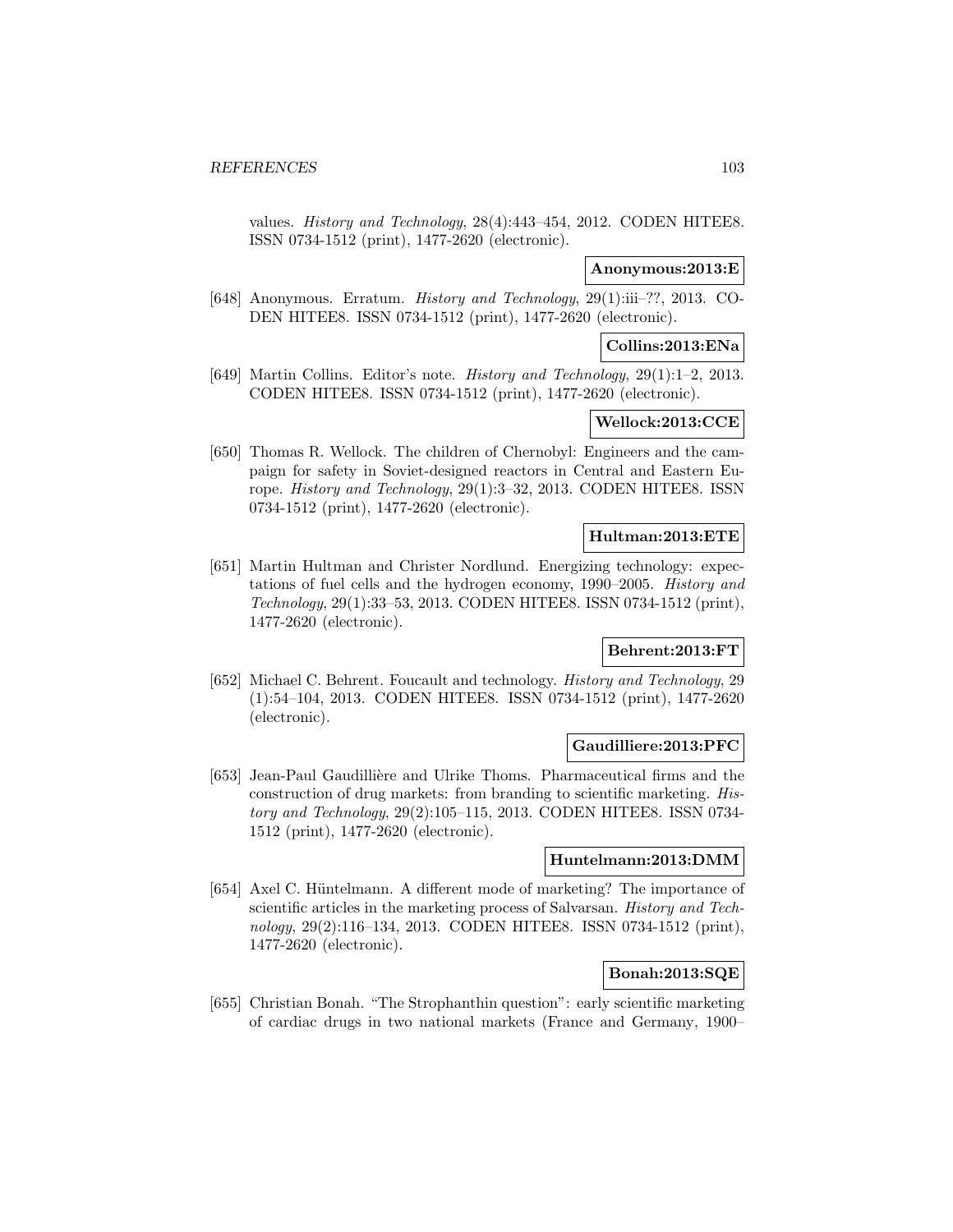values. *History and Technology*, 28(4):443–454, 2012. CODEN HITEE8. ISSN 0734-1512 (print), 1477-2620 (electronic).

**Anonymous:2013:E**

[648] Anonymous. Erratum. *History and Technology*, 29(1):iii–??, 2013. CODEN HITEE8. ISSN 0734-1512 (print), 1477-2620 (electronic).

**Collins:2013:ENa**

[649] Martin Collins. Editor's note. *History and Technology*, 29(1):1–2, 2013. CODEN HITEE8. ISSN 0734-1512 (print), 1477-2620 (electronic).

**Wellock:2013:CCE**

[650] Thomas R. Wellock. The children of Chernobyl: Engineers and the campaign for safety in Soviet-designed reactors in Central and Eastern Europe. *History and Technology*, 29(1):3–32, 2013. CODEN HITEE8. ISSN 0734-1512 (print), 1477-2620 (electronic).

**Hultman:2013:ETE**

[651] Martin Hultman and Christer Nordlund. Energizing technology: expectations of fuel cells and the hydrogen economy, 1990–2005. *History and Technology*, 29(1):33–53, 2013. CODEN HITEE8. ISSN 0734-1512 (print), 1477-2620 (electronic).

**Behrent:2013:FT**

[652] Michael C. Behrent. Foucault and technology. *History and Technology*, 29 (1):54–104, 2013. CODEN HITEE8. ISSN 0734-1512 (print), 1477-2620 (electronic).

**Gaudilliere:2013:PFC**

[653] Jean-Paul Gaudillière and Ulrike Thoms. Pharmaceutical firms and the construction of drug markets: from branding to scientific marketing. *History and Technology*, 29(2):105–115, 2013. CODEN HITEE8. ISSN 0734-1512 (print), 1477-2620 (electronic).

**Huntelmann:2013:DMM**

[654] Axel C. Hüntelmann. A different mode of marketing? The importance of scientific articles in the marketing process of Salvarsan. *History and Technology*, 29(2):116–134, 2013. CODEN HITEE8. ISSN 0734-1512 (print), 1477-2620 (electronic).

**Bonah:2013:SQE**

[655] Christian Bonah. "The Strophanthin question": early scientific marketing of cardiac drugs in two national markets (France and Germany, 1900–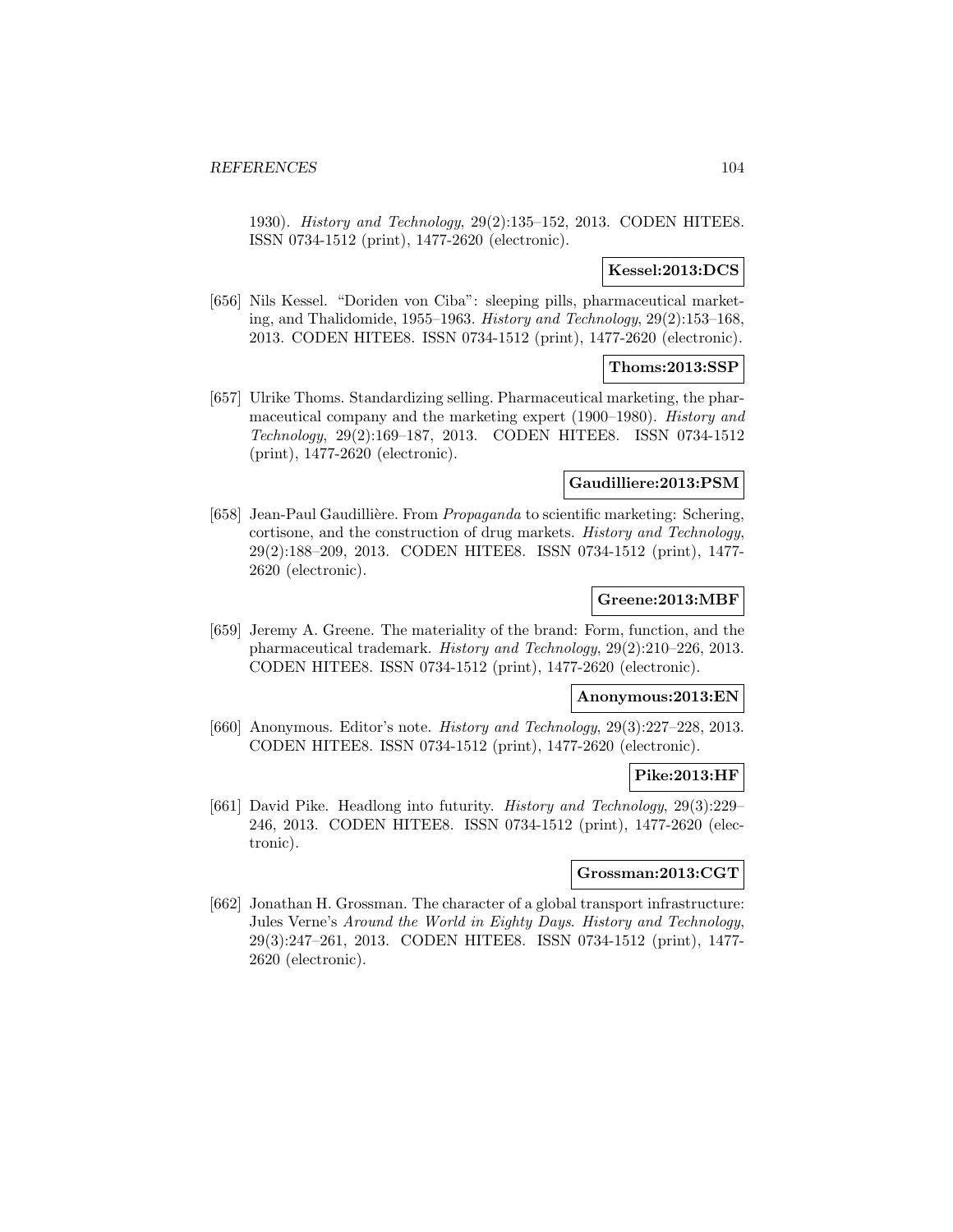1930). *History and Technology*, 29(2):135–152, 2013. CODEN HITEE8. ISSN 0734-1512 (print), 1477-2620 (electronic).

**Kessel:2013:DCS**

[656] Nils Kessel. "Doriden von Ciba": sleeping pills, pharmaceutical marketing, and Thalidomide, 1955–1963. *History and Technology*, 29(2):153–168, 2013. CODEN HITEE8. ISSN 0734-1512 (print), 1477-2620 (electronic).

**Thoms:2013:SSP**

[657] Ulrike Thoms. Standardizing selling. Pharmaceutical marketing, the pharmaceutical company and the marketing expert (1900–1980). *History and Technology*, 29(2):169–187, 2013. CODEN HITEE8. ISSN 0734-1512 (print), 1477-2620 (electronic).

**Gaudilliere:2013:PSM**

[658] Jean-Paul Gaudillière. From *Propaganda* to scientific marketing: Schering, cortisone, and the construction of drug markets. *History and Technology*, 29(2):188–209, 2013. CODEN HITEE8. ISSN 0734-1512 (print), 1477-2620 (electronic).

**Greene:2013:MBF**

[659] Jeremy A. Greene. The materiality of the brand: Form, function, and the pharmaceutical trademark. *History and Technology*, 29(2):210–226, 2013. CODEN HITEE8. ISSN 0734-1512 (print), 1477-2620 (electronic).

**Anonymous:2013:EN**

[660] Anonymous. Editor's note. *History and Technology*, 29(3):227–228, 2013. CODEN HITEE8. ISSN 0734-1512 (print), 1477-2620 (electronic).

**Pike:2013:HF**

[661] David Pike. Headlong into futurity. *History and Technology*, 29(3):229–246, 2013. CODEN HITEE8. ISSN 0734-1512 (print), 1477-2620 (electronic).

**Grossman:2013:CGT**

[662] Jonathan H. Grossman. The character of a global transport infrastructure: Jules Verne's *Around the World in Eighty Days*. *History and Technology*, 29(3):247–261, 2013. CODEN HITEE8. ISSN 0734-1512 (print), 1477-2620 (electronic).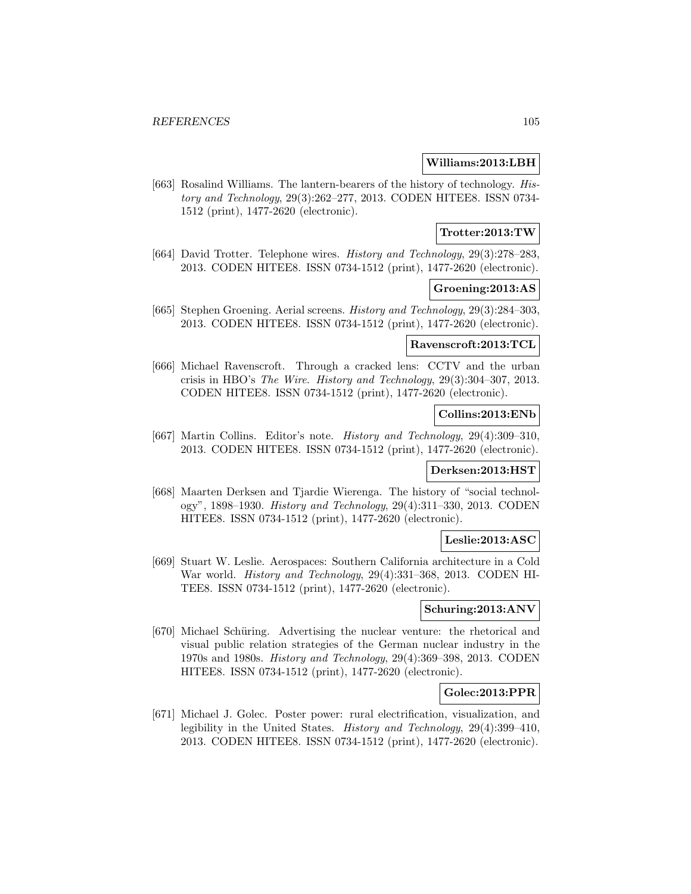**Williams:2013:LBH**

[663] Rosalind Williams. The lantern-bearers of the history of technology. *History and Technology*, 29(3):262–277, 2013. CODEN HITEE8. ISSN 0734-1512 (print), 1477-2620 (electronic).

**Trotter:2013:TW**

[664] David Trotter. Telephone wires. *History and Technology*, 29(3):278–283, 2013. CODEN HITEE8. ISSN 0734-1512 (print), 1477-2620 (electronic).

**Groening:2013:AS**

[665] Stephen Groening. Aerial screens. *History and Technology*, 29(3):284–303, 2013. CODEN HITEE8. ISSN 0734-1512 (print), 1477-2620 (electronic).

**Ravenscroft:2013:TCL**

[666] Michael Ravenscroft. Through a cracked lens: CCTV and the urban crisis in HBO's *The Wire*. *History and Technology*, 29(3):304–307, 2013. CODEN HITEE8. ISSN 0734-1512 (print), 1477-2620 (electronic).

**Collins:2013:ENb**

[667] Martin Collins. Editor's note. *History and Technology*, 29(4):309–310, 2013. CODEN HITEE8. ISSN 0734-1512 (print), 1477-2620 (electronic).

**Derksen:2013:HST**

[668] Maarten Derksen and Tjardie Wierenga. The history of "social technology", 1898–1930. *History and Technology*, 29(4):311–330, 2013. CODEN HITEE8. ISSN 0734-1512 (print), 1477-2620 (electronic).

**Leslie:2013:ASC**

[669] Stuart W. Leslie. Aerospaces: Southern California architecture in a Cold War world. *History and Technology*, 29(4):331–368, 2013. CODEN HITEE8. ISSN 0734-1512 (print), 1477-2620 (electronic).

**Schuring:2013:ANV**

[670] Michael Schüring. Advertising the nuclear venture: the rhetorical and visual public relation strategies of the German nuclear industry in the 1970s and 1980s. *History and Technology*, 29(4):369–398, 2013. CODEN HITEE8. ISSN 0734-1512 (print), 1477-2620 (electronic).

**Golec:2013:PPR**

[671] Michael J. Golec. Poster power: rural electrification, visualization, and legibility in the United States. *History and Technology*, 29(4):399–410, 2013. CODEN HITEE8. ISSN 0734-1512 (print), 1477-2620 (electronic).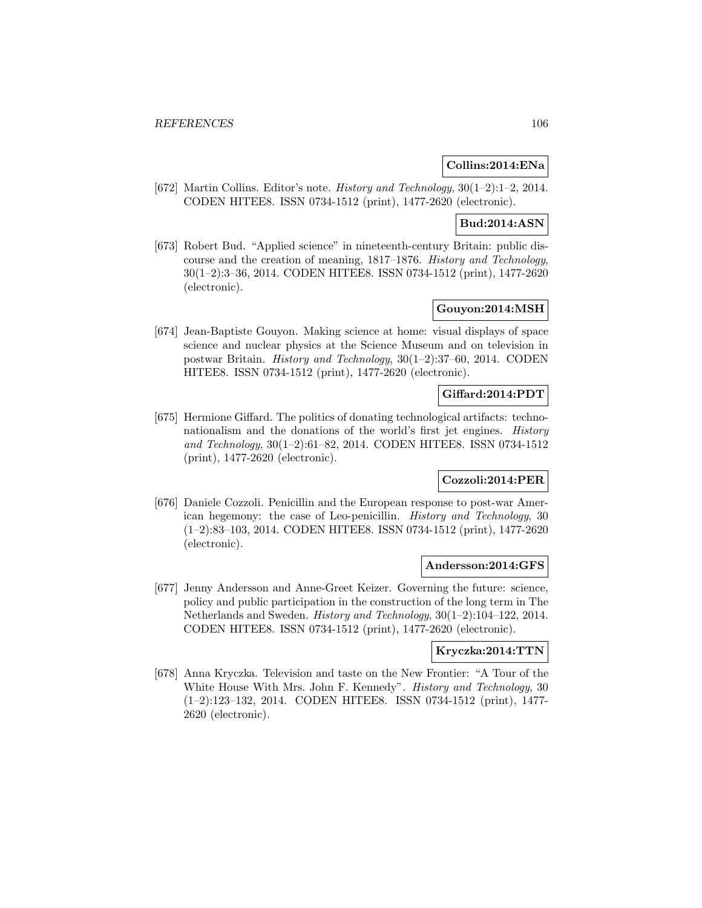**Collins:2014:ENa**

[672] Martin Collins. Editor's note. *History and Technology*, 30(1–2):1–2, 2014. CODEN HITEE8. ISSN 0734-1512 (print), 1477-2620 (electronic).

**Bud:2014:ASN**

[673] Robert Bud. "Applied science" in nineteenth-century Britain: public discourse and the creation of meaning, 1817–1876. *History and Technology*, 30(1–2):3–36, 2014. CODEN HITEE8. ISSN 0734-1512 (print), 1477-2620 (electronic).

**Gouyon:2014:MSH**

[674] Jean-Baptiste Gouyon. Making science at home: visual displays of space science and nuclear physics at the Science Museum and on television in postwar Britain. *History and Technology*, 30(1–2):37–60, 2014. CODEN HITEE8. ISSN 0734-1512 (print), 1477-2620 (electronic).

**Giffard:2014:PDT**

[675] Hermione Giffard. The politics of donating technological artifacts: technonationalism and the donations of the world's first jet engines. *History and Technology*, 30(1–2):61–82, 2014. CODEN HITEE8. ISSN 0734-1512 (print), 1477-2620 (electronic).

**Cozzoli:2014:PER**

[676] Daniele Cozzoli. Penicillin and the European response to post-war American hegemony: the case of Leo-penicillin. *History and Technology*, 30 (1–2):83–103, 2014. CODEN HITEE8. ISSN 0734-1512 (print), 1477-2620 (electronic).

**Andersson:2014:GFS**

[677] Jenny Andersson and Anne-Greet Keizer. Governing the future: science, policy and public participation in the construction of the long term in The Netherlands and Sweden. *History and Technology*, 30(1–2):104–122, 2014. CODEN HITEE8. ISSN 0734-1512 (print), 1477-2620 (electronic).

**Kryczka:2014:TTN**

[678] Anna Kryczka. Television and taste on the New Frontier: "A Tour of the White House With Mrs. John F. Kennedy". *History and Technology*, 30 (1–2):123–132, 2014. CODEN HITEE8. ISSN 0734-1512 (print), 1477-2620 (electronic).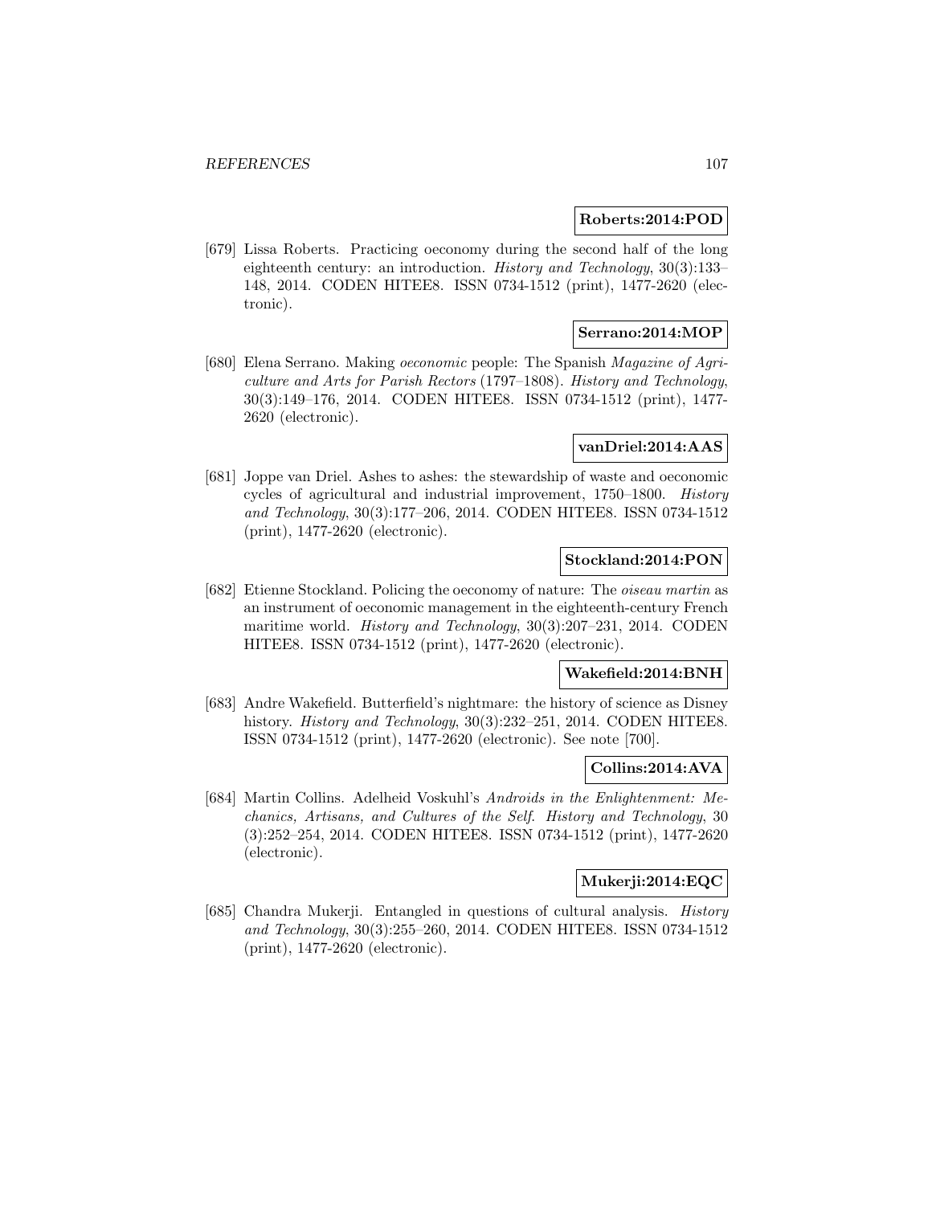**Roberts:2014:POD**

[679] Lissa Roberts. Practicing oeconomy during the second half of the long eighteenth century: an introduction. *History and Technology*, 30(3):133–148, 2014. CODEN HITEE8. ISSN 0734-1512 (print), 1477-2620 (electronic).

**Serrano:2014:MOP**

[680] Elena Serrano. Making *oeconomic* people: The Spanish *Magazine of Agriculture and Arts for Parish Rectors* (1797–1808). *History and Technology*, 30(3):149–176, 2014. CODEN HITEE8. ISSN 0734-1512 (print), 1477-2620 (electronic).

**vanDriel:2014:AAS**

[681] Joppe van Driel. Ashes to ashes: the stewardship of waste and oeconomic cycles of agricultural and industrial improvement, 1750–1800. *History and Technology*, 30(3):177–206, 2014. CODEN HITEE8. ISSN 0734-1512 (print), 1477-2620 (electronic).

**Stockland:2014:PON**

[682] Etienne Stockland. Policing the oeconomy of nature: The *oiseau martin* as an instrument of oeconomic management in the eighteenth-century French maritime world. *History and Technology*, 30(3):207–231, 2014. CODEN HITEE8. ISSN 0734-1512 (print), 1477-2620 (electronic).

**Wakefield:2014:BNH**

[683] Andre Wakefield. Butterfield's nightmare: the history of science as Disney history. *History and Technology*, 30(3):232–251, 2014. CODEN HITEE8. ISSN 0734-1512 (print), 1477-2620 (electronic). See note [700].

**Collins:2014:AVA**

[684] Martin Collins. Adelheid Voskuhl's *Androids in the Enlightenment: Mechanics, Artisans, and Cultures of the Self*. *History and Technology*, 30 (3):252–254, 2014. CODEN HITEE8. ISSN 0734-1512 (print), 1477-2620 (electronic).

**Mukerji:2014:EQC**

[685] Chandra Mukerji. Entangled in questions of cultural analysis. *History and Technology*, 30(3):255–260, 2014. CODEN HITEE8. ISSN 0734-1512 (print), 1477-2620 (electronic).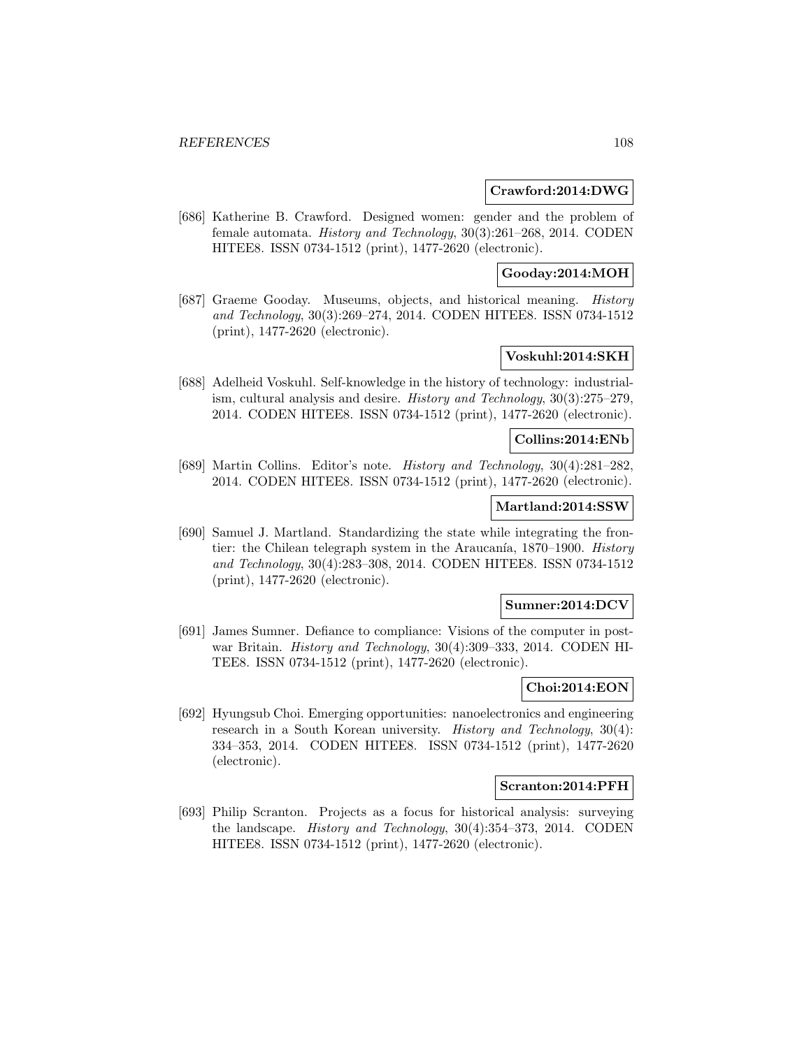**Crawford:2014:DWG**

[686] Katherine B. Crawford. Designed women: gender and the problem of female automata. *History and Technology*, 30(3):261–268, 2014. CODEN HITEE8. ISSN 0734-1512 (print), 1477-2620 (electronic).

**Gooday:2014:MOH**

[687] Graeme Gooday. Museums, objects, and historical meaning. *History and Technology*, 30(3):269–274, 2014. CODEN HITEE8. ISSN 0734-1512 (print), 1477-2620 (electronic).

**Voskuhl:2014:SKH**

[688] Adelheid Voskuhl. Self-knowledge in the history of technology: industrialism, cultural analysis and desire. *History and Technology*, 30(3):275–279, 2014. CODEN HITEE8. ISSN 0734-1512 (print), 1477-2620 (electronic).

**Collins:2014:ENb**

[689] Martin Collins. Editor's note. *History and Technology*, 30(4):281–282, 2014. CODEN HITEE8. ISSN 0734-1512 (print), 1477-2620 (electronic).

**Martland:2014:SSW**

[690] Samuel J. Martland. Standardizing the state while integrating the frontier: the Chilean telegraph system in the Araucanía, 1870–1900. *History and Technology*, 30(4):283–308, 2014. CODEN HITEE8. ISSN 0734-1512 (print), 1477-2620 (electronic).

**Sumner:2014:DCV**

[691] James Sumner. Defiance to compliance: Visions of the computer in postwar Britain. *History and Technology*, 30(4):309–333, 2014. CODEN HITEE8. ISSN 0734-1512 (print), 1477-2620 (electronic).

**Choi:2014:EON**

[692] Hyungsub Choi. Emerging opportunities: nanoelectronics and engineering research in a South Korean university. *History and Technology*, 30(4): 334–353, 2014. CODEN HITEE8. ISSN 0734-1512 (print), 1477-2620 (electronic).

**Scranton:2014:PFH**

[693] Philip Scranton. Projects as a focus for historical analysis: surveying the landscape. *History and Technology*, 30(4):354–373, 2014. CODEN HITEE8. ISSN 0734-1512 (print), 1477-2620 (electronic).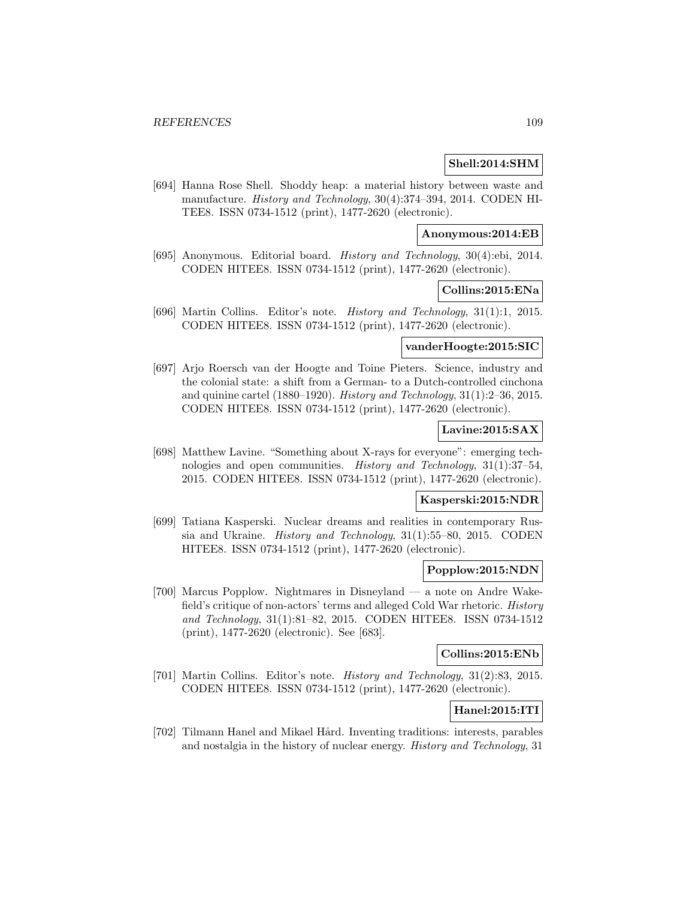**Shell:2014:SHM**

[694] Hanna Rose Shell. Shoddy heap: a material history between waste and manufacture. *History and Technology*, 30(4):374–394, 2014. CODEN HITEE8. ISSN 0734-1512 (print), 1477-2620 (electronic).

**Anonymous:2014:EB**

[695] Anonymous. Editorial board. *History and Technology*, 30(4):ebi, 2014. CODEN HITEE8. ISSN 0734-1512 (print), 1477-2620 (electronic).

**Collins:2015:ENa**

[696] Martin Collins. Editor's note. *History and Technology*, 31(1):1, 2015. CODEN HITEE8. ISSN 0734-1512 (print), 1477-2620 (electronic).

**vanderHoogte:2015:SIC**

[697] Arjo Roersch van der Hoogte and Toine Pieters. Science, industry and the colonial state: a shift from a German- to a Dutch-controlled cinchona and quinine cartel (1880–1920). *History and Technology*, 31(1):2–36, 2015. CODEN HITEE8. ISSN 0734-1512 (print), 1477-2620 (electronic).

**Lavine:2015:SAX**

[698] Matthew Lavine. "Something about X-rays for everyone": emerging technologies and open communities. *History and Technology*, 31(1):37–54, 2015. CODEN HITEE8. ISSN 0734-1512 (print), 1477-2620 (electronic).

**Kasperski:2015:NDR**

[699] Tatiana Kasperski. Nuclear dreams and realities in contemporary Russia and Ukraine. *History and Technology*, 31(1):55–80, 2015. CODEN HITEE8. ISSN 0734-1512 (print), 1477-2620 (electronic).

**Popplow:2015:NDN**

[700] Marcus Popplow. Nightmares in Disneyland — a note on Andre Wakefield's critique of non-actors' terms and alleged Cold War rhetoric. *History and Technology*, 31(1):81–82, 2015. CODEN HITEE8. ISSN 0734-1512 (print), 1477-2620 (electronic). See [683].

**Collins:2015:ENb**

[701] Martin Collins. Editor's note. *History and Technology*, 31(2):83, 2015. CODEN HITEE8. ISSN 0734-1512 (print), 1477-2620 (electronic).

**Hanel:2015:ITI**

[702] Tilmann Hanel and Mikael Hård. Inventing traditions: interests, parables and nostalgia in the history of nuclear energy. *History and Technology*, 31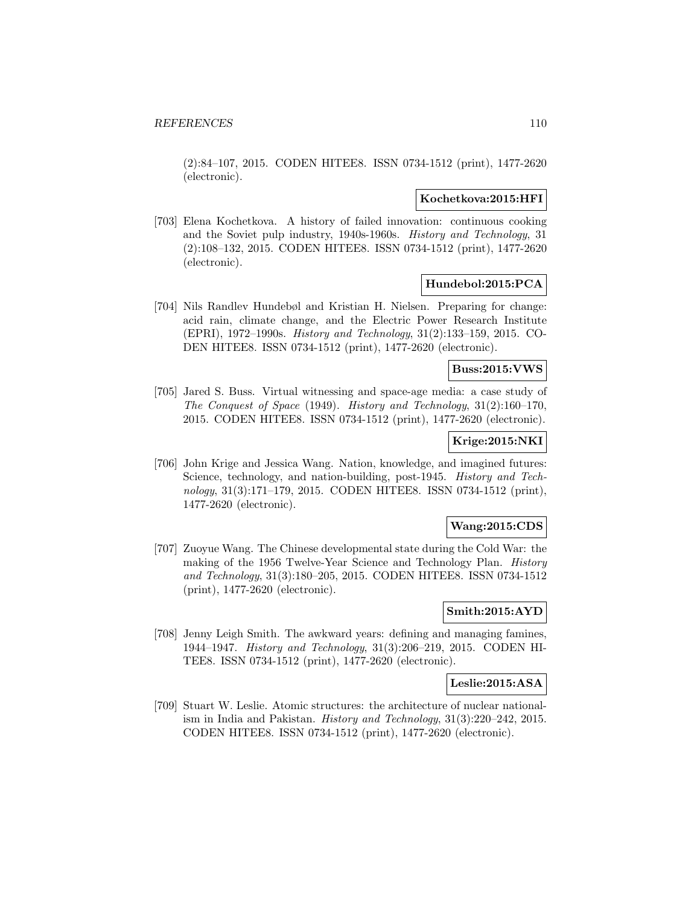(2):84–107, 2015. CODEN HITEE8. ISSN 0734-1512 (print), 1477-2620 (electronic).

**Kochetkova:2015:HFI**

[703] Elena Kochetkova. A history of failed innovation: continuous cooking and the Soviet pulp industry, 1940s-1960s. *History and Technology*, 31 (2):108–132, 2015. CODEN HITEE8. ISSN 0734-1512 (print), 1477-2620 (electronic).

**Hundebol:2015:PCA**

[704] Nils Randlev Hundebøl and Kristian H. Nielsen. Preparing for change: acid rain, climate change, and the Electric Power Research Institute (EPRI), 1972–1990s. *History and Technology*, 31(2):133–159, 2015. CODEN HITEE8. ISSN 0734-1512 (print), 1477-2620 (electronic).

**Buss:2015:VWS**

[705] Jared S. Buss. Virtual witnessing and space-age media: a case study of *The Conquest of Space* (1949). *History and Technology*, 31(2):160–170, 2015. CODEN HITEE8. ISSN 0734-1512 (print), 1477-2620 (electronic).

**Krige:2015:NKI**

[706] John Krige and Jessica Wang. Nation, knowledge, and imagined futures: Science, technology, and nation-building, post-1945. *History and Technology*, 31(3):171–179, 2015. CODEN HITEE8. ISSN 0734-1512 (print), 1477-2620 (electronic).

**Wang:2015:CDS**

[707] Zuoyue Wang. The Chinese developmental state during the Cold War: the making of the 1956 Twelve-Year Science and Technology Plan. *History and Technology*, 31(3):180–205, 2015. CODEN HITEE8. ISSN 0734-1512 (print), 1477-2620 (electronic).

**Smith:2015:AYD**

[708] Jenny Leigh Smith. The awkward years: defining and managing famines, 1944–1947. *History and Technology*, 31(3):206–219, 2015. CODEN HITEE8. ISSN 0734-1512 (print), 1477-2620 (electronic).

**Leslie:2015:ASA**

[709] Stuart W. Leslie. Atomic structures: the architecture of nuclear nationalism in India and Pakistan. *History and Technology*, 31(3):220–242, 2015. CODEN HITEE8. ISSN 0734-1512 (print), 1477-2620 (electronic).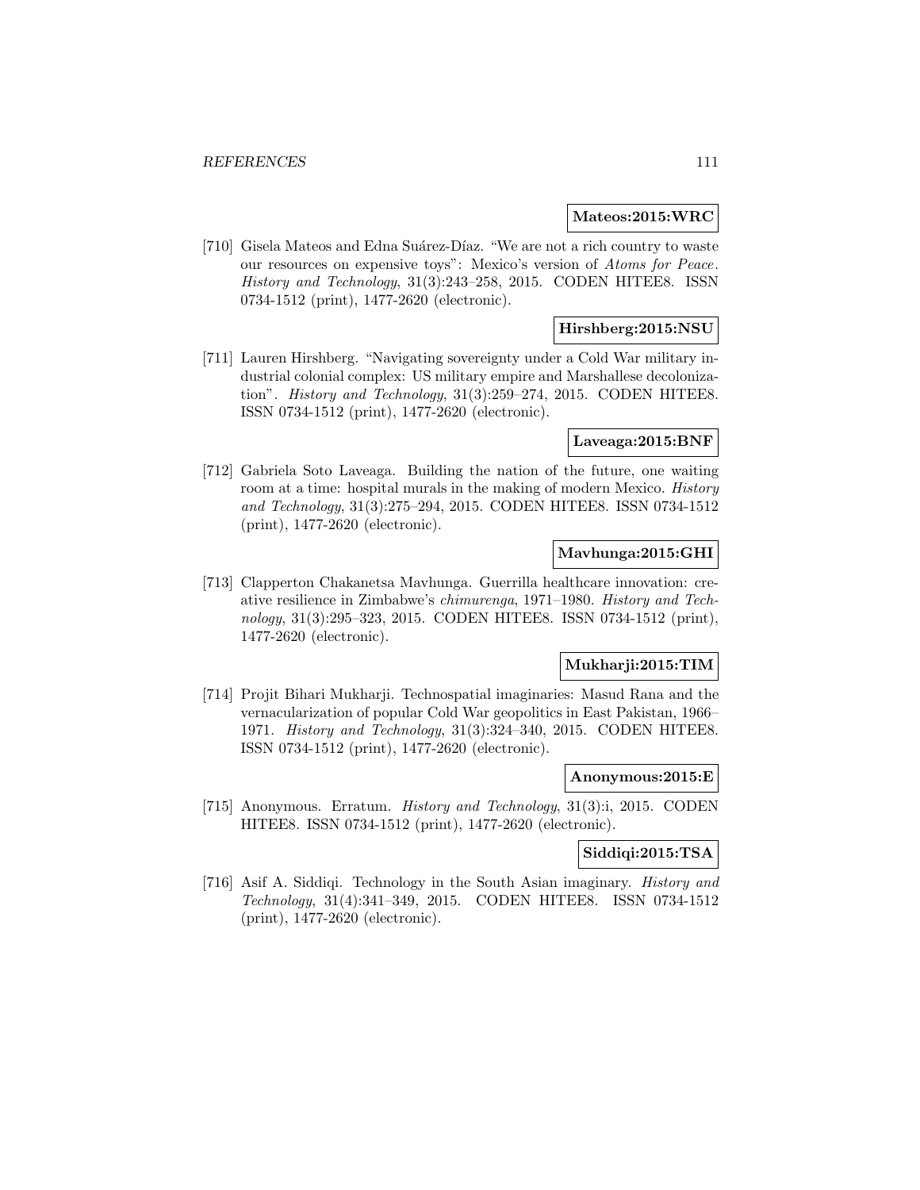**Mateos:2015:WRC**

[710] Gisela Mateos and Edna Suárez-Díaz. "We are not a rich country to waste our resources on expensive toys": Mexico's version of *Atoms for Peace*. *History and Technology*, 31(3):243–258, 2015. CODEN HITEE8. ISSN 0734-1512 (print), 1477-2620 (electronic).

**Hirshberg:2015:NSU**

[711] Lauren Hirshberg. "Navigating sovereignty under a Cold War military industrial colonial complex: US military empire and Marshallese decolonization". *History and Technology*, 31(3):259–274, 2015. CODEN HITEE8. ISSN 0734-1512 (print), 1477-2620 (electronic).

**Laveaga:2015:BNF**

[712] Gabriela Soto Laveaga. Building the nation of the future, one waiting room at a time: hospital murals in the making of modern Mexico. *History and Technology*, 31(3):275–294, 2015. CODEN HITEE8. ISSN 0734-1512 (print), 1477-2620 (electronic).

**Mavhunga:2015:GHI**

[713] Clapperton Chakanetsa Mavhunga. Guerrilla healthcare innovation: creative resilience in Zimbabwe's *chimurenga*, 1971–1980. *History and Technology*, 31(3):295–323, 2015. CODEN HITEE8. ISSN 0734-1512 (print), 1477-2620 (electronic).

**Mukharji:2015:TIM**

[714] Projit Bihari Mukharji. Technospatial imaginaries: Masud Rana and the vernacularization of popular Cold War geopolitics in East Pakistan, 1966–1971. *History and Technology*, 31(3):324–340, 2015. CODEN HITEE8. ISSN 0734-1512 (print), 1477-2620 (electronic).

**Anonymous:2015:E**

[715] Anonymous. Erratum. *History and Technology*, 31(3):i, 2015. CODEN HITEE8. ISSN 0734-1512 (print), 1477-2620 (electronic).

**Siddiqi:2015:TSA**

[716] Asif A. Siddiqi. Technology in the South Asian imaginary. *History and Technology*, 31(4):341–349, 2015. CODEN HITEE8. ISSN 0734-1512 (print), 1477-2620 (electronic).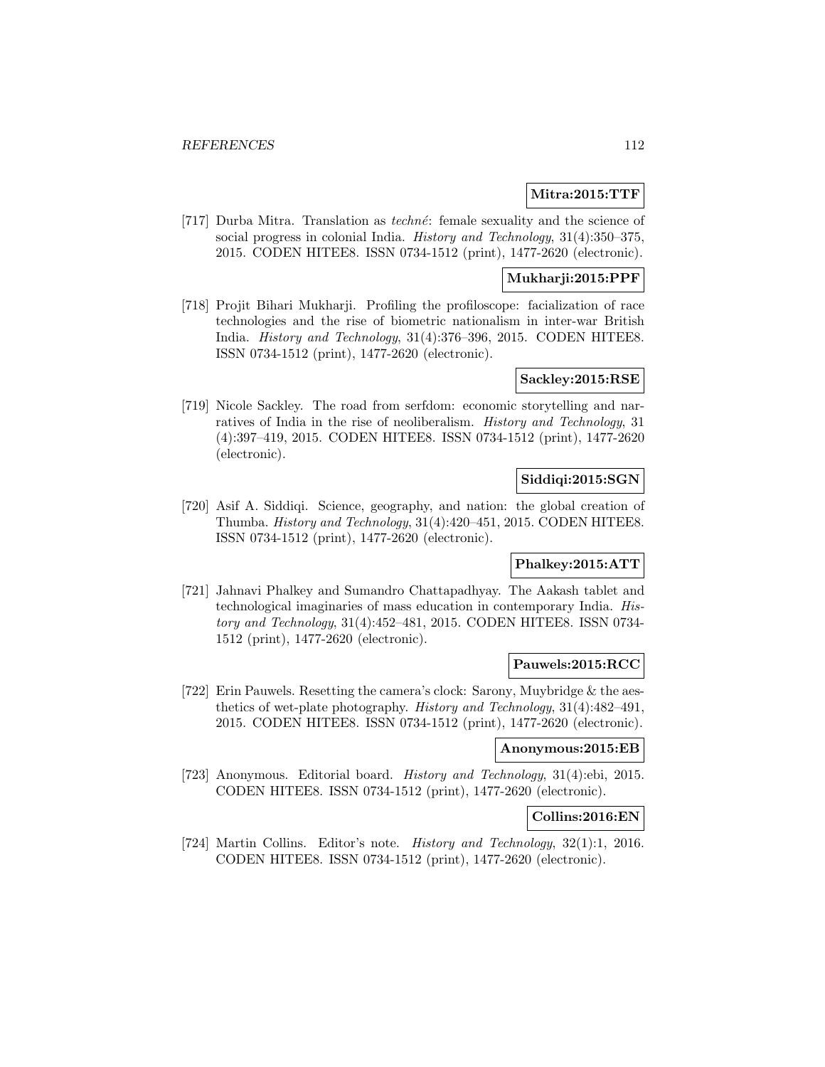**Mitra:2015:TTF**

[717] Durba Mitra. Translation as *techné*: female sexuality and the science of social progress in colonial India. *History and Technology*, 31(4):350–375, 2015. CODEN HITEE8. ISSN 0734-1512 (print), 1477-2620 (electronic).

**Mukharji:2015:PPF**

[718] Projit Bihari Mukharji. Profiling the profiloscope: facialization of race technologies and the rise of biometric nationalism in inter-war British India. *History and Technology*, 31(4):376–396, 2015. CODEN HITEE8. ISSN 0734-1512 (print), 1477-2620 (electronic).

**Sackley:2015:RSE**

[719] Nicole Sackley. The road from serfdom: economic storytelling and narratives of India in the rise of neoliberalism. *History and Technology*, 31 (4):397–419, 2015. CODEN HITEE8. ISSN 0734-1512 (print), 1477-2620 (electronic).

**Siddiqi:2015:SGN**

[720] Asif A. Siddiqi. Science, geography, and nation: the global creation of Thumba. *History and Technology*, 31(4):420–451, 2015. CODEN HITEE8. ISSN 0734-1512 (print), 1477-2620 (electronic).

**Phalkey:2015:ATT**

[721] Jahnavi Phalkey and Sumandro Chattapadhyay. The Aakash tablet and technological imaginaries of mass education in contemporary India. *History and Technology*, 31(4):452–481, 2015. CODEN HITEE8. ISSN 0734-1512 (print), 1477-2620 (electronic).

**Pauwels:2015:RCC**

[722] Erin Pauwels. Resetting the camera's clock: Sarony, Muybridge & the aesthetics of wet-plate photography. *History and Technology*, 31(4):482–491, 2015. CODEN HITEE8. ISSN 0734-1512 (print), 1477-2620 (electronic).

**Anonymous:2015:EB**

[723] Anonymous. Editorial board. *History and Technology*, 31(4):ebi, 2015. CODEN HITEE8. ISSN 0734-1512 (print), 1477-2620 (electronic).

**Collins:2016:EN**

[724] Martin Collins. Editor's note. *History and Technology*, 32(1):1, 2016. CODEN HITEE8. ISSN 0734-1512 (print), 1477-2620 (electronic).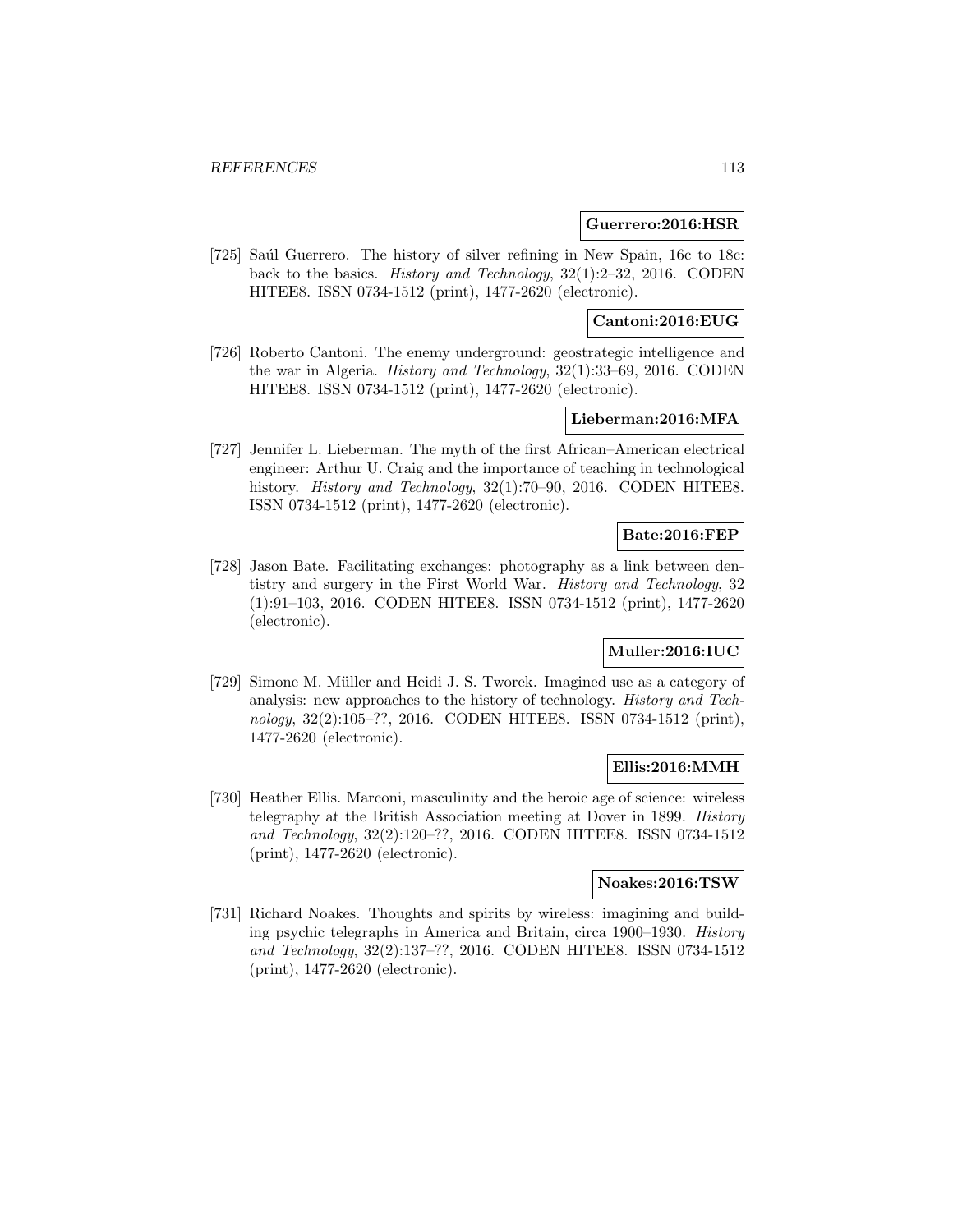**Guerrero:2016:HSR**

[725] Saúl Guerrero. The history of silver refining in New Spain, 16c to 18c: back to the basics. *History and Technology*, 32(1):2–32, 2016. CODEN HITEE8. ISSN 0734-1512 (print), 1477-2620 (electronic).

**Cantoni:2016:EUG**

[726] Roberto Cantoni. The enemy underground: geostrategic intelligence and the war in Algeria. *History and Technology*, 32(1):33–69, 2016. CODEN HITEE8. ISSN 0734-1512 (print), 1477-2620 (electronic).

**Lieberman:2016:MFA**

[727] Jennifer L. Lieberman. The myth of the first African–American electrical engineer: Arthur U. Craig and the importance of teaching in technological history. *History and Technology*, 32(1):70–90, 2016. CODEN HITEE8. ISSN 0734-1512 (print), 1477-2620 (electronic).

**Bate:2016:FEP**

[728] Jason Bate. Facilitating exchanges: photography as a link between dentistry and surgery in the First World War. *History and Technology*, 32 (1):91–103, 2016. CODEN HITEE8. ISSN 0734-1512 (print), 1477-2620 (electronic).

**Muller:2016:IUC**

[729] Simone M. Müller and Heidi J. S. Tworek. Imagined use as a category of analysis: new approaches to the history of technology. *History and Technology*, 32(2):105–??, 2016. CODEN HITEE8. ISSN 0734-1512 (print), 1477-2620 (electronic).

**Ellis:2016:MMH**

[730] Heather Ellis. Marconi, masculinity and the heroic age of science: wireless telegraphy at the British Association meeting at Dover in 1899. *History and Technology*, 32(2):120–??, 2016. CODEN HITEE8. ISSN 0734-1512 (print), 1477-2620 (electronic).

**Noakes:2016:TSW**

[731] Richard Noakes. Thoughts and spirits by wireless: imagining and building psychic telegraphs in America and Britain, circa 1900–1930. *History and Technology*, 32(2):137–??, 2016. CODEN HITEE8. ISSN 0734-1512 (print), 1477-2620 (electronic).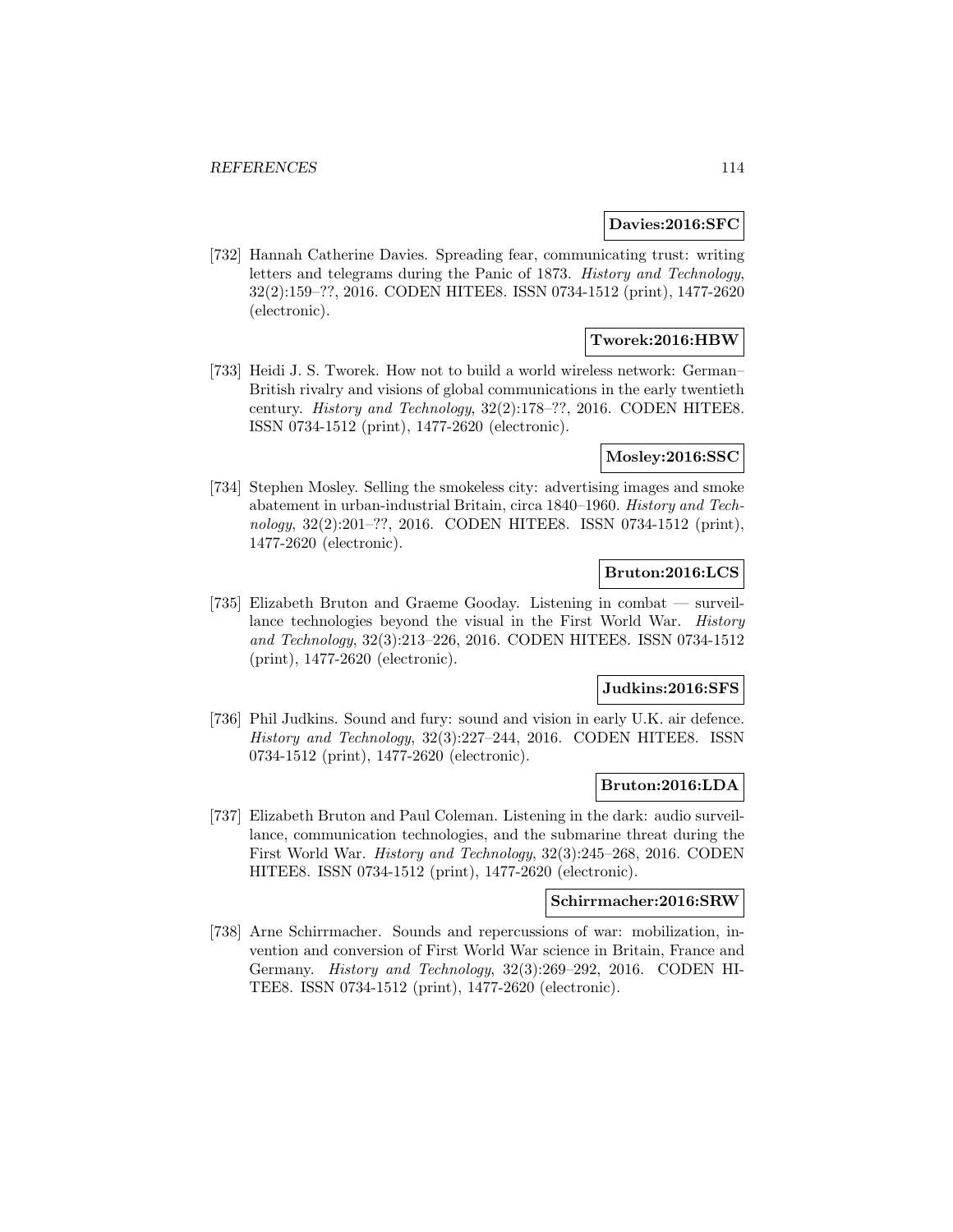**Davies:2016:SFC**

[732] Hannah Catherine Davies. Spreading fear, communicating trust: writing letters and telegrams during the Panic of 1873. *History and Technology*, 32(2):159–??, 2016. CODEN HITEE8. ISSN 0734-1512 (print), 1477-2620 (electronic).

**Tworek:2016:HBW**

[733] Heidi J. S. Tworek. How not to build a world wireless network: German–British rivalry and visions of global communications in the early twentieth century. *History and Technology*, 32(2):178–??, 2016. CODEN HITEE8. ISSN 0734-1512 (print), 1477-2620 (electronic).

**Mosley:2016:SSC**

[734] Stephen Mosley. Selling the smokeless city: advertising images and smoke abatement in urban-industrial Britain, circa 1840–1960. *History and Technology*, 32(2):201–??, 2016. CODEN HITEE8. ISSN 0734-1512 (print), 1477-2620 (electronic).

**Bruton:2016:LCS**

[735] Elizabeth Bruton and Graeme Gooday. Listening in combat — surveillance technologies beyond the visual in the First World War. *History and Technology*, 32(3):213–226, 2016. CODEN HITEE8. ISSN 0734-1512 (print), 1477-2620 (electronic).

**Judkins:2016:SFS**

[736] Phil Judkins. Sound and fury: sound and vision in early U.K. air defence. *History and Technology*, 32(3):227–244, 2016. CODEN HITEE8. ISSN 0734-1512 (print), 1477-2620 (electronic).

**Bruton:2016:LDA**

[737] Elizabeth Bruton and Paul Coleman. Listening in the dark: audio surveillance, communication technologies, and the submarine threat during the First World War. *History and Technology*, 32(3):245–268, 2016. CODEN HITEE8. ISSN 0734-1512 (print), 1477-2620 (electronic).

**Schirrmacher:2016:SRW**

[738] Arne Schirrmacher. Sounds and repercussions of war: mobilization, invention and conversion of First World War science in Britain, France and Germany. *History and Technology*, 32(3):269–292, 2016. CODEN HITEE8. ISSN 0734-1512 (print), 1477-2620 (electronic).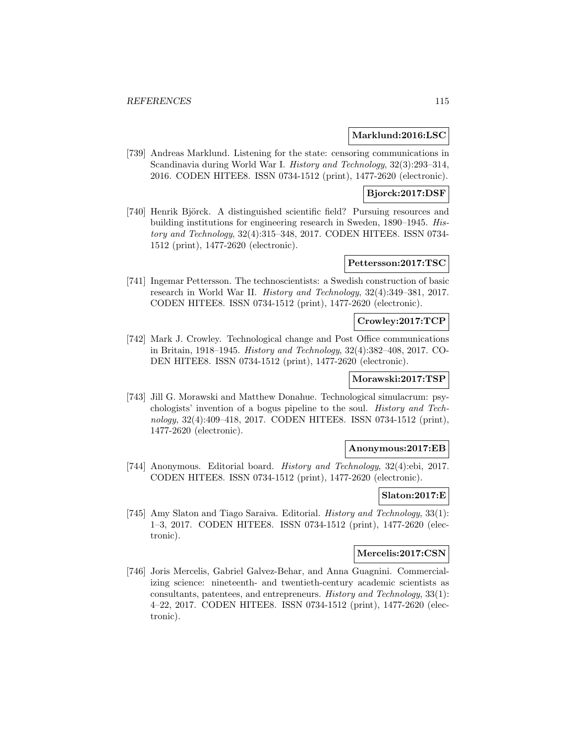**Marklund:2016:LSC**

[739] Andreas Marklund. Listening for the state: censoring communications in Scandinavia during World War I. *History and Technology*, 32(3):293–314, 2016. CODEN HITEE8. ISSN 0734-1512 (print), 1477-2620 (electronic).

**Bjorck:2017:DSF**

[740] Henrik Björck. A distinguished scientific field? Pursuing resources and building institutions for engineering research in Sweden, 1890–1945. *History and Technology*, 32(4):315–348, 2017. CODEN HITEE8. ISSN 0734-1512 (print), 1477-2620 (electronic).

**Pettersson:2017:TSC**

[741] Ingemar Pettersson. The technoscientists: a Swedish construction of basic research in World War II. *History and Technology*, 32(4):349–381, 2017. CODEN HITEE8. ISSN 0734-1512 (print), 1477-2620 (electronic).

**Crowley:2017:TCP**

[742] Mark J. Crowley. Technological change and Post Office communications in Britain, 1918–1945. *History and Technology*, 32(4):382–408, 2017. CODEN HITEE8. ISSN 0734-1512 (print), 1477-2620 (electronic).

**Morawski:2017:TSP**

[743] Jill G. Morawski and Matthew Donahue. Technological simulacrum: psychologists' invention of a bogus pipeline to the soul. *History and Technology*, 32(4):409–418, 2017. CODEN HITEE8. ISSN 0734-1512 (print), 1477-2620 (electronic).

**Anonymous:2017:EB**

[744] Anonymous. Editorial board. *History and Technology*, 32(4):ebi, 2017. CODEN HITEE8. ISSN 0734-1512 (print), 1477-2620 (electronic).

**Slaton:2017:E**

[745] Amy Slaton and Tiago Saraiva. Editorial. *History and Technology*, 33(1): 1–3, 2017. CODEN HITEE8. ISSN 0734-1512 (print), 1477-2620 (electronic).

**Mercelis:2017:CSN**

[746] Joris Mercelis, Gabriel Galvez-Behar, and Anna Guagnini. Commercializing science: nineteenth- and twentieth-century academic scientists as consultants, patentees, and entrepreneurs. *History and Technology*, 33(1): 4–22, 2017. CODEN HITEE8. ISSN 0734-1512 (print), 1477-2620 (electronic).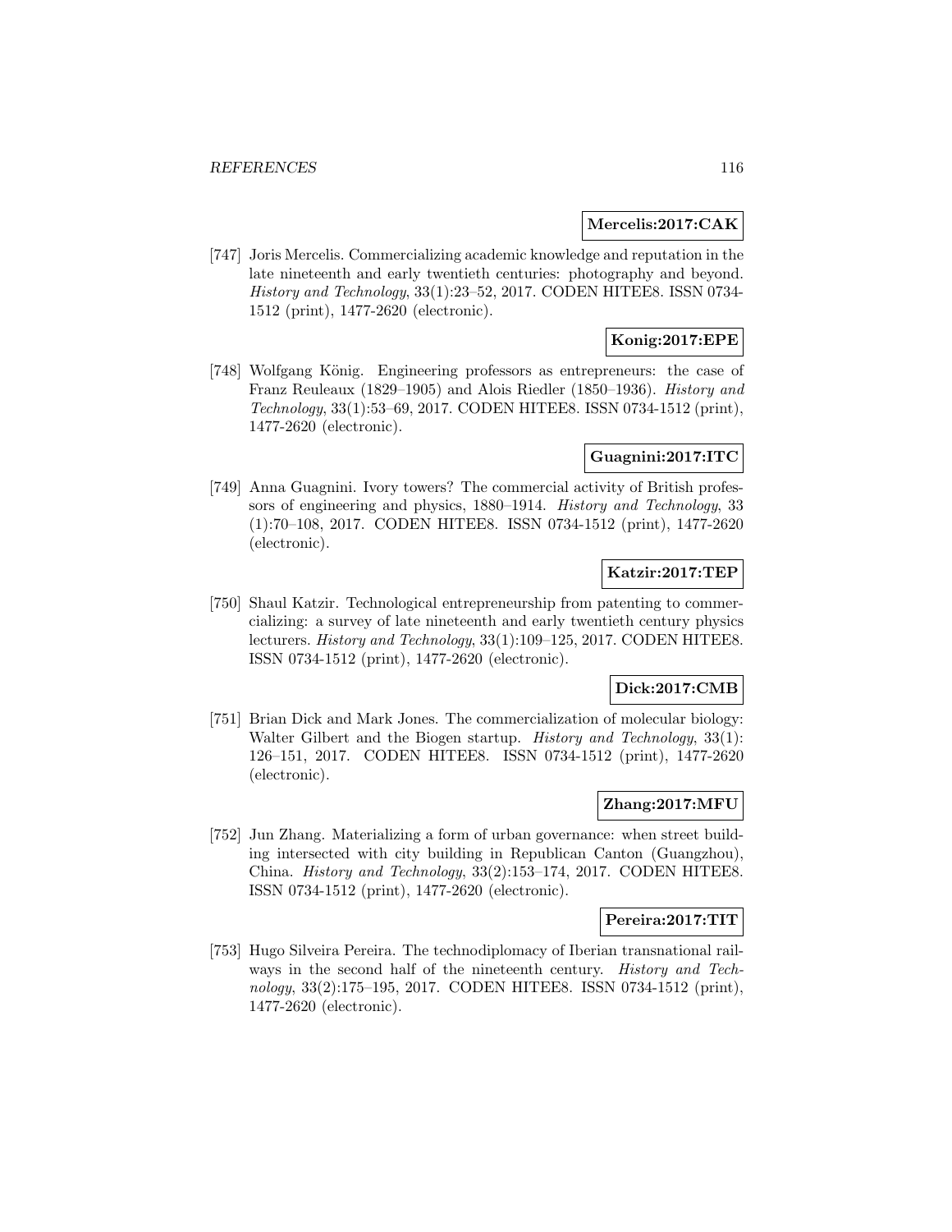**Mercelis:2017:CAK**

[747] Joris Mercelis. Commercializing academic knowledge and reputation in the late nineteenth and early twentieth centuries: photography and beyond. *History and Technology*, 33(1):23–52, 2017. CODEN HITEE8. ISSN 0734-1512 (print), 1477-2620 (electronic).

**Konig:2017:EPE**

[748] Wolfgang König. Engineering professors as entrepreneurs: the case of Franz Reuleaux (1829–1905) and Alois Riedler (1850–1936). *History and Technology*, 33(1):53–69, 2017. CODEN HITEE8. ISSN 0734-1512 (print), 1477-2620 (electronic).

**Guagnini:2017:ITC**

[749] Anna Guagnini. Ivory towers? The commercial activity of British professors of engineering and physics, 1880–1914. *History and Technology*, 33 (1):70–108, 2017. CODEN HITEE8. ISSN 0734-1512 (print), 1477-2620 (electronic).

**Katzir:2017:TEP**

[750] Shaul Katzir. Technological entrepreneurship from patenting to commercializing: a survey of late nineteenth and early twentieth century physics lecturers. *History and Technology*, 33(1):109–125, 2017. CODEN HITEE8. ISSN 0734-1512 (print), 1477-2620 (electronic).

**Dick:2017:CMB**

[751] Brian Dick and Mark Jones. The commercialization of molecular biology: Walter Gilbert and the Biogen startup. *History and Technology*, 33(1): 126–151, 2017. CODEN HITEE8. ISSN 0734-1512 (print), 1477-2620 (electronic).

**Zhang:2017:MFU**

[752] Jun Zhang. Materializing a form of urban governance: when street building intersected with city building in Republican Canton (Guangzhou), China. *History and Technology*, 33(2):153–174, 2017. CODEN HITEE8. ISSN 0734-1512 (print), 1477-2620 (electronic).

**Pereira:2017:TIT**

[753] Hugo Silveira Pereira. The technodiplomacy of Iberian transnational railways in the second half of the nineteenth century. *History and Technology*, 33(2):175–195, 2017. CODEN HITEE8. ISSN 0734-1512 (print), 1477-2620 (electronic).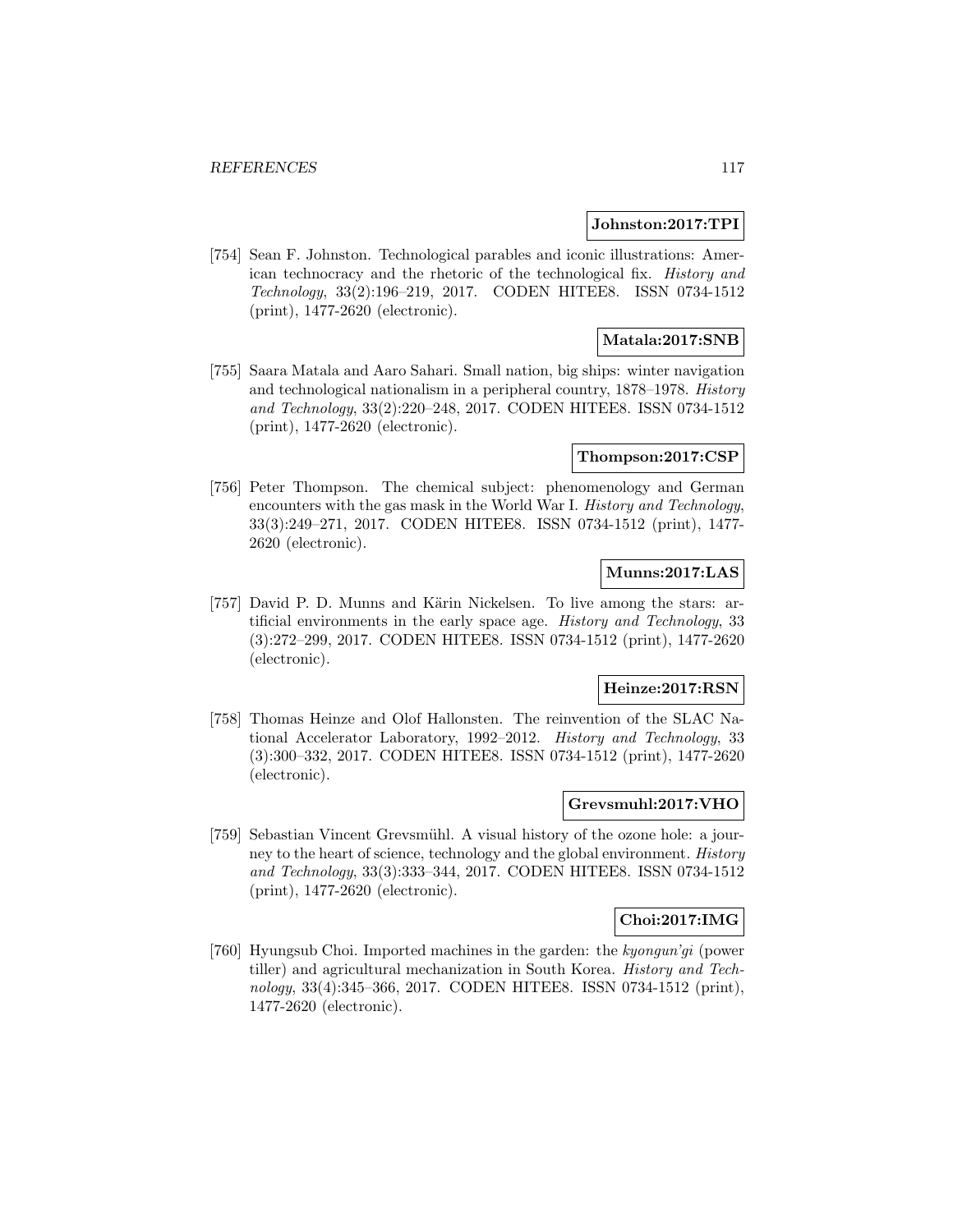**Johnston:2017:TPI**

[754] Sean F. Johnston. Technological parables and iconic illustrations: American technocracy and the rhetoric of the technological fix. *History and Technology*, 33(2):196–219, 2017. CODEN HITEE8. ISSN 0734-1512 (print), 1477-2620 (electronic).

**Matala:2017:SNB**

[755] Saara Matala and Aaro Sahari. Small nation, big ships: winter navigation and technological nationalism in a peripheral country, 1878–1978. *History and Technology*, 33(2):220–248, 2017. CODEN HITEE8. ISSN 0734-1512 (print), 1477-2620 (electronic).

**Thompson:2017:CSP**

[756] Peter Thompson. The chemical subject: phenomenology and German encounters with the gas mask in the World War I. *History and Technology*, 33(3):249–271, 2017. CODEN HITEE8. ISSN 0734-1512 (print), 1477-2620 (electronic).

**Munns:2017:LAS**

[757] David P. D. Munns and Kärin Nickelsen. To live among the stars: artificial environments in the early space age. *History and Technology*, 33 (3):272–299, 2017. CODEN HITEE8. ISSN 0734-1512 (print), 1477-2620 (electronic).

**Heinze:2017:RSN**

[758] Thomas Heinze and Olof Hallonsten. The reinvention of the SLAC National Accelerator Laboratory, 1992–2012. *History and Technology*, 33 (3):300–332, 2017. CODEN HITEE8. ISSN 0734-1512 (print), 1477-2620 (electronic).

**Grevsmuhl:2017:VHO**

[759] Sebastian Vincent Grevsmühl. A visual history of the ozone hole: a journey to the heart of science, technology and the global environment. *History and Technology*, 33(3):333–344, 2017. CODEN HITEE8. ISSN 0734-1512 (print), 1477-2620 (electronic).

**Choi:2017:IMG**

[760] Hyungsub Choi. Imported machines in the garden: the *kyongun'gi* (power tiller) and agricultural mechanization in South Korea. *History and Technology*, 33(4):345–366, 2017. CODEN HITEE8. ISSN 0734-1512 (print), 1477-2620 (electronic).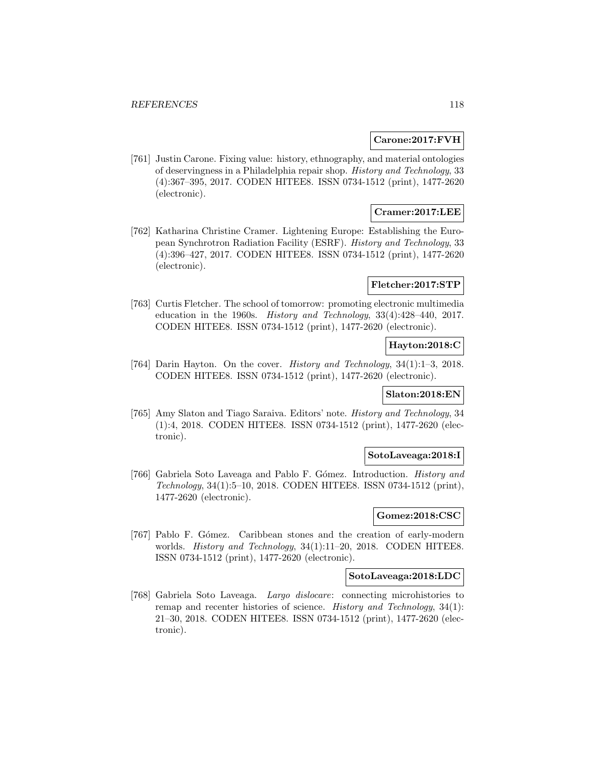**Carone:2017:FVH**

[761] Justin Carone. Fixing value: history, ethnography, and material ontologies of deservingness in a Philadelphia repair shop. *History and Technology*, 33 (4):367–395, 2017. CODEN HITEE8. ISSN 0734-1512 (print), 1477-2620 (electronic).

**Cramer:2017:LEE**

[762] Katharina Christine Cramer. Lightening Europe: Establishing the European Synchrotron Radiation Facility (ESRF). *History and Technology*, 33 (4):396–427, 2017. CODEN HITEE8. ISSN 0734-1512 (print), 1477-2620 (electronic).

**Fletcher:2017:STP**

[763] Curtis Fletcher. The school of tomorrow: promoting electronic multimedia education in the 1960s. *History and Technology*, 33(4):428–440, 2017. CODEN HITEE8. ISSN 0734-1512 (print), 1477-2620 (electronic).

**Hayton:2018:C**

[764] Darin Hayton. On the cover. *History and Technology*, 34(1):1–3, 2018. CODEN HITEE8. ISSN 0734-1512 (print), 1477-2620 (electronic).

**Slaton:2018:EN**

[765] Amy Slaton and Tiago Saraiva. Editors' note. *History and Technology*, 34 (1):4, 2018. CODEN HITEE8. ISSN 0734-1512 (print), 1477-2620 (electronic).

**SotoLaveaga:2018:I**

[766] Gabriela Soto Laveaga and Pablo F. Gómez. Introduction. *History and Technology*, 34(1):5–10, 2018. CODEN HITEE8. ISSN 0734-1512 (print), 1477-2620 (electronic).

**Gomez:2018:CSC**

[767] Pablo F. Gómez. Caribbean stones and the creation of early-modern worlds. *History and Technology*, 34(1):11–20, 2018. CODEN HITEE8. ISSN 0734-1512 (print), 1477-2620 (electronic).

**SotoLaveaga:2018:LDC**

[768] Gabriela Soto Laveaga. *Largo dislocare*: connecting microhistories to remap and recenter histories of science. *History and Technology*, 34(1): 21–30, 2018. CODEN HITEE8. ISSN 0734-1512 (print), 1477-2620 (electronic).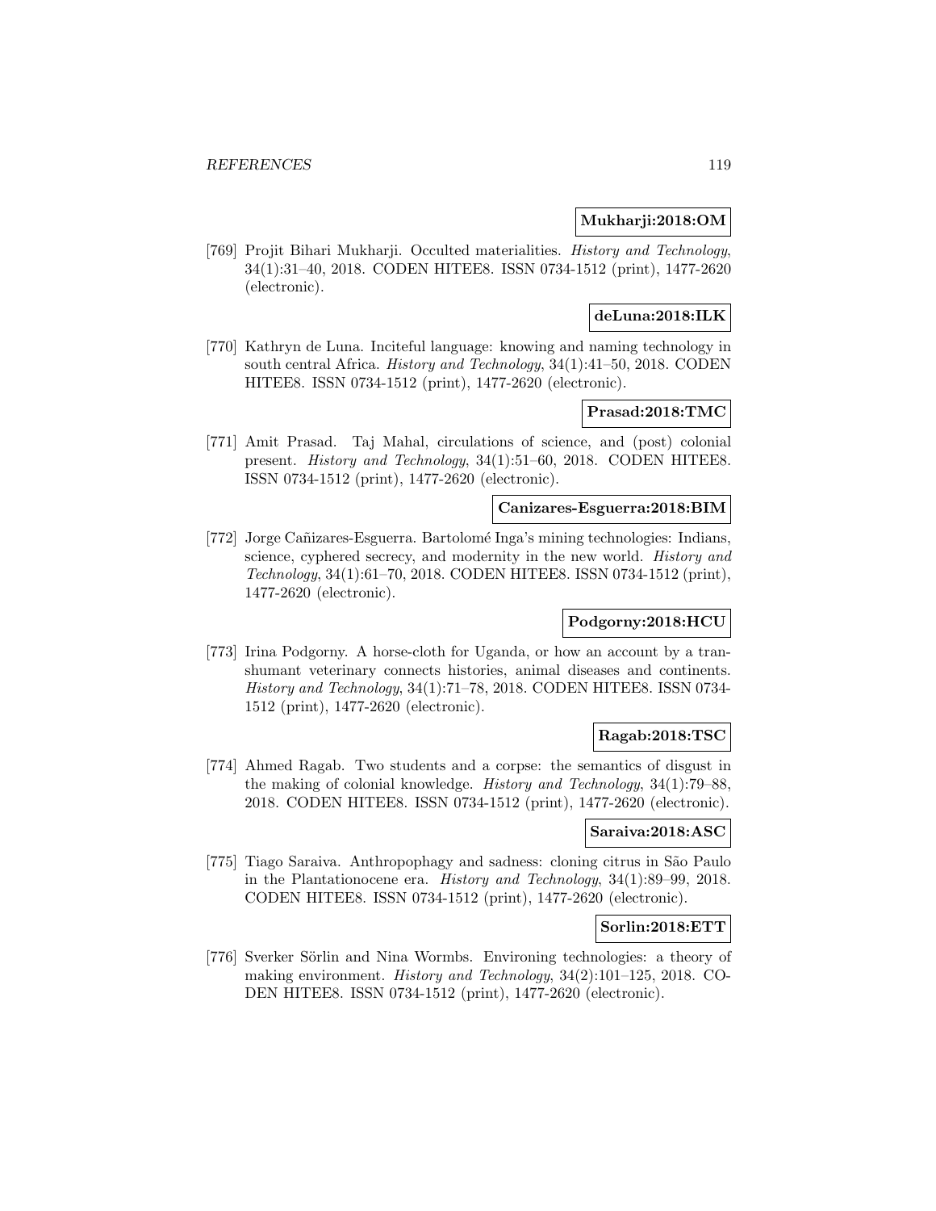**Mukharji:2018:OM**

[769] Projit Bihari Mukharji. Occulted materialities. *History and Technology*, 34(1):31–40, 2018. CODEN HITEE8. ISSN 0734-1512 (print), 1477-2620 (electronic).

**deLuna:2018:ILK**

[770] Kathryn de Luna. Inciteful language: knowing and naming technology in south central Africa. *History and Technology*, 34(1):41–50, 2018. CODEN HITEE8. ISSN 0734-1512 (print), 1477-2620 (electronic).

**Prasad:2018:TMC**

[771] Amit Prasad. Taj Mahal, circulations of science, and (post) colonial present. *History and Technology*, 34(1):51–60, 2018. CODEN HITEE8. ISSN 0734-1512 (print), 1477-2620 (electronic).

**Canizares-Esguerra:2018:BIM**

[772] Jorge Cañizares-Esguerra. Bartolomé Inga's mining technologies: Indians, science, cyphered secrecy, and modernity in the new world. *History and Technology*, 34(1):61–70, 2018. CODEN HITEE8. ISSN 0734-1512 (print), 1477-2620 (electronic).

**Podgorny:2018:HCU**

[773] Irina Podgorny. A horse-cloth for Uganda, or how an account by a transhumant veterinary connects histories, animal diseases and continents. *History and Technology*, 34(1):71–78, 2018. CODEN HITEE8. ISSN 0734-1512 (print), 1477-2620 (electronic).

**Ragab:2018:TSC**

[774] Ahmed Ragab. Two students and a corpse: the semantics of disgust in the making of colonial knowledge. *History and Technology*, 34(1):79–88, 2018. CODEN HITEE8. ISSN 0734-1512 (print), 1477-2620 (electronic).

**Saraiva:2018:ASC**

[775] Tiago Saraiva. Anthropophagy and sadness: cloning citrus in São Paulo in the Plantationocene era. *History and Technology*, 34(1):89–99, 2018. CODEN HITEE8. ISSN 0734-1512 (print), 1477-2620 (electronic).

**Sorlin:2018:ETT**

[776] Sverker Sörlin and Nina Wormbs. Environing technologies: a theory of making environment. *History and Technology*, 34(2):101–125, 2018. CODEN HITEE8. ISSN 0734-1512 (print), 1477-2620 (electronic).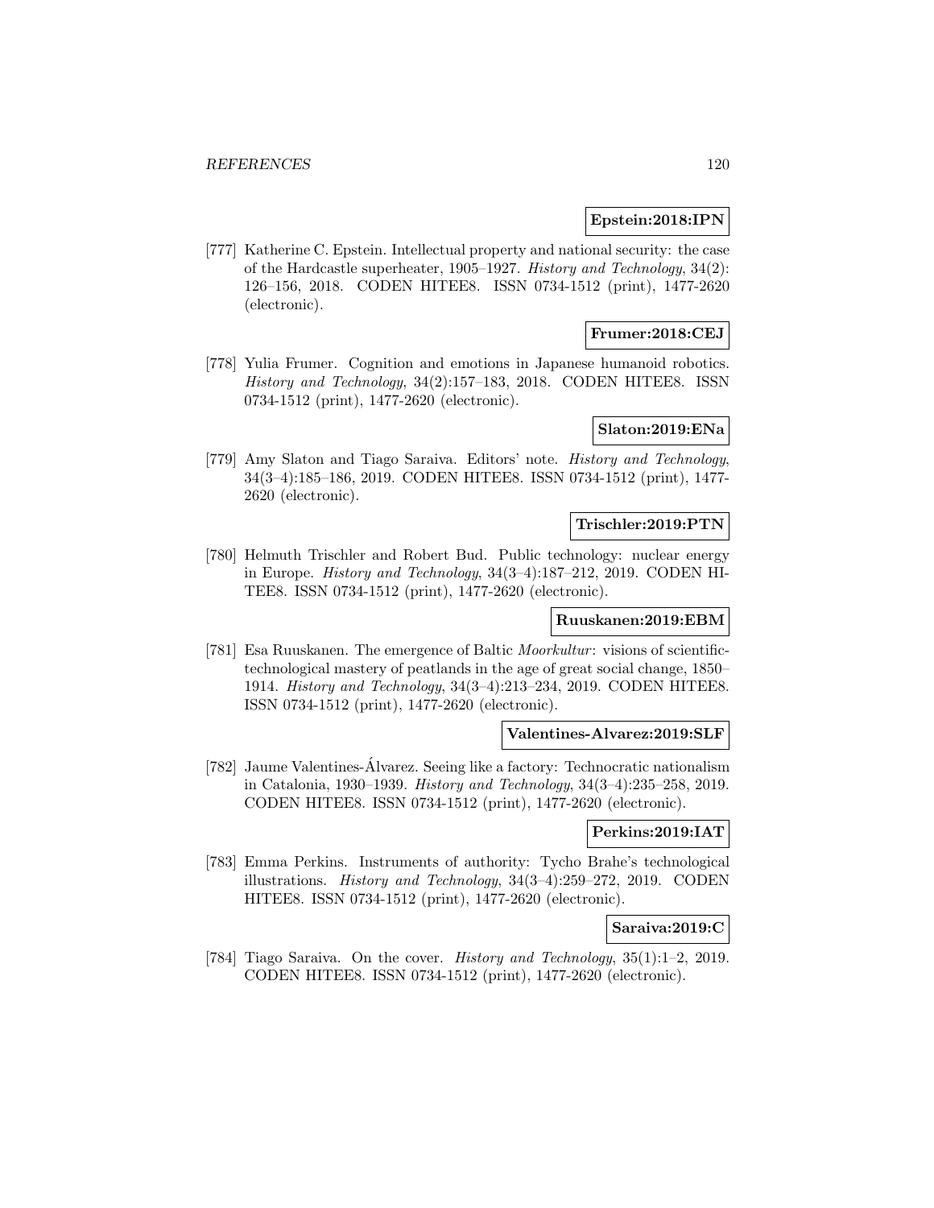**Epstein:2018:IPN**

[777] Katherine C. Epstein. Intellectual property and national security: the case of the Hardcastle superheater, 1905–1927. *History and Technology*, 34(2): 126–156, 2018. CODEN HITEE8. ISSN 0734-1512 (print), 1477-2620 (electronic).

**Frumer:2018:CEJ**

[778] Yulia Frumer. Cognition and emotions in Japanese humanoid robotics. *History and Technology*, 34(2):157–183, 2018. CODEN HITEE8. ISSN 0734-1512 (print), 1477-2620 (electronic).

**Slaton:2019:ENa**

[779] Amy Slaton and Tiago Saraiva. Editors' note. *History and Technology*, 34(3–4):185–186, 2019. CODEN HITEE8. ISSN 0734-1512 (print), 1477-2620 (electronic).

**Trischler:2019:PTN**

[780] Helmuth Trischler and Robert Bud. Public technology: nuclear energy in Europe. *History and Technology*, 34(3–4):187–212, 2019. CODEN HITEE8. ISSN 0734-1512 (print), 1477-2620 (electronic).

**Ruuskanen:2019:EBM**

[781] Esa Ruuskanen. The emergence of Baltic *Moorkultur*: visions of scientific-technological mastery of peatlands in the age of great social change, 1850–1914. *History and Technology*, 34(3–4):213–234, 2019. CODEN HITEE8. ISSN 0734-1512 (print), 1477-2620 (electronic).

**Valentines-Alvarez:2019:SLF**

[782] Jaume Valentines-Álvarez. Seeing like a factory: Technocratic nationalism in Catalonia, 1930–1939. *History and Technology*, 34(3–4):235–258, 2019. CODEN HITEE8. ISSN 0734-1512 (print), 1477-2620 (electronic).

**Perkins:2019:IAT**

[783] Emma Perkins. Instruments of authority: Tycho Brahe's technological illustrations. *History and Technology*, 34(3–4):259–272, 2019. CODEN HITEE8. ISSN 0734-1512 (print), 1477-2620 (electronic).

**Saraiva:2019:C**

[784] Tiago Saraiva. On the cover. *History and Technology*, 35(1):1–2, 2019. CODEN HITEE8. ISSN 0734-1512 (print), 1477-2620 (electronic).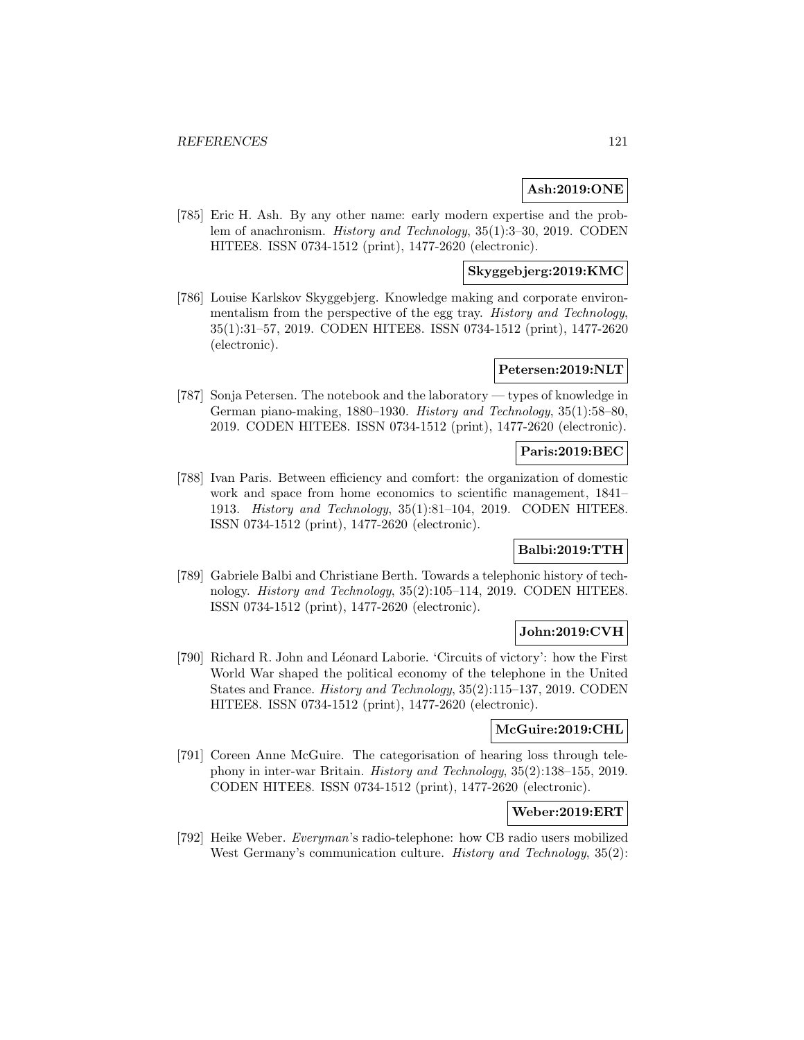**Ash:2019:ONE**

[785] Eric H. Ash. By any other name: early modern expertise and the problem of anachronism. *History and Technology*, 35(1):3–30, 2019. CODEN HITEE8. ISSN 0734-1512 (print), 1477-2620 (electronic).

**Skyggebjerg:2019:KMC**

[786] Louise Karlskov Skyggebjerg. Knowledge making and corporate environmentalism from the perspective of the egg tray. *History and Technology*, 35(1):31–57, 2019. CODEN HITEE8. ISSN 0734-1512 (print), 1477-2620 (electronic).

**Petersen:2019:NLT**

[787] Sonja Petersen. The notebook and the laboratory — types of knowledge in German piano-making, 1880–1930. *History and Technology*, 35(1):58–80, 2019. CODEN HITEE8. ISSN 0734-1512 (print), 1477-2620 (electronic).

**Paris:2019:BEC**

[788] Ivan Paris. Between efficiency and comfort: the organization of domestic work and space from home economics to scientific management, 1841–1913. *History and Technology*, 35(1):81–104, 2019. CODEN HITEE8. ISSN 0734-1512 (print), 1477-2620 (electronic).

**Balbi:2019:TTH**

[789] Gabriele Balbi and Christiane Berth. Towards a telephonic history of technology. *History and Technology*, 35(2):105–114, 2019. CODEN HITEE8. ISSN 0734-1512 (print), 1477-2620 (electronic).

**John:2019:CVH**

[790] Richard R. John and Léonard Laborie. 'Circuits of victory': how the First World War shaped the political economy of the telephone in the United States and France. *History and Technology*, 35(2):115–137, 2019. CODEN HITEE8. ISSN 0734-1512 (print), 1477-2620 (electronic).

**McGuire:2019:CHL**

[791] Coreen Anne McGuire. The categorisation of hearing loss through telephony in inter-war Britain. *History and Technology*, 35(2):138–155, 2019. CODEN HITEE8. ISSN 0734-1512 (print), 1477-2620 (electronic).

**Weber:2019:ERT**

[792] Heike Weber. *Everyman*'s radio-telephone: how CB radio users mobilized West Germany's communication culture. *History and Technology*, 35(2):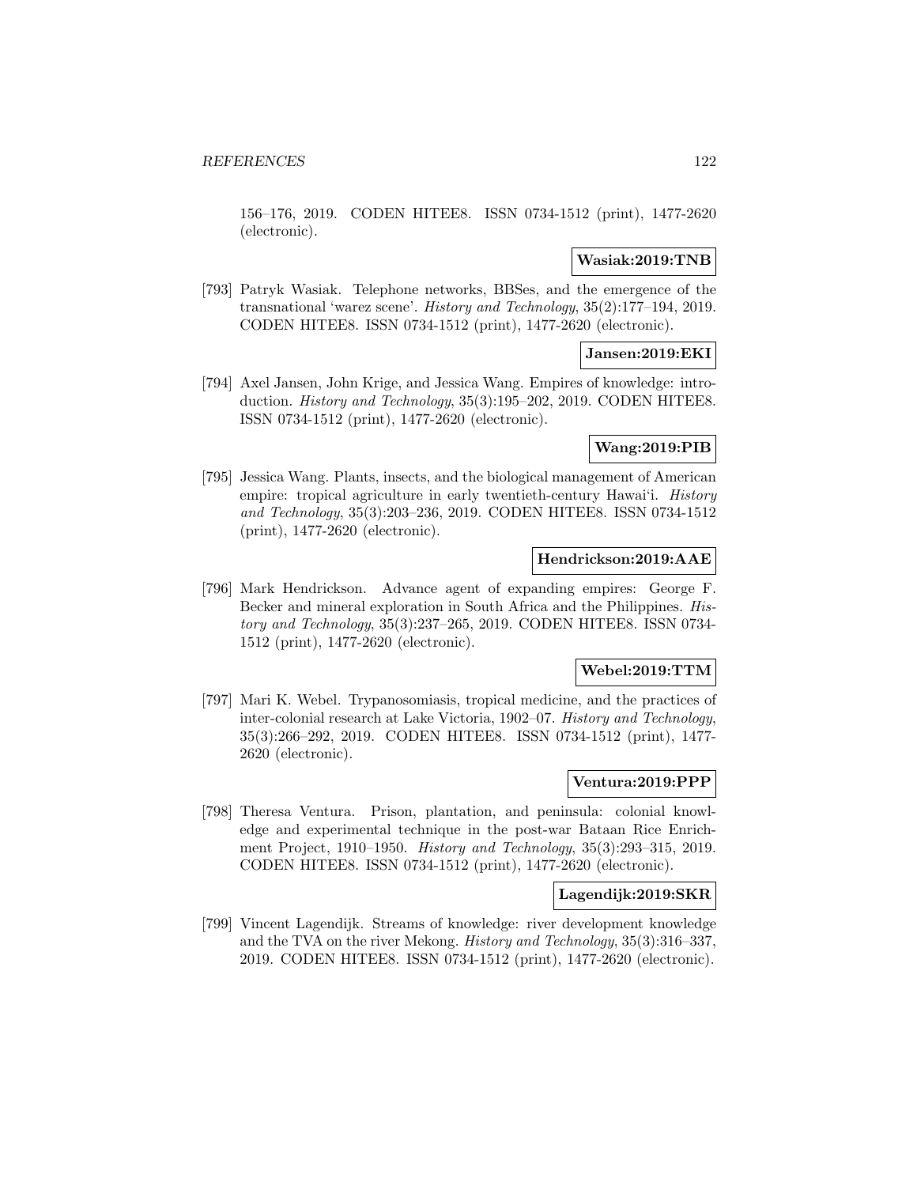156–176, 2019. CODEN HITEE8. ISSN 0734-1512 (print), 1477-2620 (electronic).

**Wasiak:2019:TNB**

[793] Patryk Wasiak. Telephone networks, BBSes, and the emergence of the transnational 'warez scene'. *History and Technology*, 35(2):177–194, 2019. CODEN HITEE8. ISSN 0734-1512 (print), 1477-2620 (electronic).

**Jansen:2019:EKI**

[794] Axel Jansen, John Krige, and Jessica Wang. Empires of knowledge: introduction. *History and Technology*, 35(3):195–202, 2019. CODEN HITEE8. ISSN 0734-1512 (print), 1477-2620 (electronic).

**Wang:2019:PIB**

[795] Jessica Wang. Plants, insects, and the biological management of American empire: tropical agriculture in early twentieth-century Hawai'i. *History and Technology*, 35(3):203–236, 2019. CODEN HITEE8. ISSN 0734-1512 (print), 1477-2620 (electronic).

**Hendrickson:2019:AAE**

[796] Mark Hendrickson. Advance agent of expanding empires: George F. Becker and mineral exploration in South Africa and the Philippines. *History and Technology*, 35(3):237–265, 2019. CODEN HITEE8. ISSN 0734-1512 (print), 1477-2620 (electronic).

**Webel:2019:TTM**

[797] Mari K. Webel. Trypanosomiasis, tropical medicine, and the practices of inter-colonial research at Lake Victoria, 1902–07. *History and Technology*, 35(3):266–292, 2019. CODEN HITEE8. ISSN 0734-1512 (print), 1477-2620 (electronic).

**Ventura:2019:PPP**

[798] Theresa Ventura. Prison, plantation, and peninsula: colonial knowledge and experimental technique in the post-war Bataan Rice Enrichment Project, 1910–1950. *History and Technology*, 35(3):293–315, 2019. CODEN HITEE8. ISSN 0734-1512 (print), 1477-2620 (electronic).

**Lagendijk:2019:SKR**

[799] Vincent Lagendijk. Streams of knowledge: river development knowledge and the TVA on the river Mekong. *History and Technology*, 35(3):316–337, 2019. CODEN HITEE8. ISSN 0734-1512 (print), 1477-2620 (electronic).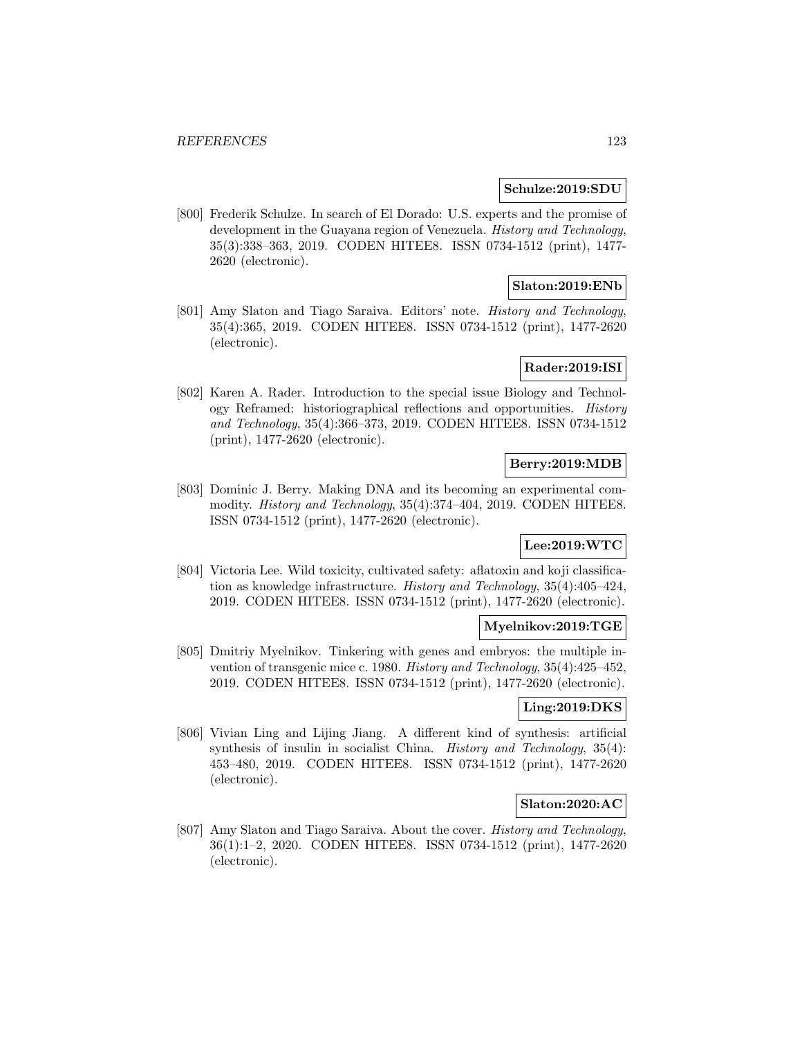**Schulze:2019:SDU**

[800] Frederik Schulze. In search of El Dorado: U.S. experts and the promise of development in the Guayana region of Venezuela. *History and Technology*, 35(3):338–363, 2019. CODEN HITEE8. ISSN 0734-1512 (print), 1477-2620 (electronic).

**Slaton:2019:ENb**

[801] Amy Slaton and Tiago Saraiva. Editors' note. *History and Technology*, 35(4):365, 2019. CODEN HITEE8. ISSN 0734-1512 (print), 1477-2620 (electronic).

**Rader:2019:ISI**

[802] Karen A. Rader. Introduction to the special issue Biology and Technology Reframed: historiographical reflections and opportunities. *History and Technology*, 35(4):366–373, 2019. CODEN HITEE8. ISSN 0734-1512 (print), 1477-2620 (electronic).

**Berry:2019:MDB**

[803] Dominic J. Berry. Making DNA and its becoming an experimental commodity. *History and Technology*, 35(4):374–404, 2019. CODEN HITEE8. ISSN 0734-1512 (print), 1477-2620 (electronic).

**Lee:2019:WTC**

[804] Victoria Lee. Wild toxicity, cultivated safety: aflatoxin and koji classification as knowledge infrastructure. *History and Technology*, 35(4):405–424, 2019. CODEN HITEE8. ISSN 0734-1512 (print), 1477-2620 (electronic).

**Myelnikov:2019:TGE**

[805] Dmitriy Myelnikov. Tinkering with genes and embryos: the multiple invention of transgenic mice c. 1980. *History and Technology*, 35(4):425–452, 2019. CODEN HITEE8. ISSN 0734-1512 (print), 1477-2620 (electronic).

**Ling:2019:DKS**

[806] Vivian Ling and Lijing Jiang. A different kind of synthesis: artificial synthesis of insulin in socialist China. *History and Technology*, 35(4): 453–480, 2019. CODEN HITEE8. ISSN 0734-1512 (print), 1477-2620 (electronic).

**Slaton:2020:AC**

[807] Amy Slaton and Tiago Saraiva. About the cover. *History and Technology*, 36(1):1–2, 2020. CODEN HITEE8. ISSN 0734-1512 (print), 1477-2620 (electronic).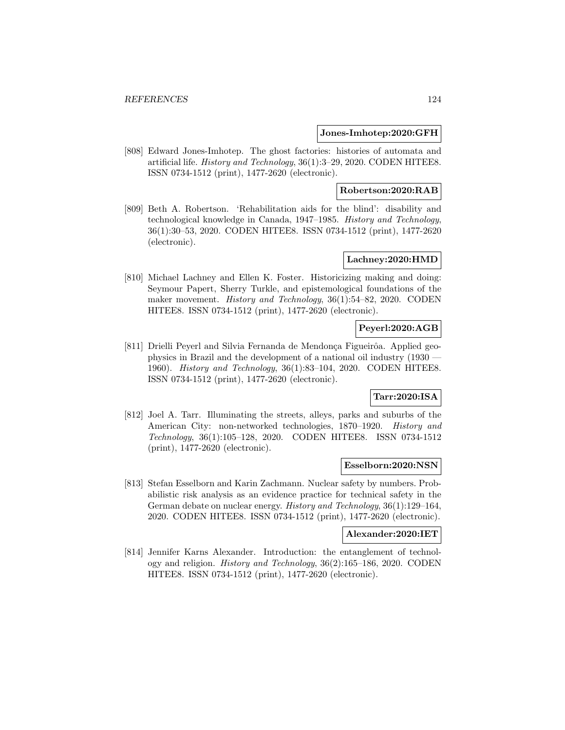**Jones-Imhotep:2020:GFH**

[808] Edward Jones-Imhotep. The ghost factories: histories of automata and artificial life. *History and Technology*, 36(1):3–29, 2020. CODEN HITEE8. ISSN 0734-1512 (print), 1477-2620 (electronic).

**Robertson:2020:RAB**

[809] Beth A. Robertson. 'Rehabilitation aids for the blind': disability and technological knowledge in Canada, 1947–1985. *History and Technology*, 36(1):30–53, 2020. CODEN HITEE8. ISSN 0734-1512 (print), 1477-2620 (electronic).

**Lachney:2020:HMD**

[810] Michael Lachney and Ellen K. Foster. Historicizing making and doing: Seymour Papert, Sherry Turkle, and epistemological foundations of the maker movement. *History and Technology*, 36(1):54–82, 2020. CODEN HITEE8. ISSN 0734-1512 (print), 1477-2620 (electronic).

**Peyerl:2020:AGB**

[811] Drielli Peyerl and Silvia Fernanda de Mendonça Figueirôa. Applied geophysics in Brazil and the development of a national oil industry (1930 — 1960). *History and Technology*, 36(1):83–104, 2020. CODEN HITEE8. ISSN 0734-1512 (print), 1477-2620 (electronic).

**Tarr:2020:ISA**

[812] Joel A. Tarr. Illuminating the streets, alleys, parks and suburbs of the American City: non-networked technologies, 1870–1920. *History and Technology*, 36(1):105–128, 2020. CODEN HITEE8. ISSN 0734-1512 (print), 1477-2620 (electronic).

**Esselborn:2020:NSN**

[813] Stefan Esselborn and Karin Zachmann. Nuclear safety by numbers. Probabilistic risk analysis as an evidence practice for technical safety in the German debate on nuclear energy. *History and Technology*, 36(1):129–164, 2020. CODEN HITEE8. ISSN 0734-1512 (print), 1477-2620 (electronic).

**Alexander:2020:IET**

[814] Jennifer Karns Alexander. Introduction: the entanglement of technology and religion. *History and Technology*, 36(2):165–186, 2020. CODEN HITEE8. ISSN 0734-1512 (print), 1477-2620 (electronic).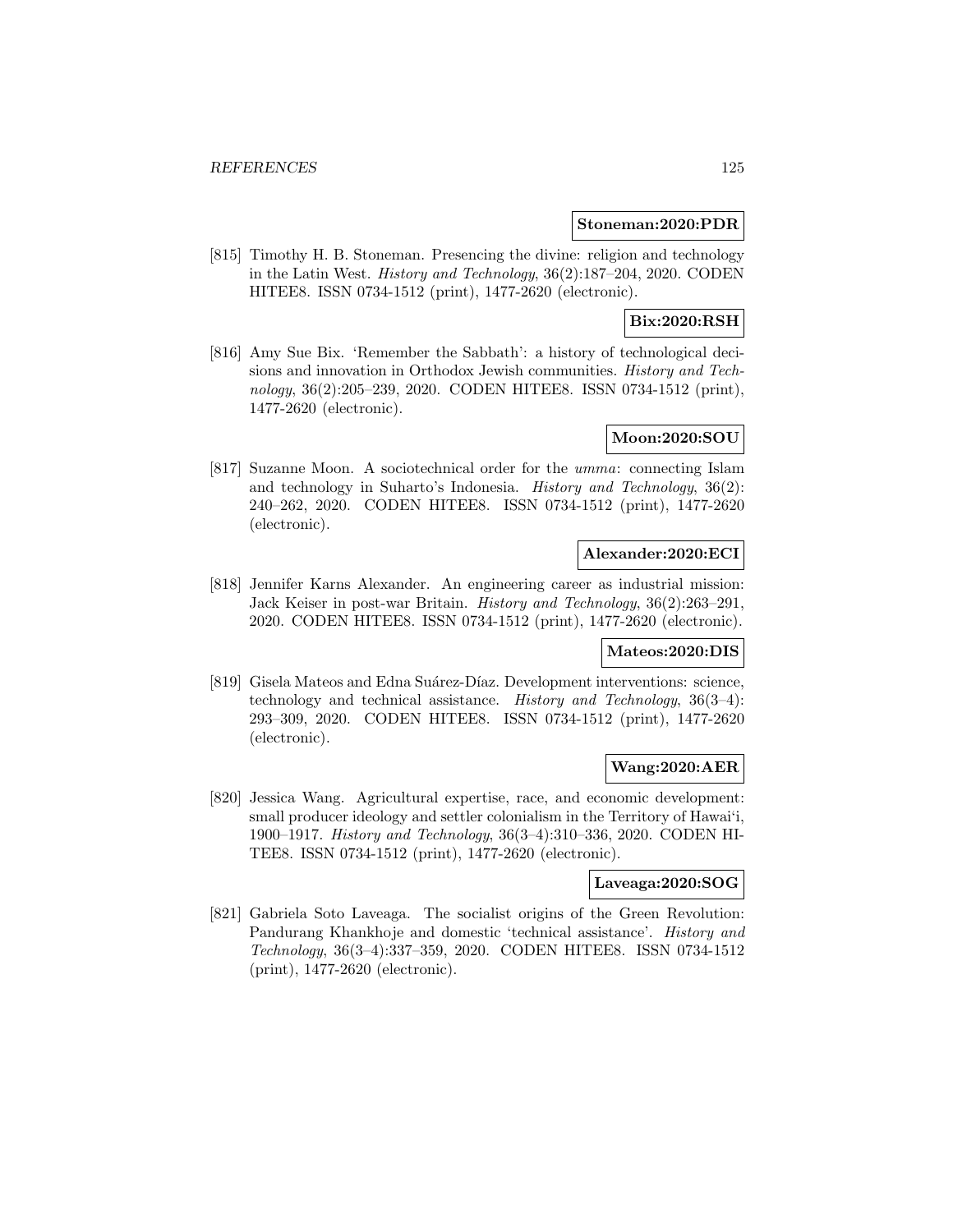**Stoneman:2020:PDR**

[815] Timothy H. B. Stoneman. Presencing the divine: religion and technology in the Latin West. *History and Technology*, 36(2):187–204, 2020. CODEN HITEE8. ISSN 0734-1512 (print), 1477-2620 (electronic).

**Bix:2020:RSH**

[816] Amy Sue Bix. 'Remember the Sabbath': a history of technological decisions and innovation in Orthodox Jewish communities. *History and Technology*, 36(2):205–239, 2020. CODEN HITEE8. ISSN 0734-1512 (print), 1477-2620 (electronic).

**Moon:2020:SOU**

[817] Suzanne Moon. A sociotechnical order for the *umma*: connecting Islam and technology in Suharto's Indonesia. *History and Technology*, 36(2): 240–262, 2020. CODEN HITEE8. ISSN 0734-1512 (print), 1477-2620 (electronic).

**Alexander:2020:ECI**

[818] Jennifer Karns Alexander. An engineering career as industrial mission: Jack Keiser in post-war Britain. *History and Technology*, 36(2):263–291, 2020. CODEN HITEE8. ISSN 0734-1512 (print), 1477-2620 (electronic).

**Mateos:2020:DIS**

[819] Gisela Mateos and Edna Suárez-Díaz. Development interventions: science, technology and technical assistance. *History and Technology*, 36(3–4): 293–309, 2020. CODEN HITEE8. ISSN 0734-1512 (print), 1477-2620 (electronic).

**Wang:2020:AER**

[820] Jessica Wang. Agricultural expertise, race, and economic development: small producer ideology and settler colonialism in the Territory of Hawai'i, 1900–1917. *History and Technology*, 36(3–4):310–336, 2020. CODEN HITEE8. ISSN 0734-1512 (print), 1477-2620 (electronic).

**Laveaga:2020:SOG**

[821] Gabriela Soto Laveaga. The socialist origins of the Green Revolution: Pandurang Khankhoje and domestic 'technical assistance'. *History and Technology*, 36(3–4):337–359, 2020. CODEN HITEE8. ISSN 0734-1512 (print), 1477-2620 (electronic).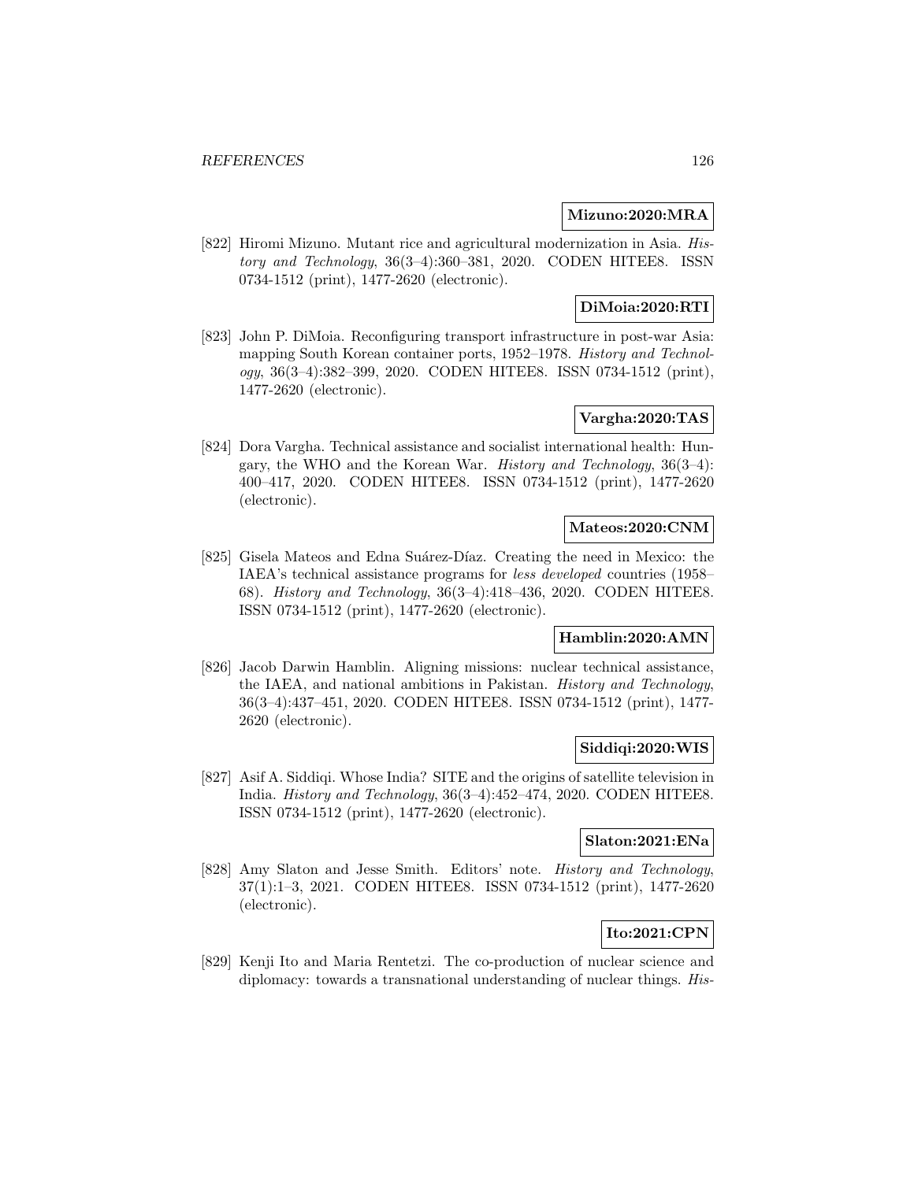**Mizuno:2020:MRA**

[822] Hiromi Mizuno. Mutant rice and agricultural modernization in Asia. *History and Technology*, 36(3–4):360–381, 2020. CODEN HITEE8. ISSN 0734-1512 (print), 1477-2620 (electronic).

**DiMoia:2020:RTI**

[823] John P. DiMoia. Reconfiguring transport infrastructure in post-war Asia: mapping South Korean container ports, 1952–1978. *History and Technology*, 36(3–4):382–399, 2020. CODEN HITEE8. ISSN 0734-1512 (print), 1477-2620 (electronic).

**Vargha:2020:TAS**

[824] Dora Vargha. Technical assistance and socialist international health: Hungary, the WHO and the Korean War. *History and Technology*, 36(3–4): 400–417, 2020. CODEN HITEE8. ISSN 0734-1512 (print), 1477-2620 (electronic).

**Mateos:2020:CNM**

[825] Gisela Mateos and Edna Suárez-Díaz. Creating the need in Mexico: the IAEA's technical assistance programs for *less developed* countries (1958–68). *History and Technology*, 36(3–4):418–436, 2020. CODEN HITEE8. ISSN 0734-1512 (print), 1477-2620 (electronic).

**Hamblin:2020:AMN**

[826] Jacob Darwin Hamblin. Aligning missions: nuclear technical assistance, the IAEA, and national ambitions in Pakistan. *History and Technology*, 36(3–4):437–451, 2020. CODEN HITEE8. ISSN 0734-1512 (print), 1477-2620 (electronic).

**Siddiqi:2020:WIS**

[827] Asif A. Siddiqi. Whose India? SITE and the origins of satellite television in India. *History and Technology*, 36(3–4):452–474, 2020. CODEN HITEE8. ISSN 0734-1512 (print), 1477-2620 (electronic).

**Slaton:2021:ENa**

[828] Amy Slaton and Jesse Smith. Editors' note. *History and Technology*, 37(1):1–3, 2021. CODEN HITEE8. ISSN 0734-1512 (print), 1477-2620 (electronic).

**Ito:2021:CPN**

[829] Kenji Ito and Maria Rentetzi. The co-production of nuclear science and diplomacy: towards a transnational understanding of nuclear things. *His-*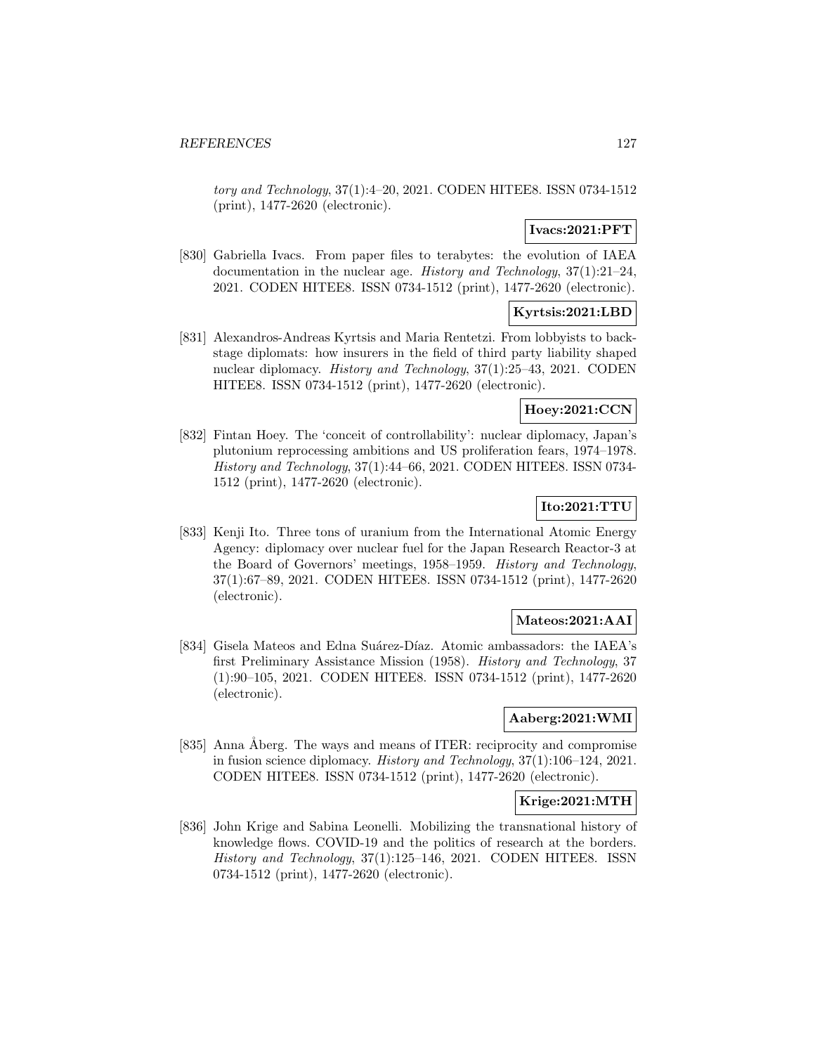*tory and Technology*, 37(1):4–20, 2021. CODEN HITEE8. ISSN 0734-1512 (print), 1477-2620 (electronic).

**Ivacs:2021:PFT**

[830] Gabriella Ivacs. From paper files to terabytes: the evolution of IAEA documentation in the nuclear age. *History and Technology*, 37(1):21–24, 2021. CODEN HITEE8. ISSN 0734-1512 (print), 1477-2620 (electronic).

**Kyrtsis:2021:LBD**

[831] Alexandros-Andreas Kyrtsis and Maria Rentetzi. From lobbyists to backstage diplomats: how insurers in the field of third party liability shaped nuclear diplomacy. *History and Technology*, 37(1):25–43, 2021. CODEN HITEE8. ISSN 0734-1512 (print), 1477-2620 (electronic).

**Hoey:2021:CCN**

[832] Fintan Hoey. The 'conceit of controllability': nuclear diplomacy, Japan's plutonium reprocessing ambitions and US proliferation fears, 1974–1978. *History and Technology*, 37(1):44–66, 2021. CODEN HITEE8. ISSN 0734-1512 (print), 1477-2620 (electronic).

**Ito:2021:TTU**

[833] Kenji Ito. Three tons of uranium from the International Atomic Energy Agency: diplomacy over nuclear fuel for the Japan Research Reactor-3 at the Board of Governors' meetings, 1958–1959. *History and Technology*, 37(1):67–89, 2021. CODEN HITEE8. ISSN 0734-1512 (print), 1477-2620 (electronic).

**Mateos:2021:AAI**

[834] Gisela Mateos and Edna Suárez-Díaz. Atomic ambassadors: the IAEA's first Preliminary Assistance Mission (1958). *History and Technology*, 37 (1):90–105, 2021. CODEN HITEE8. ISSN 0734-1512 (print), 1477-2620 (electronic).

**Aaberg:2021:WMI**

[835] Anna Åberg. The ways and means of ITER: reciprocity and compromise in fusion science diplomacy. *History and Technology*, 37(1):106–124, 2021. CODEN HITEE8. ISSN 0734-1512 (print), 1477-2620 (electronic).

**Krige:2021:MTH**

[836] John Krige and Sabina Leonelli. Mobilizing the transnational history of knowledge flows. COVID-19 and the politics of research at the borders. *History and Technology*, 37(1):125–146, 2021. CODEN HITEE8. ISSN 0734-1512 (print), 1477-2620 (electronic).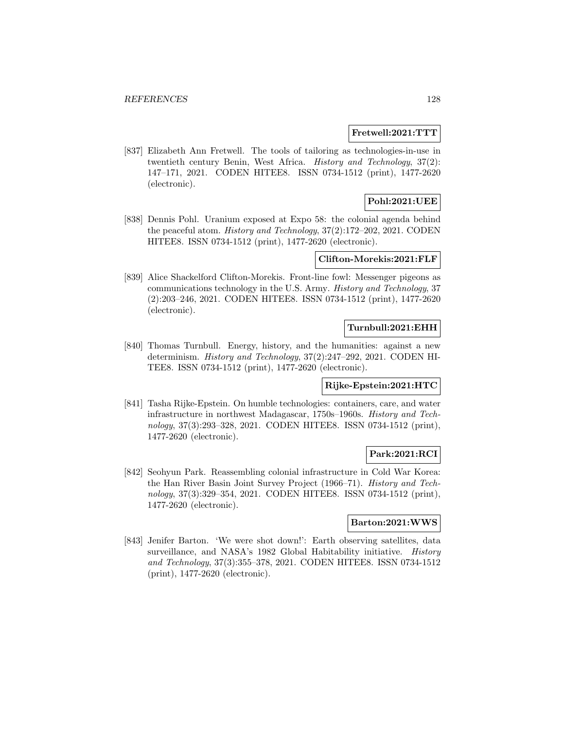**Fretwell:2021:TTT**

[837] Elizabeth Ann Fretwell. The tools of tailoring as technologies-in-use in twentieth century Benin, West Africa. *History and Technology*, 37(2): 147–171, 2021. CODEN HITEE8. ISSN 0734-1512 (print), 1477-2620 (electronic).

**Pohl:2021:UEE**

[838] Dennis Pohl. Uranium exposed at Expo 58: the colonial agenda behind the peaceful atom. *History and Technology*, 37(2):172–202, 2021. CODEN HITEE8. ISSN 0734-1512 (print), 1477-2620 (electronic).

**Clifton-Morekis:2021:FLF**

[839] Alice Shackelford Clifton-Morekis. Front-line fowl: Messenger pigeons as communications technology in the U.S. Army. *History and Technology*, 37 (2):203–246, 2021. CODEN HITEE8. ISSN 0734-1512 (print), 1477-2620 (electronic).

**Turnbull:2021:EHH**

[840] Thomas Turnbull. Energy, history, and the humanities: against a new determinism. *History and Technology*, 37(2):247–292, 2021. CODEN HITEE8. ISSN 0734-1512 (print), 1477-2620 (electronic).

**Rijke-Epstein:2021:HTC**

[841] Tasha Rijke-Epstein. On humble technologies: containers, care, and water infrastructure in northwest Madagascar, 1750s–1960s. *History and Technology*, 37(3):293–328, 2021. CODEN HITEE8. ISSN 0734-1512 (print), 1477-2620 (electronic).

**Park:2021:RCI**

[842] Seohyun Park. Reassembling colonial infrastructure in Cold War Korea: the Han River Basin Joint Survey Project (1966–71). *History and Technology*, 37(3):329–354, 2021. CODEN HITEE8. ISSN 0734-1512 (print), 1477-2620 (electronic).

**Barton:2021:WWS**

[843] Jenifer Barton. 'We were shot down!': Earth observing satellites, data surveillance, and NASA's 1982 Global Habitability initiative. *History and Technology*, 37(3):355–378, 2021. CODEN HITEE8. ISSN 0734-1512 (print), 1477-2620 (electronic).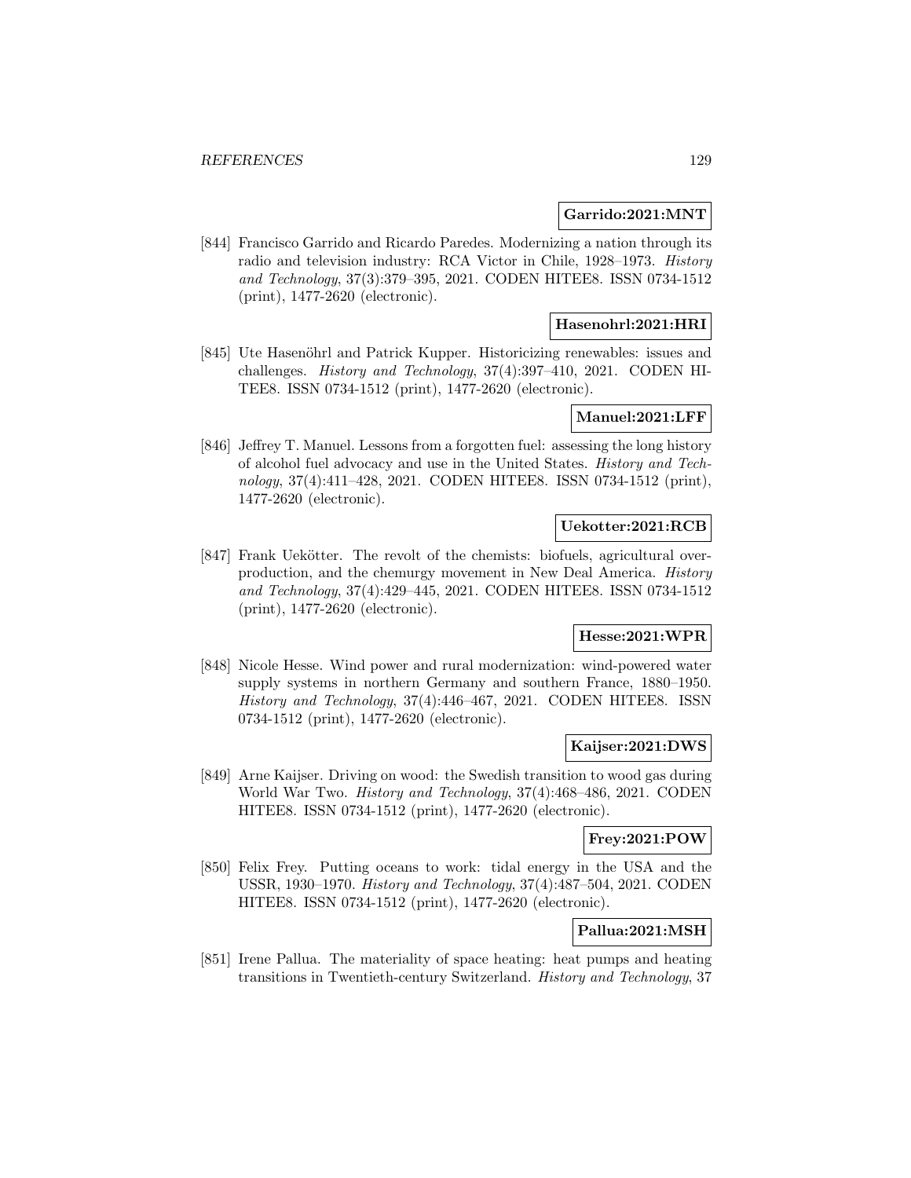**Garrido:2021:MNT**

[844] Francisco Garrido and Ricardo Paredes. Modernizing a nation through its radio and television industry: RCA Victor in Chile, 1928–1973. *History and Technology*, 37(3):379–395, 2021. CODEN HITEE8. ISSN 0734-1512 (print), 1477-2620 (electronic).

**Hasenohrl:2021:HRI**

[845] Ute Hasenöhrl and Patrick Kupper. Historicizing renewables: issues and challenges. *History and Technology*, 37(4):397–410, 2021. CODEN HITEE8. ISSN 0734-1512 (print), 1477-2620 (electronic).

**Manuel:2021:LFF**

[846] Jeffrey T. Manuel. Lessons from a forgotten fuel: assessing the long history of alcohol fuel advocacy and use in the United States. *History and Technology*, 37(4):411–428, 2021. CODEN HITEE8. ISSN 0734-1512 (print), 1477-2620 (electronic).

**Uekotter:2021:RCB**

[847] Frank Uekötter. The revolt of the chemists: biofuels, agricultural overproduction, and the chemurgy movement in New Deal America. *History and Technology*, 37(4):429–445, 2021. CODEN HITEE8. ISSN 0734-1512 (print), 1477-2620 (electronic).

**Hesse:2021:WPR**

[848] Nicole Hesse. Wind power and rural modernization: wind-powered water supply systems in northern Germany and southern France, 1880–1950. *History and Technology*, 37(4):446–467, 2021. CODEN HITEE8. ISSN 0734-1512 (print), 1477-2620 (electronic).

**Kaijser:2021:DWS**

[849] Arne Kaijser. Driving on wood: the Swedish transition to wood gas during World War Two. *History and Technology*, 37(4):468–486, 2021. CODEN HITEE8. ISSN 0734-1512 (print), 1477-2620 (electronic).

**Frey:2021:POW**

[850] Felix Frey. Putting oceans to work: tidal energy in the USA and the USSR, 1930–1970. *History and Technology*, 37(4):487–504, 2021. CODEN HITEE8. ISSN 0734-1512 (print), 1477-2620 (electronic).

**Pallua:2021:MSH**

[851] Irene Pallua. The materiality of space heating: heat pumps and heating transitions in Twentieth-century Switzerland. *History and Technology*, 37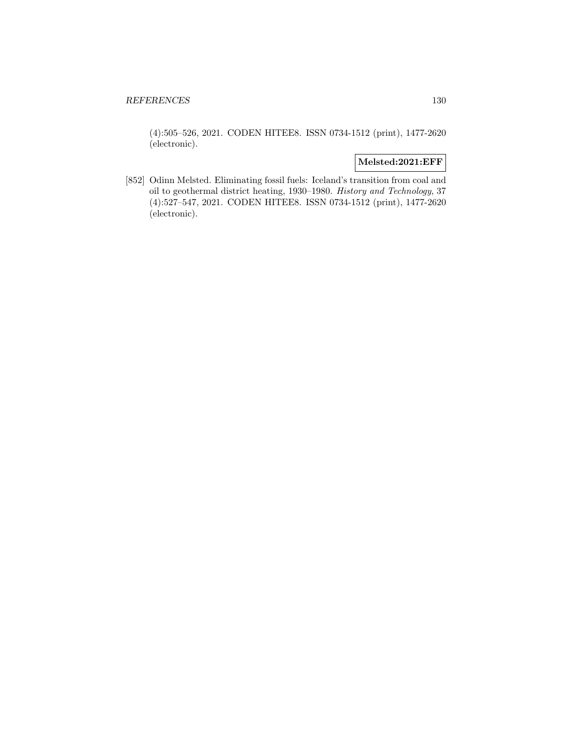(4):505–526, 2021. CODEN HITEE8. ISSN 0734-1512 (print), 1477-2620 (electronic).

**Melsted:2021:EFF**

[852] Odinn Melsted. Eliminating fossil fuels: Iceland's transition from coal and oil to geothermal district heating, 1930–1980. *History and Technology*, 37 (4):527–547, 2021. CODEN HITEE8. ISSN 0734-1512 (print), 1477-2620 (electronic).